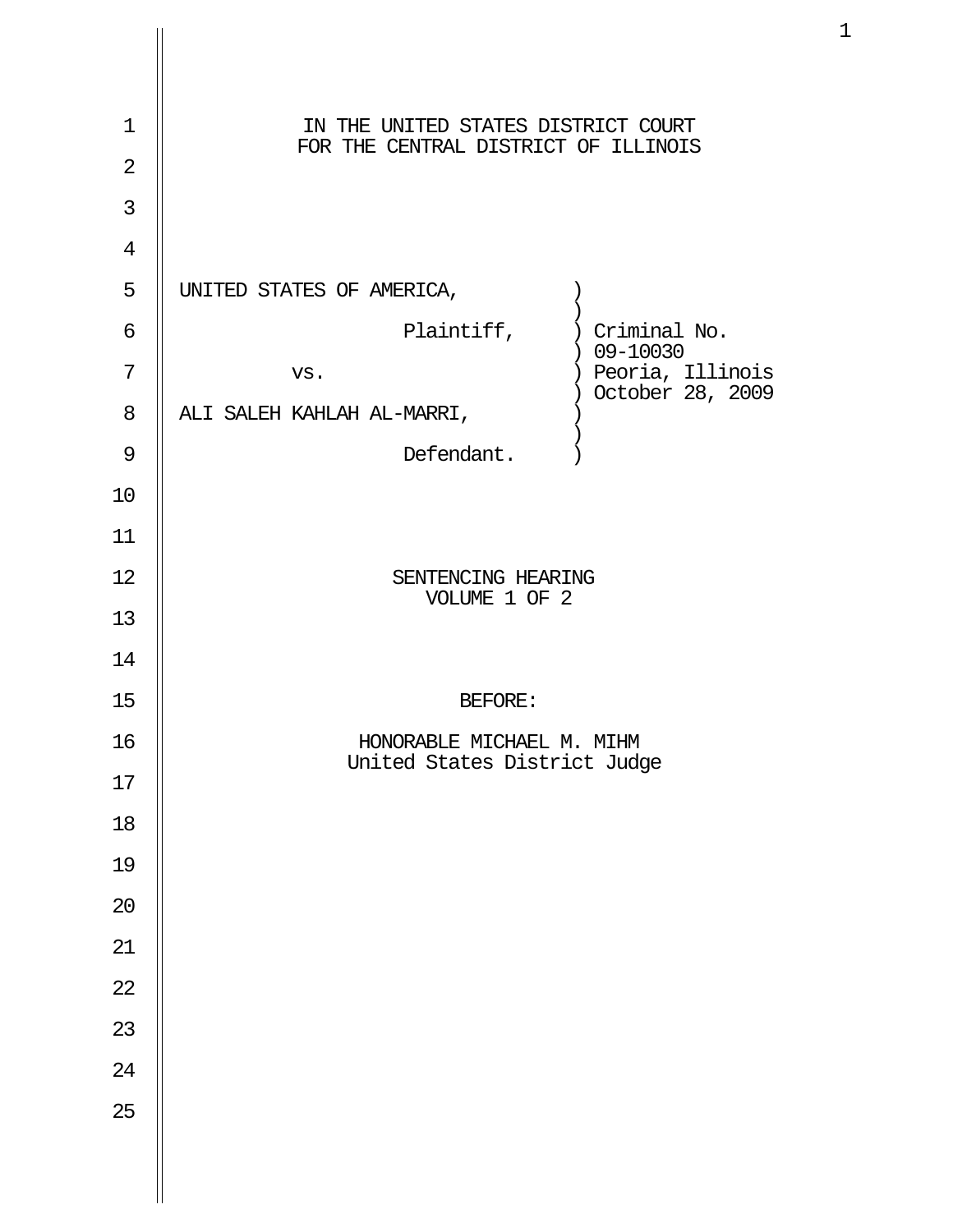IN THE UNITED STATES DISTRICT COURT
FOR THE CENTRAL DISTRICT OF ILLINOIS

UNITED STATES OF AMERICA,
Plaintiff,

vs.

ALI SALEH KAHLAH AL-MARRI,
Defendant.

Criminal No. 09-10030
Peoria, Illinois
October 28, 2009

SENTENCING HEARING
VOLUME 1 OF 2

BEFORE:

HONORABLE MICHAEL M. MIHM
United States District Judge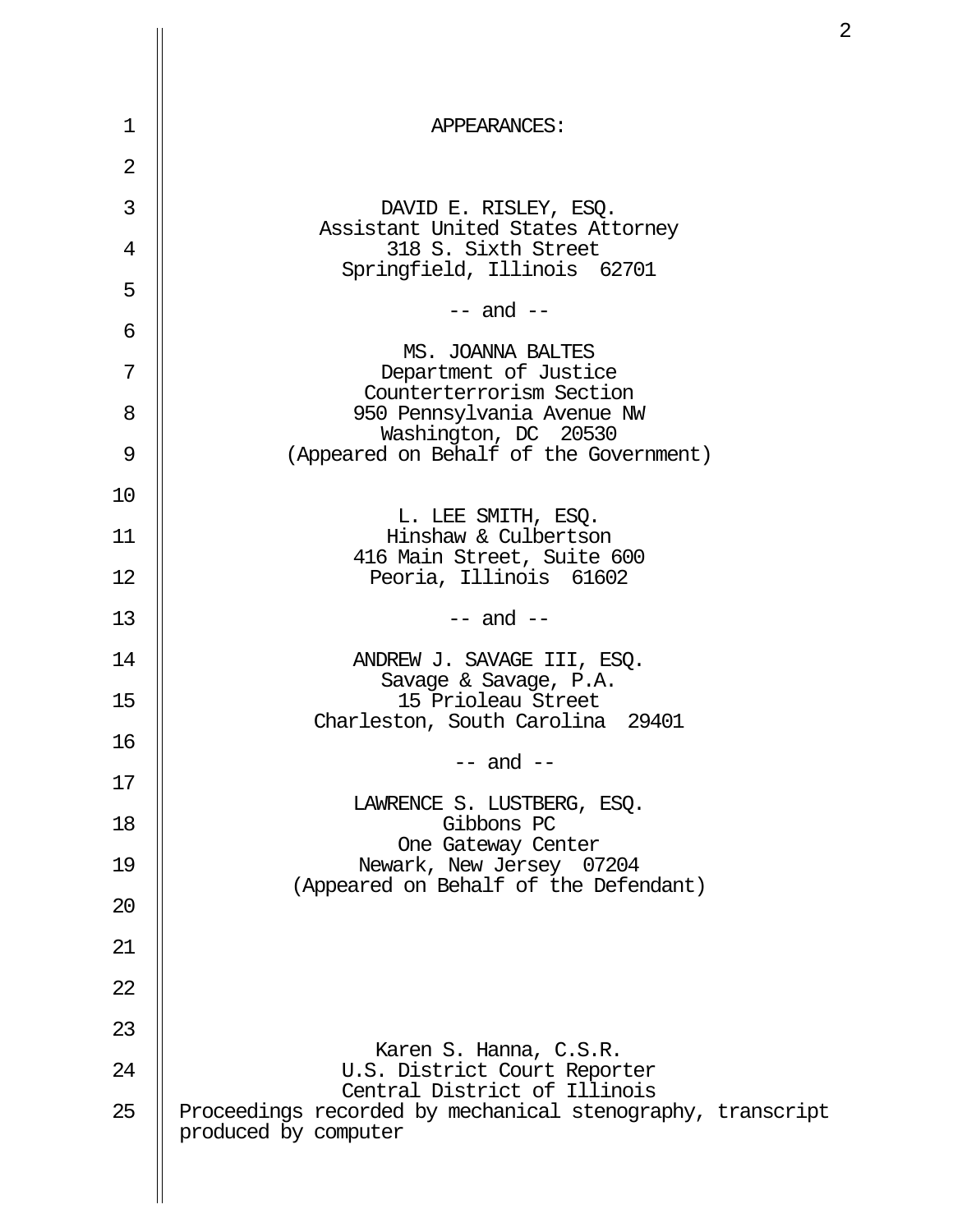APPEARANCES:

DAVID E. RISLEY, ESQ.
Assistant United States Attorney
318 S. Sixth Street
Springfield, Illinois 62701

-- and --

MS. JOANNA BALTES
Department of Justice
Counterterrorism Section
950 Pennsylvania Avenue NW
Washington, DC 20530
(Appeared on Behalf of the Government)

L. LEE SMITH, ESQ.
Hinshaw & Culbertson
416 Main Street, Suite 600
Peoria, Illinois 61602

-- and --

ANDREW J. SAVAGE III, ESQ.
Savage & Savage, P.A.
15 Prioleau Street
Charleston, South Carolina 29401

-- and --

LAWRENCE S. LUSTBERG, ESQ.
Gibbons PC
One Gateway Center
Newark, New Jersey 07204
(Appeared on Behalf of the Defendant)

Karen S. Hanna, C.S.R.
U.S. District Court Reporter
Central District of Illinois
Proceedings recorded by mechanical stenography, transcript produced by computer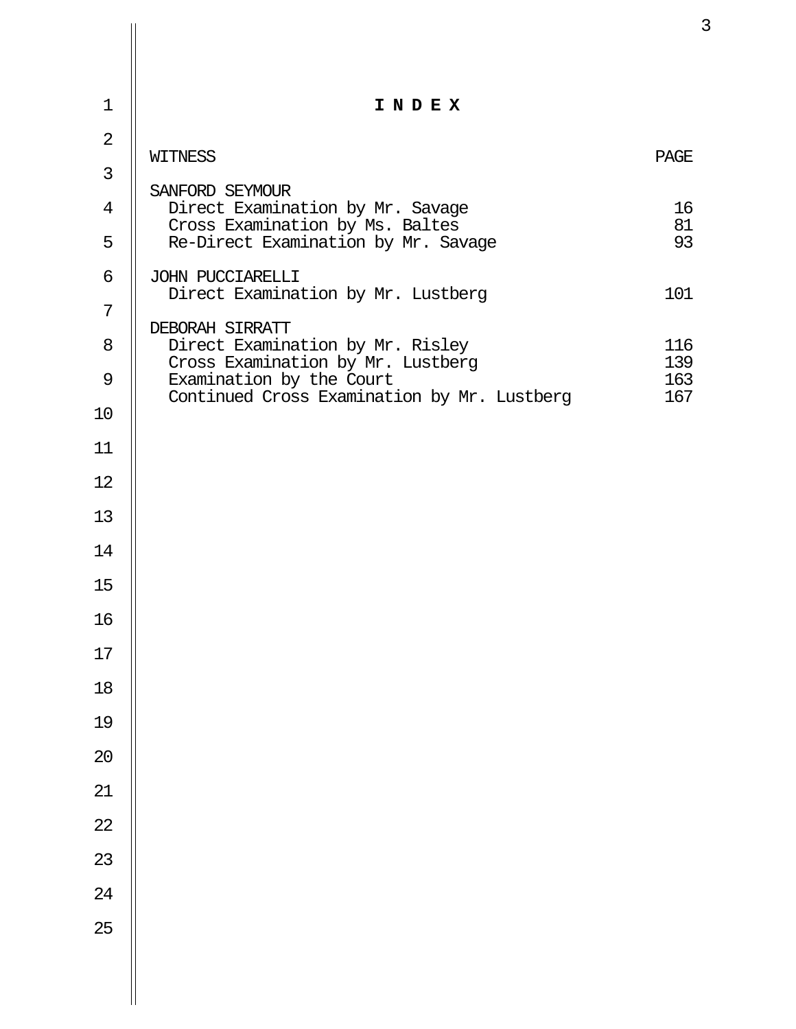# I N D E X

| WITNESS | PAGE |
|---|---|
| SANFORD SEYMOUR | |
| Direct Examination by Mr. Savage | 16 |
| Cross Examination by Ms. Baltes | 81 |
| Re-Direct Examination by Mr. Savage | 93 |
| JOHN PUCCIARELLI | |
| Direct Examination by Mr. Lustberg | 101 |
| DEBORAH SIRRATT | |
| Direct Examination by Mr. Risley | 116 |
| Cross Examination by Mr. Lustberg | 139 |
| Examination by the Court | 163 |
| Continued Cross Examination by Mr. Lustberg | 167 |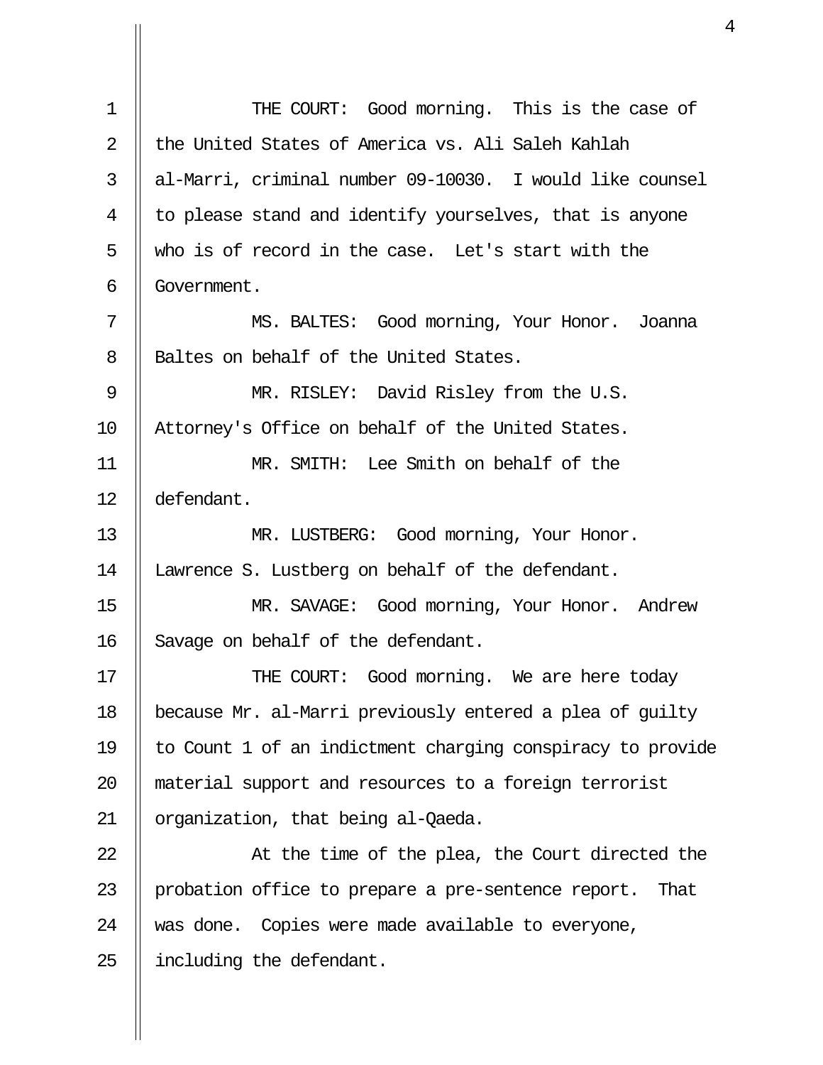THE COURT: Good morning. This is the case of the United States of America vs. Ali Saleh Kahlah al-Marri, criminal number 09-10030. I would like counsel to please stand and identify yourselves, that is anyone who is of record in the case. Let's start with the Government.

MS. BALTES: Good morning, Your Honor. Joanna Baltes on behalf of the United States.

MR. RISLEY: David Risley from the U.S. Attorney's Office on behalf of the United States.

MR. SMITH: Lee Smith on behalf of the defendant.

MR. LUSTBERG: Good morning, Your Honor. Lawrence S. Lustberg on behalf of the defendant.

MR. SAVAGE: Good morning, Your Honor. Andrew Savage on behalf of the defendant.

THE COURT: Good morning. We are here today because Mr. al-Marri previously entered a plea of guilty to Count 1 of an indictment charging conspiracy to provide material support and resources to a foreign terrorist organization, that being al-Qaeda.

At the time of the plea, the Court directed the probation office to prepare a pre-sentence report. That was done. Copies were made available to everyone, including the defendant.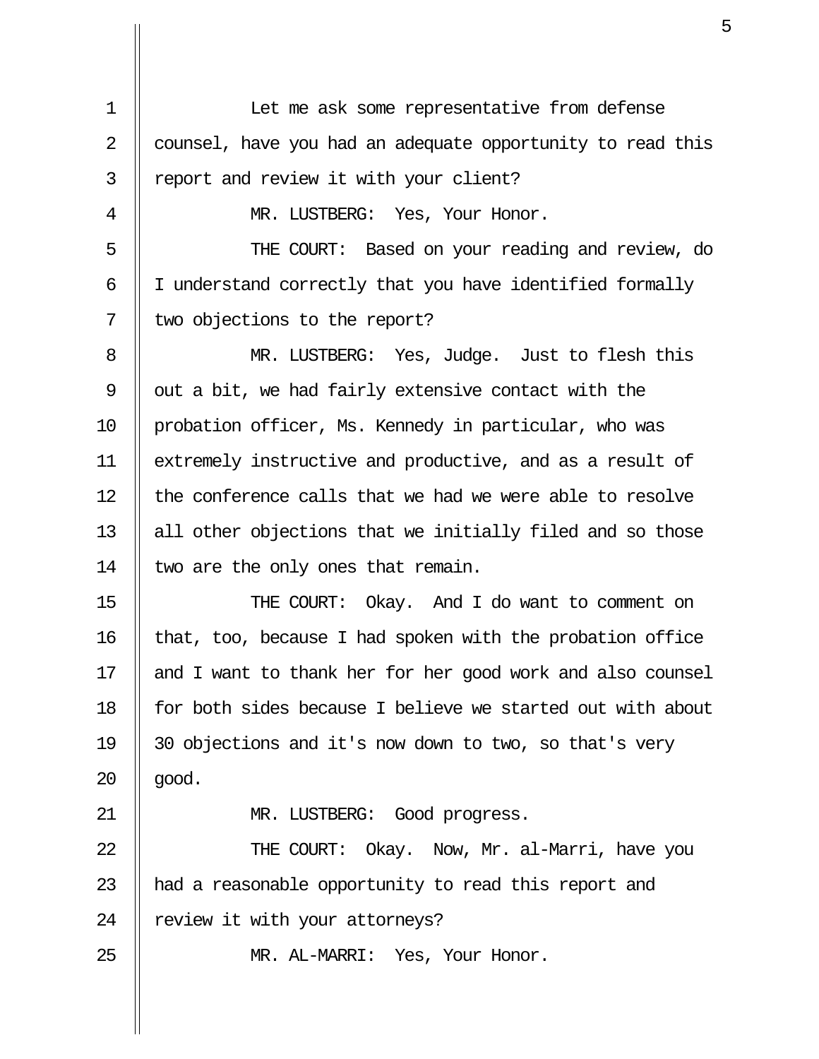Let me ask some representative from defense counsel, have you had an adequate opportunity to read this report and review it with your client?

MR. LUSTBERG: Yes, Your Honor.

THE COURT: Based on your reading and review, do I understand correctly that you have identified formally two objections to the report?

MR. LUSTBERG: Yes, Judge. Just to flesh this out a bit, we had fairly extensive contact with the probation officer, Ms. Kennedy in particular, who was extremely instructive and productive, and as a result of the conference calls that we had we were able to resolve all other objections that we initially filed and so those two are the only ones that remain.

THE COURT: Okay. And I do want to comment on that, too, because I had spoken with the probation office and I want to thank her for her good work and also counsel for both sides because I believe we started out with about 30 objections and it's now down to two, so that's very good.

MR. LUSTBERG: Good progress.

THE COURT: Okay. Now, Mr. al-Marri, have you had a reasonable opportunity to read this report and review it with your attorneys?

MR. AL-MARRI: Yes, Your Honor.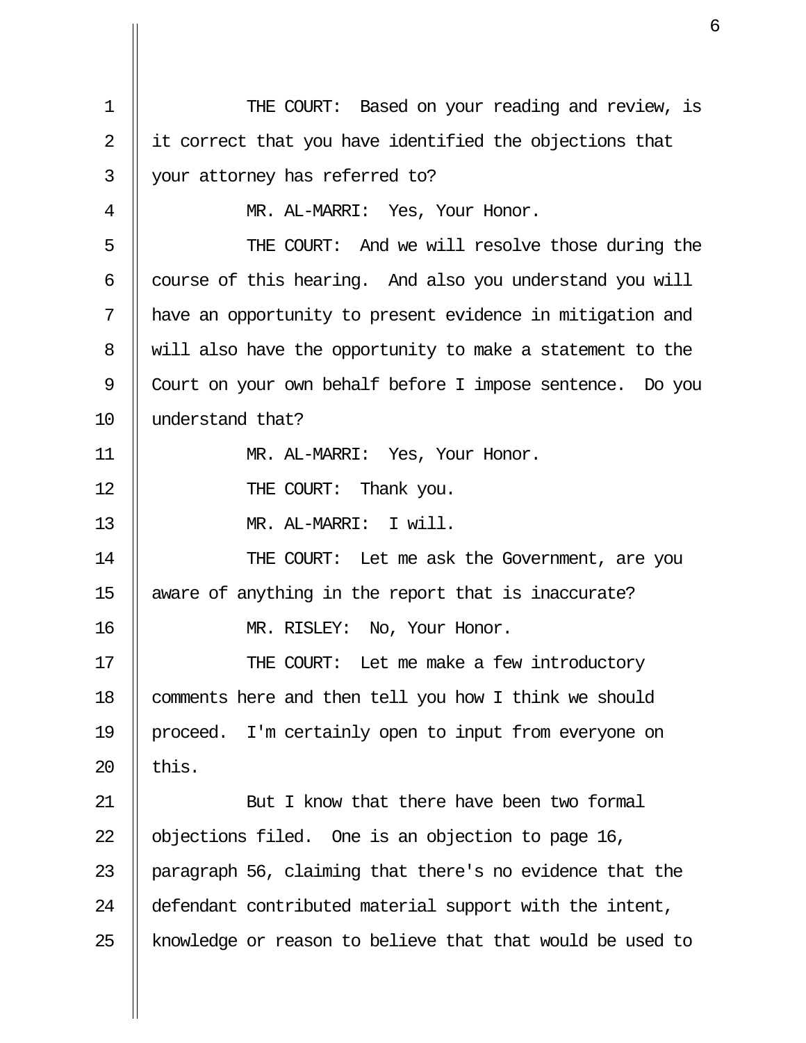THE COURT: Based on your reading and review, is it correct that you have identified the objections that your attorney has referred to?

MR. AL-MARRI: Yes, Your Honor.

THE COURT: And we will resolve those during the course of this hearing. And also you understand you will have an opportunity to present evidence in mitigation and will also have the opportunity to make a statement to the Court on your own behalf before I impose sentence. Do you understand that?

MR. AL-MARRI: Yes, Your Honor.

THE COURT: Thank you.

MR. AL-MARRI: I will.

THE COURT: Let me ask the Government, are you aware of anything in the report that is inaccurate?

MR. RISLEY: No, Your Honor.

THE COURT: Let me make a few introductory comments here and then tell you how I think we should proceed. I'm certainly open to input from everyone on this.

But I know that there have been two formal objections filed. One is an objection to page 16, paragraph 56, claiming that there's no evidence that the defendant contributed material support with the intent, knowledge or reason to believe that that would be used to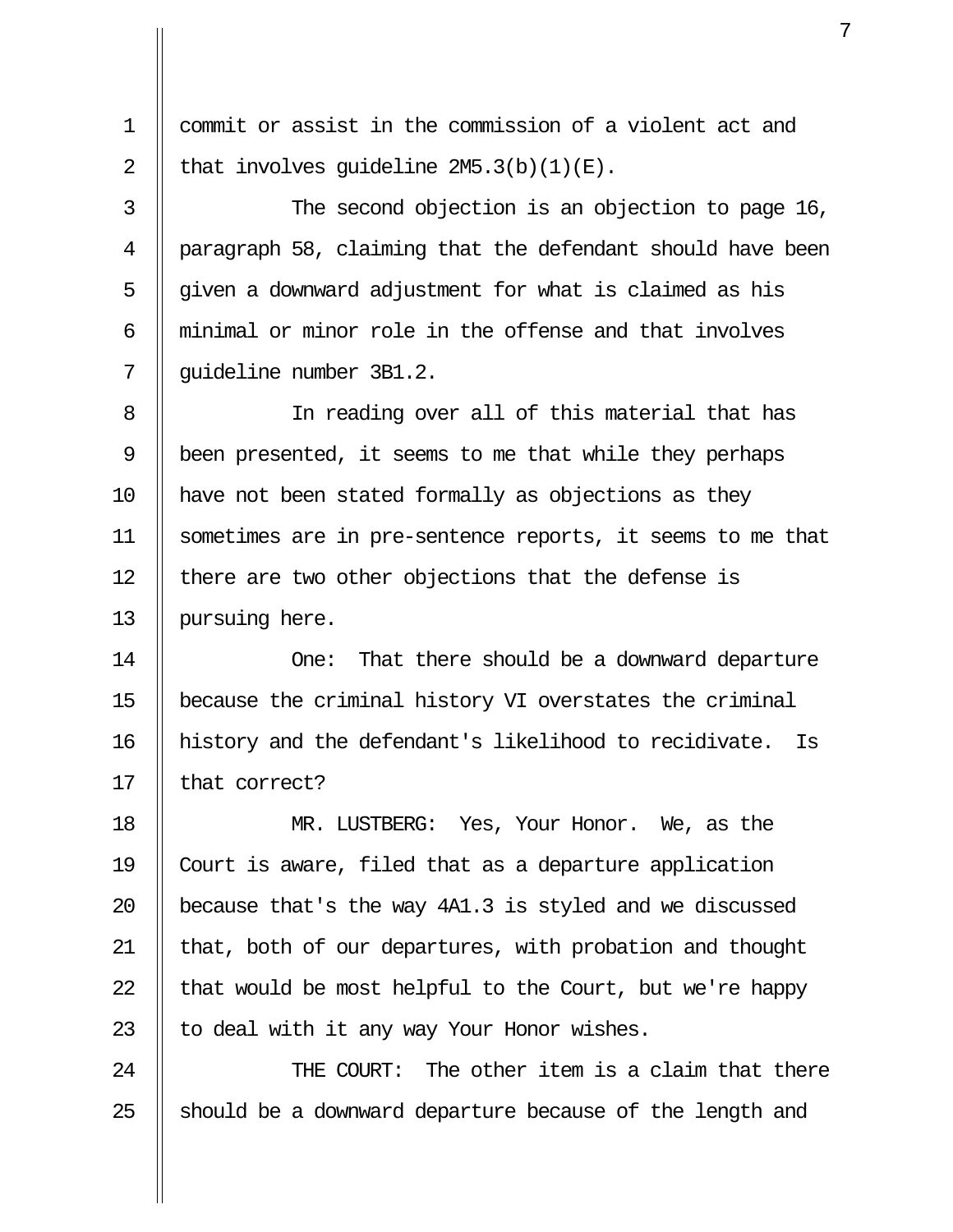commit or assist in the commission of a violent act and that involves guideline 2M5.3(b)(1)(E).

The second objection is an objection to page 16, paragraph 58, claiming that the defendant should have been given a downward adjustment for what is claimed as his minimal or minor role in the offense and that involves guideline number 3B1.2.

In reading over all of this material that has been presented, it seems to me that while they perhaps have not been stated formally as objections as they sometimes are in pre-sentence reports, it seems to me that there are two other objections that the defense is pursuing here.

One: That there should be a downward departure because the criminal history VI overstates the criminal history and the defendant's likelihood to recidivate. Is that correct?

MR. LUSTBERG: Yes, Your Honor. We, as the Court is aware, filed that as a departure application because that's the way 4A1.3 is styled and we discussed that, both of our departures, with probation and thought that would be most helpful to the Court, but we're happy to deal with it any way Your Honor wishes.

THE COURT: The other item is a claim that there should be a downward departure because of the length and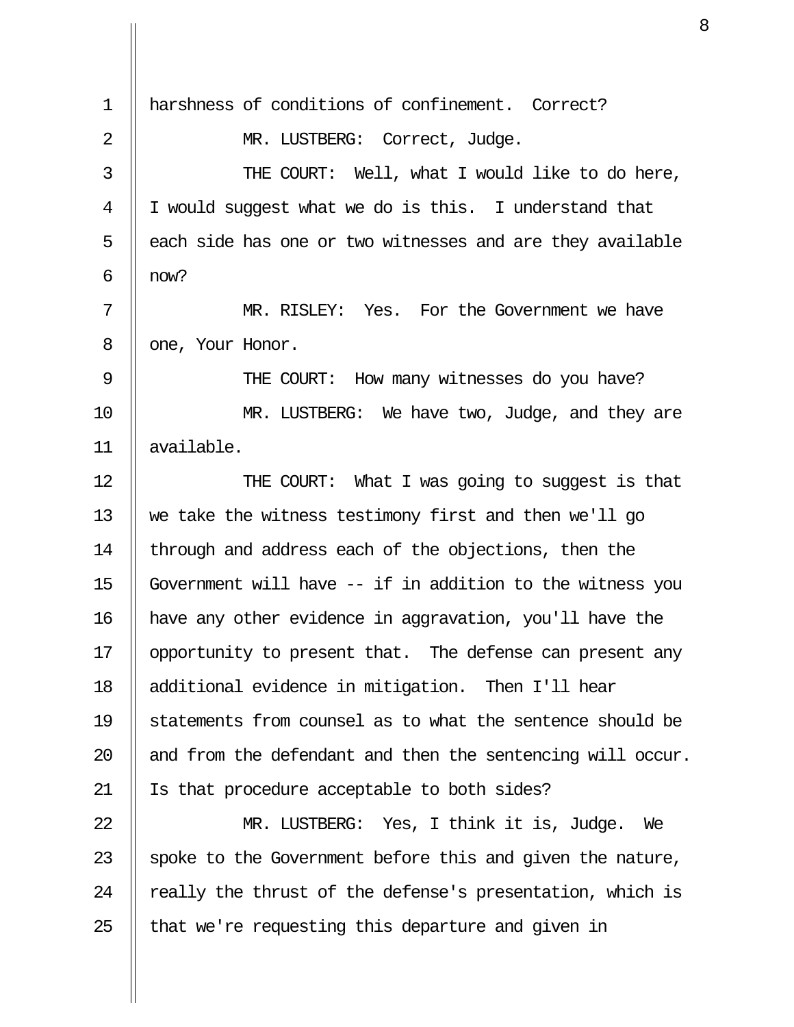harshness of conditions of confinement. Correct?

MR. LUSTBERG: Correct, Judge.

THE COURT: Well, what I would like to do here, I would suggest what we do is this. I understand that each side has one or two witnesses and are they available now?

MR. RISLEY: Yes. For the Government we have one, Your Honor.

THE COURT: How many witnesses do you have?

MR. LUSTBERG: We have two, Judge, and they are available.

THE COURT: What I was going to suggest is that we take the witness testimony first and then we'll go through and address each of the objections, then the Government will have -- if in addition to the witness you have any other evidence in aggravation, you'll have the opportunity to present that. The defense can present any additional evidence in mitigation. Then I'll hear statements from counsel as to what the sentence should be and from the defendant and then the sentencing will occur. Is that procedure acceptable to both sides?

MR. LUSTBERG: Yes, I think it is, Judge. We spoke to the Government before this and given the nature, really the thrust of the defense's presentation, which is that we're requesting this departure and given in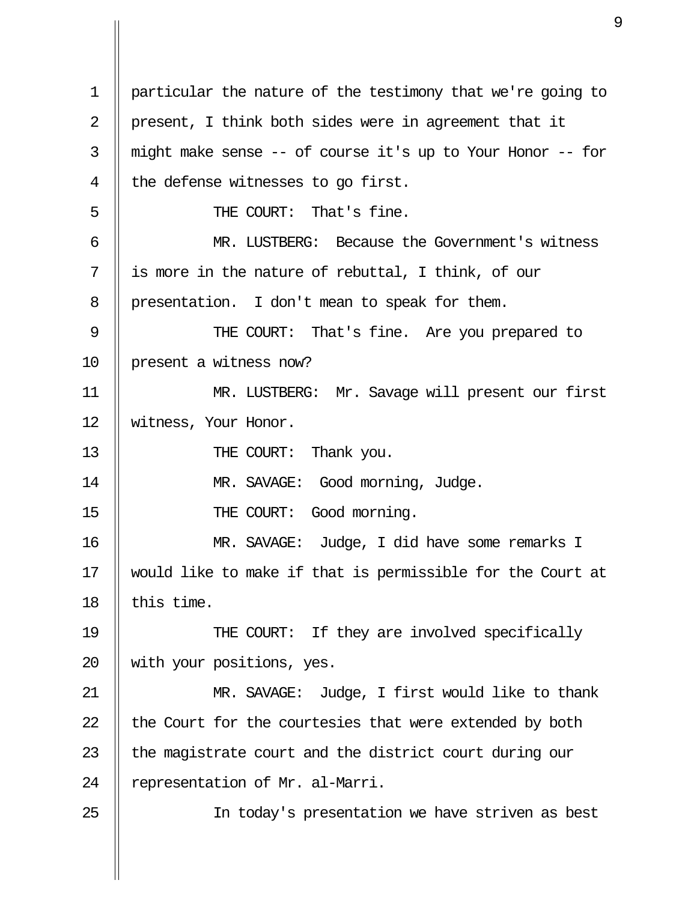particular the nature of the testimony that we're going to present, I think both sides were in agreement that it might make sense -- of course it's up to Your Honor -- for the defense witnesses to go first.

THE COURT: That's fine.

MR. LUSTBERG: Because the Government's witness is more in the nature of rebuttal, I think, of our presentation. I don't mean to speak for them.

THE COURT: That's fine. Are you prepared to present a witness now?

MR. LUSTBERG: Mr. Savage will present our first witness, Your Honor.

THE COURT: Thank you.

MR. SAVAGE: Good morning, Judge.

THE COURT: Good morning.

MR. SAVAGE: Judge, I did have some remarks I would like to make if that is permissible for the Court at this time.

THE COURT: If they are involved specifically with your positions, yes.

MR. SAVAGE: Judge, I first would like to thank the Court for the courtesies that were extended by both the magistrate court and the district court during our representation of Mr. al-Marri.

In today's presentation we have striven as best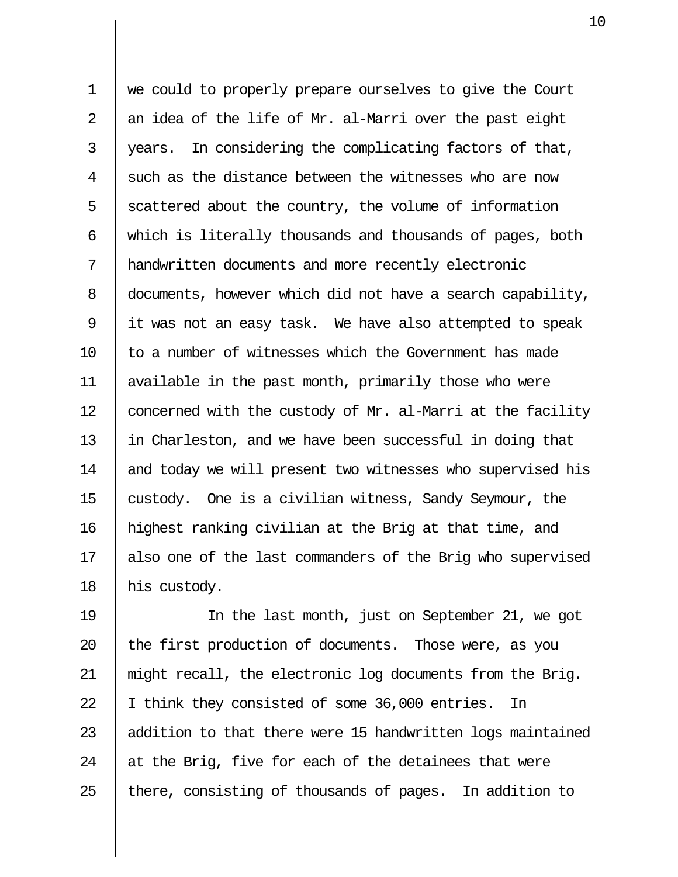we could to properly prepare ourselves to give the Court an idea of the life of Mr. al-Marri over the past eight years. In considering the complicating factors of that, such as the distance between the witnesses who are now scattered about the country, the volume of information which is literally thousands and thousands of pages, both handwritten documents and more recently electronic documents, however which did not have a search capability, it was not an easy task. We have also attempted to speak to a number of witnesses which the Government has made available in the past month, primarily those who were concerned with the custody of Mr. al-Marri at the facility in Charleston, and we have been successful in doing that and today we will present two witnesses who supervised his custody. One is a civilian witness, Sandy Seymour, the highest ranking civilian at the Brig at that time, and also one of the last commanders of the Brig who supervised his custody.

In the last month, just on September 21, we got the first production of documents. Those were, as you might recall, the electronic log documents from the Brig. I think they consisted of some 36,000 entries. In addition to that there were 15 handwritten logs maintained at the Brig, five for each of the detainees that were there, consisting of thousands of pages. In addition to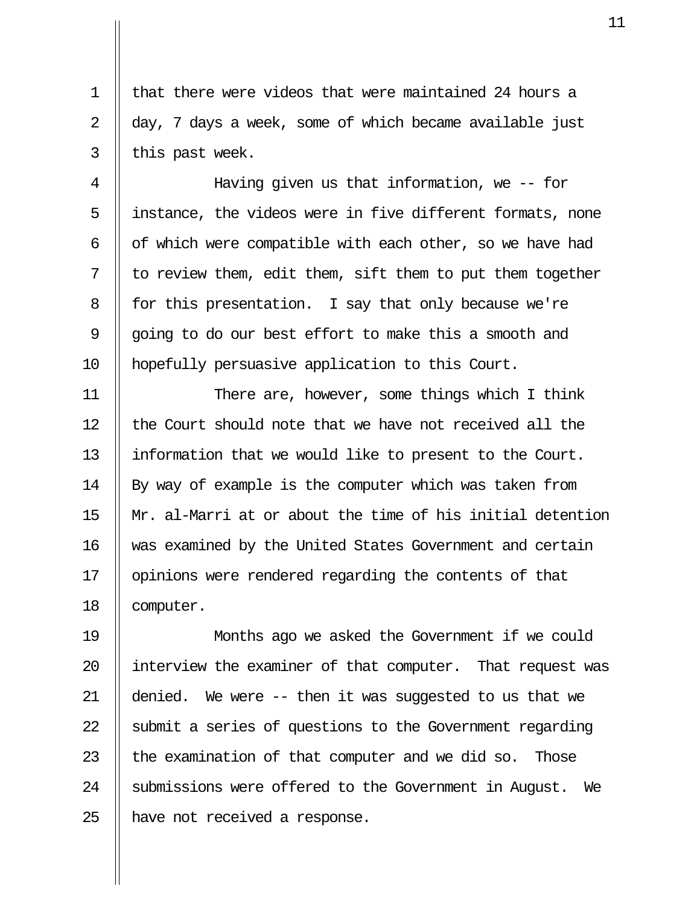that there were videos that were maintained 24 hours a day, 7 days a week, some of which became available just this past week.

Having given us that information, we -- for instance, the videos were in five different formats, none of which were compatible with each other, so we have had to review them, edit them, sift them to put them together for this presentation. I say that only because we're going to do our best effort to make this a smooth and hopefully persuasive application to this Court.

There are, however, some things which I think the Court should note that we have not received all the information that we would like to present to the Court. By way of example is the computer which was taken from Mr. al-Marri at or about the time of his initial detention was examined by the United States Government and certain opinions were rendered regarding the contents of that computer.

Months ago we asked the Government if we could interview the examiner of that computer. That request was denied. We were -- then it was suggested to us that we submit a series of questions to the Government regarding the examination of that computer and we did so. Those submissions were offered to the Government in August. We have not received a response.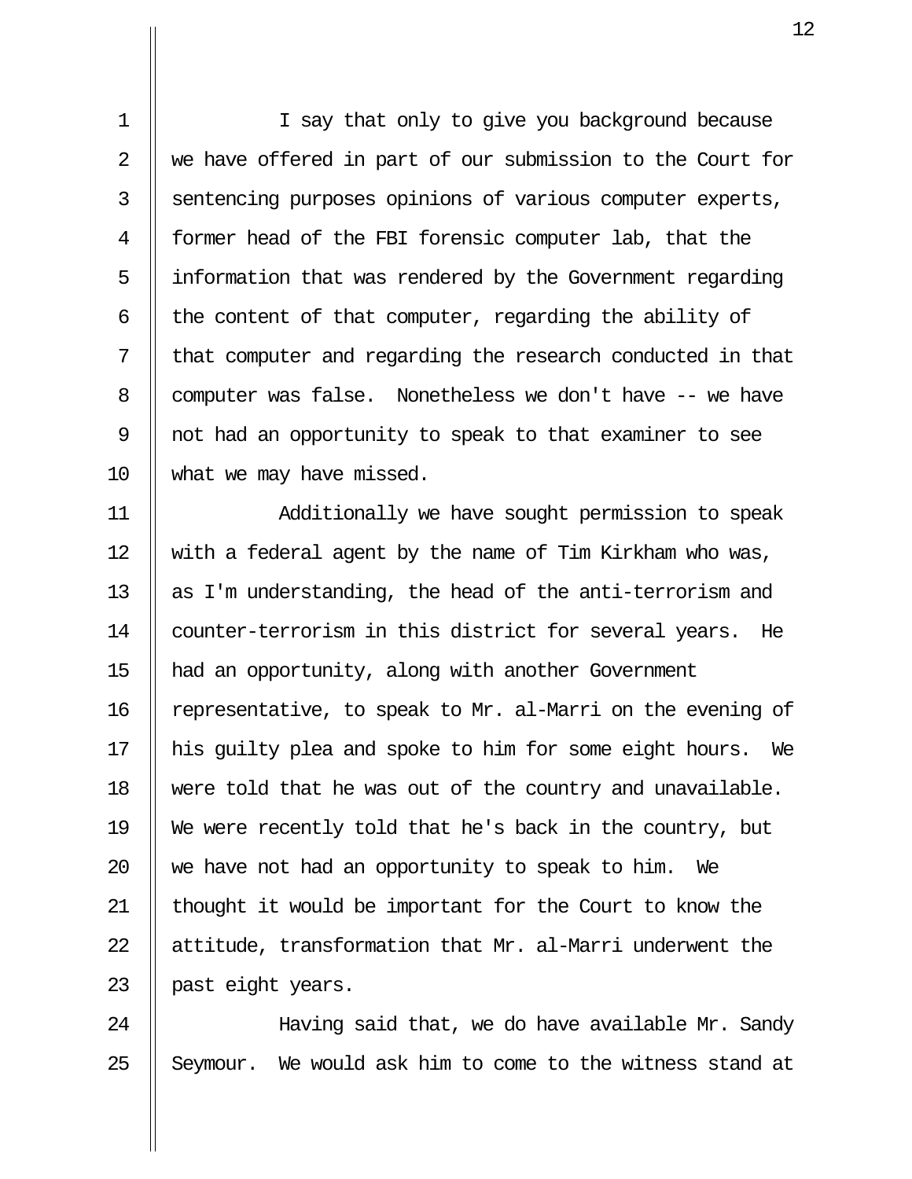I say that only to give you background because we have offered in part of our submission to the Court for sentencing purposes opinions of various computer experts, former head of the FBI forensic computer lab, that the information that was rendered by the Government regarding the content of that computer, regarding the ability of that computer and regarding the research conducted in that computer was false. Nonetheless we don't have -- we have not had an opportunity to speak to that examiner to see what we may have missed.

Additionally we have sought permission to speak with a federal agent by the name of Tim Kirkham who was, as I'm understanding, the head of the anti-terrorism and counter-terrorism in this district for several years. He had an opportunity, along with another Government representative, to speak to Mr. al-Marri on the evening of his guilty plea and spoke to him for some eight hours. We were told that he was out of the country and unavailable. We were recently told that he's back in the country, but we have not had an opportunity to speak to him. We thought it would be important for the Court to know the attitude, transformation that Mr. al-Marri underwent the past eight years.

Having said that, we do have available Mr. Sandy Seymour. We would ask him to come to the witness stand at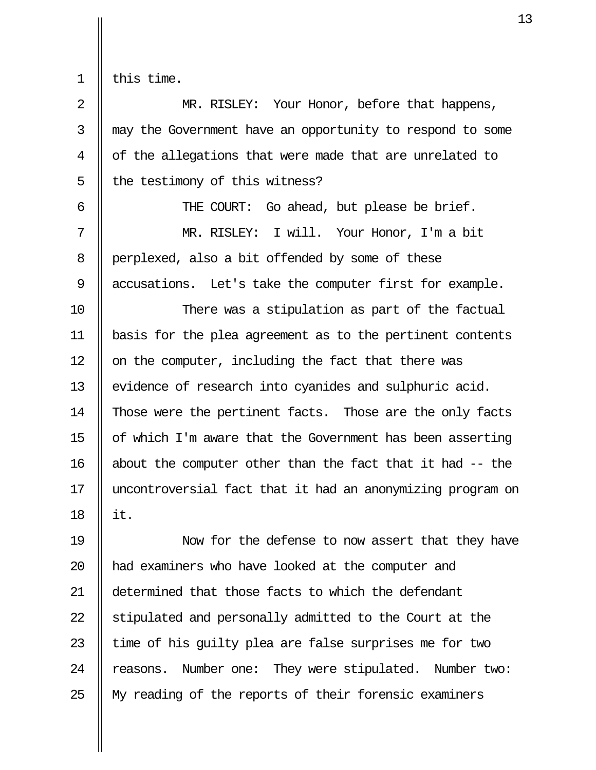this time.

MR. RISLEY: Your Honor, before that happens, may the Government have an opportunity to respond to some of the allegations that were made that are unrelated to the testimony of this witness?

THE COURT: Go ahead, but please be brief.

MR. RISLEY: I will. Your Honor, I'm a bit perplexed, also a bit offended by some of these accusations. Let's take the computer first for example.

There was a stipulation as part of the factual basis for the plea agreement as to the pertinent contents on the computer, including the fact that there was evidence of research into cyanides and sulphuric acid. Those were the pertinent facts. Those are the only facts of which I'm aware that the Government has been asserting about the computer other than the fact that it had -- the uncontroversial fact that it had an anonymizing program on it.

Now for the defense to now assert that they have had examiners who have looked at the computer and determined that those facts to which the defendant stipulated and personally admitted to the Court at the time of his guilty plea are false surprises me for two reasons. Number one: They were stipulated. Number two: My reading of the reports of their forensic examiners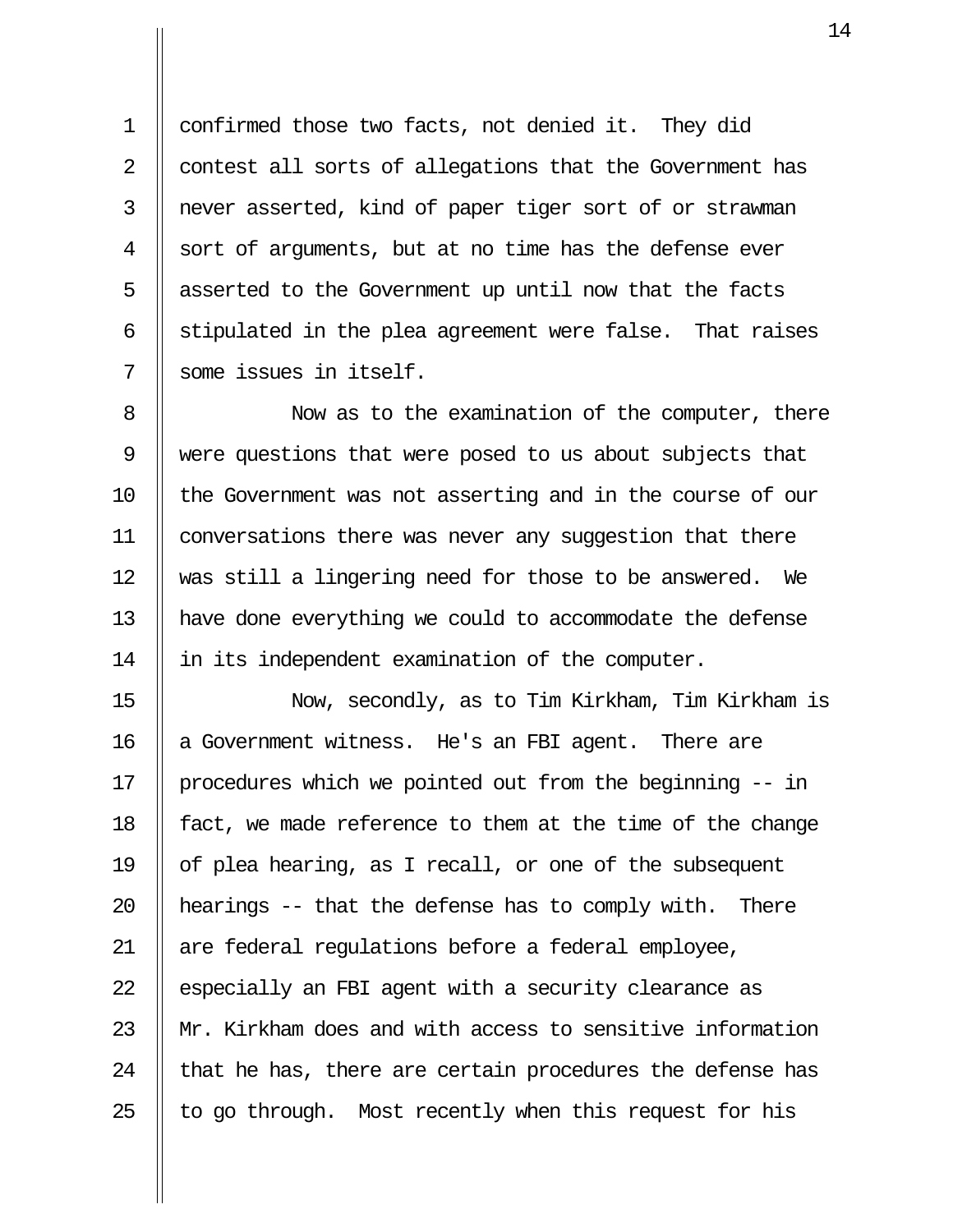confirmed those two facts, not denied it. They did contest all sorts of allegations that the Government has never asserted, kind of paper tiger sort of or strawman sort of arguments, but at no time has the defense ever asserted to the Government up until now that the facts stipulated in the plea agreement were false. That raises some issues in itself.

Now as to the examination of the computer, there were questions that were posed to us about subjects that the Government was not asserting and in the course of our conversations there was never any suggestion that there was still a lingering need for those to be answered. We have done everything we could to accommodate the defense in its independent examination of the computer.

Now, secondly, as to Tim Kirkham, Tim Kirkham is a Government witness. He's an FBI agent. There are procedures which we pointed out from the beginning -- in fact, we made reference to them at the time of the change of plea hearing, as I recall, or one of the subsequent hearings -- that the defense has to comply with. There are federal regulations before a federal employee, especially an FBI agent with a security clearance as Mr. Kirkham does and with access to sensitive information that he has, there are certain procedures the defense has to go through. Most recently when this request for his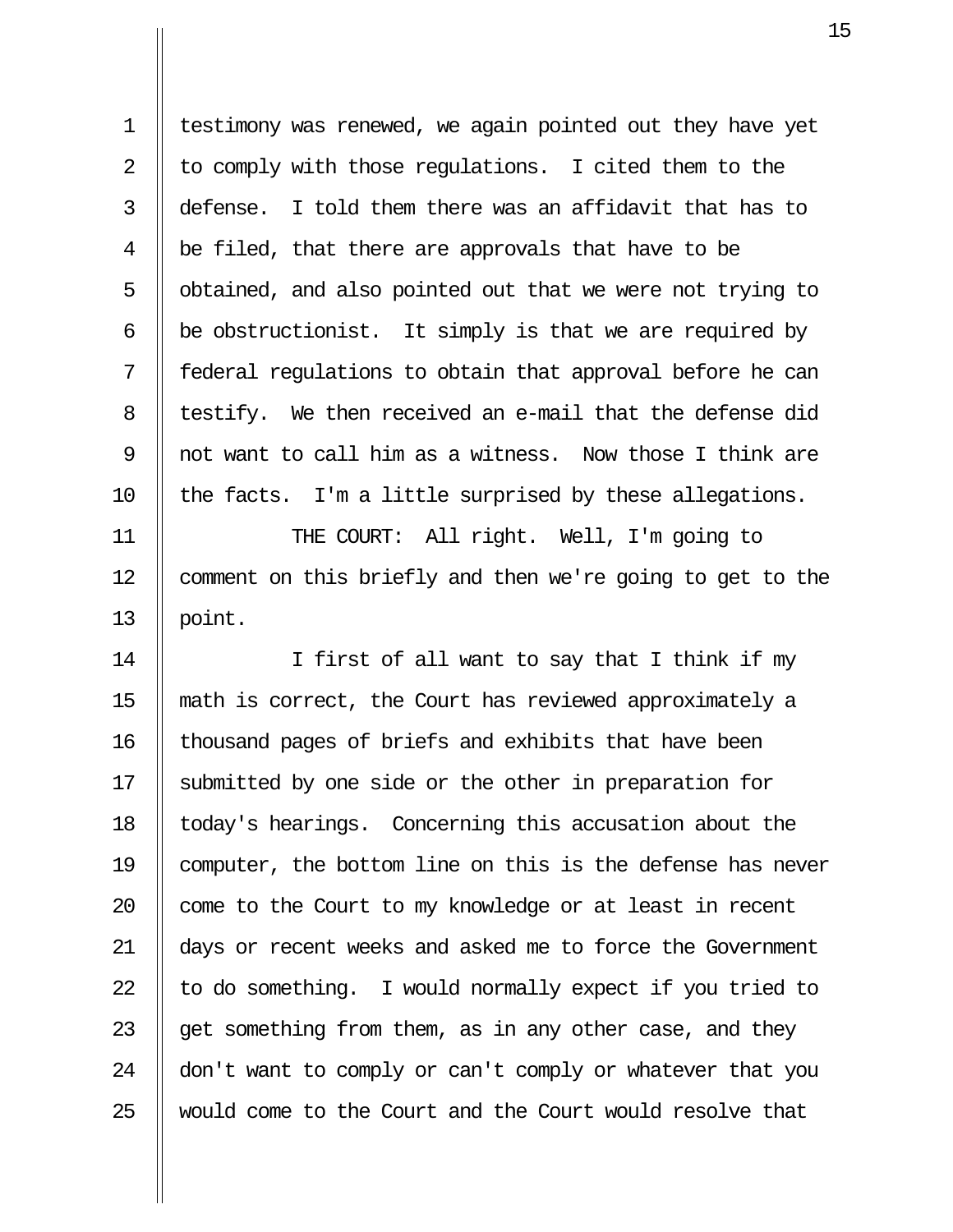testimony was renewed, we again pointed out they have yet to comply with those regulations. I cited them to the defense. I told them there was an affidavit that has to be filed, that there are approvals that have to be obtained, and also pointed out that we were not trying to be obstructionist. It simply is that we are required by federal regulations to obtain that approval before he can testify. We then received an e-mail that the defense did not want to call him as a witness. Now those I think are the facts. I'm a little surprised by these allegations.

THE COURT: All right. Well, I'm going to comment on this briefly and then we're going to get to the point.

I first of all want to say that I think if my math is correct, the Court has reviewed approximately a thousand pages of briefs and exhibits that have been submitted by one side or the other in preparation for today's hearings. Concerning this accusation about the computer, the bottom line on this is the defense has never come to the Court to my knowledge or at least in recent days or recent weeks and asked me to force the Government to do something. I would normally expect if you tried to get something from them, as in any other case, and they don't want to comply or can't comply or whatever that you would come to the Court and the Court would resolve that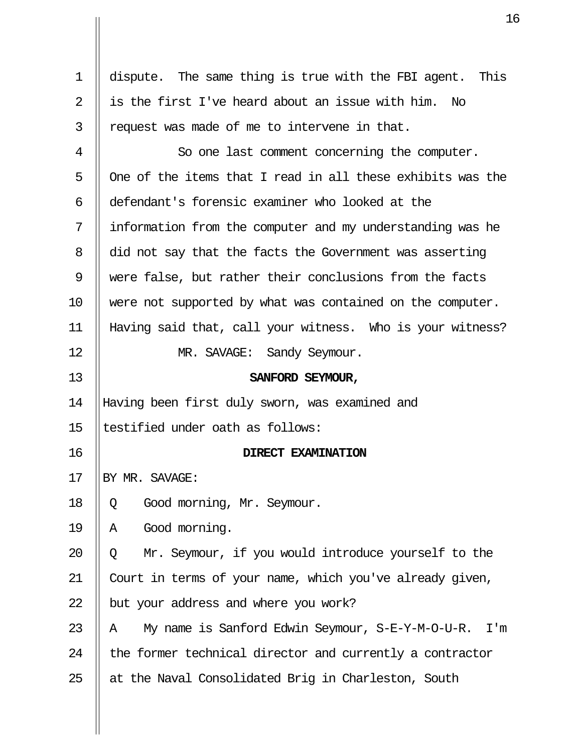dispute. The same thing is true with the FBI agent. This is the first I've heard about an issue with him. No request was made of me to intervene in that.

So one last comment concerning the computer. One of the items that I read in all these exhibits was the defendant's forensic examiner who looked at the information from the computer and my understanding was he did not say that the facts the Government was asserting were false, but rather their conclusions from the facts were not supported by what was contained on the computer. Having said that, call your witness. Who is your witness?

MR. SAVAGE: Sandy Seymour.

**SANFORD SEYMOUR,**

Having been first duly sworn, was examined and testified under oath as follows:

**DIRECT EXAMINATION**

BY MR. SAVAGE:

Q Good morning, Mr. Seymour.

A Good morning.

Q Mr. Seymour, if you would introduce yourself to the Court in terms of your name, which you've already given, but your address and where you work?

A My name is Sanford Edwin Seymour, S-E-Y-M-O-U-R. I'm the former technical director and currently a contractor at the Naval Consolidated Brig in Charleston, South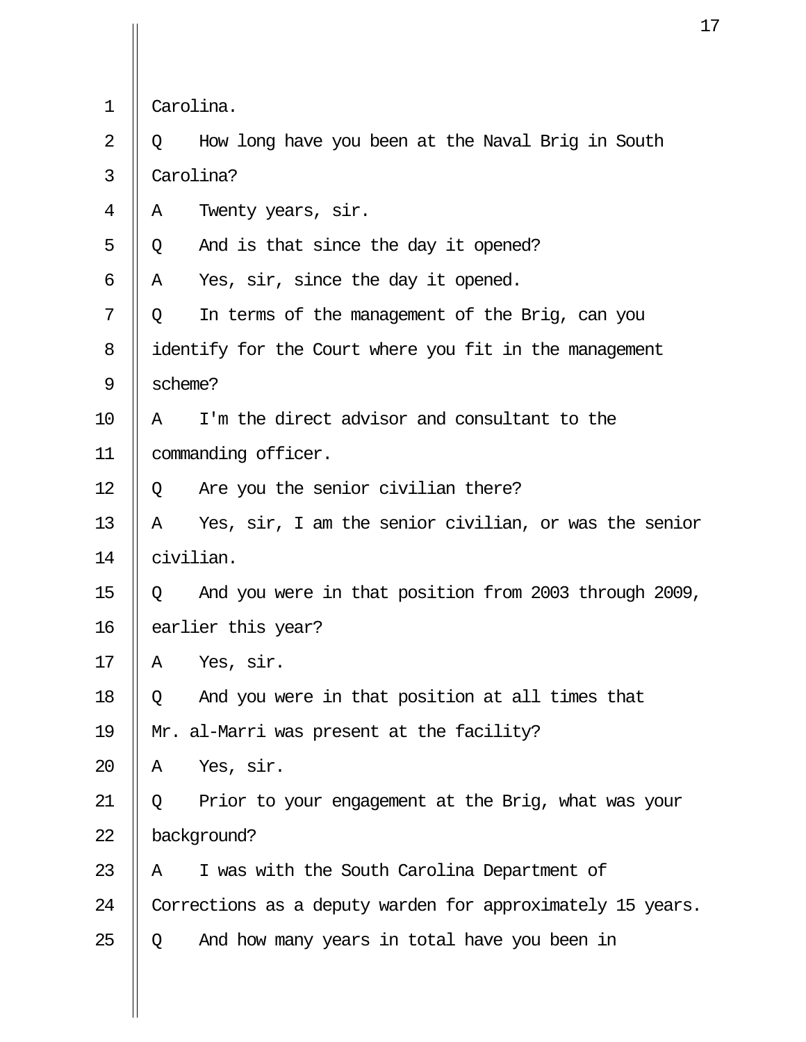Carolina.

Q How long have you been at the Naval Brig in South Carolina?

A Twenty years, sir.

Q And is that since the day it opened?

A Yes, sir, since the day it opened.

Q In terms of the management of the Brig, can you identify for the Court where you fit in the management scheme?

A I'm the direct advisor and consultant to the commanding officer.

Q Are you the senior civilian there?

A Yes, sir, I am the senior civilian, or was the senior civilian.

Q And you were in that position from 2003 through 2009, earlier this year?

A Yes, sir.

Q And you were in that position at all times that Mr. al-Marri was present at the facility?

A Yes, sir.

Q Prior to your engagement at the Brig, what was your background?

A I was with the South Carolina Department of Corrections as a deputy warden for approximately 15 years.

Q And how many years in total have you been in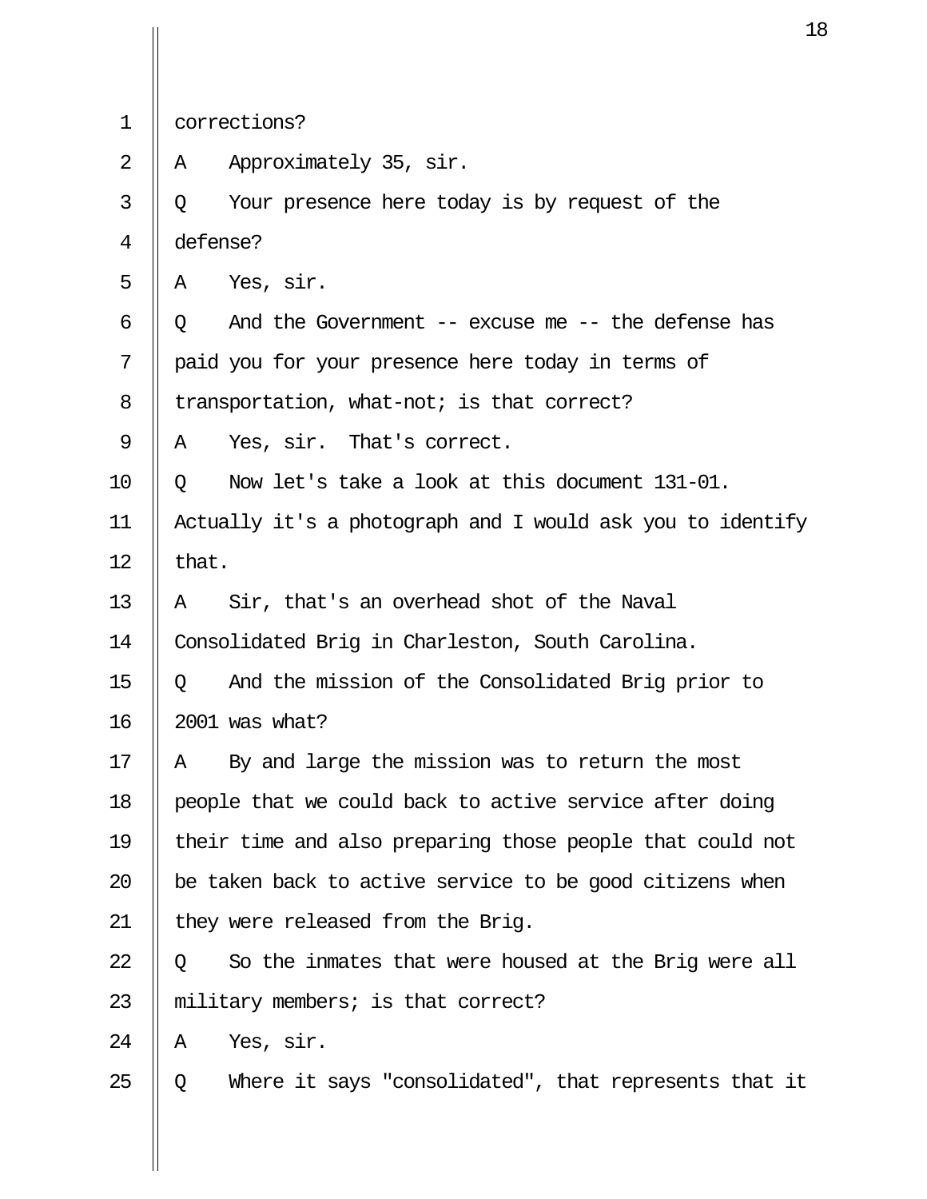corrections?

A Approximately 35, sir.

Q Your presence here today is by request of the defense?

A Yes, sir.

Q And the Government -- excuse me -- the defense has paid you for your presence here today in terms of transportation, what-not; is that correct?

A Yes, sir. That's correct.

Q Now let's take a look at this document 131-01. Actually it's a photograph and I would ask you to identify that.

A Sir, that's an overhead shot of the Naval Consolidated Brig in Charleston, South Carolina.

Q And the mission of the Consolidated Brig prior to 2001 was what?

A By and large the mission was to return the most people that we could back to active service after doing their time and also preparing those people that could not be taken back to active service to be good citizens when they were released from the Brig.

Q So the inmates that were housed at the Brig were all military members; is that correct?

A Yes, sir.

Q Where it says "consolidated", that represents that it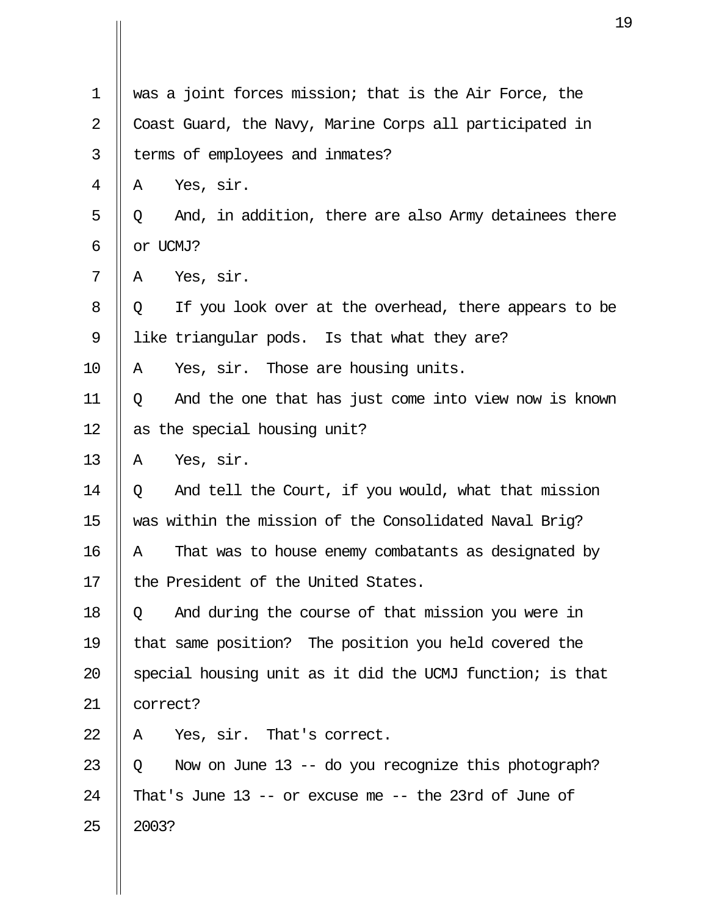was a joint forces mission; that is the Air Force, the Coast Guard, the Navy, Marine Corps all participated in terms of employees and inmates?

A Yes, sir.

Q And, in addition, there are also Army detainees there or UCMJ?

A Yes, sir.

Q If you look over at the overhead, there appears to be like triangular pods. Is that what they are?

A Yes, sir. Those are housing units.

Q And the one that has just come into view now is known as the special housing unit?

A Yes, sir.

Q And tell the Court, if you would, what that mission was within the mission of the Consolidated Naval Brig?

A That was to house enemy combatants as designated by the President of the United States.

Q And during the course of that mission you were in that same position? The position you held covered the special housing unit as it did the UCMJ function; is that correct?

A Yes, sir. That's correct.

Q Now on June 13 -- do you recognize this photograph? That's June 13 -- or excuse me -- the 23rd of June of 2003?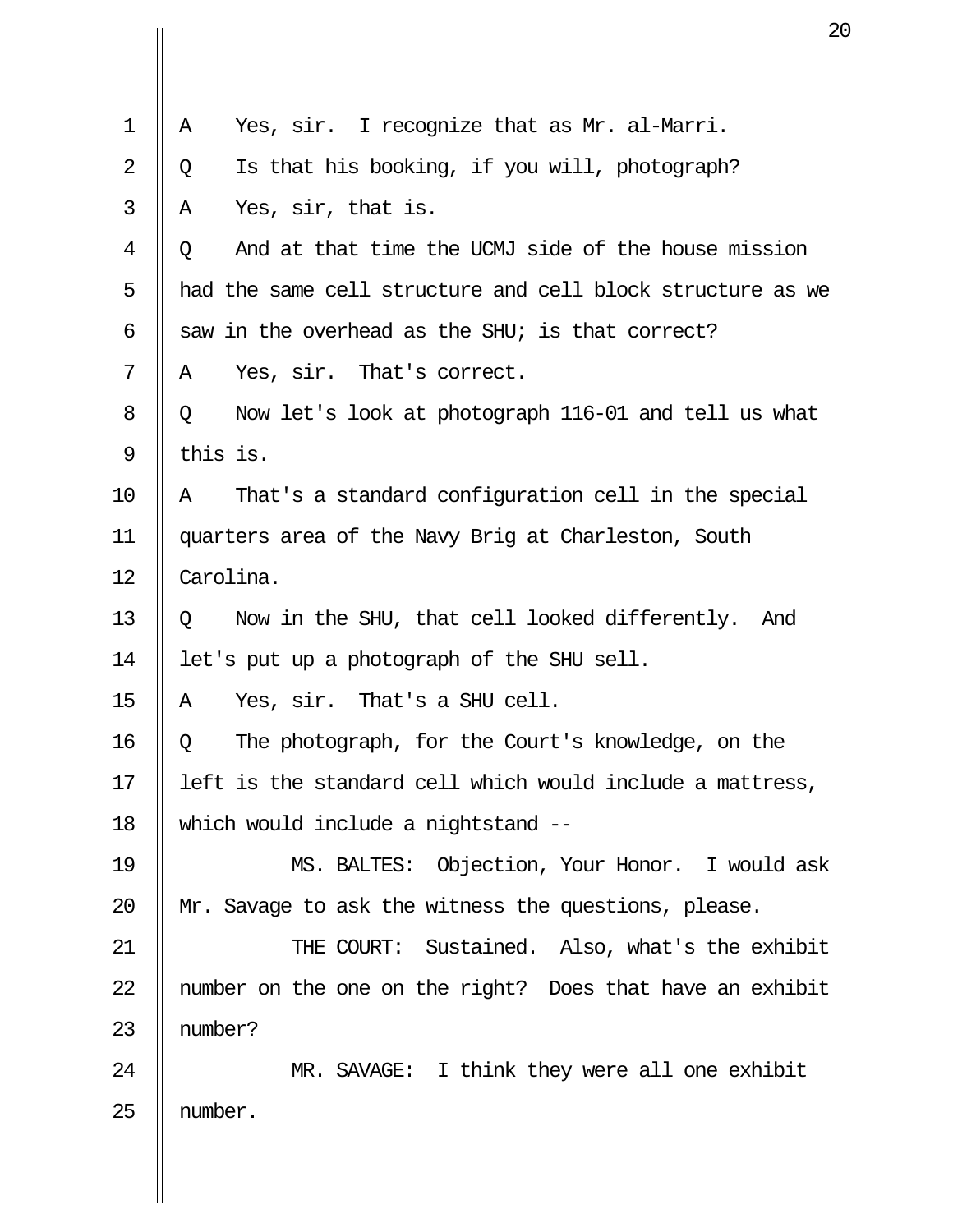1 A Yes, sir. I recognize that as Mr. al-Marri.

2 Q Is that his booking, if you will, photograph?

3 A Yes, sir, that is.

4 Q And at that time the UCMJ side of the house mission

5 had the same cell structure and cell block structure as we

6 saw in the overhead as the SHU; is that correct?

7 A Yes, sir. That's correct.

8 Q Now let's look at photograph 116-01 and tell us what

9 this is.

10 A That's a standard configuration cell in the special

11 quarters area of the Navy Brig at Charleston, South

12 Carolina.

13 Q Now in the SHU, that cell looked differently. And

14 let's put up a photograph of the SHU sell.

15 A Yes, sir. That's a SHU cell.

16 Q The photograph, for the Court's knowledge, on the

17 left is the standard cell which would include a mattress,

18 which would include a nightstand --

19 MS. BALTES: Objection, Your Honor. I would ask

20 Mr. Savage to ask the witness the questions, please.

21 THE COURT: Sustained. Also, what's the exhibit

22 number on the one on the right? Does that have an exhibit

23 number?

24 MR. SAVAGE: I think they were all one exhibit

25 number.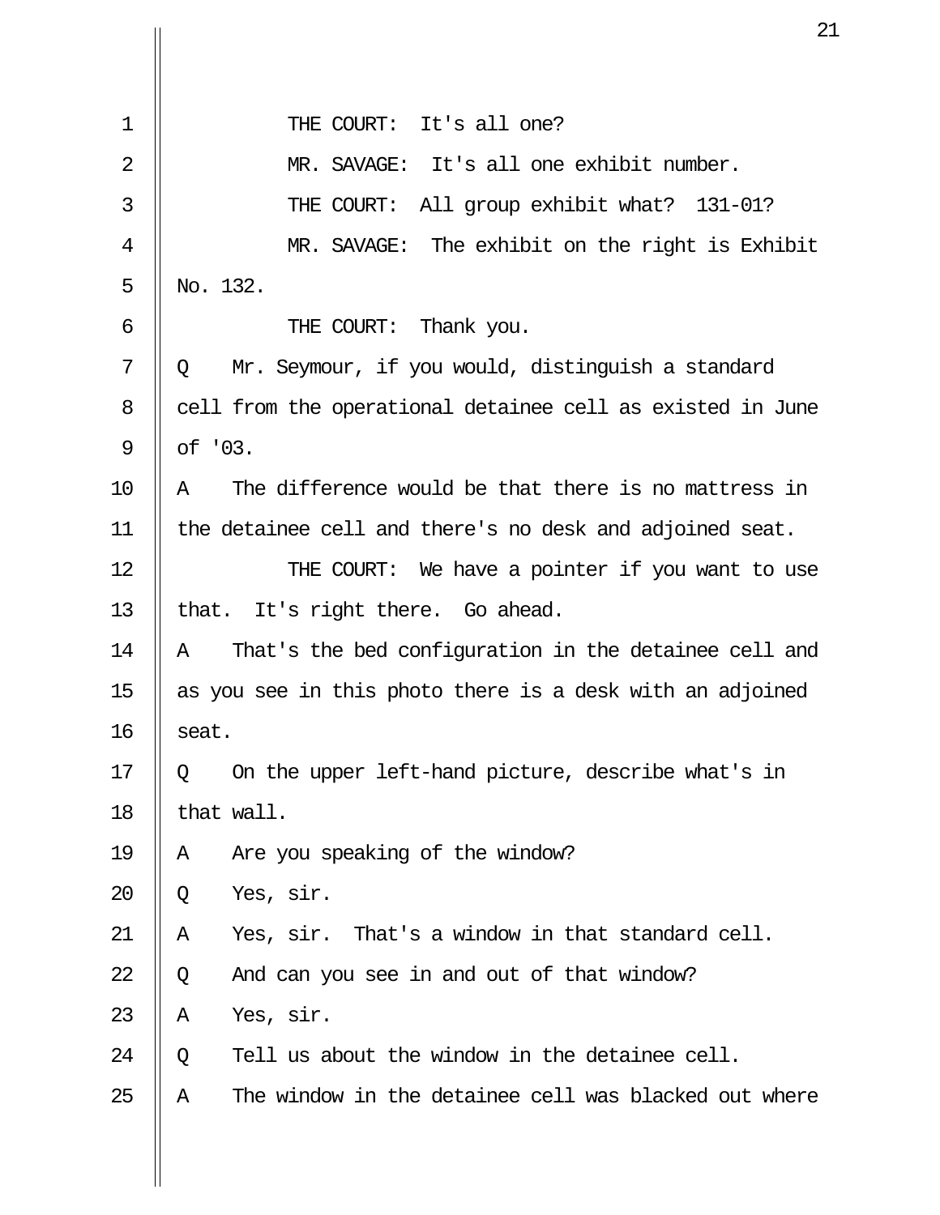THE COURT: It's all one?

MR. SAVAGE: It's all one exhibit number.

THE COURT: All group exhibit what? 131-01?

MR. SAVAGE: The exhibit on the right is Exhibit No. 132.

THE COURT: Thank you.

Q Mr. Seymour, if you would, distinguish a standard cell from the operational detainee cell as existed in June of '03.

A The difference would be that there is no mattress in the detainee cell and there's no desk and adjoined seat.

THE COURT: We have a pointer if you want to use that. It's right there. Go ahead.

A That's the bed configuration in the detainee cell and as you see in this photo there is a desk with an adjoined seat.

Q On the upper left-hand picture, describe what's in that wall.

A Are you speaking of the window?

Q Yes, sir.

A Yes, sir. That's a window in that standard cell.

Q And can you see in and out of that window?

A Yes, sir.

Q Tell us about the window in the detainee cell.

A The window in the detainee cell was blacked out where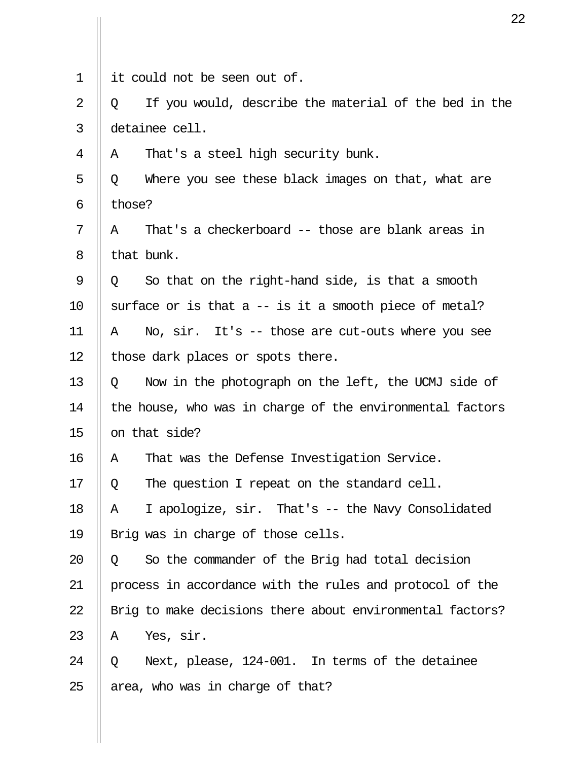1 it could not be seen out of.

2 Q If you would, describe the material of the bed in the

3 detainee cell.

4 A That's a steel high security bunk.

5 Q Where you see these black images on that, what are

6 those?

7 A That's a checkerboard -- those are blank areas in

8 that bunk.

9 Q So that on the right-hand side, is that a smooth

10 surface or is that a -- is it a smooth piece of metal?

11 A No, sir. It's -- those are cut-outs where you see

12 those dark places or spots there.

13 Q Now in the photograph on the left, the UCMJ side of

14 the house, who was in charge of the environmental factors

15 on that side?

16 A That was the Defense Investigation Service.

17 Q The question I repeat on the standard cell.

18 A I apologize, sir. That's -- the Navy Consolidated

19 Brig was in charge of those cells.

20 Q So the commander of the Brig had total decision

21 process in accordance with the rules and protocol of the

22 Brig to make decisions there about environmental factors?

23 A Yes, sir.

24 Q Next, please, 124-001. In terms of the detainee

25 area, who was in charge of that?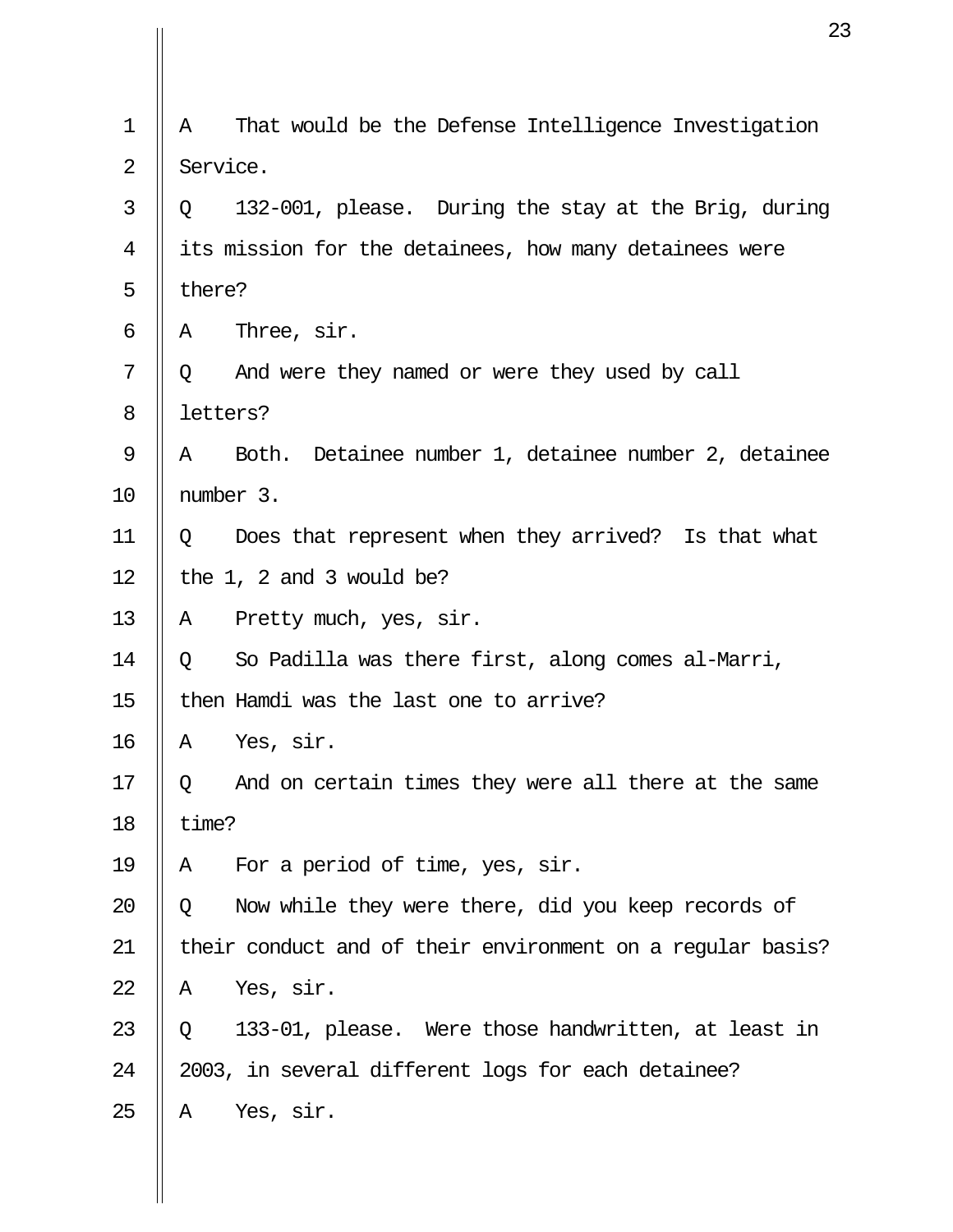A That would be the Defense Intelligence Investigation Service.

Q 132-001, please. During the stay at the Brig, during its mission for the detainees, how many detainees were there?

A Three, sir.

Q And were they named or were they used by call letters?

A Both. Detainee number 1, detainee number 2, detainee number 3.

Q Does that represent when they arrived? Is that what the 1, 2 and 3 would be?

A Pretty much, yes, sir.

Q So Padilla was there first, along comes al-Marri, then Hamdi was the last one to arrive?

A Yes, sir.

Q And on certain times they were all there at the same time?

A For a period of time, yes, sir.

Q Now while they were there, did you keep records of their conduct and of their environment on a regular basis?

A Yes, sir.

Q 133-01, please. Were those handwritten, at least in 2003, in several different logs for each detainee?

A Yes, sir.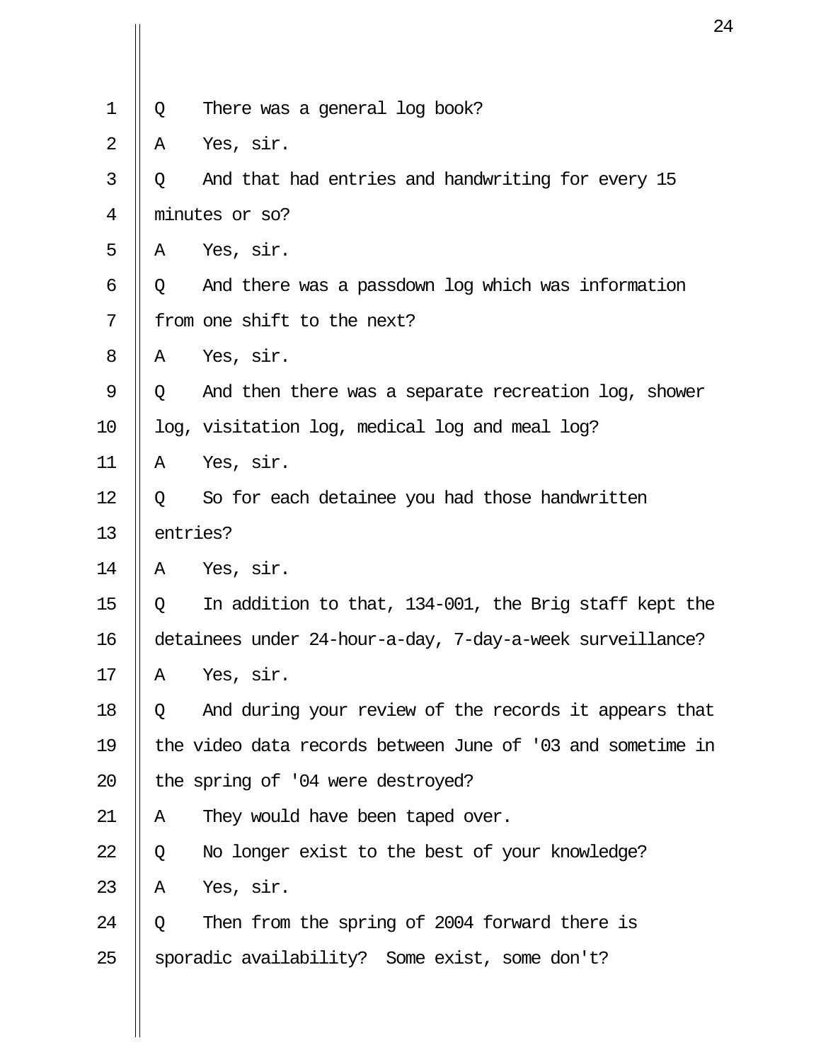Q There was a general log book?

A Yes, sir.

Q And that had entries and handwriting for every 15 minutes or so?

A Yes, sir.

Q And there was a passdown log which was information from one shift to the next?

A Yes, sir.

Q And then there was a separate recreation log, shower log, visitation log, medical log and meal log?

A Yes, sir.

Q So for each detainee you had those handwritten entries?

A Yes, sir.

Q In addition to that, 134-001, the Brig staff kept the detainees under 24-hour-a-day, 7-day-a-week surveillance?

A Yes, sir.

Q And during your review of the records it appears that the video data records between June of '03 and sometime in the spring of '04 were destroyed?

A They would have been taped over.

Q No longer exist to the best of your knowledge?

A Yes, sir.

Q Then from the spring of 2004 forward there is sporadic availability? Some exist, some don't?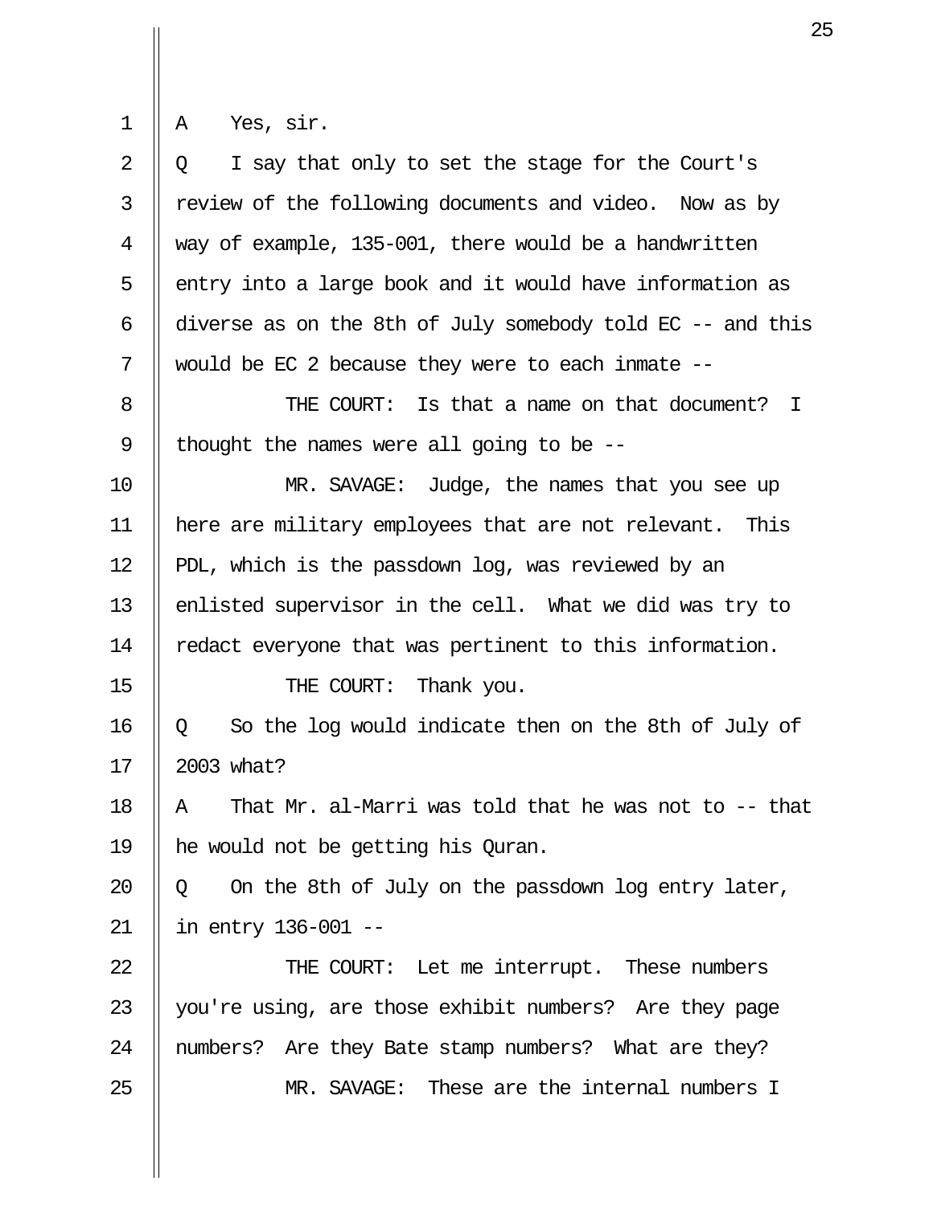A Yes, sir.

Q I say that only to set the stage for the Court's review of the following documents and video. Now as by way of example, 135-001, there would be a handwritten entry into a large book and it would have information as diverse as on the 8th of July somebody told EC -- and this would be EC 2 because they were to each inmate --

THE COURT: Is that a name on that document? I thought the names were all going to be --

MR. SAVAGE: Judge, the names that you see up here are military employees that are not relevant. This PDL, which is the passdown log, was reviewed by an enlisted supervisor in the cell. What we did was try to redact everyone that was pertinent to this information.

THE COURT: Thank you.

Q So the log would indicate then on the 8th of July of 2003 what?

A That Mr. al-Marri was told that he was not to -- that he would not be getting his Quran.

Q On the 8th of July on the passdown log entry later, in entry 136-001 --

THE COURT: Let me interrupt. These numbers you're using, are those exhibit numbers? Are they page numbers? Are they Bate stamp numbers? What are they?

MR. SAVAGE: These are the internal numbers I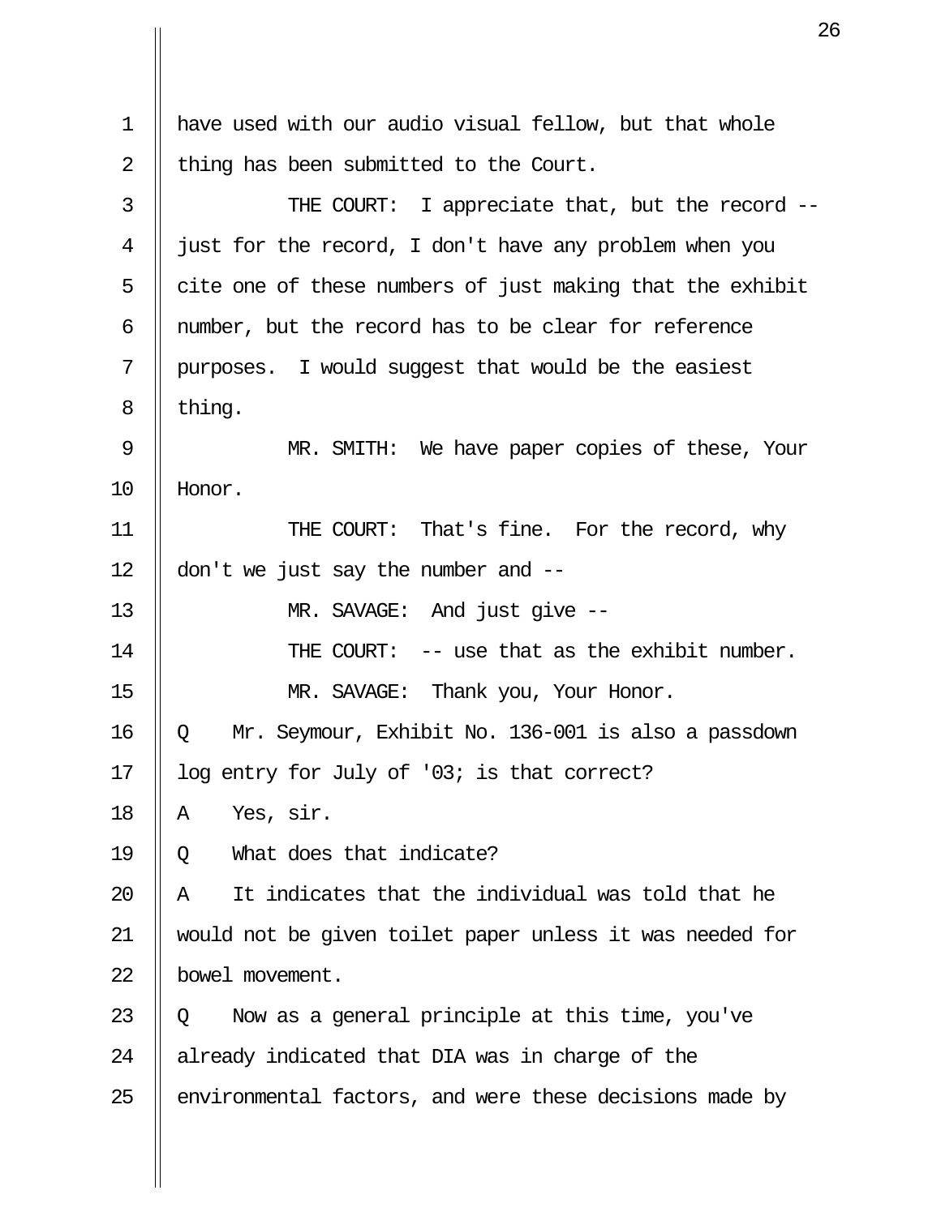have used with our audio visual fellow, but that whole thing has been submitted to the Court.

THE COURT: I appreciate that, but the record -- just for the record, I don't have any problem when you cite one of these numbers of just making that the exhibit number, but the record has to be clear for reference purposes. I would suggest that would be the easiest thing.

MR. SMITH: We have paper copies of these, Your Honor.

THE COURT: That's fine. For the record, why don't we just say the number and --

MR. SAVAGE: And just give --

THE COURT: -- use that as the exhibit number.

MR. SAVAGE: Thank you, Your Honor.

Q Mr. Seymour, Exhibit No. 136-001 is also a passdown log entry for July of '03; is that correct?

A Yes, sir.

Q What does that indicate?

A It indicates that the individual was told that he would not be given toilet paper unless it was needed for bowel movement.

Q Now as a general principle at this time, you've already indicated that DIA was in charge of the environmental factors, and were these decisions made by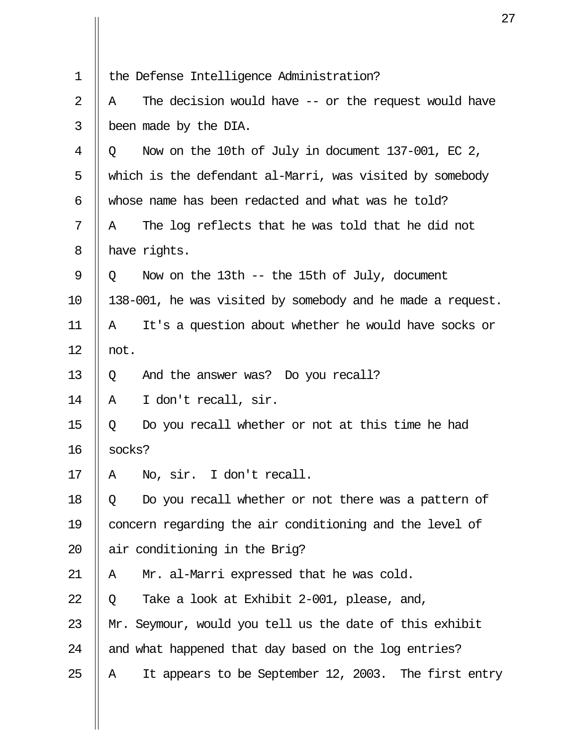1 the Defense Intelligence Administration?

2 A The decision would have -- or the request would have

3 been made by the DIA.

4 Q Now on the 10th of July in document 137-001, EC 2,

5 which is the defendant al-Marri, was visited by somebody

6 whose name has been redacted and what was he told?

7 A The log reflects that he was told that he did not

8 have rights.

9 Q Now on the 13th -- the 15th of July, document

10 138-001, he was visited by somebody and he made a request.

11 A It's a question about whether he would have socks or

12 not.

13 Q And the answer was? Do you recall?

14 A I don't recall, sir.

15 Q Do you recall whether or not at this time he had

16 socks?

17 A No, sir. I don't recall.

18 Q Do you recall whether or not there was a pattern of

19 concern regarding the air conditioning and the level of

20 air conditioning in the Brig?

21 A Mr. al-Marri expressed that he was cold.

22 Q Take a look at Exhibit 2-001, please, and,

23 Mr. Seymour, would you tell us the date of this exhibit

24 and what happened that day based on the log entries?

25 A It appears to be September 12, 2003. The first entry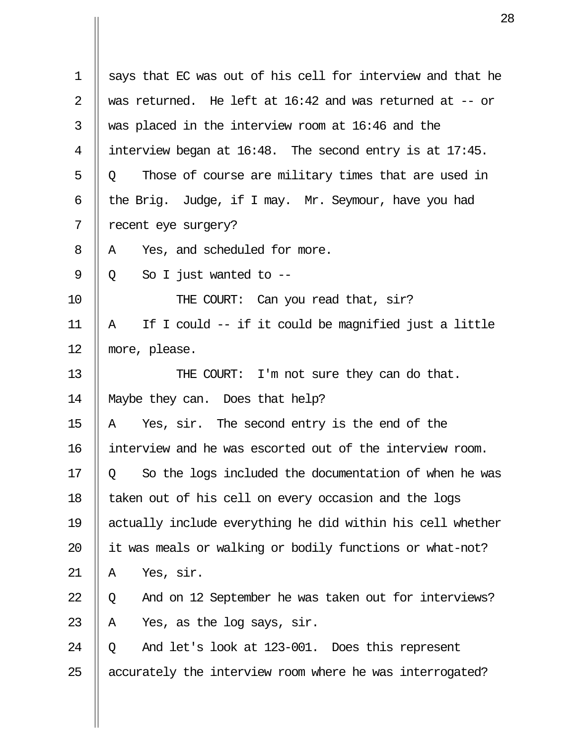1 says that EC was out of his cell for interview and that he
2 was returned. He left at 16:42 and was returned at -- or
3 was placed in the interview room at 16:46 and the
4 interview began at 16:48. The second entry is at 17:45.
5 Q Those of course are military times that are used in
6 the Brig. Judge, if I may. Mr. Seymour, have you had
7 recent eye surgery?
8 A Yes, and scheduled for more.
9 Q So I just wanted to --
10 THE COURT: Can you read that, sir?
11 A If I could -- if it could be magnified just a little
12 more, please.
13 THE COURT: I'm not sure they can do that.
14 Maybe they can. Does that help?
15 A Yes, sir. The second entry is the end of the
16 interview and he was escorted out of the interview room.
17 Q So the logs included the documentation of when he was
18 taken out of his cell on every occasion and the logs
19 actually include everything he did within his cell whether
20 it was meals or walking or bodily functions or what-not?
21 A Yes, sir.
22 Q And on 12 September he was taken out for interviews?
23 A Yes, as the log says, sir.
24 Q And let's look at 123-001. Does this represent
25 accurately the interview room where he was interrogated?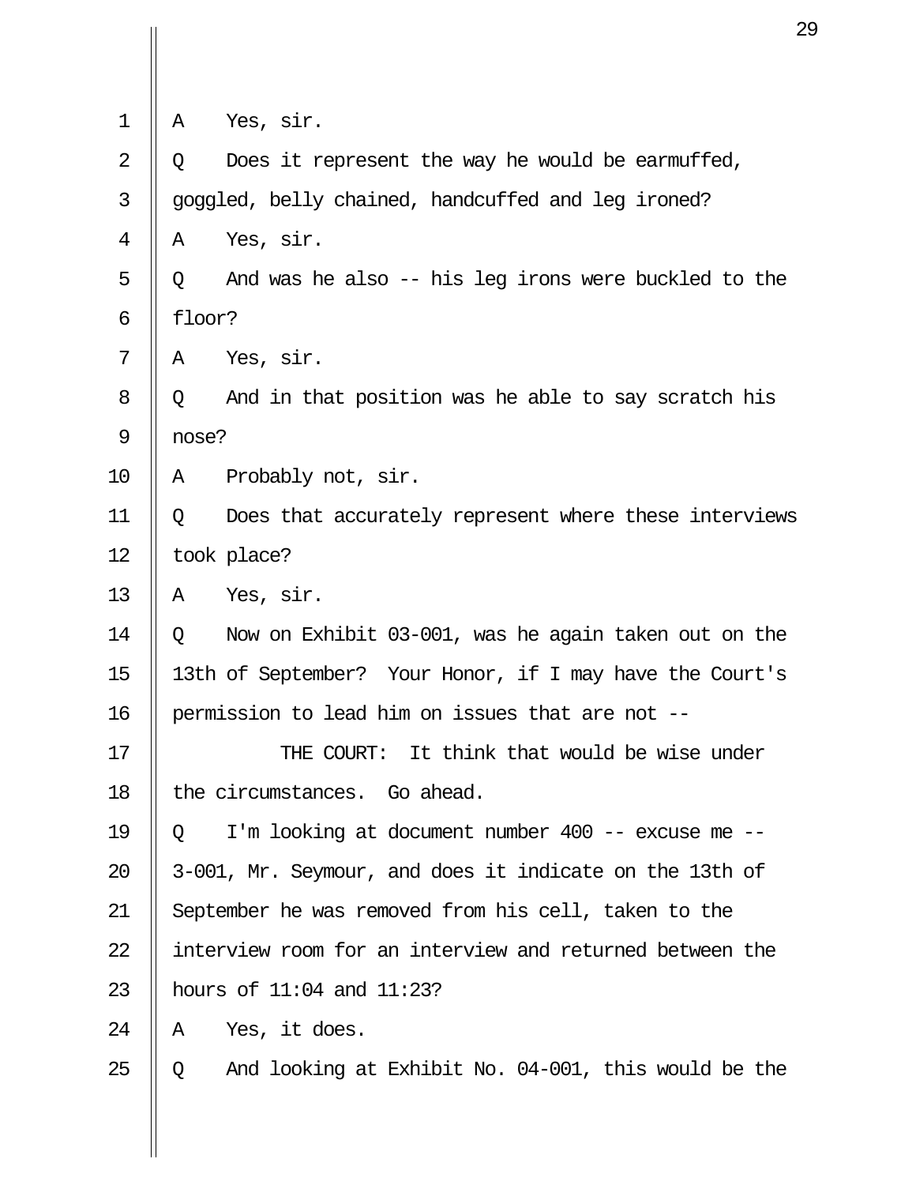A Yes, sir.

Q Does it represent the way he would be earmuffed, goggled, belly chained, handcuffed and leg ironed?

A Yes, sir.

Q And was he also -- his leg irons were buckled to the floor?

A Yes, sir.

Q And in that position was he able to say scratch his nose?

A Probably not, sir.

Q Does that accurately represent where these interviews took place?

A Yes, sir.

Q Now on Exhibit 03-001, was he again taken out on the 13th of September? Your Honor, if I may have the Court's permission to lead him on issues that are not --

THE COURT: It think that would be wise under the circumstances. Go ahead.

Q I'm looking at document number 400 -- excuse me -- 3-001, Mr. Seymour, and does it indicate on the 13th of September he was removed from his cell, taken to the interview room for an interview and returned between the hours of 11:04 and 11:23?

A Yes, it does.

Q And looking at Exhibit No. 04-001, this would be the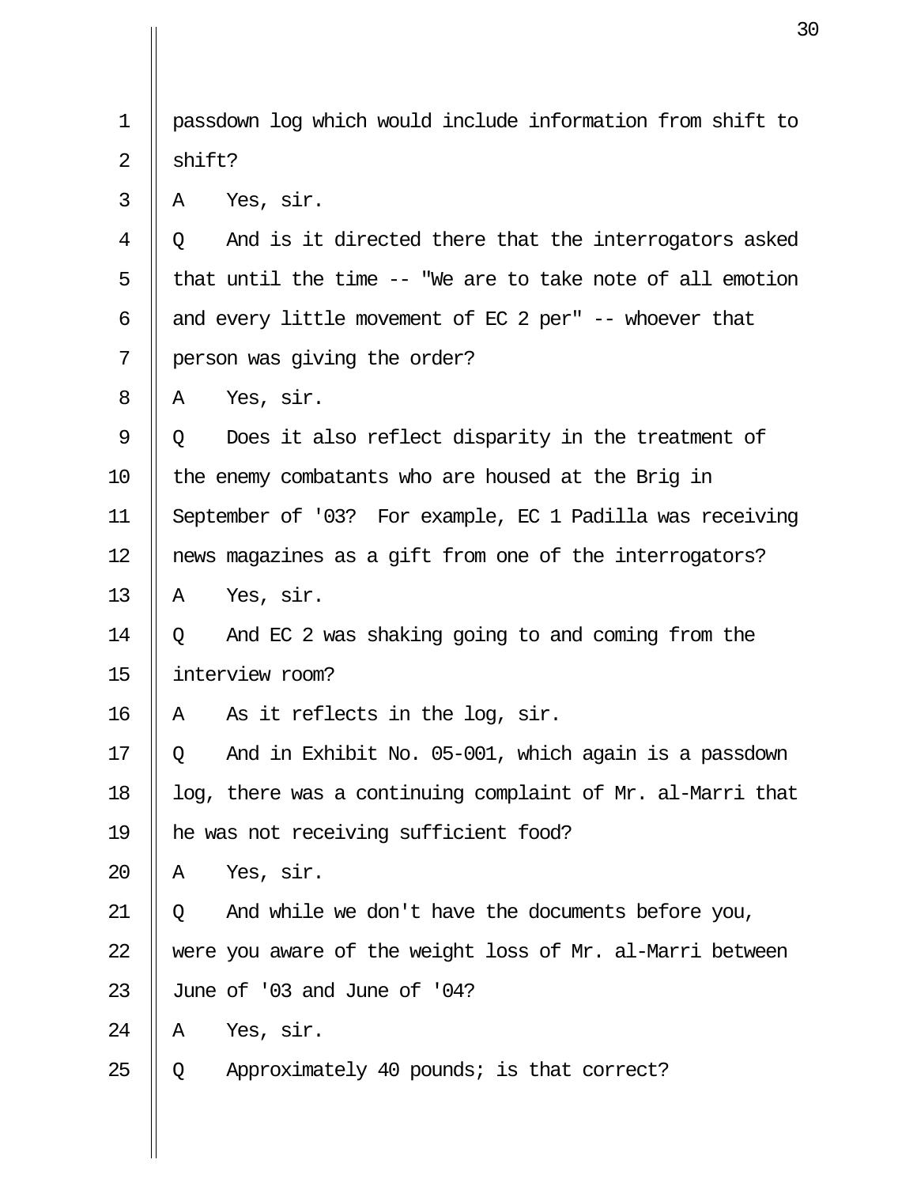1 passdown log which would include information from shift to
2 shift?
3 A Yes, sir.
4 Q And is it directed there that the interrogators asked
5 that until the time -- "We are to take note of all emotion
6 and every little movement of EC 2 per" -- whoever that
7 person was giving the order?
8 A Yes, sir.
9 Q Does it also reflect disparity in the treatment of
10 the enemy combatants who are housed at the Brig in
11 September of '03? For example, EC 1 Padilla was receiving
12 news magazines as a gift from one of the interrogators?
13 A Yes, sir.
14 Q And EC 2 was shaking going to and coming from the
15 interview room?
16 A As it reflects in the log, sir.
17 Q And in Exhibit No. 05-001, which again is a passdown
18 log, there was a continuing complaint of Mr. al-Marri that
19 he was not receiving sufficient food?
20 A Yes, sir.
21 Q And while we don't have the documents before you,
22 were you aware of the weight loss of Mr. al-Marri between
23 June of '03 and June of '04?
24 A Yes, sir.
25 Q Approximately 40 pounds; is that correct?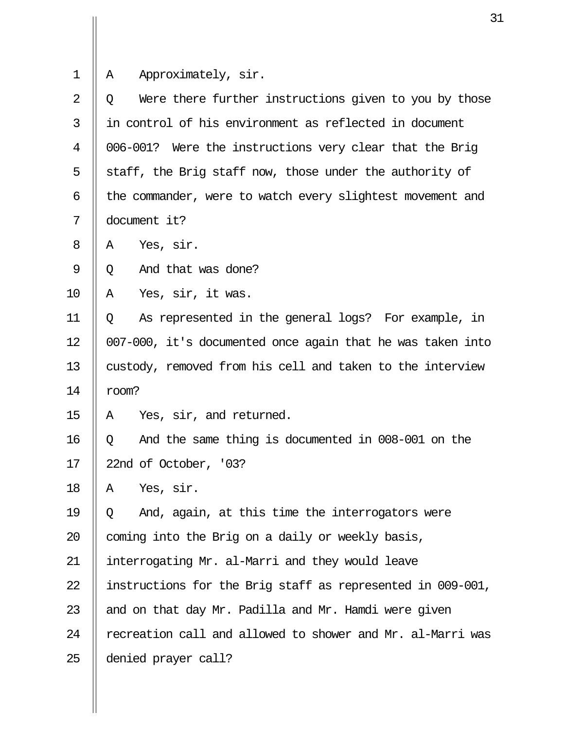1 A Approximately, sir.

2 Q Were there further instructions given to you by those

3 in control of his environment as reflected in document

4 006-001? Were the instructions very clear that the Brig

5 staff, the Brig staff now, those under the authority of

6 the commander, were to watch every slightest movement and

7 document it?

8 A Yes, sir.

9 Q And that was done?

10 A Yes, sir, it was.

11 Q As represented in the general logs? For example, in

12 007-000, it's documented once again that he was taken into

13 custody, removed from his cell and taken to the interview

14 room?

15 A Yes, sir, and returned.

16 Q And the same thing is documented in 008-001 on the

17 22nd of October, '03?

18 A Yes, sir.

19 Q And, again, at this time the interrogators were

20 coming into the Brig on a daily or weekly basis,

21 interrogating Mr. al-Marri and they would leave

22 instructions for the Brig staff as represented in 009-001,

23 and on that day Mr. Padilla and Mr. Hamdi were given

24 recreation call and allowed to shower and Mr. al-Marri was

25 denied prayer call?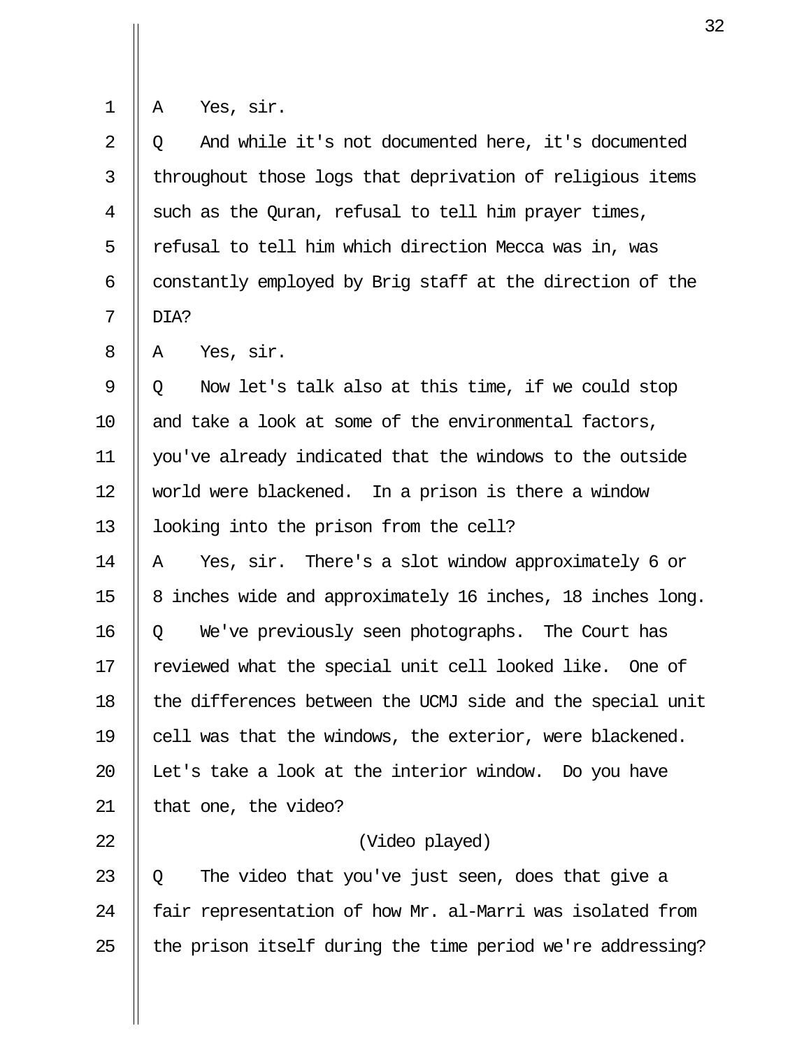A    Yes, sir.

Q    And while it's not documented here, it's documented throughout those logs that deprivation of religious items such as the Quran, refusal to tell him prayer times, refusal to tell him which direction Mecca was in, was constantly employed by Brig staff at the direction of the DIA?

A    Yes, sir.

Q    Now let's talk also at this time, if we could stop and take a look at some of the environmental factors, you've already indicated that the windows to the outside world were blackened.  In a prison is there a window looking into the prison from the cell?

A    Yes, sir.  There's a slot window approximately 6 or 8 inches wide and approximately 16 inches, 18 inches long.

Q    We've previously seen photographs.  The Court has reviewed what the special unit cell looked like.  One of the differences between the UCMJ side and the special unit cell was that the windows, the exterior, were blackened.  Let's take a look at the interior window.  Do you have that one, the video?

(Video played)

Q    The video that you've just seen, does that give a fair representation of how Mr. al-Marri was isolated from the prison itself during the time period we're addressing?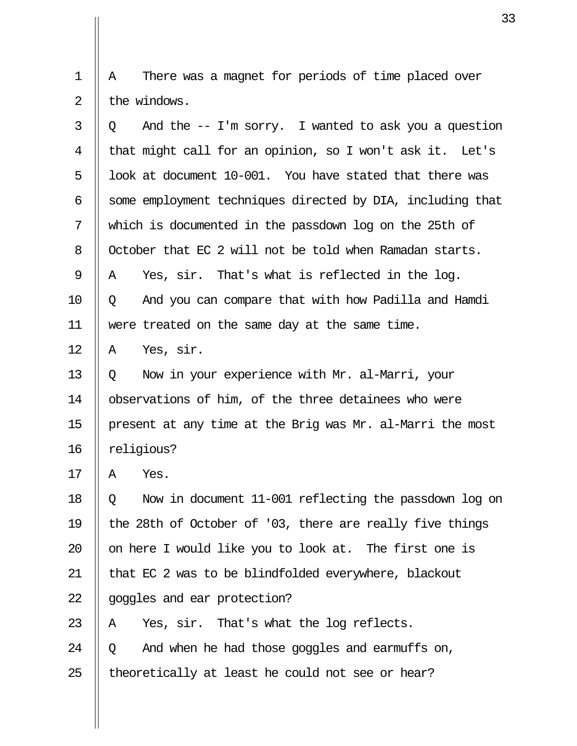A There was a magnet for periods of time placed over the windows.

Q And the -- I'm sorry. I wanted to ask you a question that might call for an opinion, so I won't ask it. Let's look at document 10-001. You have stated that there was some employment techniques directed by DIA, including that which is documented in the passdown log on the 25th of October that EC 2 will not be told when Ramadan starts.

A Yes, sir. That's what is reflected in the log.

Q And you can compare that with how Padilla and Hamdi were treated on the same day at the same time.

A Yes, sir.

Q Now in your experience with Mr. al-Marri, your observations of him, of the three detainees who were present at any time at the Brig was Mr. al-Marri the most religious?

A Yes.

Q Now in document 11-001 reflecting the passdown log on the 28th of October of '03, there are really five things on here I would like you to look at. The first one is that EC 2 was to be blindfolded everywhere, blackout goggles and ear protection?

A Yes, sir. That's what the log reflects.

Q And when he had those goggles and earmuffs on, theoretically at least he could not see or hear?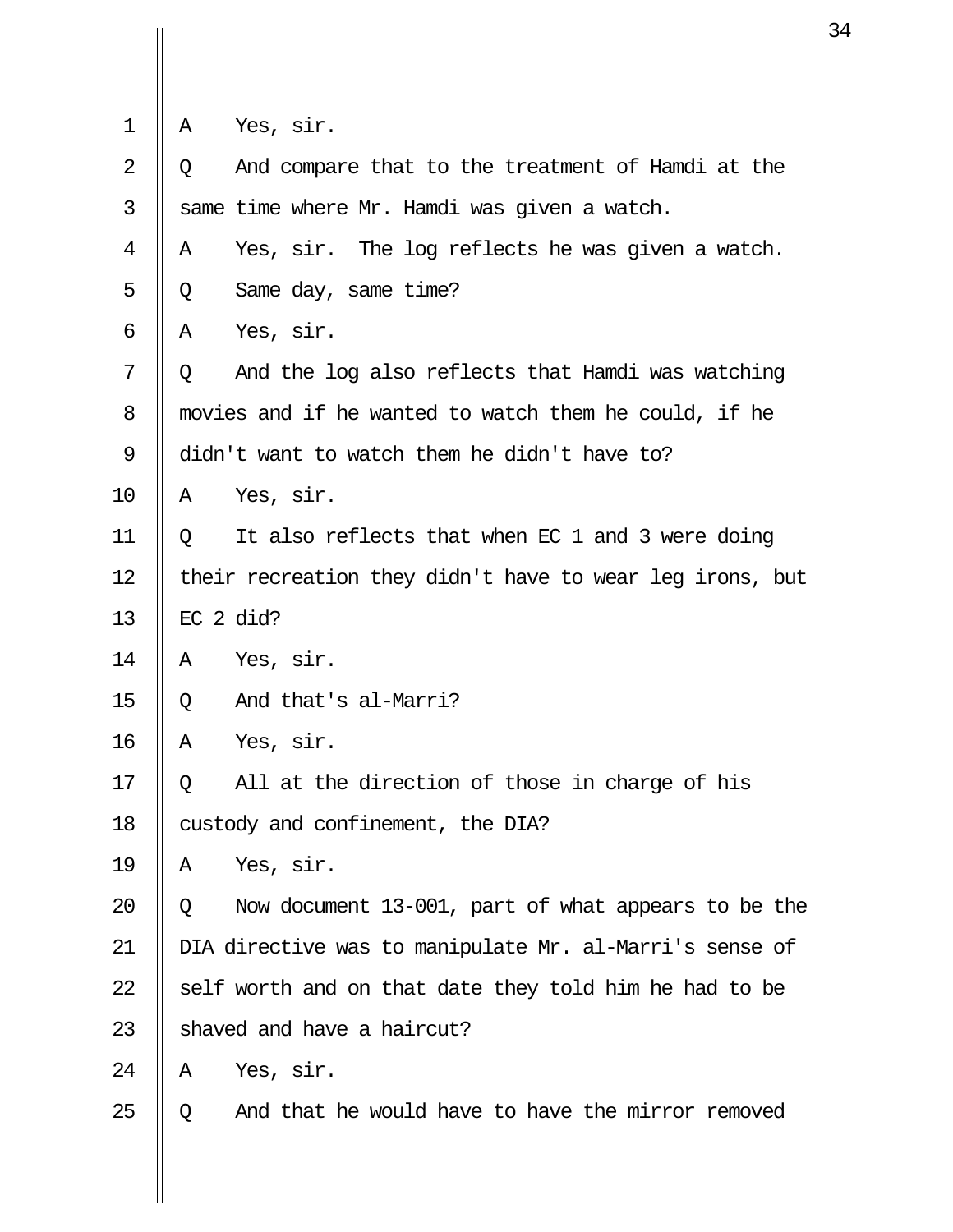1 A Yes, sir.

2 Q And compare that to the treatment of Hamdi at the

3 same time where Mr. Hamdi was given a watch.

4 A Yes, sir. The log reflects he was given a watch.

5 Q Same day, same time?

6 A Yes, sir.

7 Q And the log also reflects that Hamdi was watching

8 movies and if he wanted to watch them he could, if he

9 didn't want to watch them he didn't have to?

10 A Yes, sir.

11 Q It also reflects that when EC 1 and 3 were doing

12 their recreation they didn't have to wear leg irons, but

13 EC 2 did?

14 A Yes, sir.

15 Q And that's al-Marri?

16 A Yes, sir.

17 Q All at the direction of those in charge of his

18 custody and confinement, the DIA?

19 A Yes, sir.

20 Q Now document 13-001, part of what appears to be the

21 DIA directive was to manipulate Mr. al-Marri's sense of

22 self worth and on that date they told him he had to be

23 shaved and have a haircut?

24 A Yes, sir.

25 Q And that he would have to have the mirror removed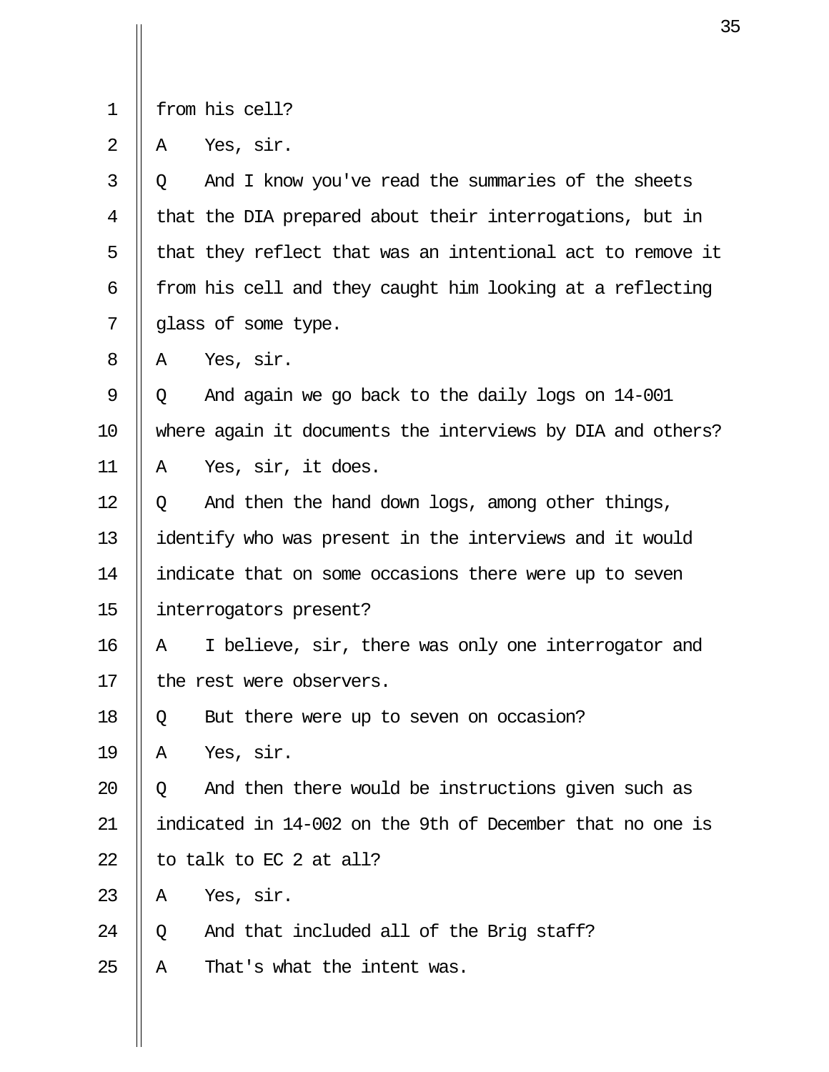from his cell?

A Yes, sir.

Q And I know you've read the summaries of the sheets that the DIA prepared about their interrogations, but in that they reflect that was an intentional act to remove it from his cell and they caught him looking at a reflecting glass of some type.

A Yes, sir.

Q And again we go back to the daily logs on 14-001 where again it documents the interviews by DIA and others?

A Yes, sir, it does.

Q And then the hand down logs, among other things, identify who was present in the interviews and it would indicate that on some occasions there were up to seven interrogators present?

A I believe, sir, there was only one interrogator and the rest were observers.

Q But there were up to seven on occasion?

A Yes, sir.

Q And then there would be instructions given such as indicated in 14-002 on the 9th of December that no one is to talk to EC 2 at all?

A Yes, sir.

Q And that included all of the Brig staff?

A That's what the intent was.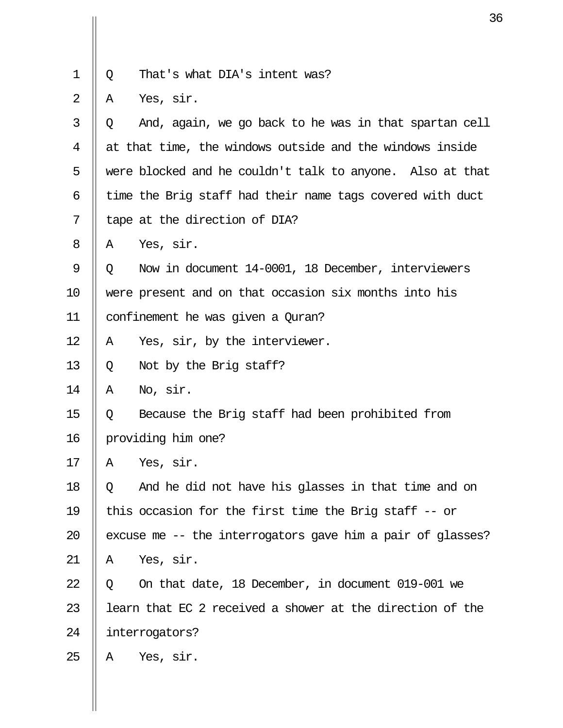Q That's what DIA's intent was?

A Yes, sir.

Q And, again, we go back to he was in that spartan cell at that time, the windows outside and the windows inside were blocked and he couldn't talk to anyone. Also at that time the Brig staff had their name tags covered with duct tape at the direction of DIA?

A Yes, sir.

Q Now in document 14-0001, 18 December, interviewers were present and on that occasion six months into his confinement he was given a Quran?

A Yes, sir, by the interviewer.

Q Not by the Brig staff?

A No, sir.

Q Because the Brig staff had been prohibited from providing him one?

A Yes, sir.

Q And he did not have his glasses in that time and on this occasion for the first time the Brig staff -- or excuse me -- the interrogators gave him a pair of glasses?

A Yes, sir.

Q On that date, 18 December, in document 019-001 we learn that EC 2 received a shower at the direction of the interrogators?

A Yes, sir.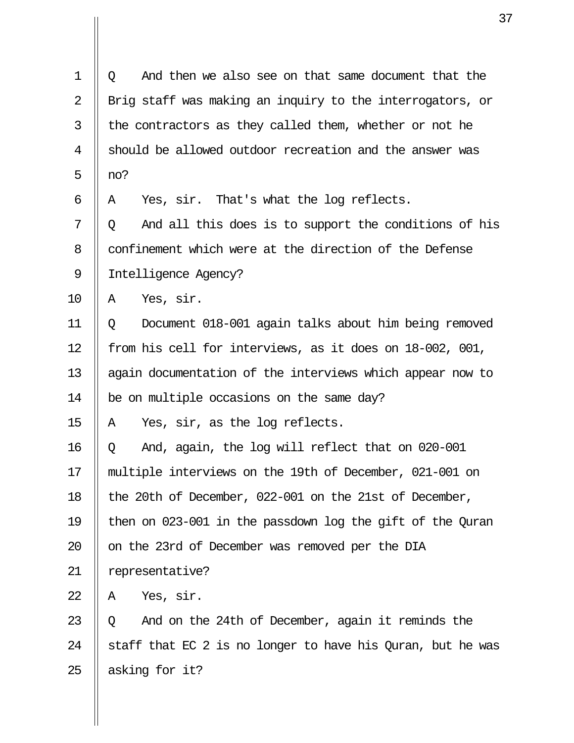Q    And then we also see on that same document that the Brig staff was making an inquiry to the interrogators, or the contractors as they called them, whether or not he should be allowed outdoor recreation and the answer was no?

A    Yes, sir.  That's what the log reflects.

Q    And all this does is to support the conditions of his confinement which were at the direction of the Defense Intelligence Agency?

A    Yes, sir.

Q    Document 018-001 again talks about him being removed from his cell for interviews, as it does on 18-002, 001, again documentation of the interviews which appear now to be on multiple occasions on the same day?

A    Yes, sir, as the log reflects.

Q    And, again, the log will reflect that on 020-001 multiple interviews on the 19th of December, 021-001 on the 20th of December, 022-001 on the 21st of December, then on 023-001 in the passdown log the gift of the Quran on the 23rd of December was removed per the DIA representative?

A    Yes, sir.

Q    And on the 24th of December, again it reminds the staff that EC 2 is no longer to have his Quran, but he was asking for it?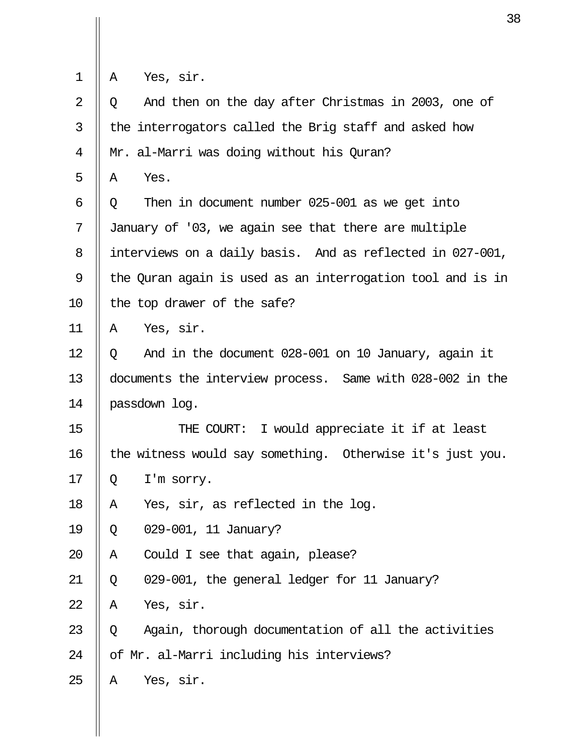A Yes, sir.

Q And then on the day after Christmas in 2003, one of the interrogators called the Brig staff and asked how Mr. al-Marri was doing without his Quran?

A Yes.

Q Then in document number 025-001 as we get into January of '03, we again see that there are multiple interviews on a daily basis. And as reflected in 027-001, the Quran again is used as an interrogation tool and is in the top drawer of the safe?

A Yes, sir.

Q And in the document 028-001 on 10 January, again it documents the interview process. Same with 028-002 in the passdown log.

THE COURT: I would appreciate it if at least the witness would say something. Otherwise it's just you.

Q I'm sorry.

A Yes, sir, as reflected in the log.

Q 029-001, 11 January?

A Could I see that again, please?

Q 029-001, the general ledger for 11 January?

A Yes, sir.

Q Again, thorough documentation of all the activities of Mr. al-Marri including his interviews?

A Yes, sir.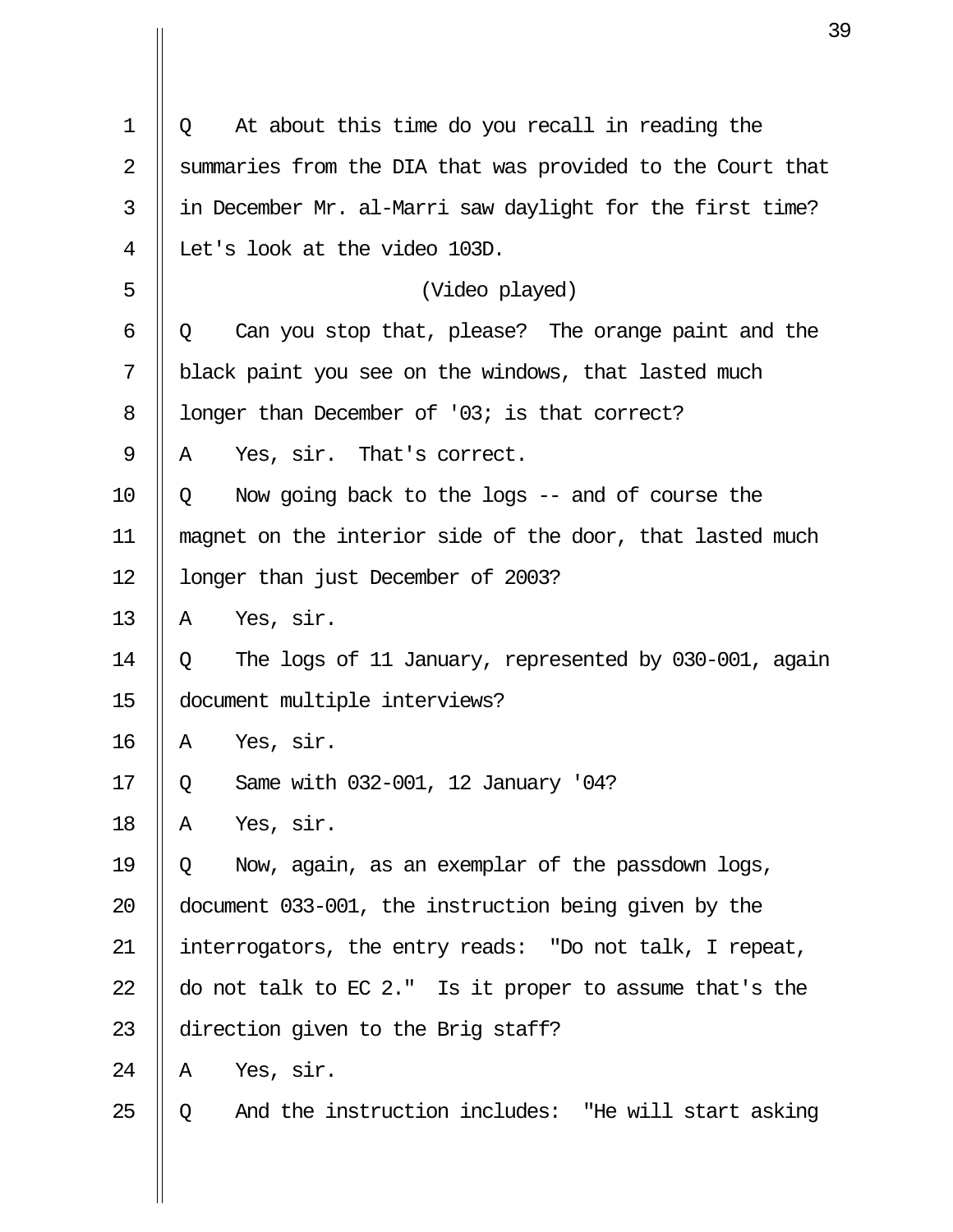Q At about this time do you recall in reading the summaries from the DIA that was provided to the Court that in December Mr. al-Marri saw daylight for the first time? Let's look at the video 103D.

(Video played)

Q Can you stop that, please? The orange paint and the black paint you see on the windows, that lasted much longer than December of '03; is that correct?

A Yes, sir. That's correct.

Q Now going back to the logs -- and of course the magnet on the interior side of the door, that lasted much longer than just December of 2003?

A Yes, sir.

Q The logs of 11 January, represented by 030-001, again document multiple interviews?

A Yes, sir.

Q Same with 032-001, 12 January '04?

A Yes, sir.

Q Now, again, as an exemplar of the passdown logs, document 033-001, the instruction being given by the interrogators, the entry reads: "Do not talk, I repeat, do not talk to EC 2." Is it proper to assume that's the direction given to the Brig staff?

A Yes, sir.

Q And the instruction includes: "He will start asking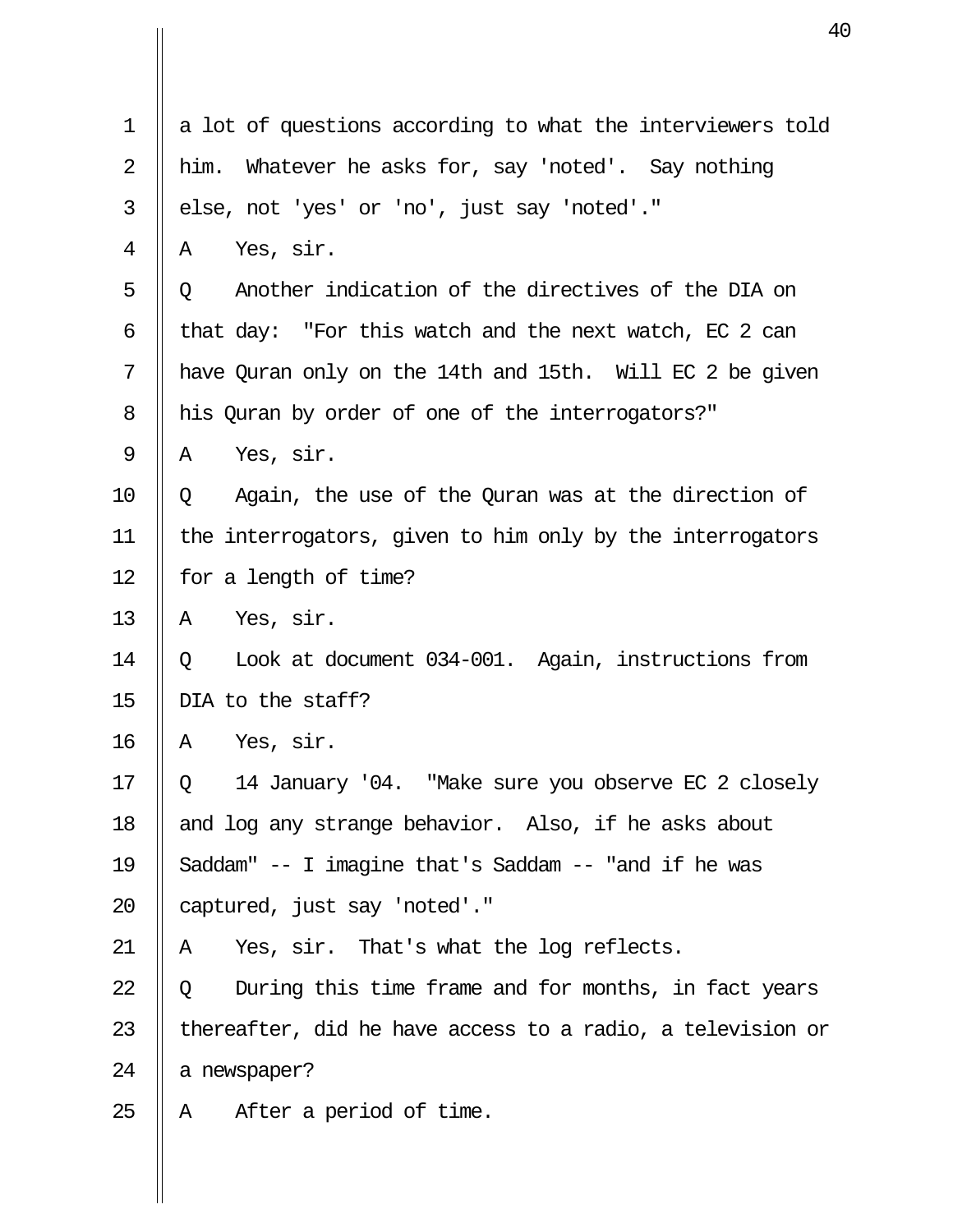1 a lot of questions according to what the interviewers told
2 him. Whatever he asks for, say 'noted'. Say nothing
3 else, not 'yes' or 'no', just say 'noted'."
4 A Yes, sir.
5 Q Another indication of the directives of the DIA on
6 that day: "For this watch and the next watch, EC 2 can
7 have Quran only on the 14th and 15th. Will EC 2 be given
8 his Quran by order of one of the interrogators?"
9 A Yes, sir.
10 Q Again, the use of the Quran was at the direction of
11 the interrogators, given to him only by the interrogators
12 for a length of time?
13 A Yes, sir.
14 Q Look at document 034-001. Again, instructions from
15 DIA to the staff?
16 A Yes, sir.
17 Q 14 January '04. "Make sure you observe EC 2 closely
18 and log any strange behavior. Also, if he asks about
19 Saddam" -- I imagine that's Saddam -- "and if he was
20 captured, just say 'noted'."
21 A Yes, sir. That's what the log reflects.
22 Q During this time frame and for months, in fact years
23 thereafter, did he have access to a radio, a television or
24 a newspaper?
25 A After a period of time.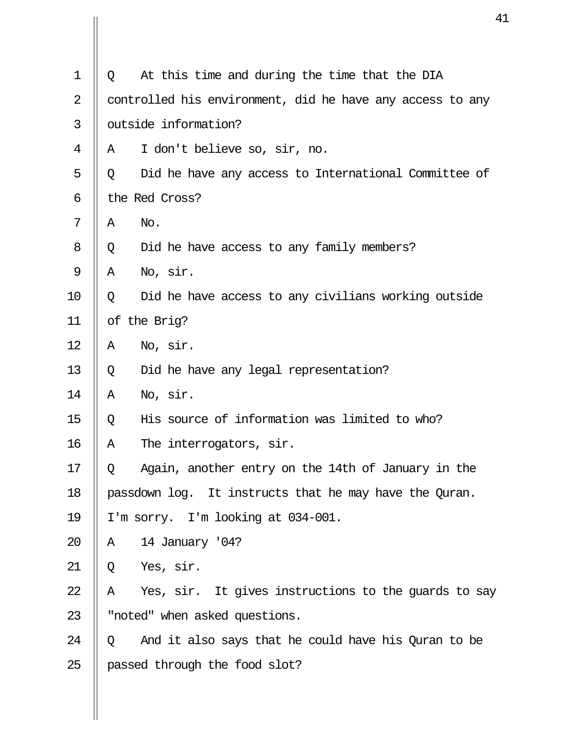Q At this time and during the time that the DIA controlled his environment, did he have any access to any outside information?

A I don't believe so, sir, no.

Q Did he have any access to International Committee of the Red Cross?

A No.

Q Did he have access to any family members?

A No, sir.

Q Did he have access to any civilians working outside of the Brig?

A No, sir.

Q Did he have any legal representation?

A No, sir.

Q His source of information was limited to who?

A The interrogators, sir.

Q Again, another entry on the 14th of January in the passdown log. It instructs that he may have the Quran. I'm sorry. I'm looking at 034-001.

A 14 January '04?

Q Yes, sir.

A Yes, sir. It gives instructions to the guards to say "noted" when asked questions.

Q And it also says that he could have his Quran to be passed through the food slot?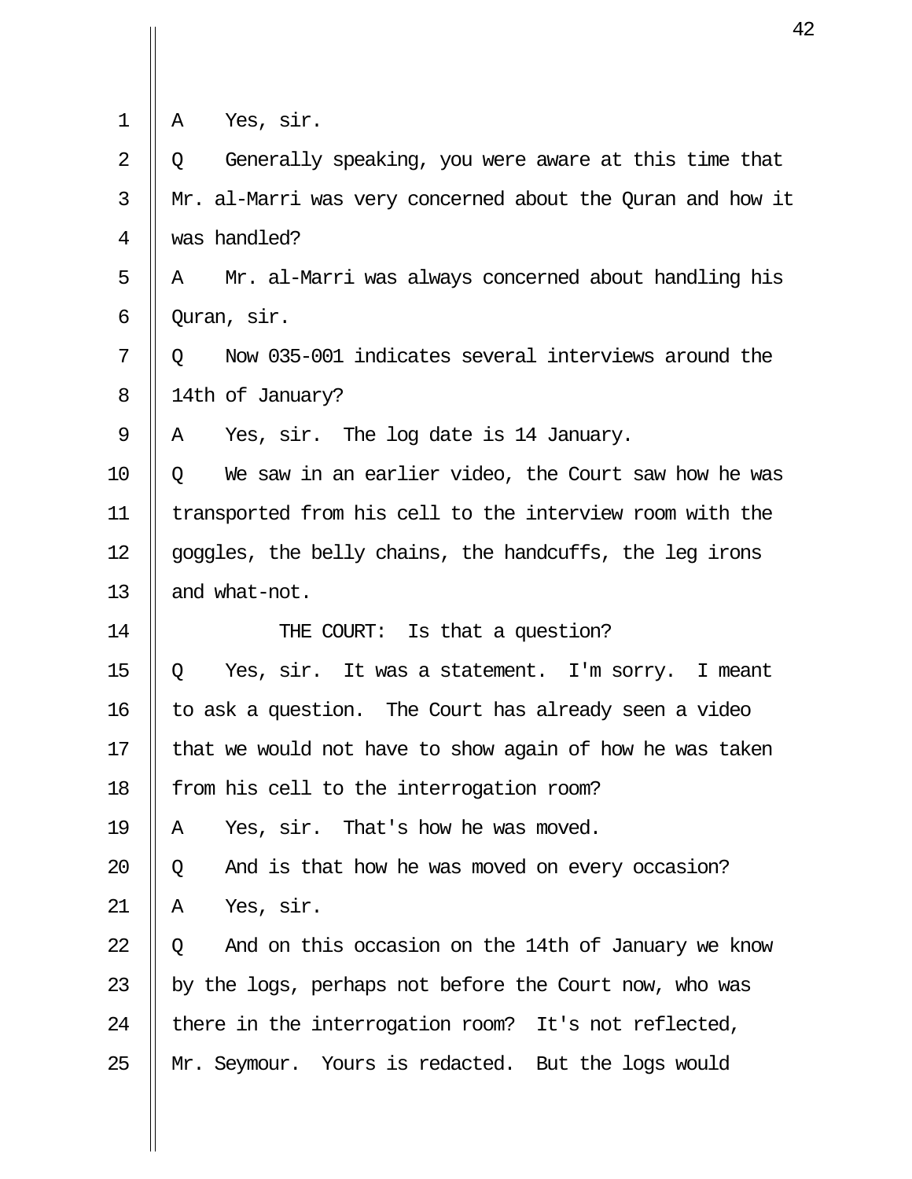A Yes, sir.

Q Generally speaking, you were aware at this time that Mr. al-Marri was very concerned about the Quran and how it was handled?

A Mr. al-Marri was always concerned about handling his Quran, sir.

Q Now 035-001 indicates several interviews around the 14th of January?

A Yes, sir. The log date is 14 January.

Q We saw in an earlier video, the Court saw how he was transported from his cell to the interview room with the goggles, the belly chains, the handcuffs, the leg irons and what-not.

THE COURT: Is that a question?

Q Yes, sir. It was a statement. I'm sorry. I meant to ask a question. The Court has already seen a video that we would not have to show again of how he was taken from his cell to the interrogation room?

A Yes, sir. That's how he was moved.

Q And is that how he was moved on every occasion?

A Yes, sir.

Q And on this occasion on the 14th of January we know by the logs, perhaps not before the Court now, who was there in the interrogation room? It's not reflected, Mr. Seymour. Yours is redacted. But the logs would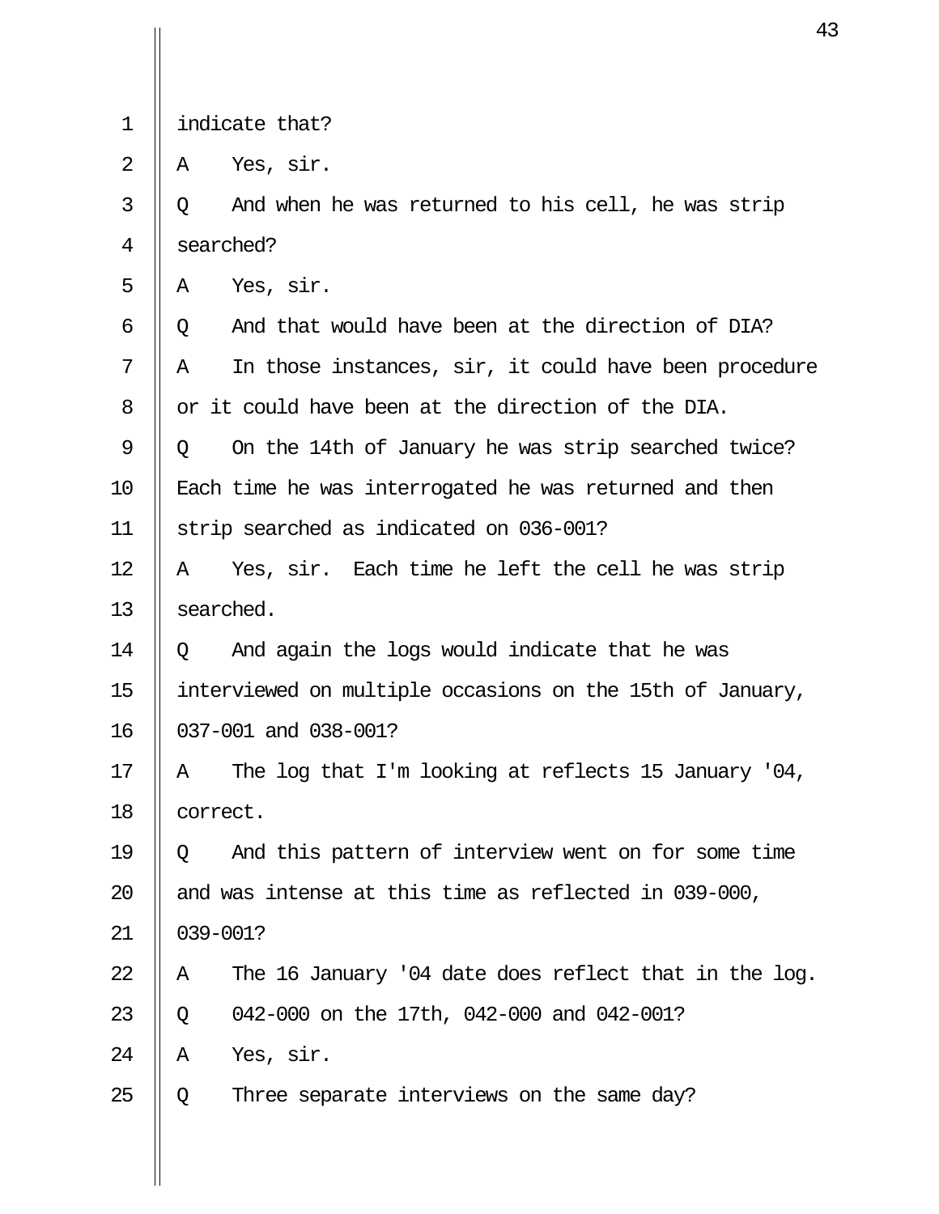1 indicate that?

2 A Yes, sir.

3 Q And when he was returned to his cell, he was strip

4 searched?

5 A Yes, sir.

6 Q And that would have been at the direction of DIA?

7 A In those instances, sir, it could have been procedure

8 or it could have been at the direction of the DIA.

9 Q On the 14th of January he was strip searched twice?

10 Each time he was interrogated he was returned and then

11 strip searched as indicated on 036-001?

12 A Yes, sir. Each time he left the cell he was strip

13 searched.

14 Q And again the logs would indicate that he was

15 interviewed on multiple occasions on the 15th of January,

16 037-001 and 038-001?

17 A The log that I'm looking at reflects 15 January '04,

18 correct.

19 Q And this pattern of interview went on for some time

20 and was intense at this time as reflected in 039-000,

21 039-001?

22 A The 16 January '04 date does reflect that in the log.

23 Q 042-000 on the 17th, 042-000 and 042-001?

24 A Yes, sir.

25 Q Three separate interviews on the same day?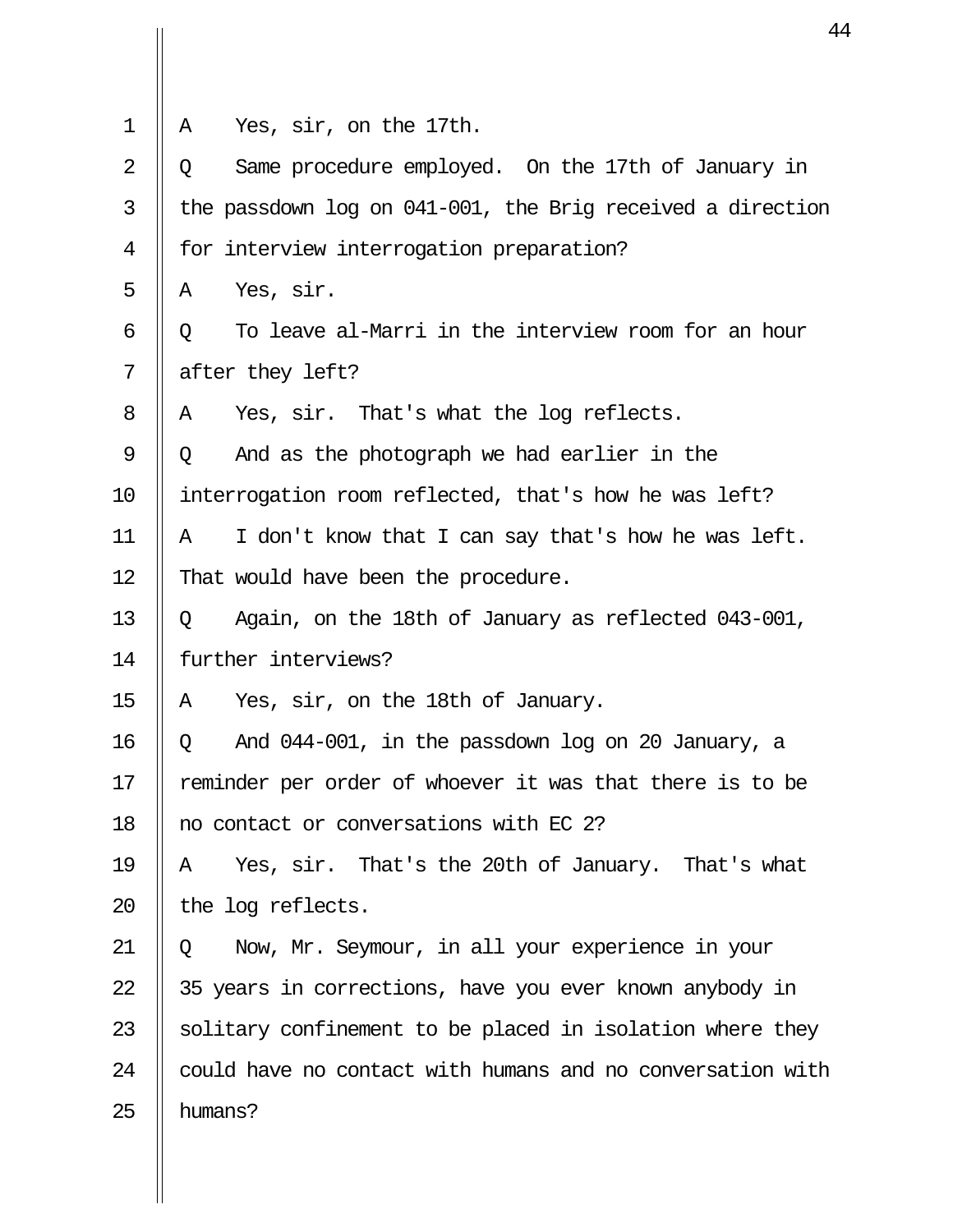A Yes, sir, on the 17th.

Q Same procedure employed. On the 17th of January in the passdown log on 041-001, the Brig received a direction for interview interrogation preparation?

A Yes, sir.

Q To leave al-Marri in the interview room for an hour after they left?

A Yes, sir. That's what the log reflects.

Q And as the photograph we had earlier in the interrogation room reflected, that's how he was left?

A I don't know that I can say that's how he was left. That would have been the procedure.

Q Again, on the 18th of January as reflected 043-001, further interviews?

A Yes, sir, on the 18th of January.

Q And 044-001, in the passdown log on 20 January, a reminder per order of whoever it was that there is to be no contact or conversations with EC 2?

A Yes, sir. That's the 20th of January. That's what the log reflects.

Q Now, Mr. Seymour, in all your experience in your 35 years in corrections, have you ever known anybody in solitary confinement to be placed in isolation where they could have no contact with humans and no conversation with humans?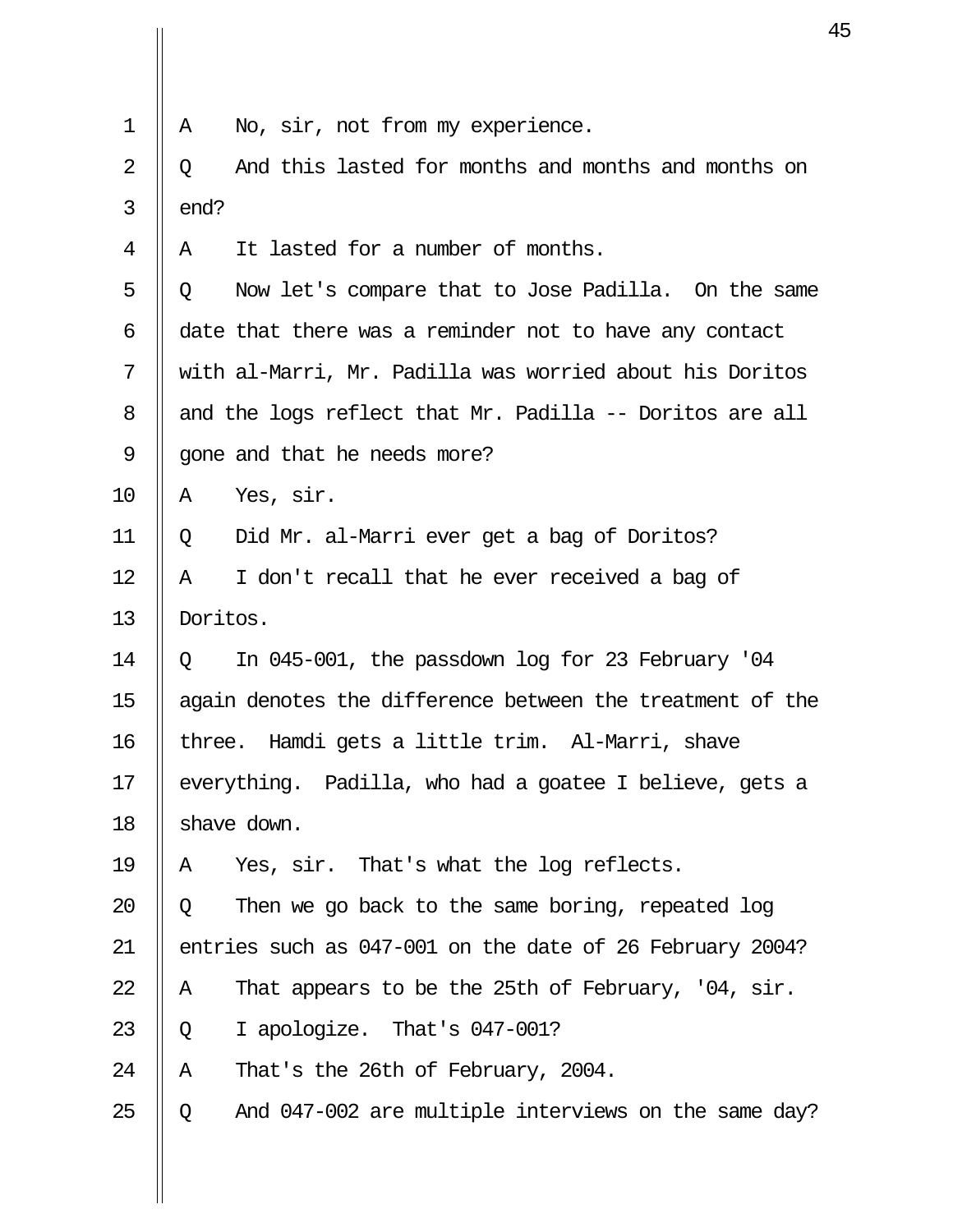1 A No, sir, not from my experience.

2 Q And this lasted for months and months and months on

3 end?

4 A It lasted for a number of months.

5 Q Now let's compare that to Jose Padilla. On the same

6 date that there was a reminder not to have any contact

7 with al-Marri, Mr. Padilla was worried about his Doritos

8 and the logs reflect that Mr. Padilla -- Doritos are all

9 gone and that he needs more?

10 A Yes, sir.

11 Q Did Mr. al-Marri ever get a bag of Doritos?

12 A I don't recall that he ever received a bag of

13 Doritos.

14 Q In 045-001, the passdown log for 23 February '04

15 again denotes the difference between the treatment of the

16 three. Hamdi gets a little trim. Al-Marri, shave

17 everything. Padilla, who had a goatee I believe, gets a

18 shave down.

19 A Yes, sir. That's what the log reflects.

20 Q Then we go back to the same boring, repeated log

21 entries such as 047-001 on the date of 26 February 2004?

22 A That appears to be the 25th of February, '04, sir.

23 Q I apologize. That's 047-001?

24 A That's the 26th of February, 2004.

25 Q And 047-002 are multiple interviews on the same day?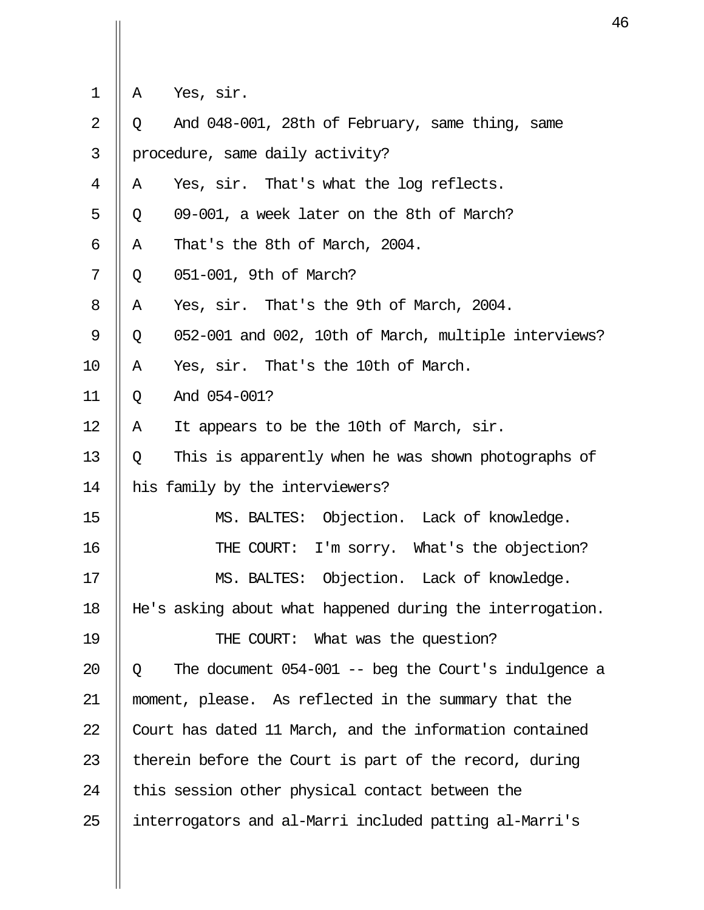A Yes, sir.

Q And 048-001, 28th of February, same thing, same procedure, same daily activity?

A Yes, sir. That's what the log reflects.

Q 09-001, a week later on the 8th of March?

A That's the 8th of March, 2004.

Q 051-001, 9th of March?

A Yes, sir. That's the 9th of March, 2004.

Q 052-001 and 002, 10th of March, multiple interviews?

A Yes, sir. That's the 10th of March.

Q And 054-001?

A It appears to be the 10th of March, sir.

Q This is apparently when he was shown photographs of his family by the interviewers?

MS. BALTES: Objection. Lack of knowledge.

THE COURT: I'm sorry. What's the objection?

MS. BALTES: Objection. Lack of knowledge. He's asking about what happened during the interrogation.

THE COURT: What was the question?

Q The document 054-001 -- beg the Court's indulgence a moment, please. As reflected in the summary that the Court has dated 11 March, and the information contained therein before the Court is part of the record, during this session other physical contact between the interrogators and al-Marri included patting al-Marri's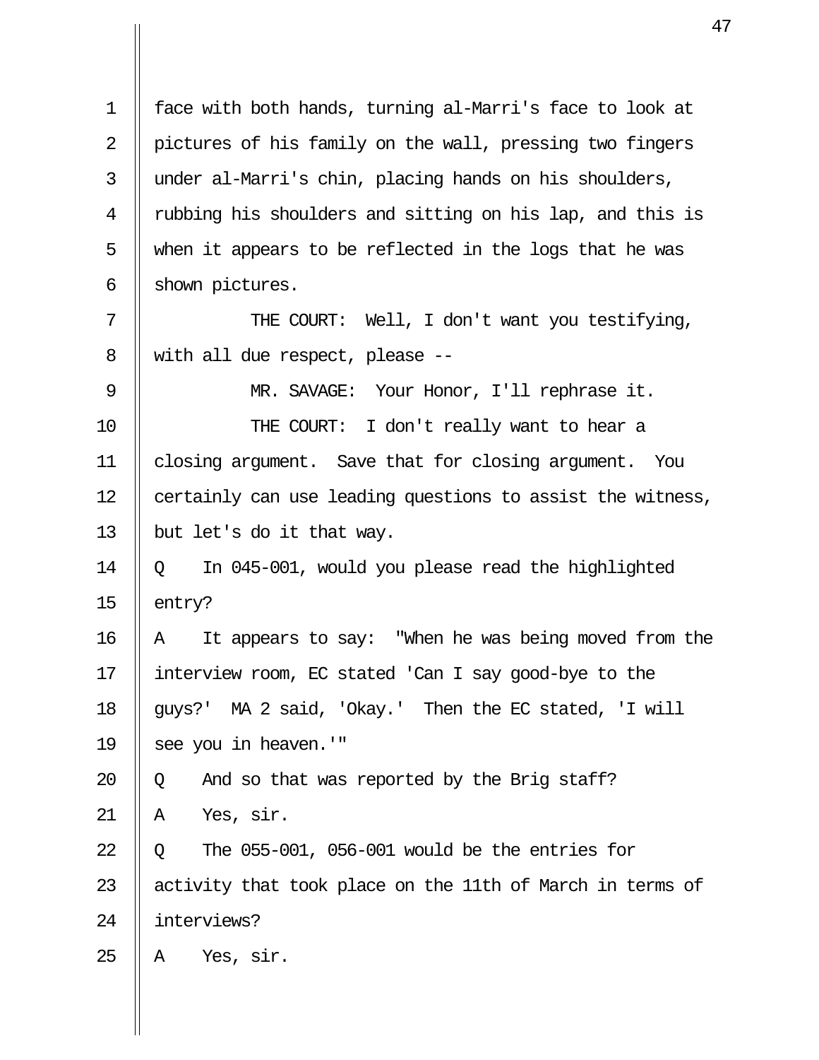face with both hands, turning al-Marri's face to look at pictures of his family on the wall, pressing two fingers under al-Marri's chin, placing hands on his shoulders, rubbing his shoulders and sitting on his lap, and this is when it appears to be reflected in the logs that he was shown pictures.

THE COURT: Well, I don't want you testifying, with all due respect, please --

MR. SAVAGE: Your Honor, I'll rephrase it.

THE COURT: I don't really want to hear a closing argument. Save that for closing argument. You certainly can use leading questions to assist the witness, but let's do it that way.

Q In 045-001, would you please read the highlighted entry?

A It appears to say: "When he was being moved from the interview room, EC stated 'Can I say good-bye to the guys?' MA 2 said, 'Okay.' Then the EC stated, 'I will see you in heaven.'"

Q And so that was reported by the Brig staff?

A Yes, sir.

Q The 055-001, 056-001 would be the entries for activity that took place on the 11th of March in terms of interviews?

A Yes, sir.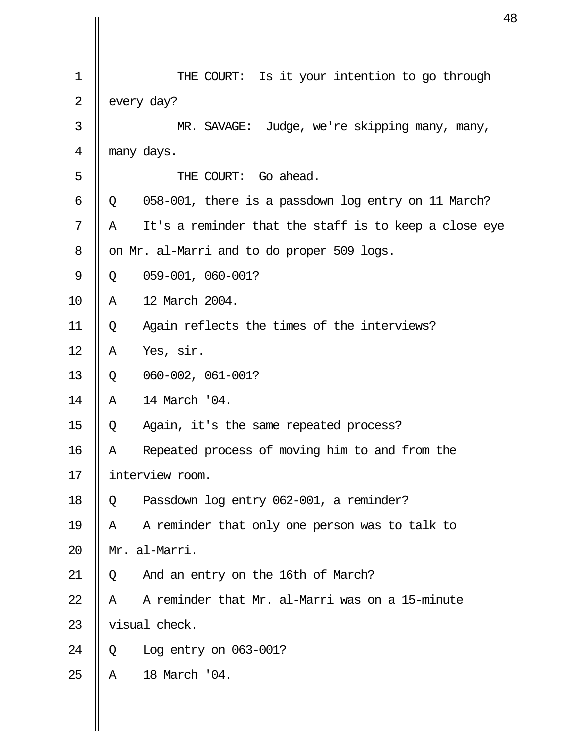THE COURT: Is it your intention to go through every day?

MR. SAVAGE: Judge, we're skipping many, many, many days.

THE COURT: Go ahead.

Q 058-001, there is a passdown log entry on 11 March?

A It's a reminder that the staff is to keep a close eye on Mr. al-Marri and to do proper 509 logs.

Q 059-001, 060-001?

A 12 March 2004.

Q Again reflects the times of the interviews?

A Yes, sir.

Q 060-002, 061-001?

A 14 March '04.

Q Again, it's the same repeated process?

A Repeated process of moving him to and from the interview room.

Q Passdown log entry 062-001, a reminder?

A A reminder that only one person was to talk to Mr. al-Marri.

Q And an entry on the 16th of March?

A A reminder that Mr. al-Marri was on a 15-minute visual check.

Q Log entry on 063-001?

A 18 March '04.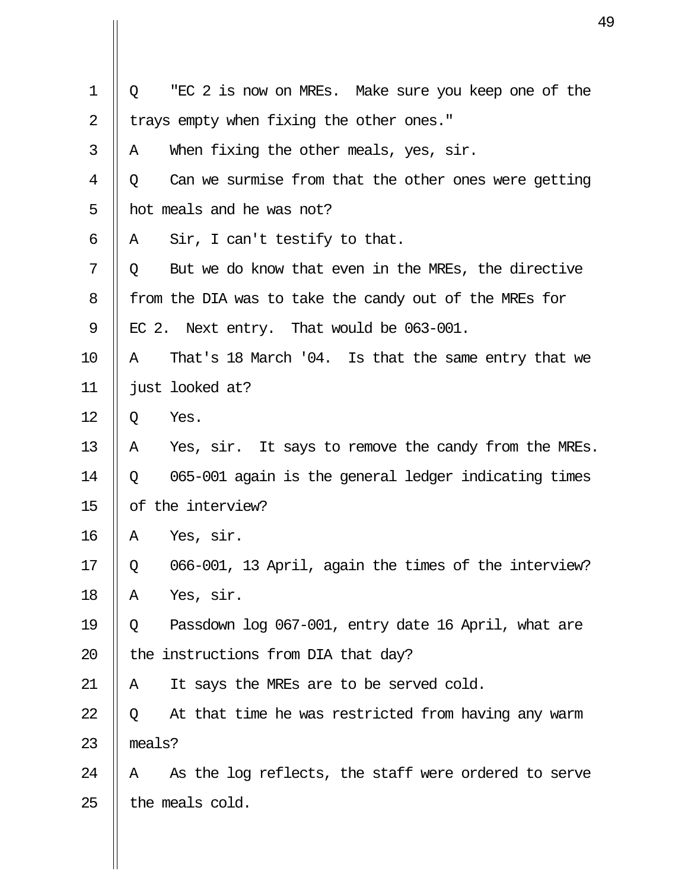Q "EC 2 is now on MREs. Make sure you keep one of the trays empty when fixing the other ones."

A When fixing the other meals, yes, sir.

Q Can we surmise from that the other ones were getting hot meals and he was not?

A Sir, I can't testify to that.

Q But we do know that even in the MREs, the directive from the DIA was to take the candy out of the MREs for EC 2. Next entry. That would be 063-001.

A That's 18 March '04. Is that the same entry that we just looked at?

Q Yes.

A Yes, sir. It says to remove the candy from the MREs.

Q 065-001 again is the general ledger indicating times of the interview?

A Yes, sir.

Q 066-001, 13 April, again the times of the interview?

A Yes, sir.

Q Passdown log 067-001, entry date 16 April, what are the instructions from DIA that day?

A It says the MREs are to be served cold.

Q At that time he was restricted from having any warm meals?

A As the log reflects, the staff were ordered to serve the meals cold.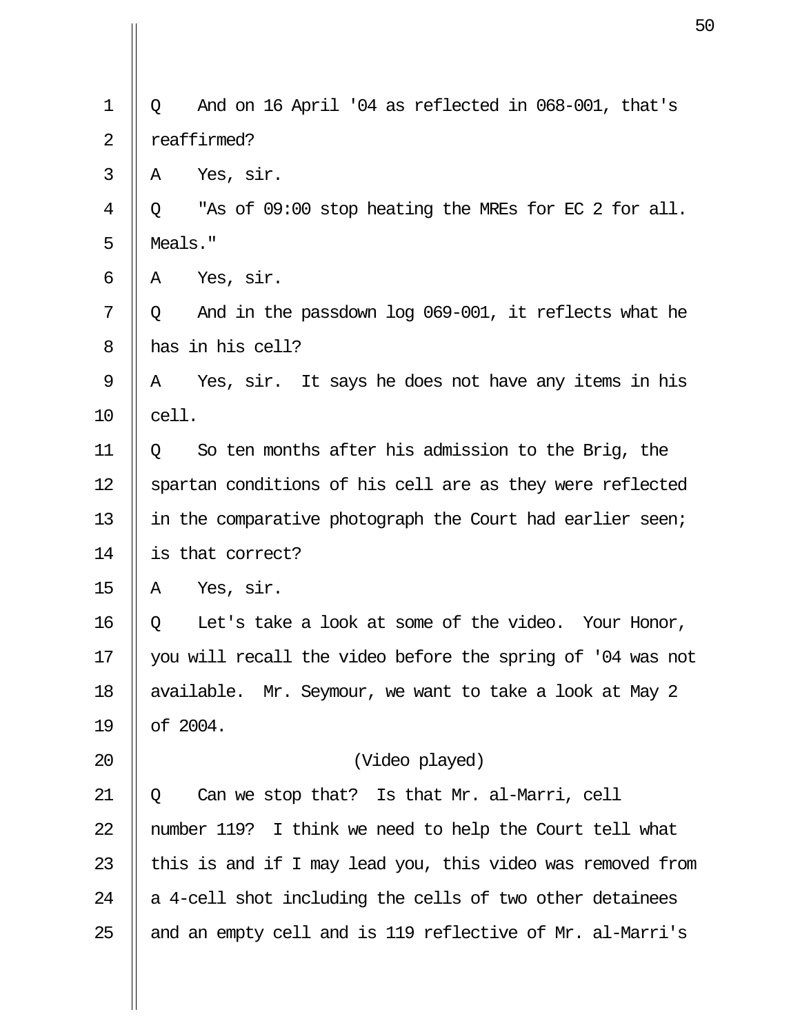Q And on 16 April '04 as reflected in 068-001, that's reaffirmed?

A Yes, sir.

Q "As of 09:00 stop heating the MREs for EC 2 for all. Meals."

A Yes, sir.

Q And in the passdown log 069-001, it reflects what he has in his cell?

A Yes, sir. It says he does not have any items in his cell.

Q So ten months after his admission to the Brig, the spartan conditions of his cell are as they were reflected in the comparative photograph the Court had earlier seen; is that correct?

A Yes, sir.

Q Let's take a look at some of the video. Your Honor, you will recall the video before the spring of '04 was not available. Mr. Seymour, we want to take a look at May 2 of 2004.

(Video played)

Q Can we stop that? Is that Mr. al-Marri, cell number 119? I think we need to help the Court tell what this is and if I may lead you, this video was removed from a 4-cell shot including the cells of two other detainees and an empty cell and is 119 reflective of Mr. al-Marri's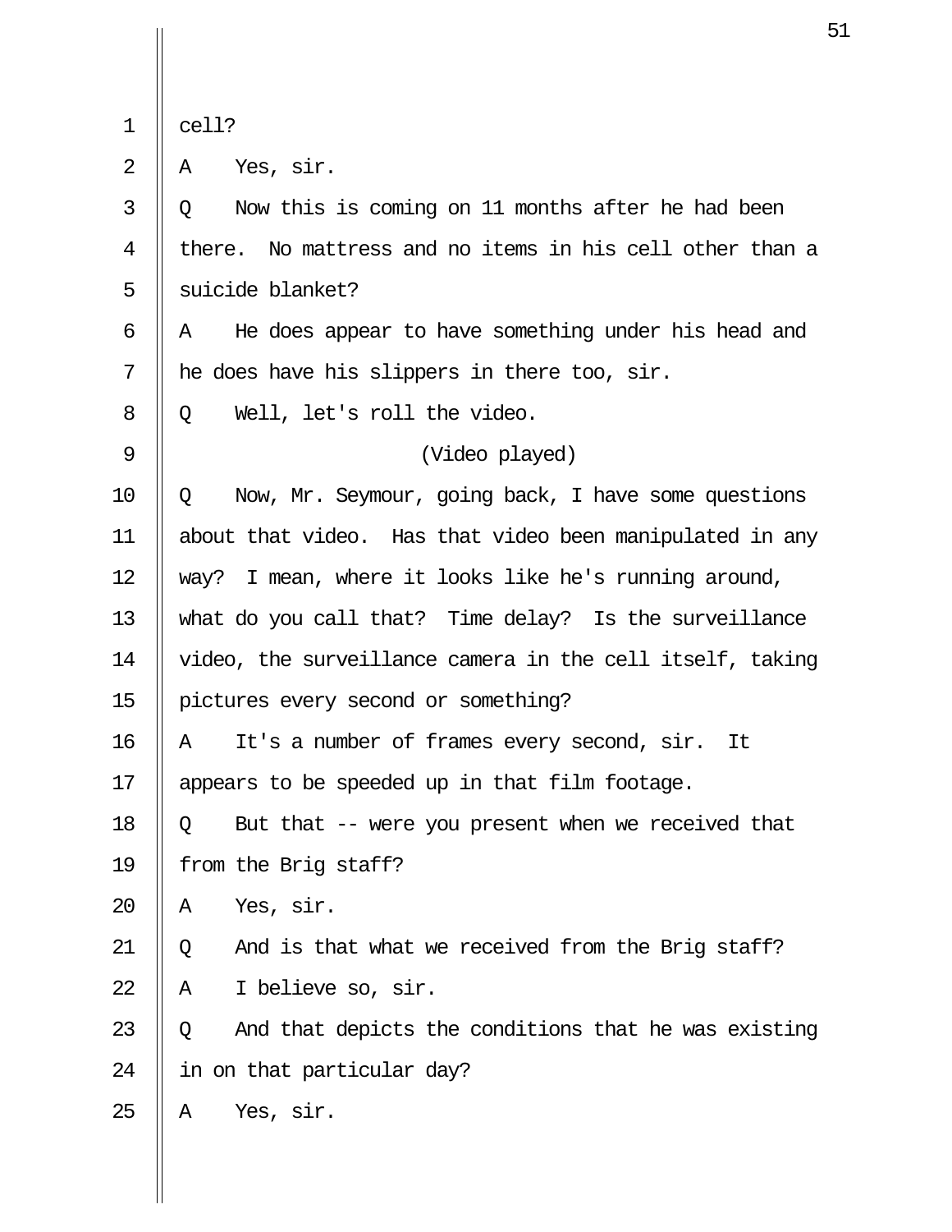cell?

A    Yes, sir.

Q    Now this is coming on 11 months after he had been there.  No mattress and no items in his cell other than a suicide blanket?

A    He does appear to have something under his head and he does have his slippers in there too, sir.

Q    Well, let's roll the video.

(Video played)

Q    Now, Mr. Seymour, going back, I have some questions about that video.  Has that video been manipulated in any way?  I mean, where it looks like he's running around, what do you call that?  Time delay?  Is the surveillance video, the surveillance camera in the cell itself, taking pictures every second or something?

A    It's a number of frames every second, sir.  It appears to be speeded up in that film footage.

Q    But that -- were you present when we received that from the Brig staff?

A    Yes, sir.

Q    And is that what we received from the Brig staff?

A    I believe so, sir.

Q    And that depicts the conditions that he was existing in on that particular day?

A    Yes, sir.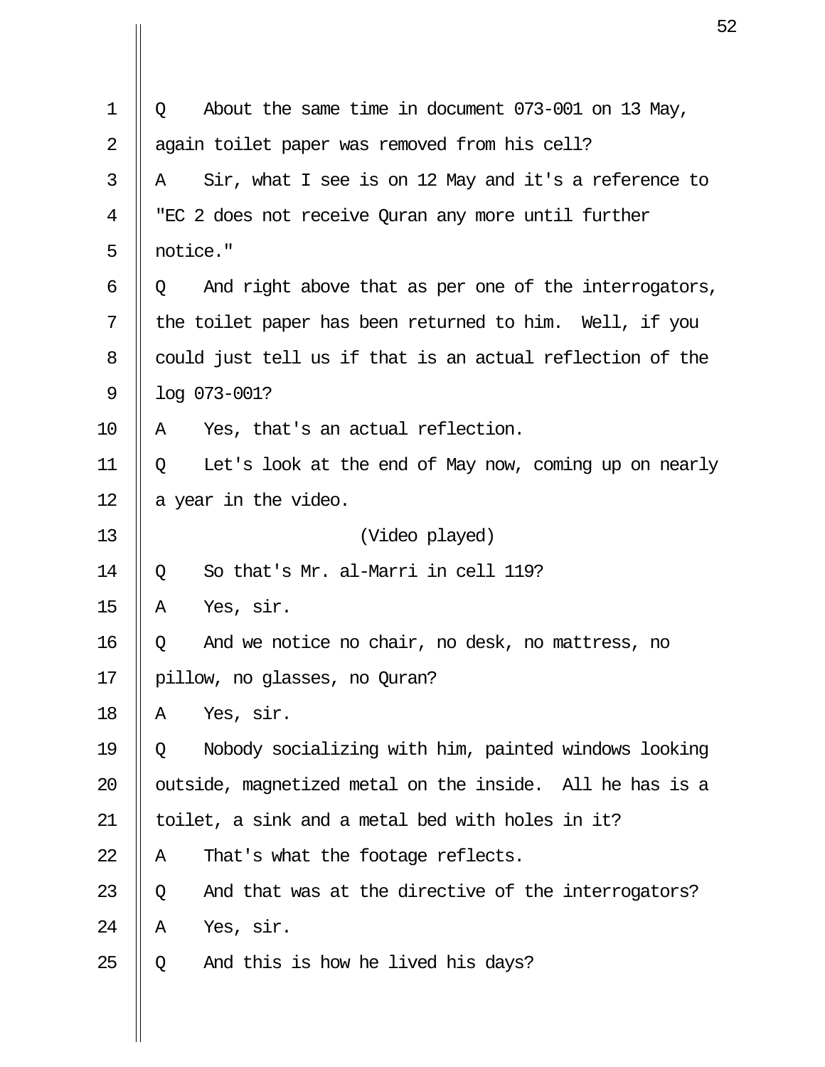Q About the same time in document 073-001 on 13 May, again toilet paper was removed from his cell?

A Sir, what I see is on 12 May and it's a reference to "EC 2 does not receive Quran any more until further notice."

Q And right above that as per one of the interrogators, the toilet paper has been returned to him. Well, if you could just tell us if that is an actual reflection of the log 073-001?

A Yes, that's an actual reflection.

Q Let's look at the end of May now, coming up on nearly a year in the video.

(Video played)

Q So that's Mr. al-Marri in cell 119?

A Yes, sir.

Q And we notice no chair, no desk, no mattress, no pillow, no glasses, no Quran?

A Yes, sir.

Q Nobody socializing with him, painted windows looking outside, magnetized metal on the inside. All he has is a toilet, a sink and a metal bed with holes in it?

A That's what the footage reflects.

Q And that was at the directive of the interrogators?

A Yes, sir.

Q And this is how he lived his days?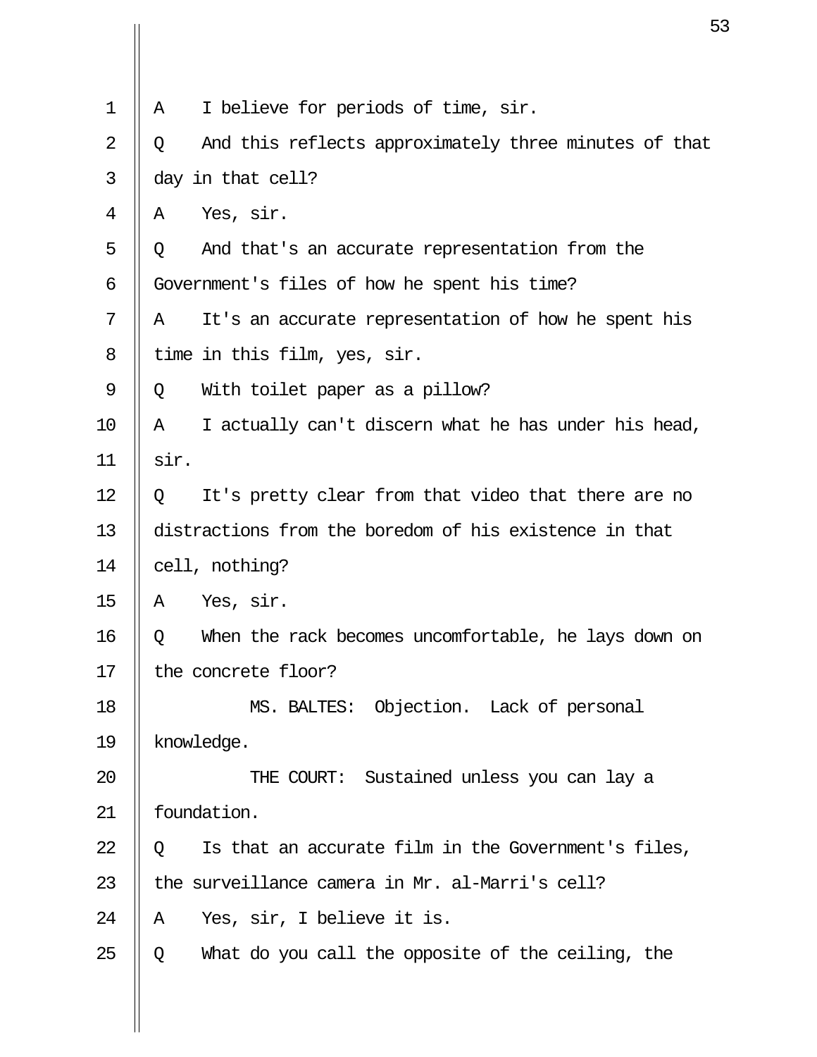A I believe for periods of time, sir.

Q And this reflects approximately three minutes of that day in that cell?

A Yes, sir.

Q And that's an accurate representation from the Government's files of how he spent his time?

A It's an accurate representation of how he spent his time in this film, yes, sir.

Q With toilet paper as a pillow?

A I actually can't discern what he has under his head, sir.

Q It's pretty clear from that video that there are no distractions from the boredom of his existence in that cell, nothing?

A Yes, sir.

Q When the rack becomes uncomfortable, he lays down on the concrete floor?

MS. BALTES: Objection. Lack of personal knowledge.

THE COURT: Sustained unless you can lay a foundation.

Q Is that an accurate film in the Government's files, the surveillance camera in Mr. al-Marri's cell?

A Yes, sir, I believe it is.

Q What do you call the opposite of the ceiling, the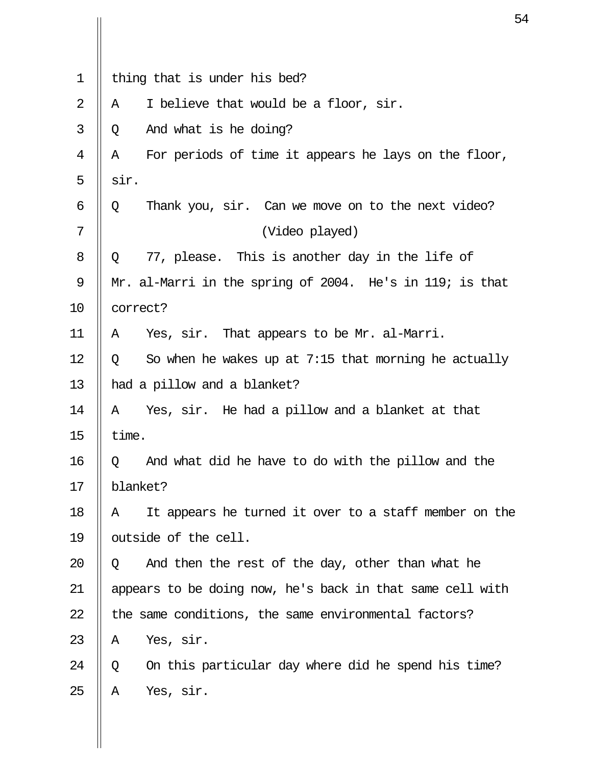1 thing that is under his bed?

2 A I believe that would be a floor, sir.

3 Q And what is he doing?

4 A For periods of time it appears he lays on the floor,

5 sir.

6 Q Thank you, sir. Can we move on to the next video?

7 (Video played)

8 Q 77, please. This is another day in the life of

9 Mr. al-Marri in the spring of 2004. He's in 119; is that

10 correct?

11 A Yes, sir. That appears to be Mr. al-Marri.

12 Q So when he wakes up at 7:15 that morning he actually

13 had a pillow and a blanket?

14 A Yes, sir. He had a pillow and a blanket at that

15 time.

16 Q And what did he have to do with the pillow and the

17 blanket?

18 A It appears he turned it over to a staff member on the

19 outside of the cell.

20 Q And then the rest of the day, other than what he

21 appears to be doing now, he's back in that same cell with

22 the same conditions, the same environmental factors?

23 A Yes, sir.

24 Q On this particular day where did he spend his time?

25 A Yes, sir.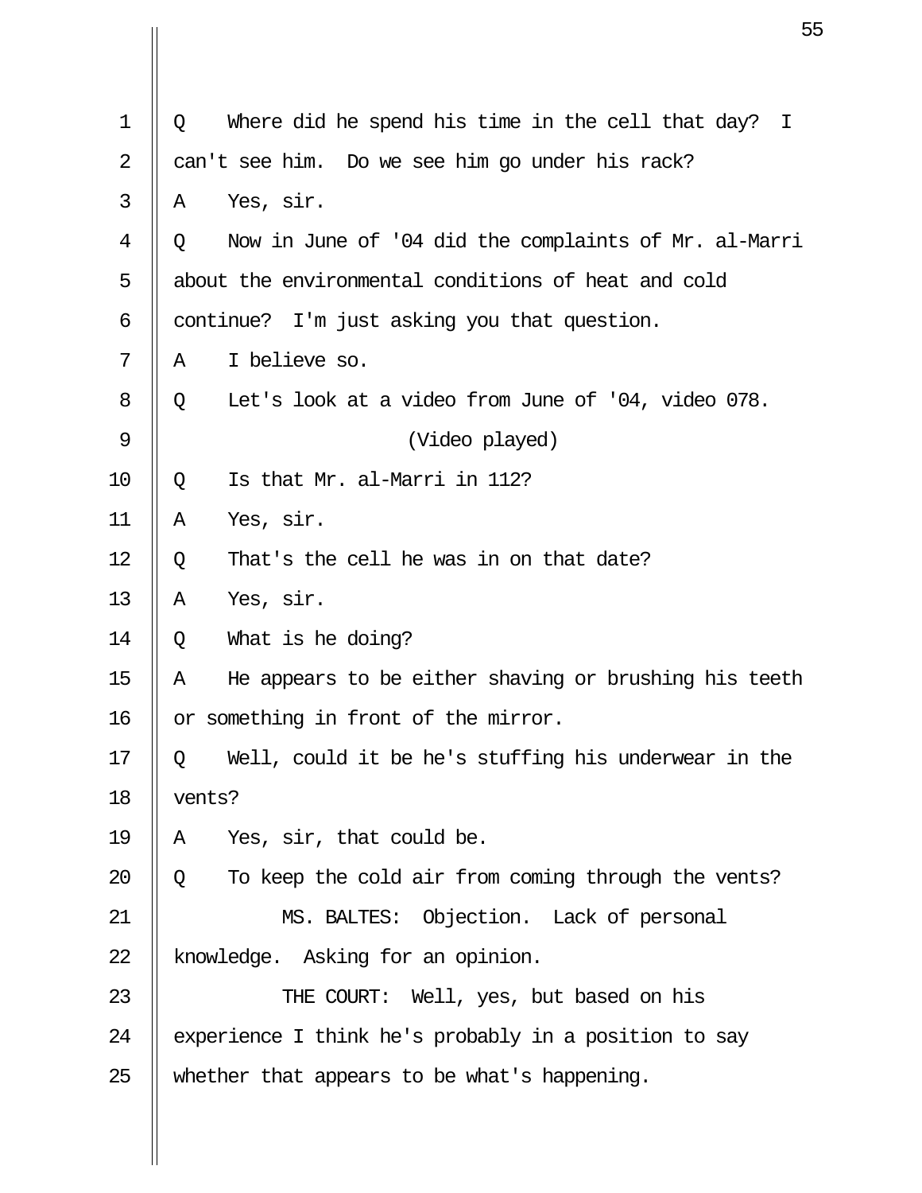Q Where did he spend his time in the cell that day? I can't see him. Do we see him go under his rack?

A Yes, sir.

Q Now in June of '04 did the complaints of Mr. al-Marri about the environmental conditions of heat and cold continue? I'm just asking you that question.

A I believe so.

Q Let's look at a video from June of '04, video 078.

(Video played)

Q Is that Mr. al-Marri in 112?

A Yes, sir.

Q That's the cell he was in on that date?

A Yes, sir.

Q What is he doing?

A He appears to be either shaving or brushing his teeth or something in front of the mirror.

Q Well, could it be he's stuffing his underwear in the vents?

A Yes, sir, that could be.

Q To keep the cold air from coming through the vents?

MS. BALTES: Objection. Lack of personal knowledge. Asking for an opinion.

THE COURT: Well, yes, but based on his experience I think he's probably in a position to say whether that appears to be what's happening.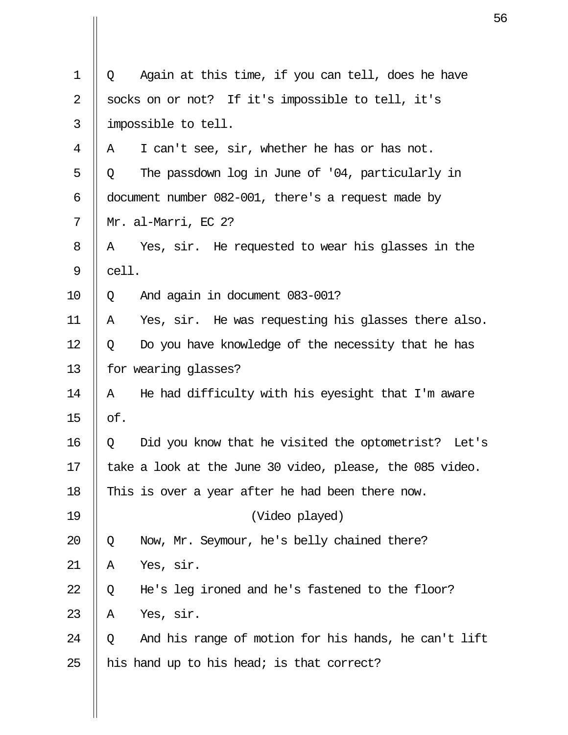Q Again at this time, if you can tell, does he have socks on or not? If it's impossible to tell, it's impossible to tell.

A I can't see, sir, whether he has or has not.

Q The passdown log in June of '04, particularly in document number 082-001, there's a request made by Mr. al-Marri, EC 2?

A Yes, sir. He requested to wear his glasses in the cell.

Q And again in document 083-001?

A Yes, sir. He was requesting his glasses there also.

Q Do you have knowledge of the necessity that he has for wearing glasses?

A He had difficulty with his eyesight that I'm aware of.

Q Did you know that he visited the optometrist? Let's take a look at the June 30 video, please, the 085 video. This is over a year after he had been there now.

(Video played)

Q Now, Mr. Seymour, he's belly chained there?

A Yes, sir.

Q He's leg ironed and he's fastened to the floor?

A Yes, sir.

Q And his range of motion for his hands, he can't lift his hand up to his head; is that correct?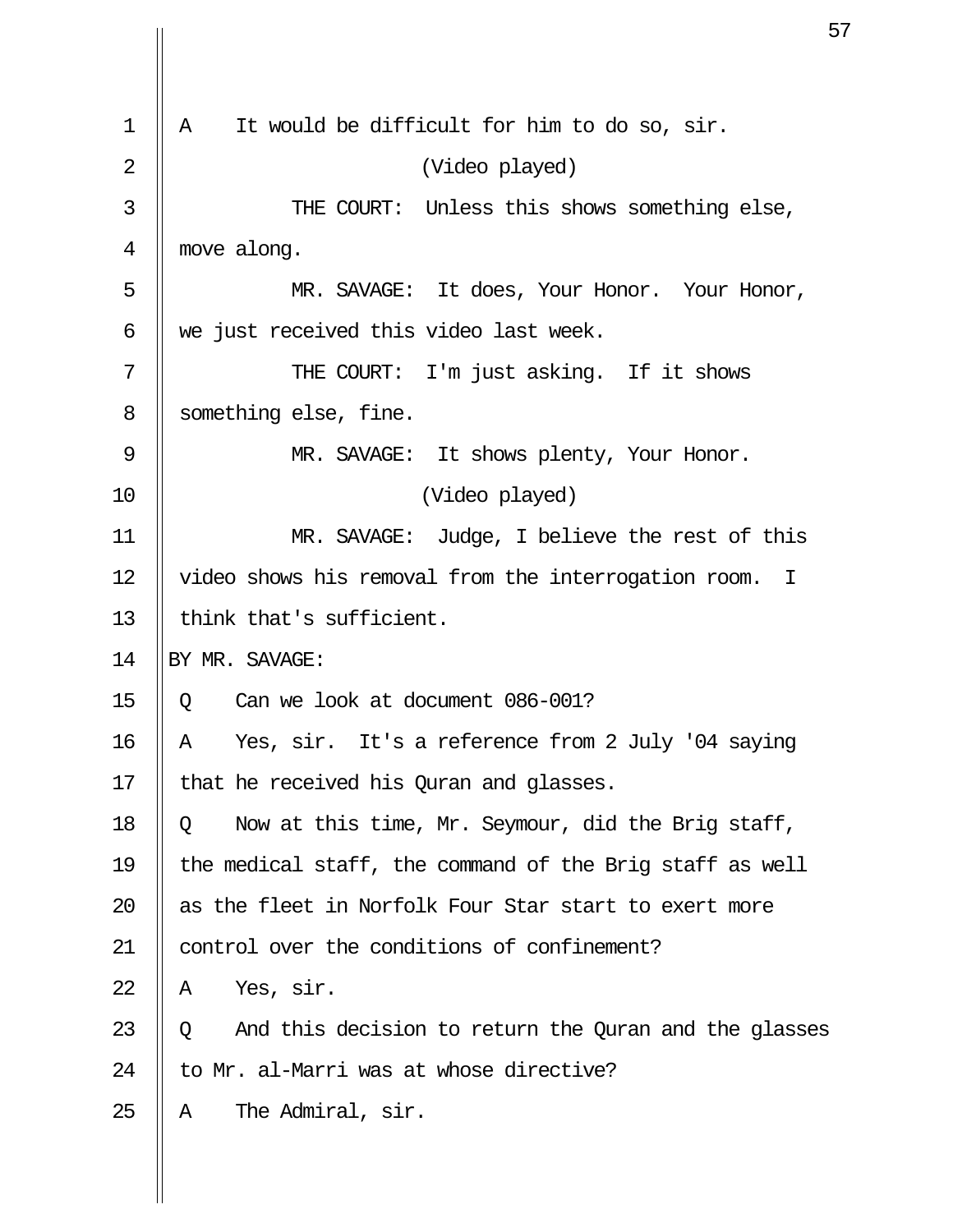A It would be difficult for him to do so, sir.

(Video played)

THE COURT: Unless this shows something else, move along.

MR. SAVAGE: It does, Your Honor. Your Honor, we just received this video last week.

THE COURT: I'm just asking. If it shows something else, fine.

MR. SAVAGE: It shows plenty, Your Honor.

(Video played)

MR. SAVAGE: Judge, I believe the rest of this video shows his removal from the interrogation room. I think that's sufficient.

BY MR. SAVAGE:

Q Can we look at document 086-001?

A Yes, sir. It's a reference from 2 July '04 saying that he received his Quran and glasses.

Q Now at this time, Mr. Seymour, did the Brig staff, the medical staff, the command of the Brig staff as well as the fleet in Norfolk Four Star start to exert more control over the conditions of confinement?

A Yes, sir.

Q And this decision to return the Quran and the glasses to Mr. al-Marri was at whose directive?

A The Admiral, sir.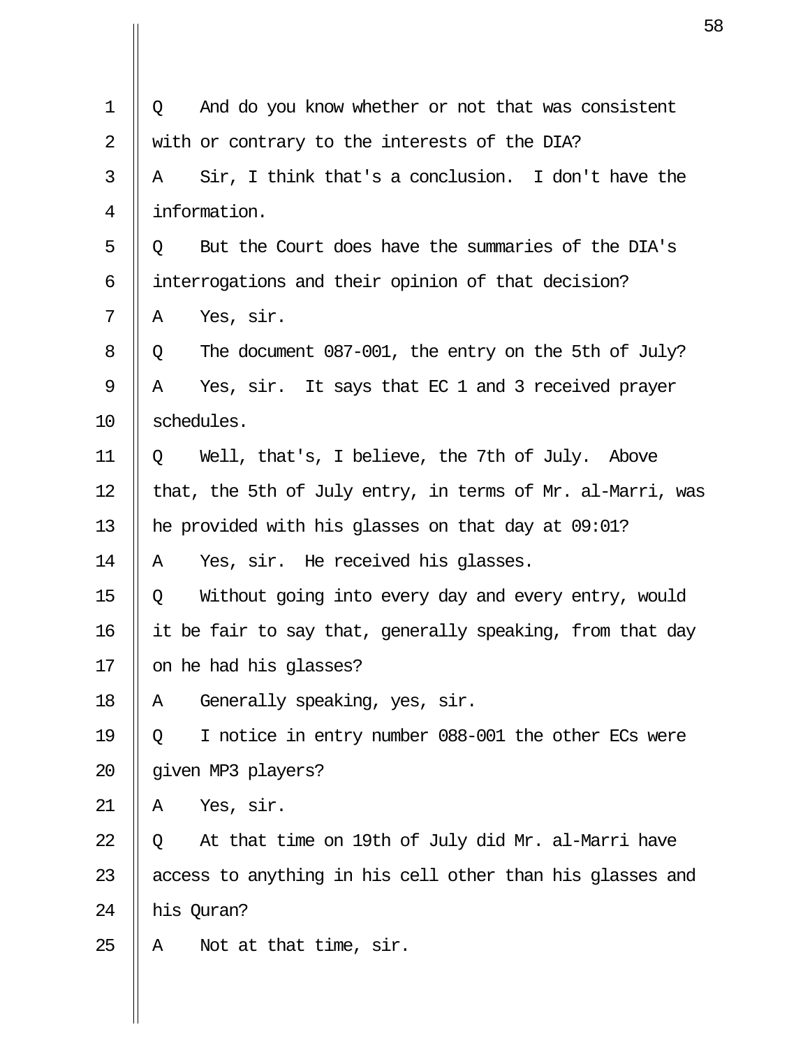Q And do you know whether or not that was consistent with or contrary to the interests of the DIA?

A Sir, I think that's a conclusion. I don't have the information.

Q But the Court does have the summaries of the DIA's interrogations and their opinion of that decision?

A Yes, sir.

Q The document 087-001, the entry on the 5th of July?

A Yes, sir. It says that EC 1 and 3 received prayer schedules.

Q Well, that's, I believe, the 7th of July. Above that, the 5th of July entry, in terms of Mr. al-Marri, was he provided with his glasses on that day at 09:01?

A Yes, sir. He received his glasses.

Q Without going into every day and every entry, would it be fair to say that, generally speaking, from that day on he had his glasses?

A Generally speaking, yes, sir.

Q I notice in entry number 088-001 the other ECs were given MP3 players?

A Yes, sir.

Q At that time on 19th of July did Mr. al-Marri have access to anything in his cell other than his glasses and his Quran?

A Not at that time, sir.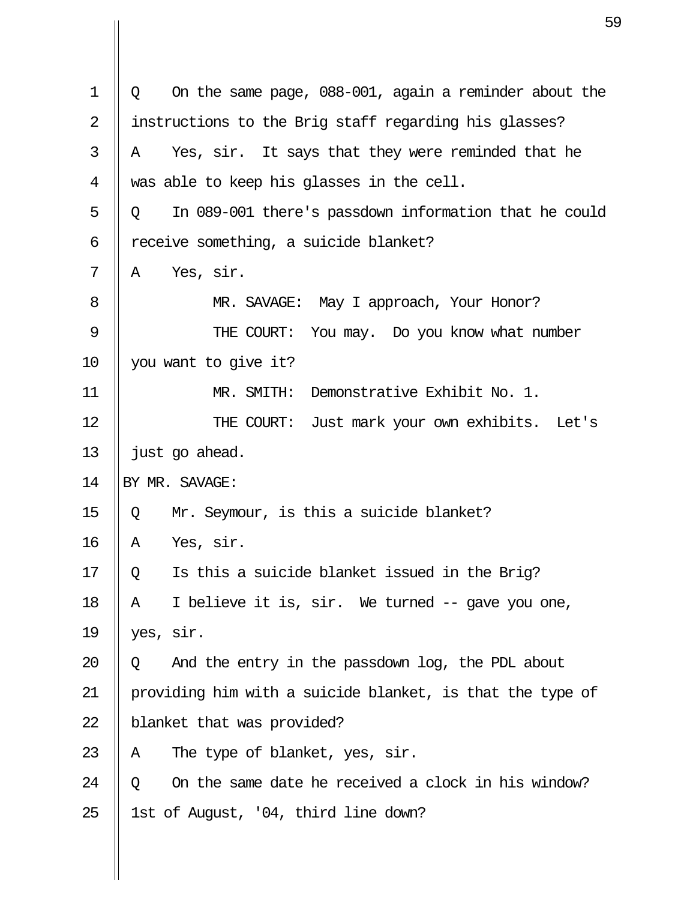Q On the same page, 088-001, again a reminder about the instructions to the Brig staff regarding his glasses?

A Yes, sir. It says that they were reminded that he was able to keep his glasses in the cell.

Q In 089-001 there's passdown information that he could receive something, a suicide blanket?

A Yes, sir.

MR. SAVAGE: May I approach, Your Honor?

THE COURT: You may. Do you know what number you want to give it?

MR. SMITH: Demonstrative Exhibit No. 1.

THE COURT: Just mark your own exhibits. Let's just go ahead.

BY MR. SAVAGE:

Q Mr. Seymour, is this a suicide blanket?

A Yes, sir.

Q Is this a suicide blanket issued in the Brig?

A I believe it is, sir. We turned -- gave you one, yes, sir.

Q And the entry in the passdown log, the PDL about providing him with a suicide blanket, is that the type of blanket that was provided?

A The type of blanket, yes, sir.

Q On the same date he received a clock in his window? 1st of August, '04, third line down?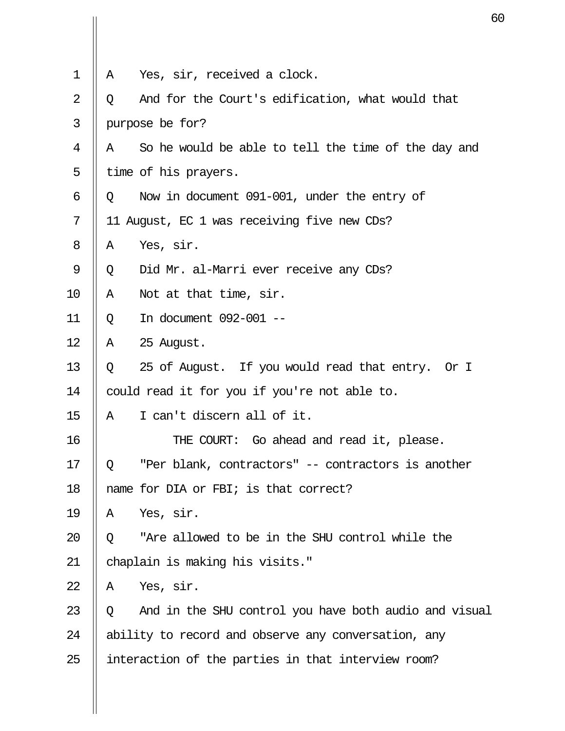A Yes, sir, received a clock.

Q And for the Court's edification, what would that purpose be for?

A So he would be able to tell the time of the day and time of his prayers.

Q Now in document 091-001, under the entry of 11 August, EC 1 was receiving five new CDs?

A Yes, sir.

Q Did Mr. al-Marri ever receive any CDs?

A Not at that time, sir.

Q In document 092-001 --

A 25 August.

Q 25 of August. If you would read that entry. Or I could read it for you if you're not able to.

A I can't discern all of it.

THE COURT: Go ahead and read it, please.

Q "Per blank, contractors" -- contractors is another name for DIA or FBI; is that correct?

A Yes, sir.

Q "Are allowed to be in the SHU control while the chaplain is making his visits."

A Yes, sir.

Q And in the SHU control you have both audio and visual ability to record and observe any conversation, any interaction of the parties in that interview room?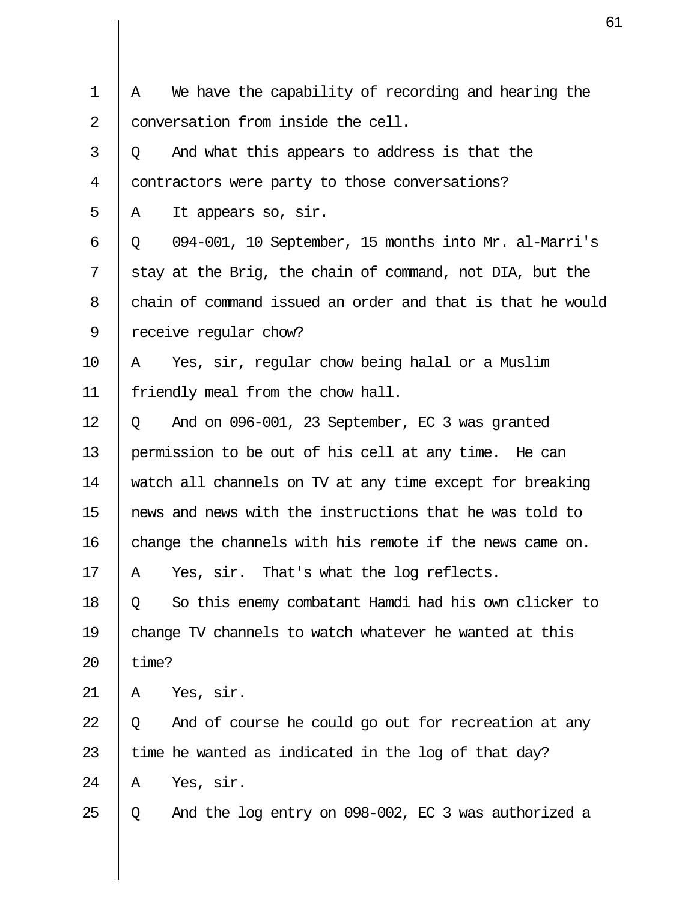A We have the capability of recording and hearing the conversation from inside the cell.

Q And what this appears to address is that the contractors were party to those conversations?

A It appears so, sir.

Q 094-001, 10 September, 15 months into Mr. al-Marri's stay at the Brig, the chain of command, not DIA, but the chain of command issued an order and that is that he would receive regular chow?

A Yes, sir, regular chow being halal or a Muslim friendly meal from the chow hall.

Q And on 096-001, 23 September, EC 3 was granted permission to be out of his cell at any time. He can watch all channels on TV at any time except for breaking news and news with the instructions that he was told to change the channels with his remote if the news came on.

A Yes, sir. That's what the log reflects.

Q So this enemy combatant Hamdi had his own clicker to change TV channels to watch whatever he wanted at this time?

A Yes, sir.

Q And of course he could go out for recreation at any time he wanted as indicated in the log of that day?

A Yes, sir.

Q And the log entry on 098-002, EC 3 was authorized a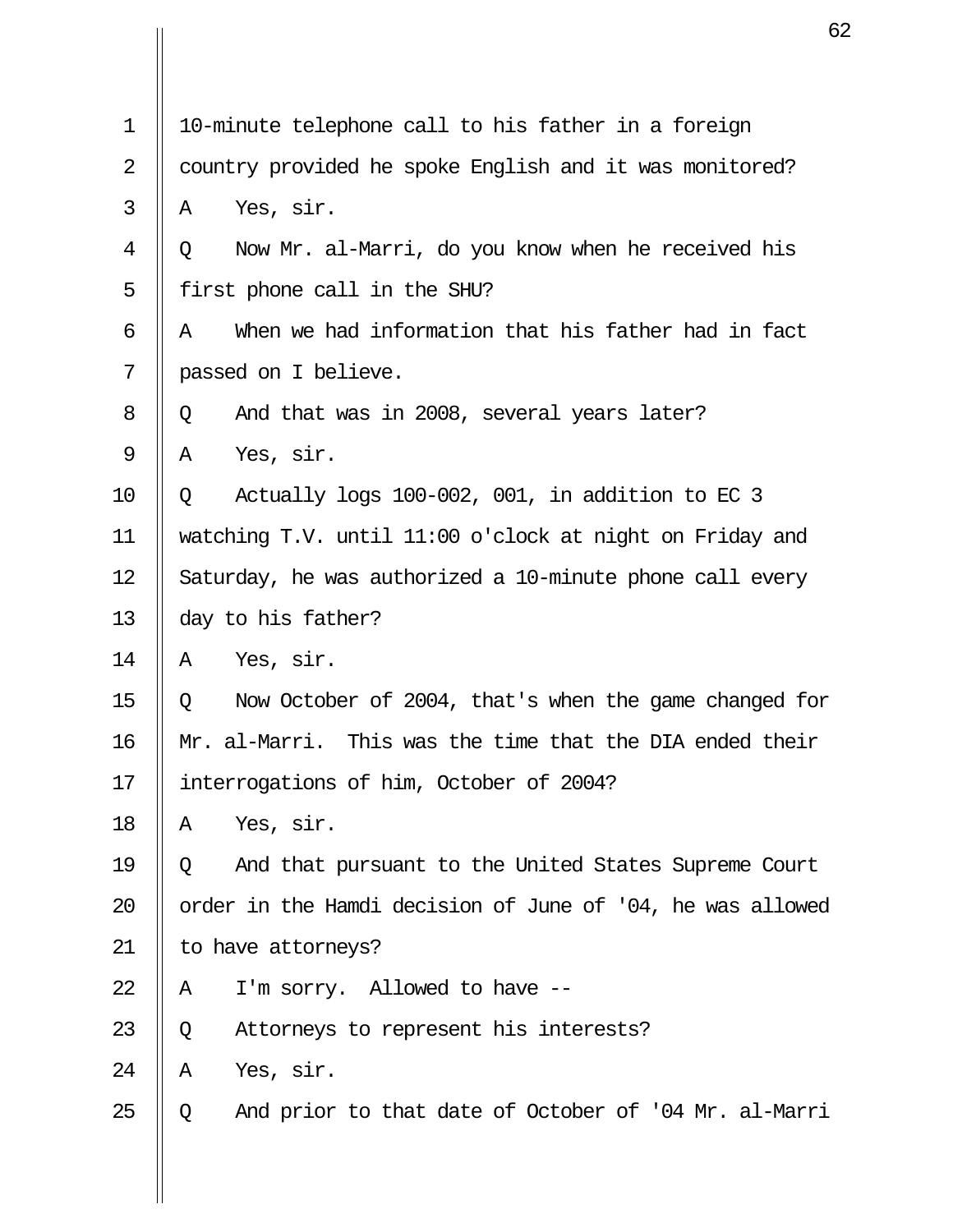1 10-minute telephone call to his father in a foreign
2 country provided he spoke English and it was monitored?
3 A Yes, sir.
4 Q Now Mr. al-Marri, do you know when he received his
5 first phone call in the SHU?
6 A When we had information that his father had in fact
7 passed on I believe.
8 Q And that was in 2008, several years later?
9 A Yes, sir.
10 Q Actually logs 100-002, 001, in addition to EC 3
11 watching T.V. until 11:00 o'clock at night on Friday and
12 Saturday, he was authorized a 10-minute phone call every
13 day to his father?
14 A Yes, sir.
15 Q Now October of 2004, that's when the game changed for
16 Mr. al-Marri. This was the time that the DIA ended their
17 interrogations of him, October of 2004?
18 A Yes, sir.
19 Q And that pursuant to the United States Supreme Court
20 order in the Hamdi decision of June of '04, he was allowed
21 to have attorneys?
22 A I'm sorry. Allowed to have --
23 Q Attorneys to represent his interests?
24 A Yes, sir.
25 Q And prior to that date of October of '04 Mr. al-Marri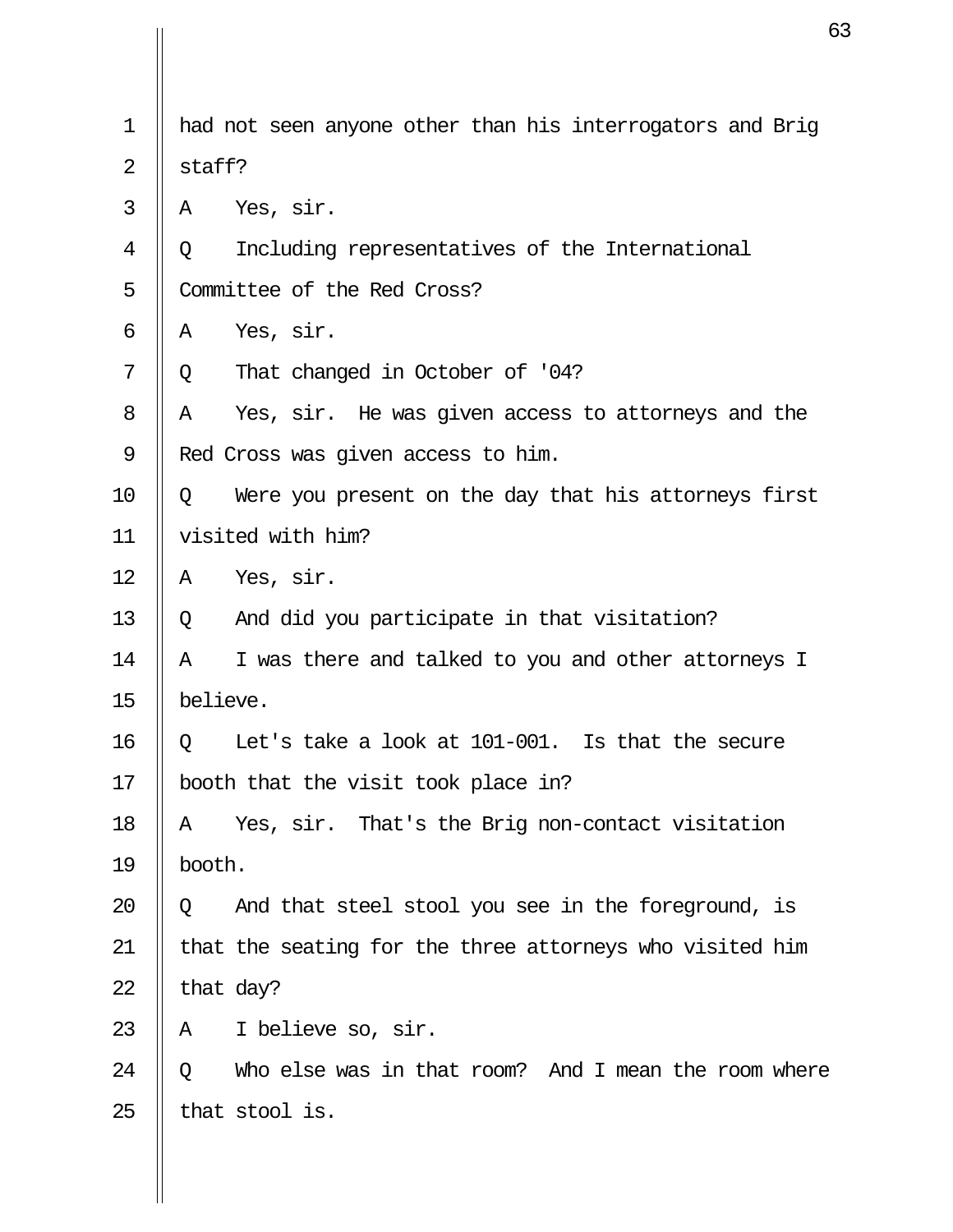had not seen anyone other than his interrogators and Brig staff?

A    Yes, sir.

Q    Including representatives of the International Committee of the Red Cross?

A    Yes, sir.

Q    That changed in October of '04?

A    Yes, sir.  He was given access to attorneys and the Red Cross was given access to him.

Q    Were you present on the day that his attorneys first visited with him?

A    Yes, sir.

Q    And did you participate in that visitation?

A    I was there and talked to you and other attorneys I believe.

Q    Let's take a look at 101-001.  Is that the secure booth that the visit took place in?

A    Yes, sir.  That's the Brig non-contact visitation booth.

Q    And that steel stool you see in the foreground, is that the seating for the three attorneys who visited him that day?

A    I believe so, sir.

Q    Who else was in that room?  And I mean the room where that stool is.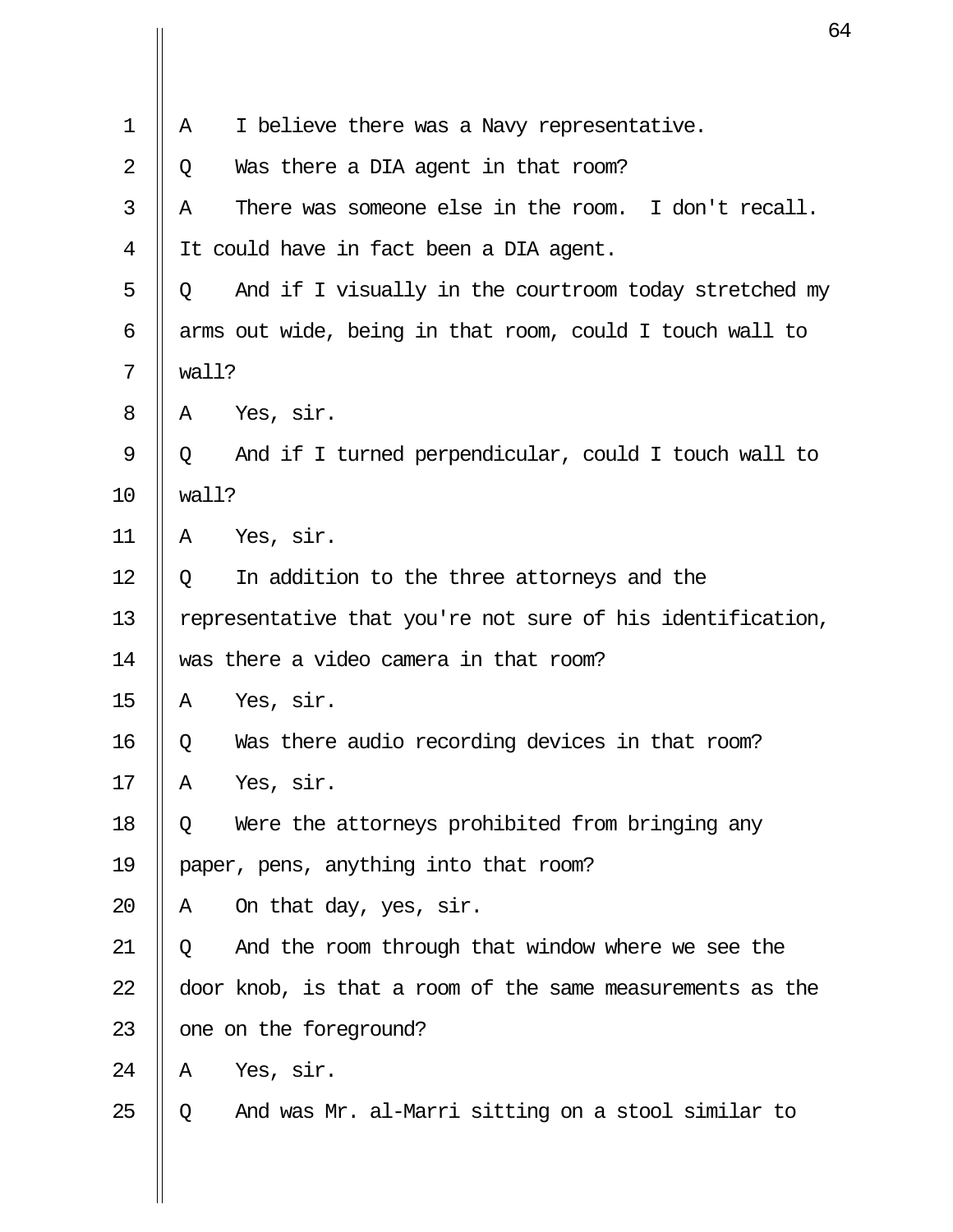1 A I believe there was a Navy representative.
2 Q Was there a DIA agent in that room?
3 A There was someone else in the room. I don't recall.
4 It could have in fact been a DIA agent.
5 Q And if I visually in the courtroom today stretched my
6 arms out wide, being in that room, could I touch wall to
7 wall?
8 A Yes, sir.
9 Q And if I turned perpendicular, could I touch wall to
10 wall?
11 A Yes, sir.
12 Q In addition to the three attorneys and the
13 representative that you're not sure of his identification,
14 was there a video camera in that room?
15 A Yes, sir.
16 Q Was there audio recording devices in that room?
17 A Yes, sir.
18 Q Were the attorneys prohibited from bringing any
19 paper, pens, anything into that room?
20 A On that day, yes, sir.
21 Q And the room through that window where we see the
22 door knob, is that a room of the same measurements as the
23 one on the foreground?
24 A Yes, sir.
25 Q And was Mr. al-Marri sitting on a stool similar to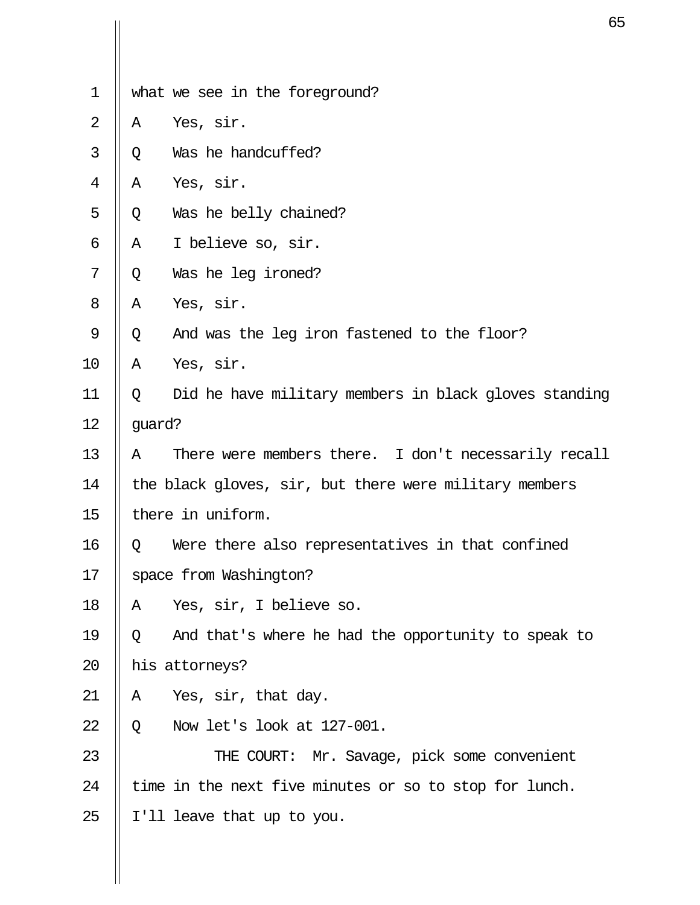what we see in the foreground?

A    Yes, sir.

Q    Was he handcuffed?

A    Yes, sir.

Q    Was he belly chained?

A    I believe so, sir.

Q    Was he leg ironed?

A    Yes, sir.

Q    And was the leg iron fastened to the floor?

A    Yes, sir.

Q    Did he have military members in black gloves standing guard?

A    There were members there.  I don't necessarily recall the black gloves, sir, but there were military members there in uniform.

Q    Were there also representatives in that confined space from Washington?

A    Yes, sir, I believe so.

Q    And that's where he had the opportunity to speak to his attorneys?

A    Yes, sir, that day.

Q    Now let's look at 127-001.

THE COURT:  Mr. Savage, pick some convenient time in the next five minutes or so to stop for lunch. I'll leave that up to you.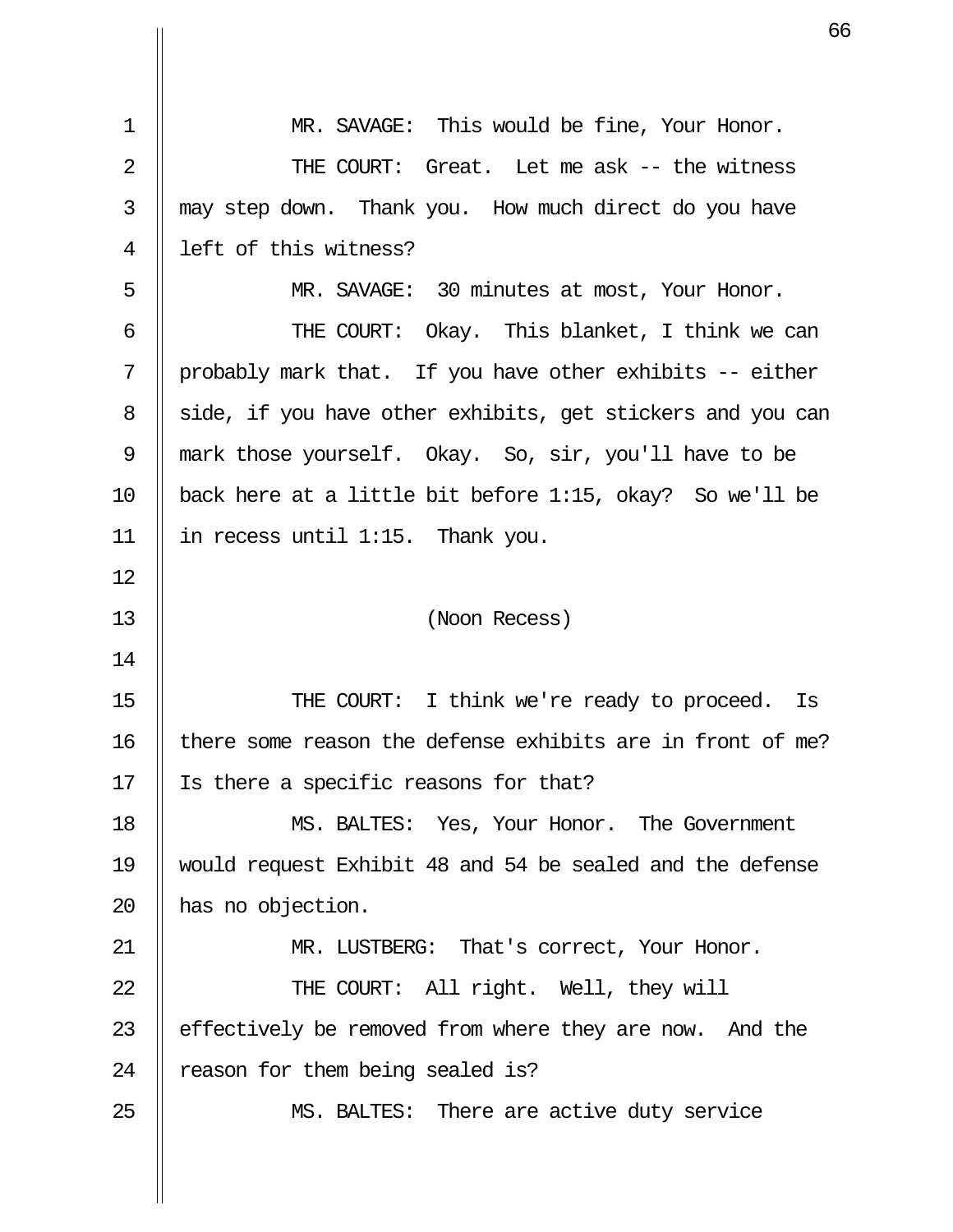MR. SAVAGE: This would be fine, Your Honor.

THE COURT: Great. Let me ask -- the witness may step down. Thank you. How much direct do you have left of this witness?

MR. SAVAGE: 30 minutes at most, Your Honor.

THE COURT: Okay. This blanket, I think we can probably mark that. If you have other exhibits -- either side, if you have other exhibits, get stickers and you can mark those yourself. Okay. So, sir, you'll have to be back here at a little bit before 1:15, okay? So we'll be in recess until 1:15. Thank you.

(Noon Recess)

THE COURT: I think we're ready to proceed. Is there some reason the defense exhibits are in front of me? Is there a specific reasons for that?

MS. BALTES: Yes, Your Honor. The Government would request Exhibit 48 and 54 be sealed and the defense has no objection.

MR. LUSTBERG: That's correct, Your Honor.

THE COURT: All right. Well, they will effectively be removed from where they are now. And the reason for them being sealed is?

MS. BALTES: There are active duty service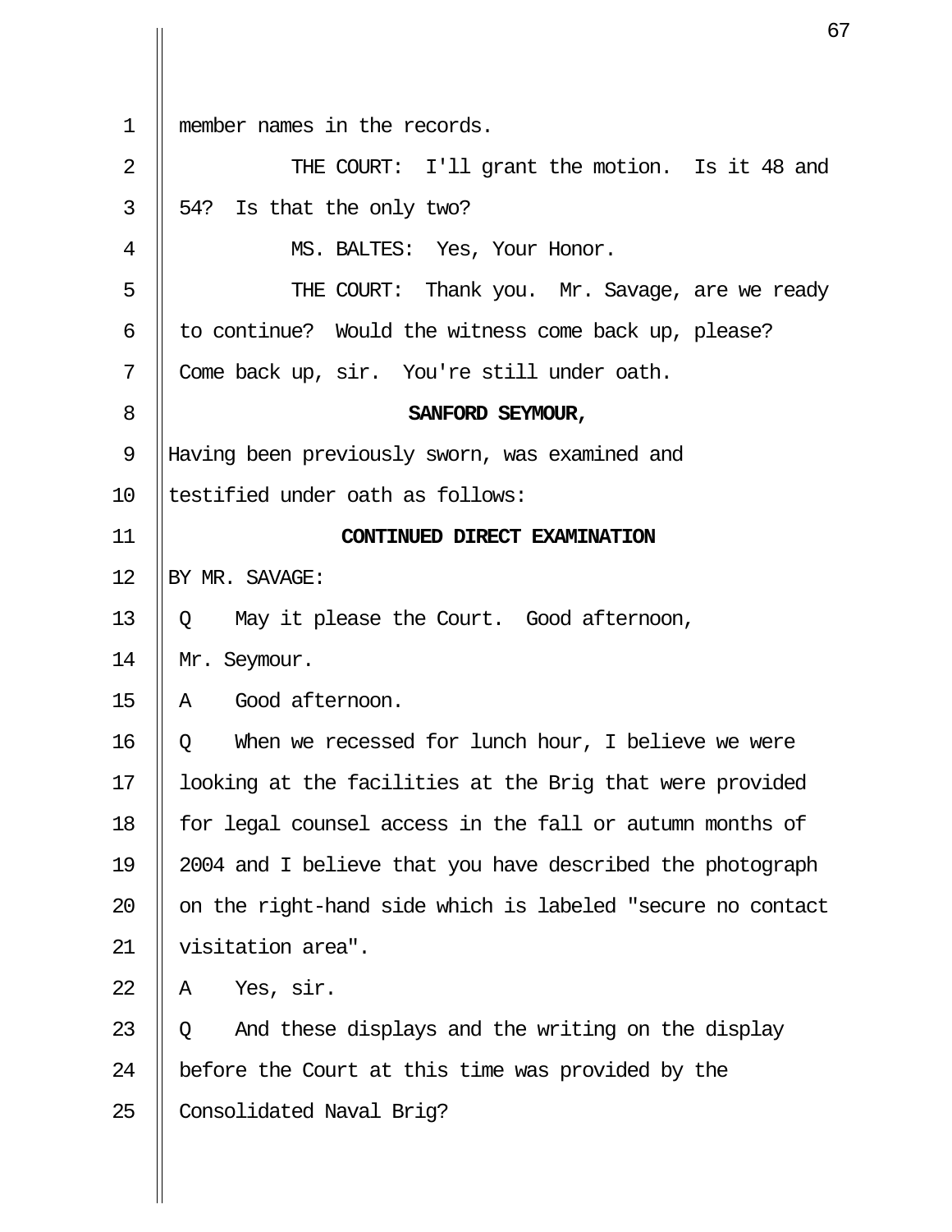member names in the records.

THE COURT: I'll grant the motion. Is it 48 and 54? Is that the only two?

MS. BALTES: Yes, Your Honor.

THE COURT: Thank you. Mr. Savage, are we ready to continue? Would the witness come back up, please? Come back up, sir. You're still under oath.

**SANFORD SEYMOUR,**

Having been previously sworn, was examined and testified under oath as follows:

**CONTINUED DIRECT EXAMINATION**

BY MR. SAVAGE:

Q May it please the Court. Good afternoon, Mr. Seymour.

A Good afternoon.

Q When we recessed for lunch hour, I believe we were looking at the facilities at the Brig that were provided for legal counsel access in the fall or autumn months of 2004 and I believe that you have described the photograph on the right-hand side which is labeled "secure no contact visitation area".

A Yes, sir.

Q And these displays and the writing on the display before the Court at this time was provided by the Consolidated Naval Brig?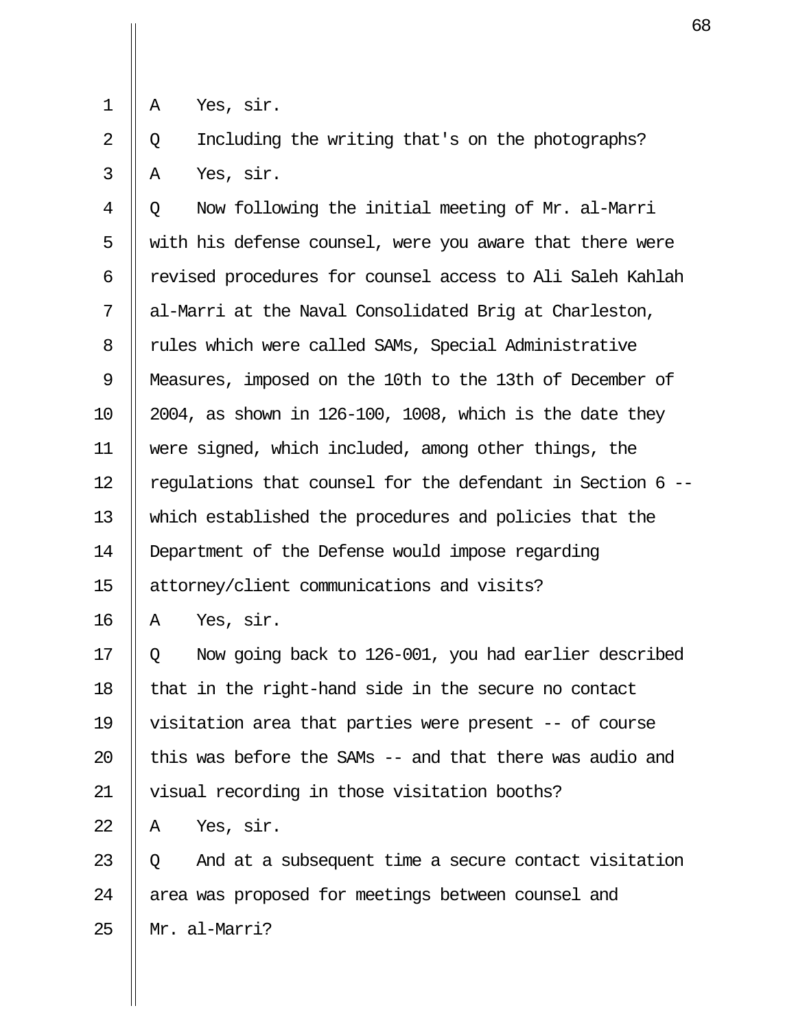A Yes, sir.

Q Including the writing that's on the photographs?

A Yes, sir.

Q Now following the initial meeting of Mr. al-Marri with his defense counsel, were you aware that there were revised procedures for counsel access to Ali Saleh Kahlah al-Marri at the Naval Consolidated Brig at Charleston, rules which were called SAMs, Special Administrative Measures, imposed on the 10th to the 13th of December of 2004, as shown in 126-100, 1008, which is the date they were signed, which included, among other things, the regulations that counsel for the defendant in Section 6 -- which established the procedures and policies that the Department of the Defense would impose regarding attorney/client communications and visits?

A Yes, sir.

Q Now going back to 126-001, you had earlier described that in the right-hand side in the secure no contact visitation area that parties were present -- of course this was before the SAMs -- and that there was audio and visual recording in those visitation booths?

A Yes, sir.

Q And at a subsequent time a secure contact visitation area was proposed for meetings between counsel and Mr. al-Marri?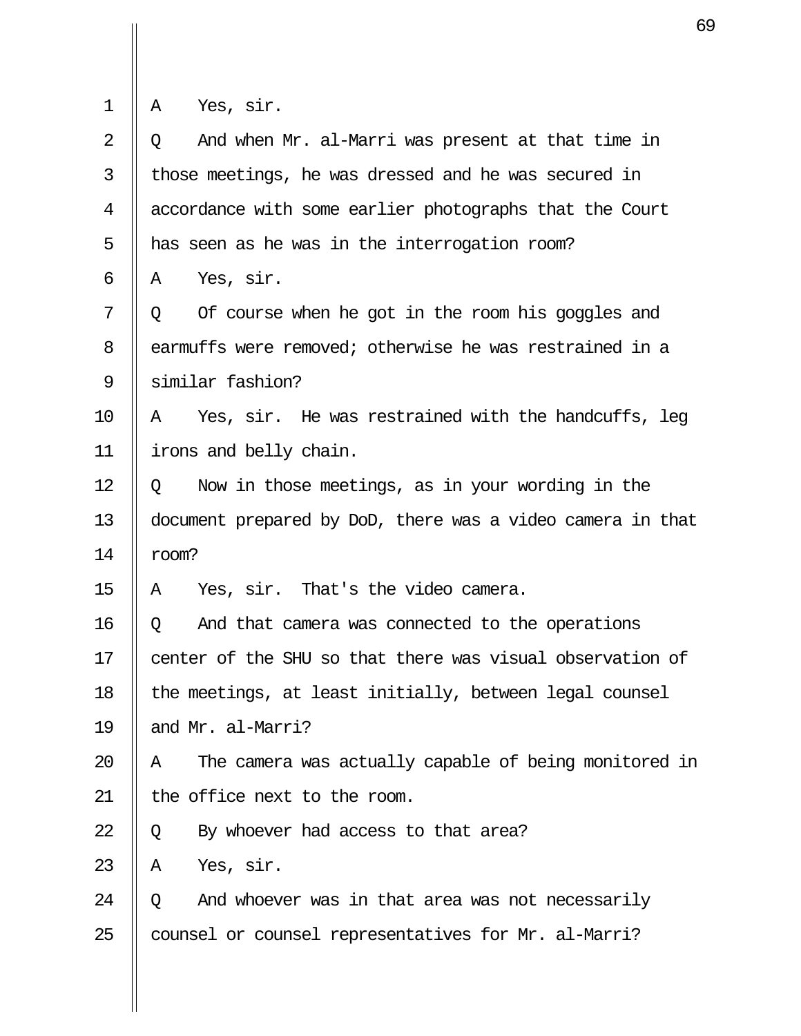A Yes, sir.

Q And when Mr. al-Marri was present at that time in those meetings, he was dressed and he was secured in accordance with some earlier photographs that the Court has seen as he was in the interrogation room?

A Yes, sir.

Q Of course when he got in the room his goggles and earmuffs were removed; otherwise he was restrained in a similar fashion?

A Yes, sir. He was restrained with the handcuffs, leg irons and belly chain.

Q Now in those meetings, as in your wording in the document prepared by DoD, there was a video camera in that room?

A Yes, sir. That's the video camera.

Q And that camera was connected to the operations center of the SHU so that there was visual observation of the meetings, at least initially, between legal counsel and Mr. al-Marri?

A The camera was actually capable of being monitored in the office next to the room.

Q By whoever had access to that area?

A Yes, sir.

Q And whoever was in that area was not necessarily counsel or counsel representatives for Mr. al-Marri?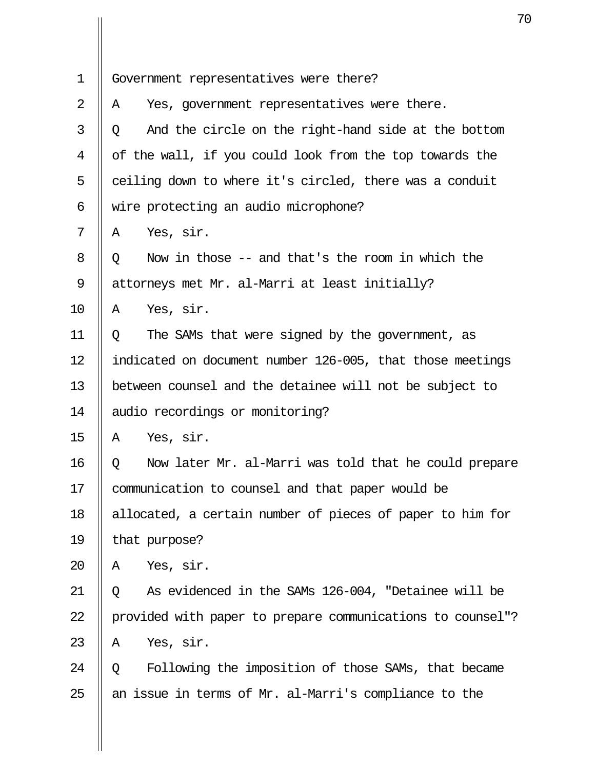Government representatives were there?

A Yes, government representatives were there.

Q And the circle on the right-hand side at the bottom of the wall, if you could look from the top towards the ceiling down to where it's circled, there was a conduit wire protecting an audio microphone?

A Yes, sir.

Q Now in those -- and that's the room in which the attorneys met Mr. al-Marri at least initially?

A Yes, sir.

Q The SAMs that were signed by the government, as indicated on document number 126-005, that those meetings between counsel and the detainee will not be subject to audio recordings or monitoring?

A Yes, sir.

Q Now later Mr. al-Marri was told that he could prepare communication to counsel and that paper would be allocated, a certain number of pieces of paper to him for that purpose?

A Yes, sir.

Q As evidenced in the SAMs 126-004, "Detainee will be provided with paper to prepare communications to counsel"?

A Yes, sir.

Q Following the imposition of those SAMs, that became an issue in terms of Mr. al-Marri's compliance to the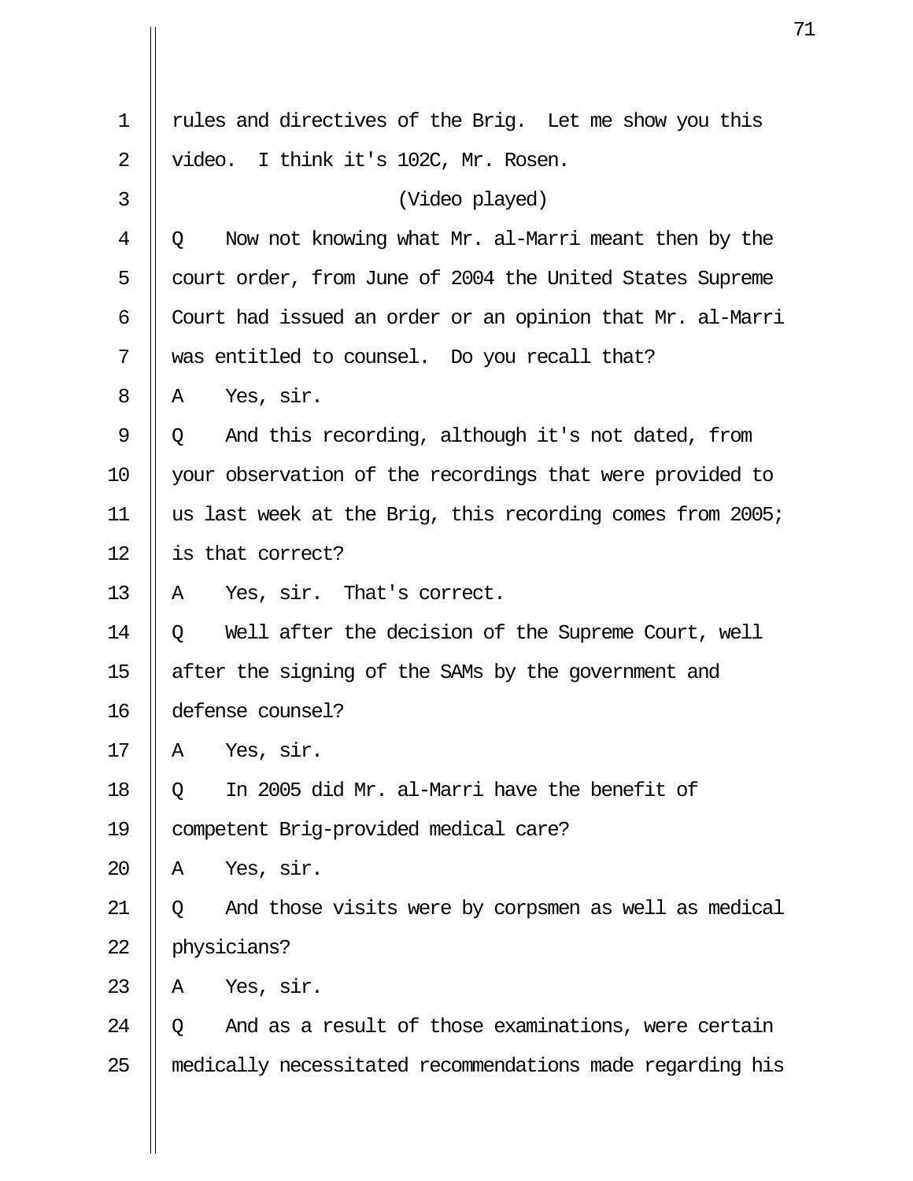rules and directives of the Brig. Let me show you this video. I think it's 102C, Mr. Rosen.

(Video played)

Q Now not knowing what Mr. al-Marri meant then by the court order, from June of 2004 the United States Supreme Court had issued an order or an opinion that Mr. al-Marri was entitled to counsel. Do you recall that?

A Yes, sir.

Q And this recording, although it's not dated, from your observation of the recordings that were provided to us last week at the Brig, this recording comes from 2005; is that correct?

A Yes, sir. That's correct.

Q Well after the decision of the Supreme Court, well after the signing of the SAMs by the government and defense counsel?

A Yes, sir.

Q In 2005 did Mr. al-Marri have the benefit of competent Brig-provided medical care?

A Yes, sir.

Q And those visits were by corpsmen as well as medical physicians?

A Yes, sir.

Q And as a result of those examinations, were certain medically necessitated recommendations made regarding his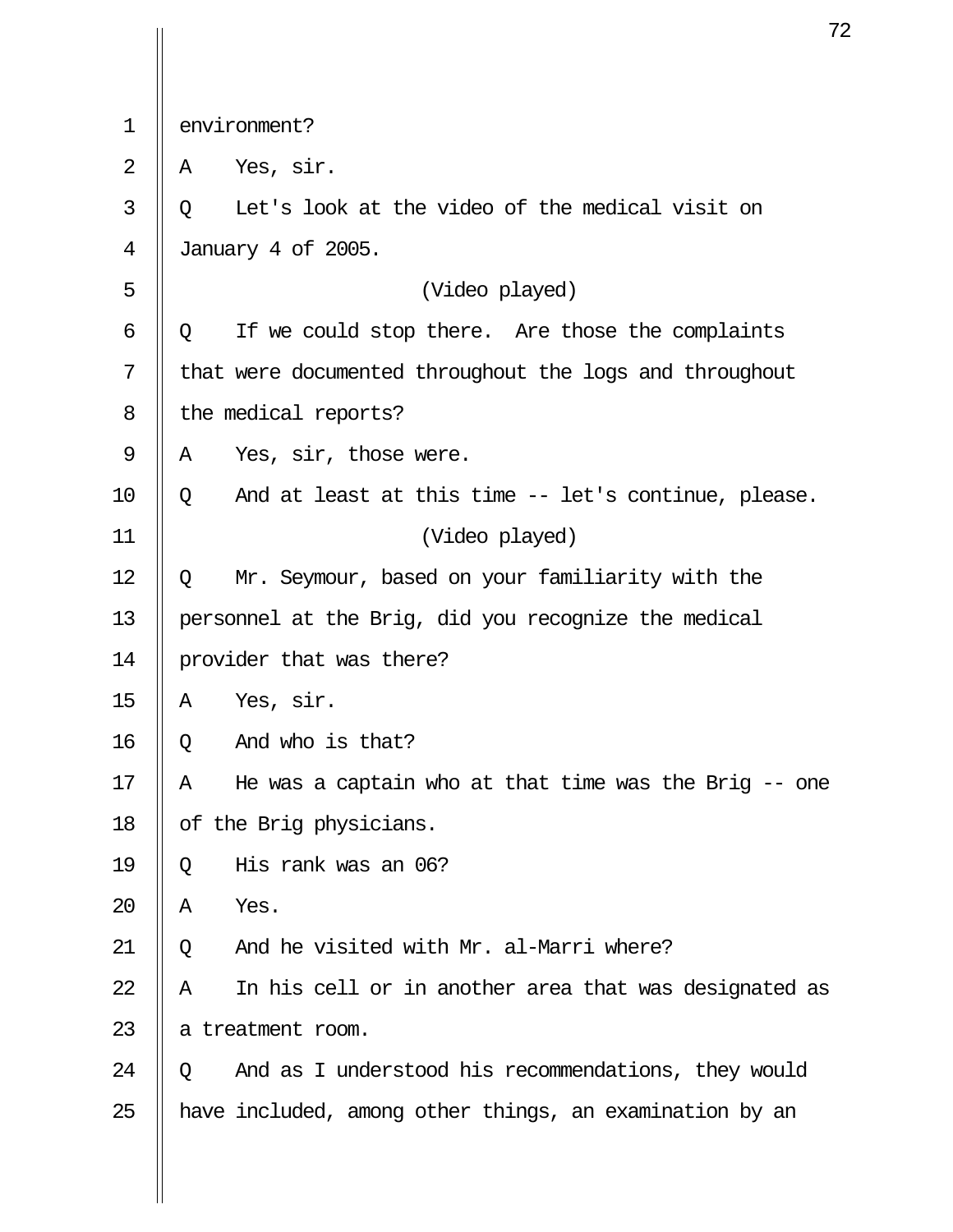1 environment?

2 A Yes, sir.

3 Q Let's look at the video of the medical visit on

4 January 4 of 2005.

5 (Video played)

6 Q If we could stop there. Are those the complaints

7 that were documented throughout the logs and throughout

8 the medical reports?

9 A Yes, sir, those were.

10 Q And at least at this time -- let's continue, please.

11 (Video played)

12 Q Mr. Seymour, based on your familiarity with the

13 personnel at the Brig, did you recognize the medical

14 provider that was there?

15 A Yes, sir.

16 Q And who is that?

17 A He was a captain who at that time was the Brig -- one

18 of the Brig physicians.

19 Q His rank was an 06?

20 A Yes.

21 Q And he visited with Mr. al-Marri where?

22 A In his cell or in another area that was designated as

23 a treatment room.

24 Q And as I understood his recommendations, they would

25 have included, among other things, an examination by an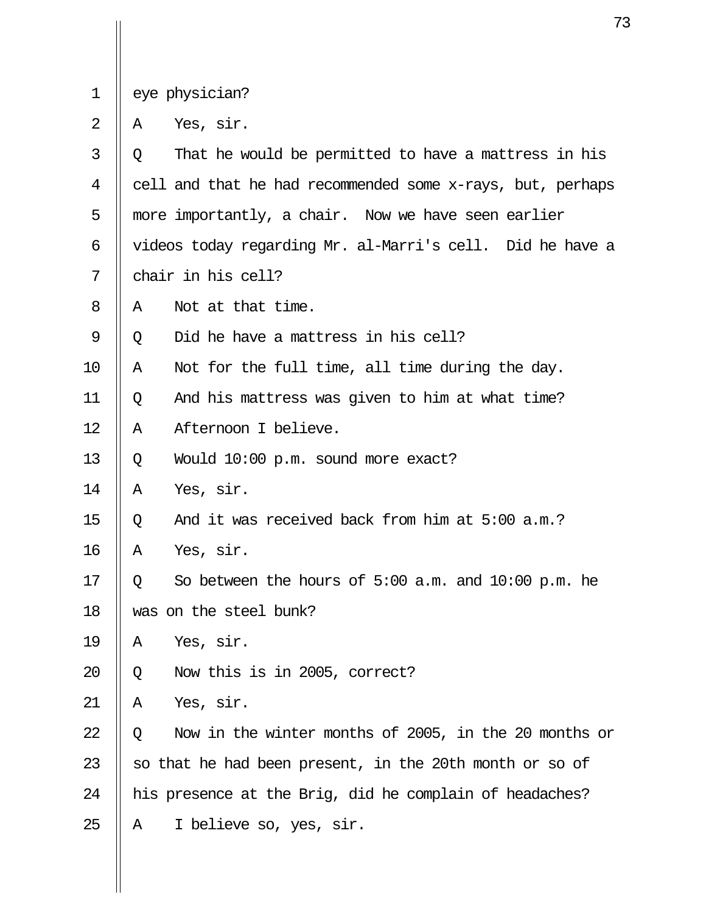eye physician?

A Yes, sir.

Q That he would be permitted to have a mattress in his cell and that he had recommended some x-rays, but, perhaps more importantly, a chair. Now we have seen earlier videos today regarding Mr. al-Marri's cell. Did he have a chair in his cell?

A Not at that time.

Q Did he have a mattress in his cell?

A Not for the full time, all time during the day.

Q And his mattress was given to him at what time?

A Afternoon I believe.

Q Would 10:00 p.m. sound more exact?

A Yes, sir.

Q And it was received back from him at 5:00 a.m.?

A Yes, sir.

Q So between the hours of 5:00 a.m. and 10:00 p.m. he was on the steel bunk?

A Yes, sir.

Q Now this is in 2005, correct?

A Yes, sir.

Q Now in the winter months of 2005, in the 20 months or so that he had been present, in the 20th month or so of his presence at the Brig, did he complain of headaches?

A I believe so, yes, sir.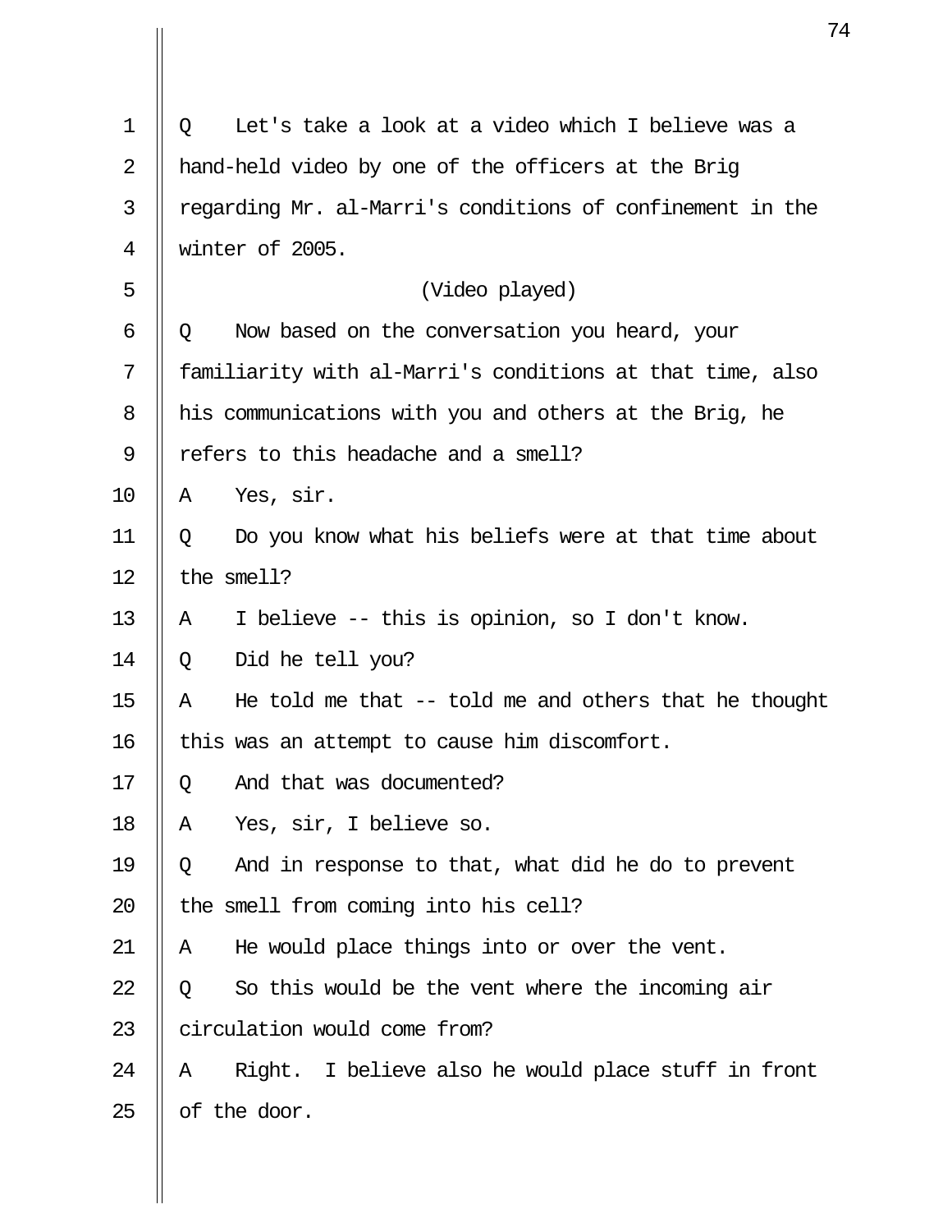Q Let's take a look at a video which I believe was a hand-held video by one of the officers at the Brig regarding Mr. al-Marri's conditions of confinement in the winter of 2005.

(Video played)

Q Now based on the conversation you heard, your familiarity with al-Marri's conditions at that time, also his communications with you and others at the Brig, he refers to this headache and a smell?

A Yes, sir.

Q Do you know what his beliefs were at that time about the smell?

A I believe -- this is opinion, so I don't know.

Q Did he tell you?

A He told me that -- told me and others that he thought this was an attempt to cause him discomfort.

Q And that was documented?

A Yes, sir, I believe so.

Q And in response to that, what did he do to prevent the smell from coming into his cell?

A He would place things into or over the vent.

Q So this would be the vent where the incoming air circulation would come from?

A Right. I believe also he would place stuff in front of the door.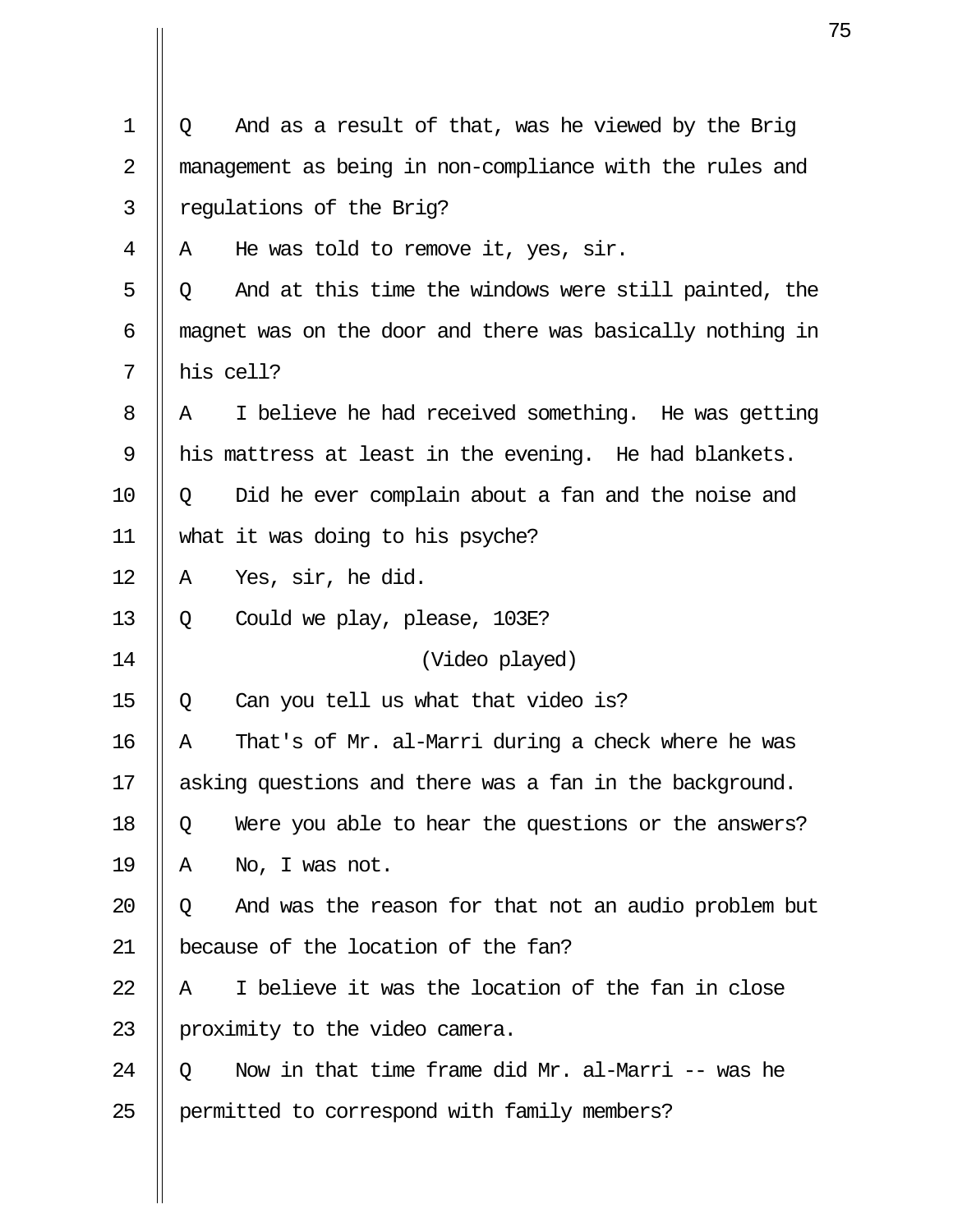Q And as a result of that, was he viewed by the Brig management as being in non-compliance with the rules and regulations of the Brig?

A He was told to remove it, yes, sir.

Q And at this time the windows were still painted, the magnet was on the door and there was basically nothing in his cell?

A I believe he had received something. He was getting his mattress at least in the evening. He had blankets.

Q Did he ever complain about a fan and the noise and what it was doing to his psyche?

A Yes, sir, he did.

Q Could we play, please, 103E?

(Video played)

Q Can you tell us what that video is?

A That's of Mr. al-Marri during a check where he was asking questions and there was a fan in the background.

Q Were you able to hear the questions or the answers?

A No, I was not.

Q And was the reason for that not an audio problem but because of the location of the fan?

A I believe it was the location of the fan in close proximity to the video camera.

Q Now in that time frame did Mr. al-Marri -- was he permitted to correspond with family members?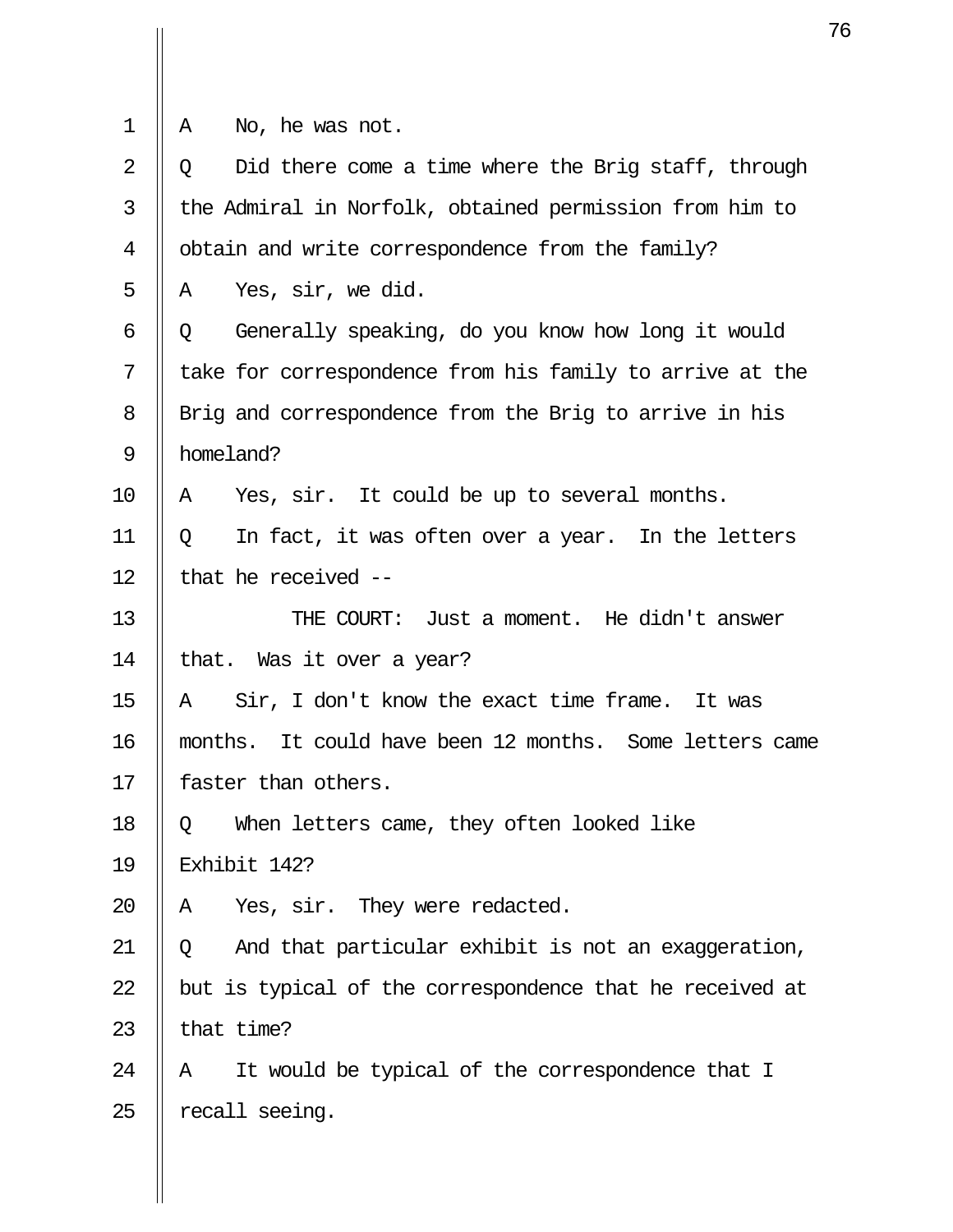A No, he was not.

Q Did there come a time where the Brig staff, through the Admiral in Norfolk, obtained permission from him to obtain and write correspondence from the family?

A Yes, sir, we did.

Q Generally speaking, do you know how long it would take for correspondence from his family to arrive at the Brig and correspondence from the Brig to arrive in his homeland?

A Yes, sir. It could be up to several months.

Q In fact, it was often over a year. In the letters that he received --

THE COURT: Just a moment. He didn't answer that. Was it over a year?

A Sir, I don't know the exact time frame. It was months. It could have been 12 months. Some letters came faster than others.

Q When letters came, they often looked like Exhibit 142?

A Yes, sir. They were redacted.

Q And that particular exhibit is not an exaggeration, but is typical of the correspondence that he received at that time?

A It would be typical of the correspondence that I recall seeing.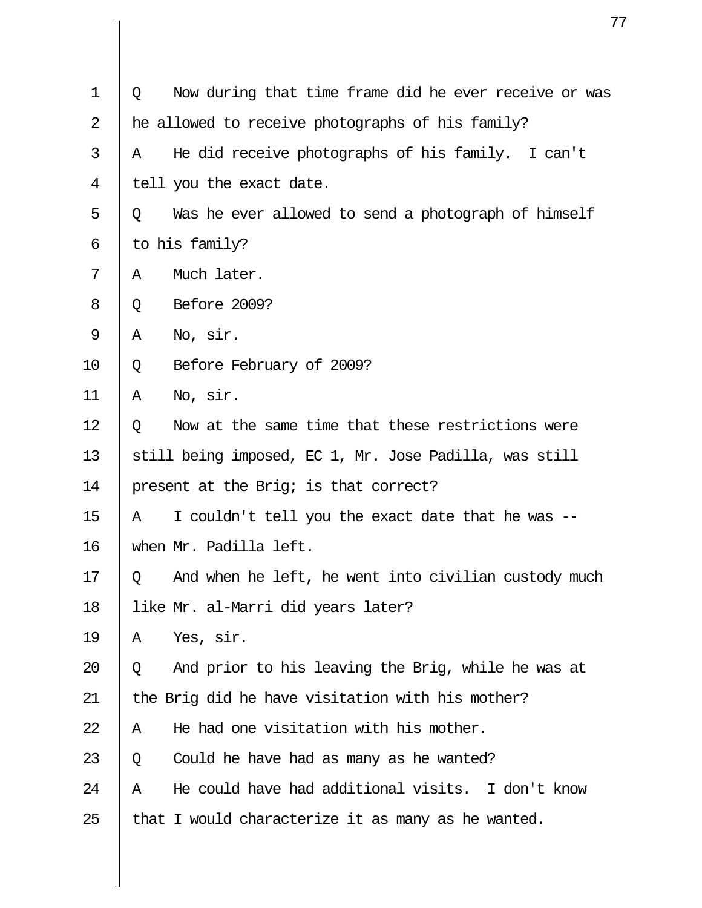Q Now during that time frame did he ever receive or was he allowed to receive photographs of his family?

A He did receive photographs of his family. I can't tell you the exact date.

Q Was he ever allowed to send a photograph of himself to his family?

A Much later.

Q Before 2009?

A No, sir.

Q Before February of 2009?

A No, sir.

Q Now at the same time that these restrictions were still being imposed, EC 1, Mr. Jose Padilla, was still present at the Brig; is that correct?

A I couldn't tell you the exact date that he was -- when Mr. Padilla left.

Q And when he left, he went into civilian custody much like Mr. al-Marri did years later?

A Yes, sir.

Q And prior to his leaving the Brig, while he was at the Brig did he have visitation with his mother?

A He had one visitation with his mother.

Q Could he have had as many as he wanted?

A He could have had additional visits. I don't know that I would characterize it as many as he wanted.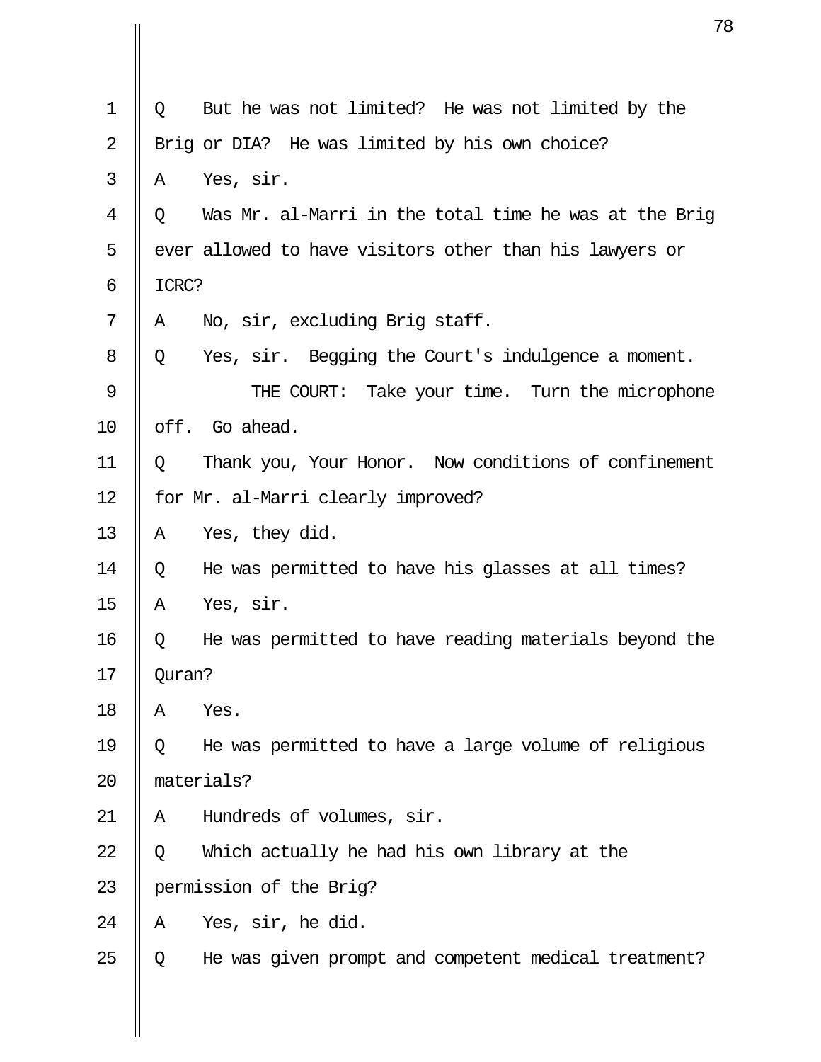Q But he was not limited? He was not limited by the Brig or DIA? He was limited by his own choice?

A Yes, sir.

Q Was Mr. al-Marri in the total time he was at the Brig ever allowed to have visitors other than his lawyers or ICRC?

A No, sir, excluding Brig staff.

Q Yes, sir. Begging the Court's indulgence a moment.

THE COURT: Take your time. Turn the microphone off. Go ahead.

Q Thank you, Your Honor. Now conditions of confinement for Mr. al-Marri clearly improved?

A Yes, they did.

Q He was permitted to have his glasses at all times?

A Yes, sir.

Q He was permitted to have reading materials beyond the Quran?

A Yes.

Q He was permitted to have a large volume of religious materials?

A Hundreds of volumes, sir.

Q Which actually he had his own library at the permission of the Brig?

A Yes, sir, he did.

Q He was given prompt and competent medical treatment?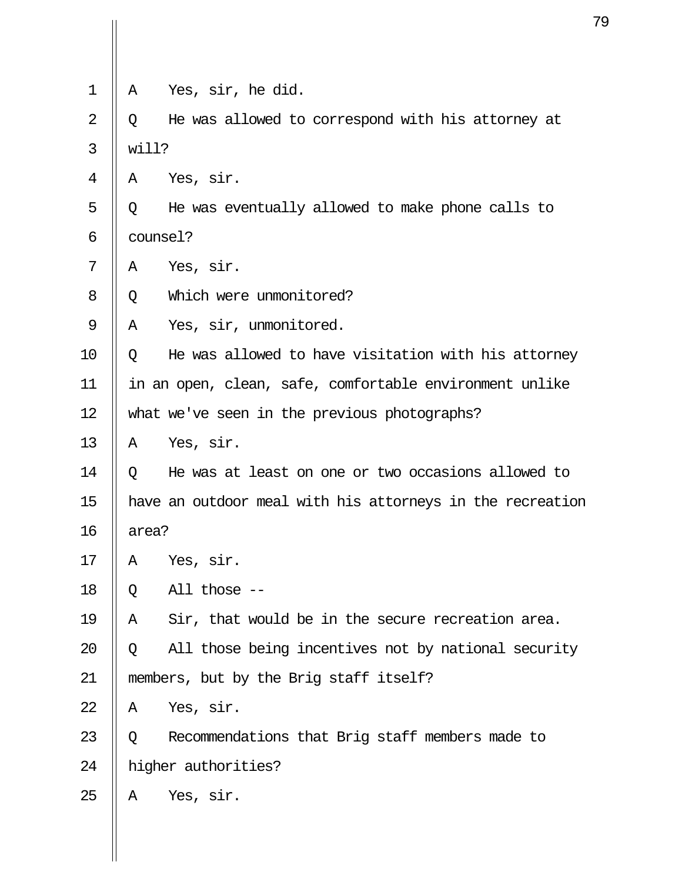A    Yes, sir, he did.

Q    He was allowed to correspond with his attorney at will?

A    Yes, sir.

Q    He was eventually allowed to make phone calls to counsel?

A    Yes, sir.

Q    Which were unmonitored?

A    Yes, sir, unmonitored.

Q    He was allowed to have visitation with his attorney in an open, clean, safe, comfortable environment unlike what we've seen in the previous photographs?

A    Yes, sir.

Q    He was at least on one or two occasions allowed to have an outdoor meal with his attorneys in the recreation area?

A    Yes, sir.

Q    All those --

A    Sir, that would be in the secure recreation area.

Q    All those being incentives not by national security members, but by the Brig staff itself?

A    Yes, sir.

Q    Recommendations that Brig staff members made to higher authorities?

A    Yes, sir.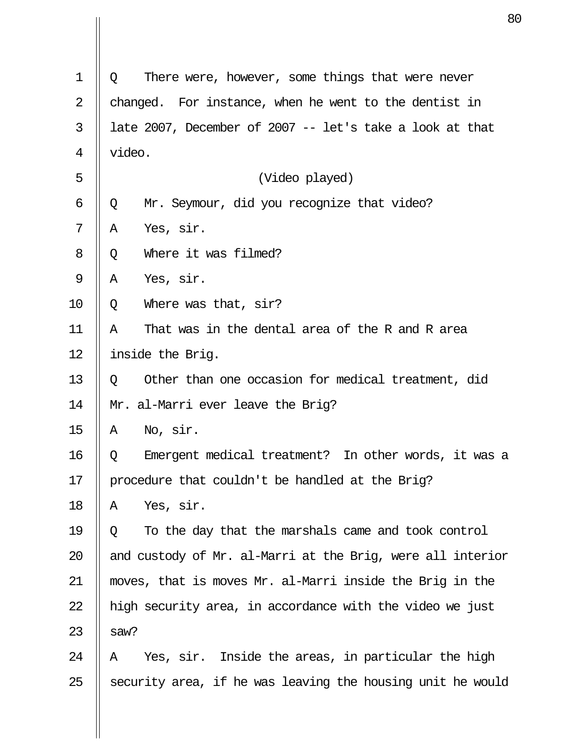Q    There were, however, some things that were never changed.  For instance, when he went to the dentist in late 2007, December of 2007 -- let's take a look at that video.

(Video played)

Q    Mr. Seymour, did you recognize that video?

A    Yes, sir.

Q    Where it was filmed?

A    Yes, sir.

Q    Where was that, sir?

A    That was in the dental area of the R and R area inside the Brig.

Q    Other than one occasion for medical treatment, did Mr. al-Marri ever leave the Brig?

A    No, sir.

Q    Emergent medical treatment?  In other words, it was a procedure that couldn't be handled at the Brig?

A    Yes, sir.

Q    To the day that the marshals came and took control and custody of Mr. al-Marri at the Brig, were all interior moves, that is moves Mr. al-Marri inside the Brig in the high security area, in accordance with the video we just saw?

A    Yes, sir.  Inside the areas, in particular the high security area, if he was leaving the housing unit he would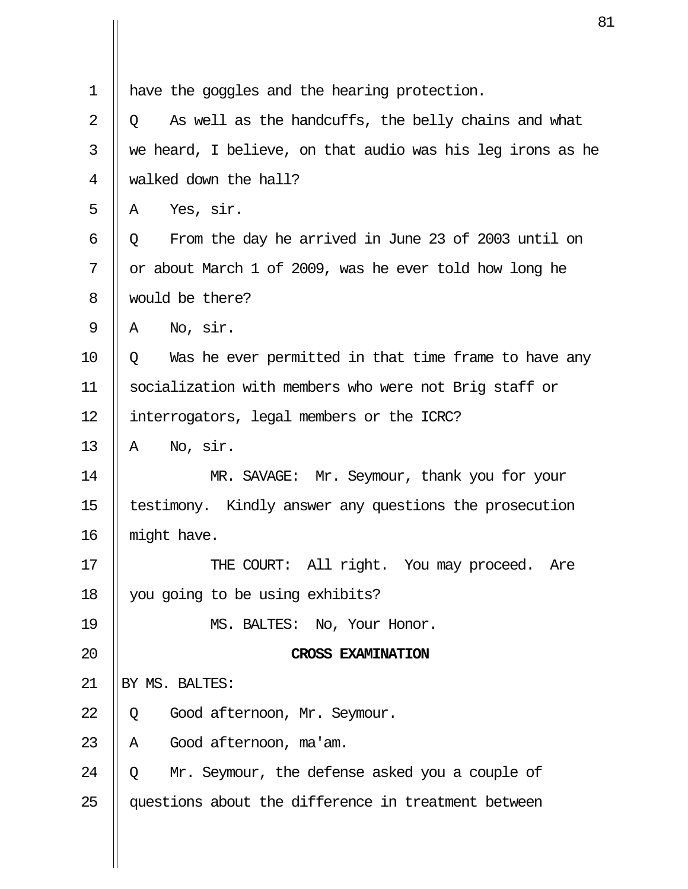have the goggles and the hearing protection.

Q As well as the handcuffs, the belly chains and what we heard, I believe, on that audio was his leg irons as he walked down the hall?

A Yes, sir.

Q From the day he arrived in June 23 of 2003 until on or about March 1 of 2009, was he ever told how long he would be there?

A No, sir.

Q Was he ever permitted in that time frame to have any socialization with members who were not Brig staff or interrogators, legal members or the ICRC?

A No, sir.

MR. SAVAGE: Mr. Seymour, thank you for your testimony. Kindly answer any questions the prosecution might have.

THE COURT: All right. You may proceed. Are you going to be using exhibits?

MS. BALTES: No, Your Honor.

**CROSS EXAMINATION**

BY MS. BALTES:

Q Good afternoon, Mr. Seymour.

A Good afternoon, ma'am.

Q Mr. Seymour, the defense asked you a couple of questions about the difference in treatment between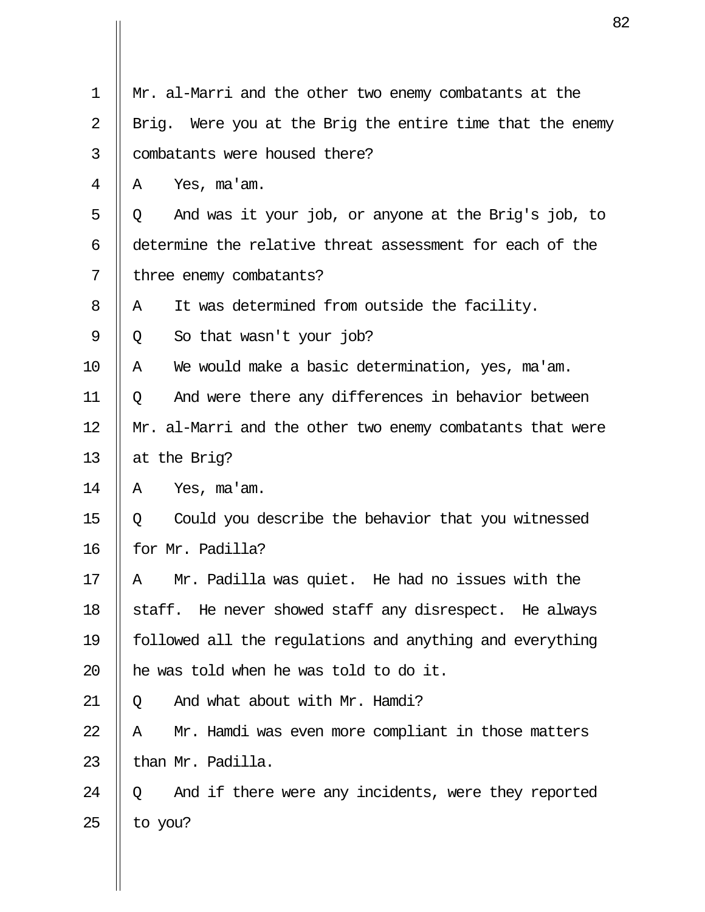1 Mr. al-Marri and the other two enemy combatants at the
2 Brig. Were you at the Brig the entire time that the enemy
3 combatants were housed there?
4 A Yes, ma'am.
5 Q And was it your job, or anyone at the Brig's job, to
6 determine the relative threat assessment for each of the
7 three enemy combatants?
8 A It was determined from outside the facility.
9 Q So that wasn't your job?
10 A We would make a basic determination, yes, ma'am.
11 Q And were there any differences in behavior between
12 Mr. al-Marri and the other two enemy combatants that were
13 at the Brig?
14 A Yes, ma'am.
15 Q Could you describe the behavior that you witnessed
16 for Mr. Padilla?
17 A Mr. Padilla was quiet. He had no issues with the
18 staff. He never showed staff any disrespect. He always
19 followed all the regulations and anything and everything
20 he was told when he was told to do it.
21 Q And what about with Mr. Hamdi?
22 A Mr. Hamdi was even more compliant in those matters
23 than Mr. Padilla.
24 Q And if there were any incidents, were they reported
25 to you?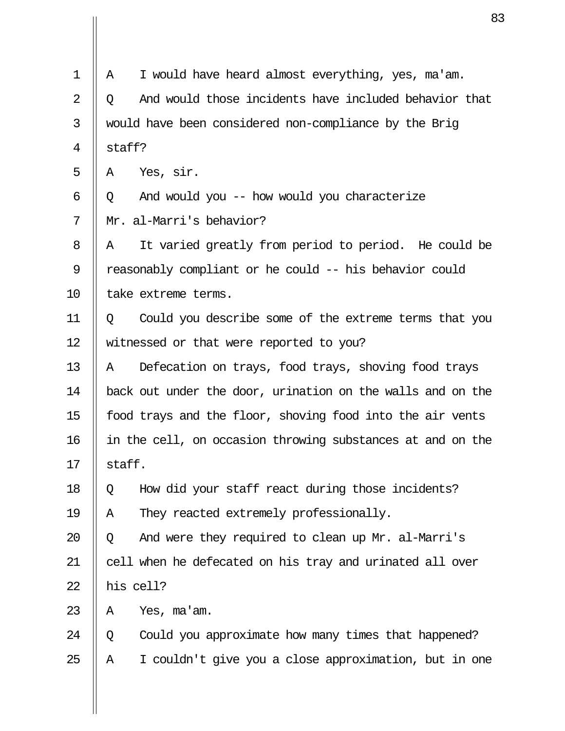1 A I would have heard almost everything, yes, ma'am.

2 Q And would those incidents have included behavior that

3 would have been considered non-compliance by the Brig

4 staff?

5 A Yes, sir.

6 Q And would you -- how would you characterize

7 Mr. al-Marri's behavior?

8 A It varied greatly from period to period. He could be

9 reasonably compliant or he could -- his behavior could

10 take extreme terms.

11 Q Could you describe some of the extreme terms that you

12 witnessed or that were reported to you?

13 A Defecation on trays, food trays, shoving food trays

14 back out under the door, urination on the walls and on the

15 food trays and the floor, shoving food into the air vents

16 in the cell, on occasion throwing substances at and on the

17 staff.

18 Q How did your staff react during those incidents?

19 A They reacted extremely professionally.

20 Q And were they required to clean up Mr. al-Marri's

21 cell when he defecated on his tray and urinated all over

22 his cell?

23 A Yes, ma'am.

24 Q Could you approximate how many times that happened?

25 A I couldn't give you a close approximation, but in one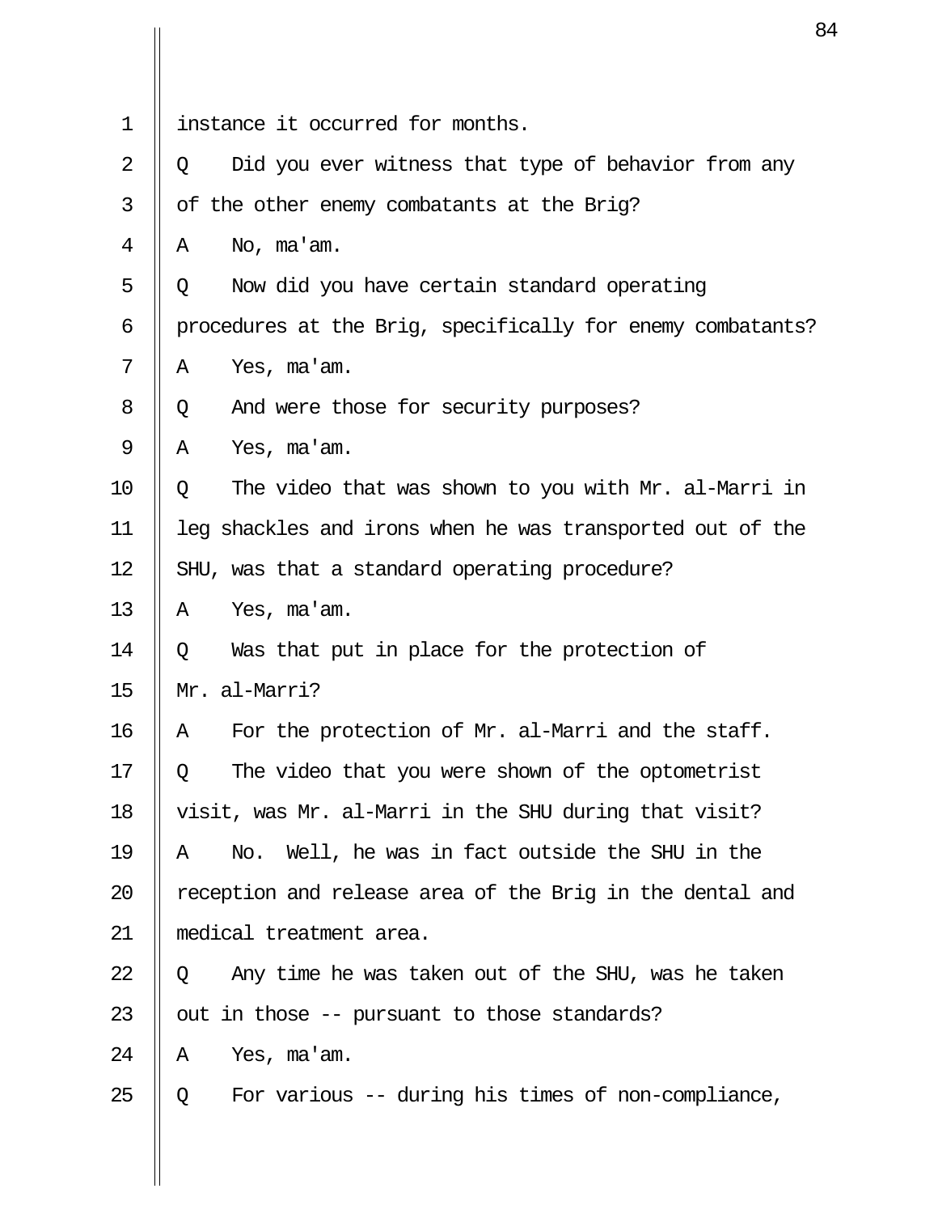instance it occurred for months.

Q Did you ever witness that type of behavior from any of the other enemy combatants at the Brig?

A No, ma'am.

Q Now did you have certain standard operating procedures at the Brig, specifically for enemy combatants?

A Yes, ma'am.

Q And were those for security purposes?

A Yes, ma'am.

Q The video that was shown to you with Mr. al-Marri in leg shackles and irons when he was transported out of the SHU, was that a standard operating procedure?

A Yes, ma'am.

Q Was that put in place for the protection of Mr. al-Marri?

A For the protection of Mr. al-Marri and the staff.

Q The video that you were shown of the optometrist visit, was Mr. al-Marri in the SHU during that visit?

A No. Well, he was in fact outside the SHU in the reception and release area of the Brig in the dental and medical treatment area.

Q Any time he was taken out of the SHU, was he taken out in those -- pursuant to those standards?

A Yes, ma'am.

Q For various -- during his times of non-compliance,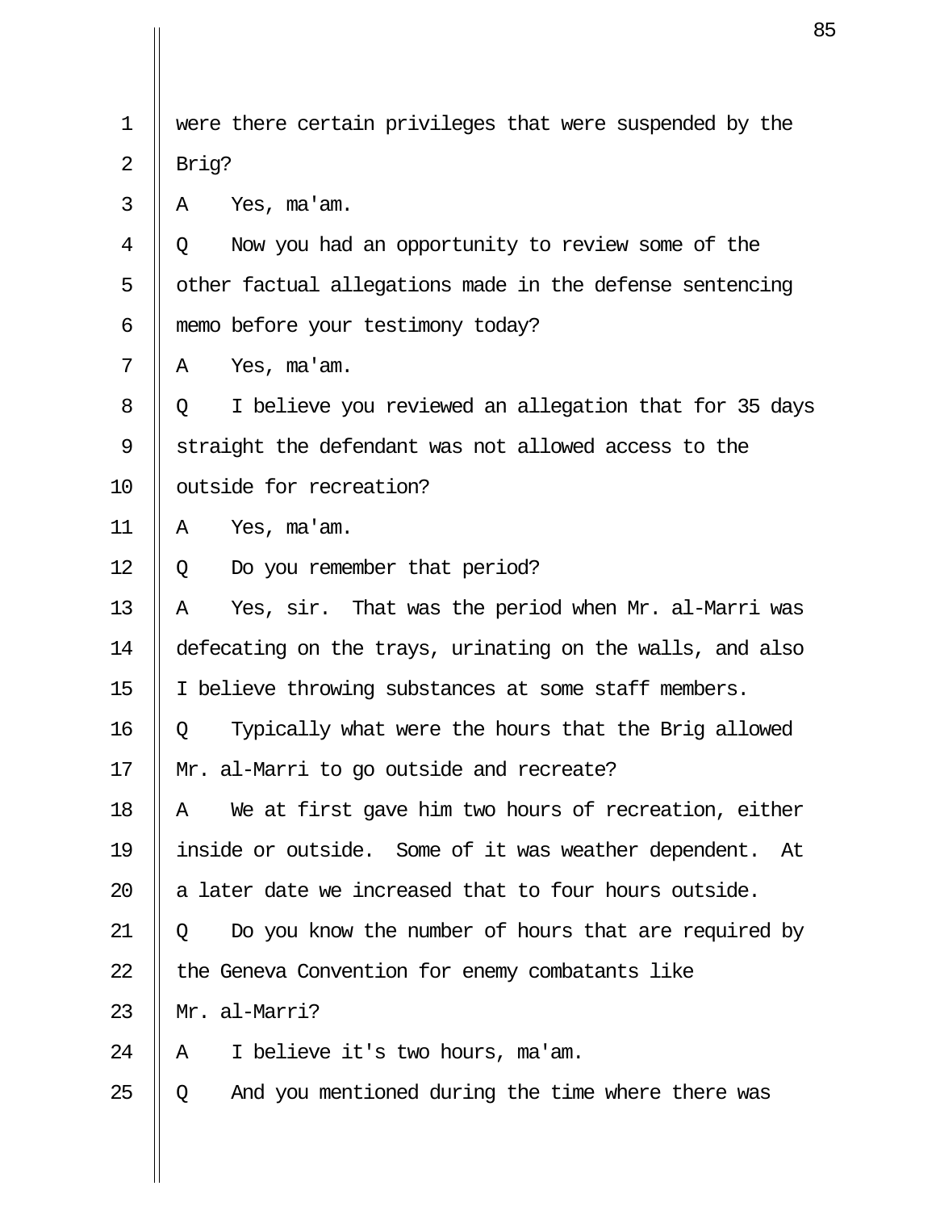1 were there certain privileges that were suspended by the
2 Brig?
3 A Yes, ma'am.
4 Q Now you had an opportunity to review some of the
5 other factual allegations made in the defense sentencing
6 memo before your testimony today?
7 A Yes, ma'am.
8 Q I believe you reviewed an allegation that for 35 days
9 straight the defendant was not allowed access to the
10 outside for recreation?
11 A Yes, ma'am.
12 Q Do you remember that period?
13 A Yes, sir. That was the period when Mr. al-Marri was
14 defecating on the trays, urinating on the walls, and also
15 I believe throwing substances at some staff members.
16 Q Typically what were the hours that the Brig allowed
17 Mr. al-Marri to go outside and recreate?
18 A We at first gave him two hours of recreation, either
19 inside or outside. Some of it was weather dependent. At
20 a later date we increased that to four hours outside.
21 Q Do you know the number of hours that are required by
22 the Geneva Convention for enemy combatants like
23 Mr. al-Marri?
24 A I believe it's two hours, ma'am.
25 Q And you mentioned during the time where there was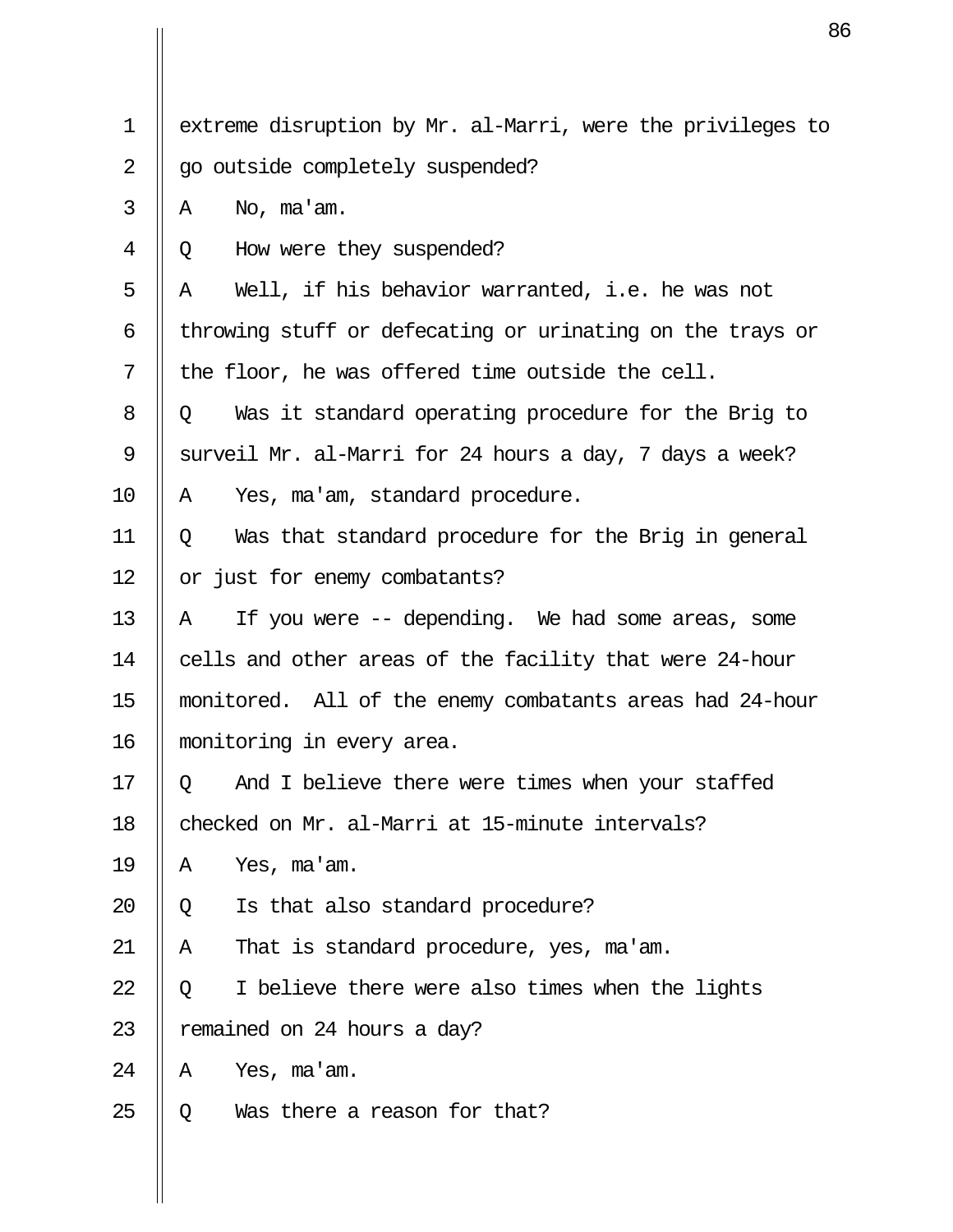1 extreme disruption by Mr. al-Marri, were the privileges to
2 go outside completely suspended?
3 A No, ma'am.
4 Q How were they suspended?
5 A Well, if his behavior warranted, i.e. he was not
6 throwing stuff or defecating or urinating on the trays or
7 the floor, he was offered time outside the cell.
8 Q Was it standard operating procedure for the Brig to
9 surveil Mr. al-Marri for 24 hours a day, 7 days a week?
10 A Yes, ma'am, standard procedure.
11 Q Was that standard procedure for the Brig in general
12 or just for enemy combatants?
13 A If you were -- depending. We had some areas, some
14 cells and other areas of the facility that were 24-hour
15 monitored. All of the enemy combatants areas had 24-hour
16 monitoring in every area.
17 Q And I believe there were times when your staffed
18 checked on Mr. al-Marri at 15-minute intervals?
19 A Yes, ma'am.
20 Q Is that also standard procedure?
21 A That is standard procedure, yes, ma'am.
22 Q I believe there were also times when the lights
23 remained on 24 hours a day?
24 A Yes, ma'am.
25 Q Was there a reason for that?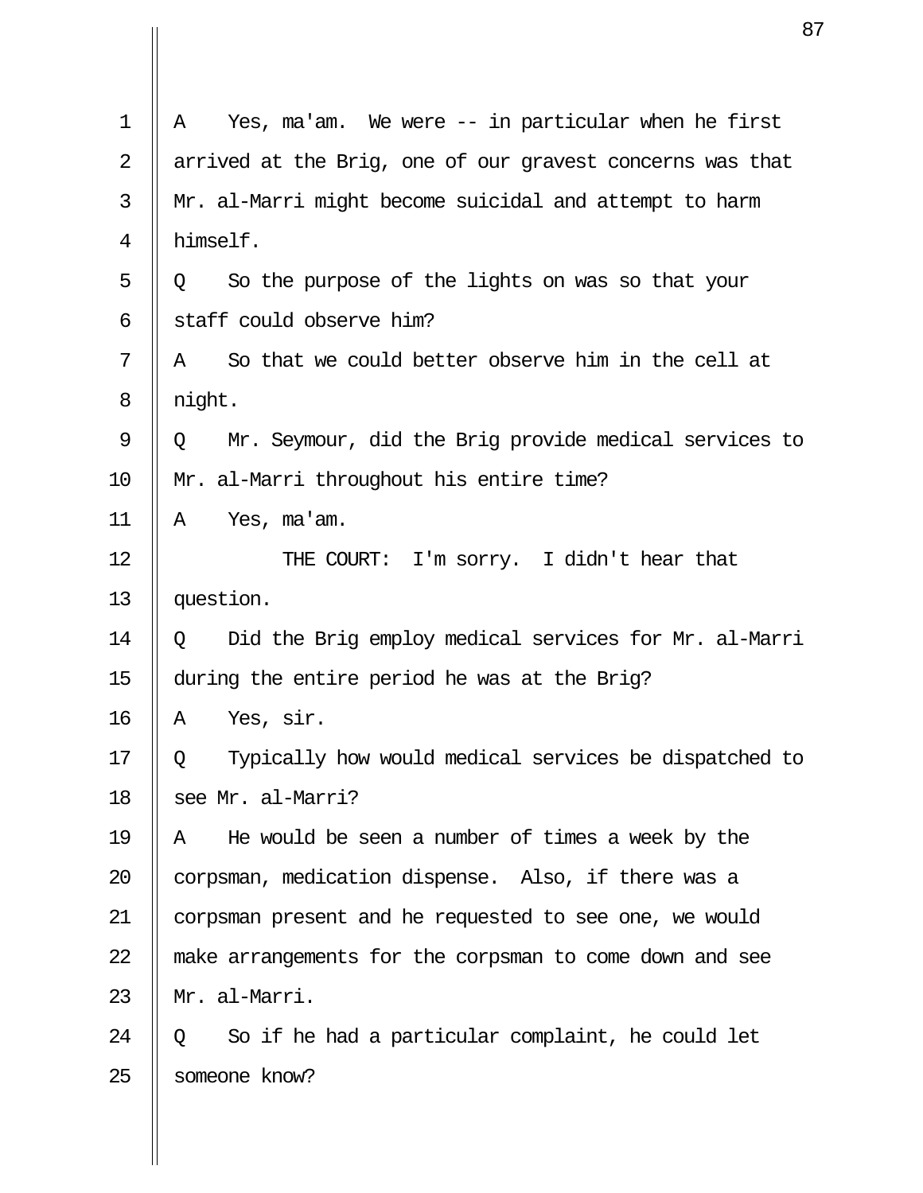A Yes, ma'am. We were -- in particular when he first arrived at the Brig, one of our gravest concerns was that Mr. al-Marri might become suicidal and attempt to harm himself.

Q So the purpose of the lights on was so that your staff could observe him?

A So that we could better observe him in the cell at night.

Q Mr. Seymour, did the Brig provide medical services to Mr. al-Marri throughout his entire time?

A Yes, ma'am.

THE COURT: I'm sorry. I didn't hear that question.

Q Did the Brig employ medical services for Mr. al-Marri during the entire period he was at the Brig?

A Yes, sir.

Q Typically how would medical services be dispatched to see Mr. al-Marri?

A He would be seen a number of times a week by the corpsman, medication dispense. Also, if there was a corpsman present and he requested to see one, we would make arrangements for the corpsman to come down and see Mr. al-Marri.

Q So if he had a particular complaint, he could let someone know?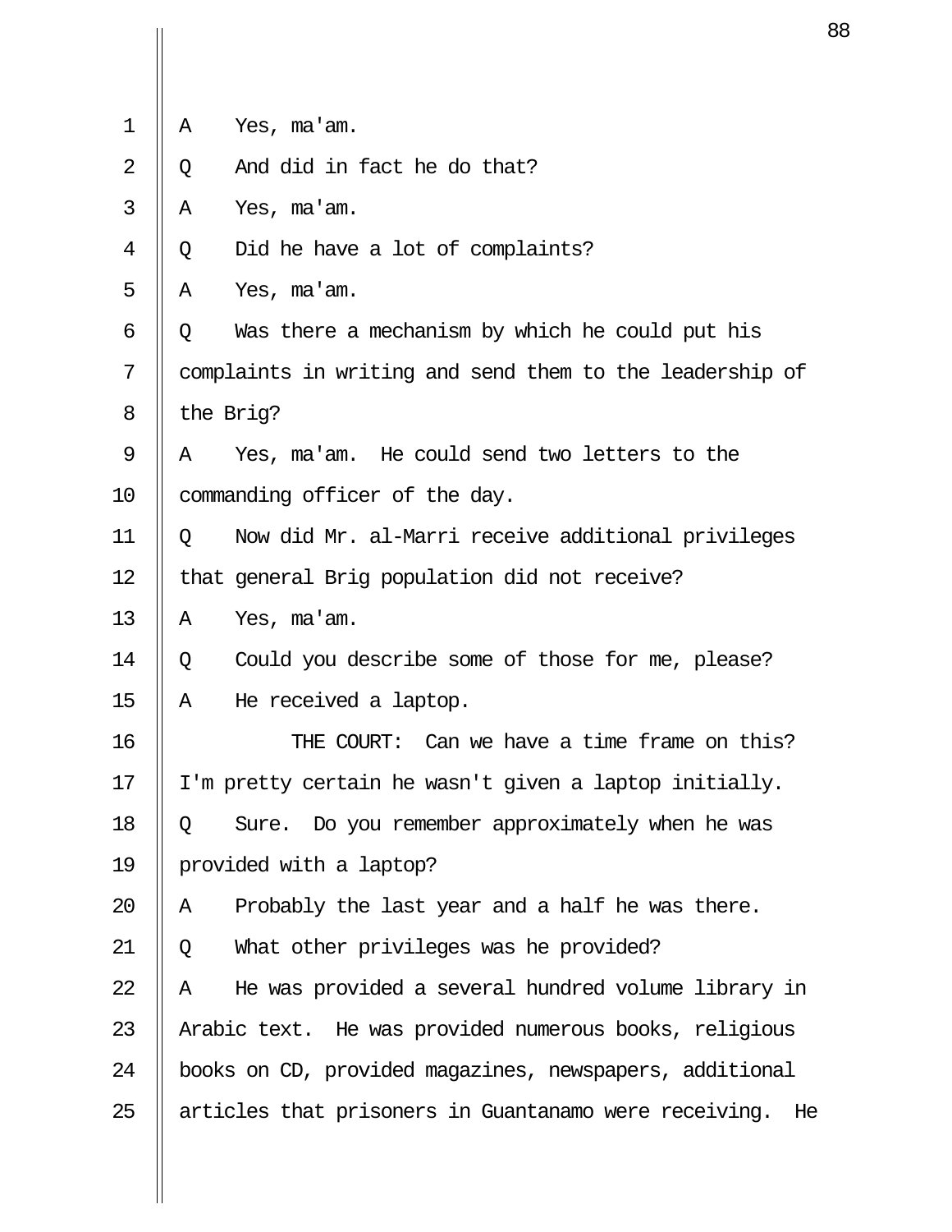1 A Yes, ma'am.

2 Q And did in fact he do that?

3 A Yes, ma'am.

4 Q Did he have a lot of complaints?

5 A Yes, ma'am.

6 Q Was there a mechanism by which he could put his
7 complaints in writing and send them to the leadership of
8 the Brig?

9 A Yes, ma'am. He could send two letters to the
10 commanding officer of the day.

11 Q Now did Mr. al-Marri receive additional privileges
12 that general Brig population did not receive?

13 A Yes, ma'am.

14 Q Could you describe some of those for me, please?

15 A He received a laptop.

16 THE COURT: Can we have a time frame on this?
17 I'm pretty certain he wasn't given a laptop initially.

18 Q Sure. Do you remember approximately when he was
19 provided with a laptop?

20 A Probably the last year and a half he was there.

21 Q What other privileges was he provided?

22 A He was provided a several hundred volume library in
23 Arabic text. He was provided numerous books, religious
24 books on CD, provided magazines, newspapers, additional
25 articles that prisoners in Guantanamo were receiving. He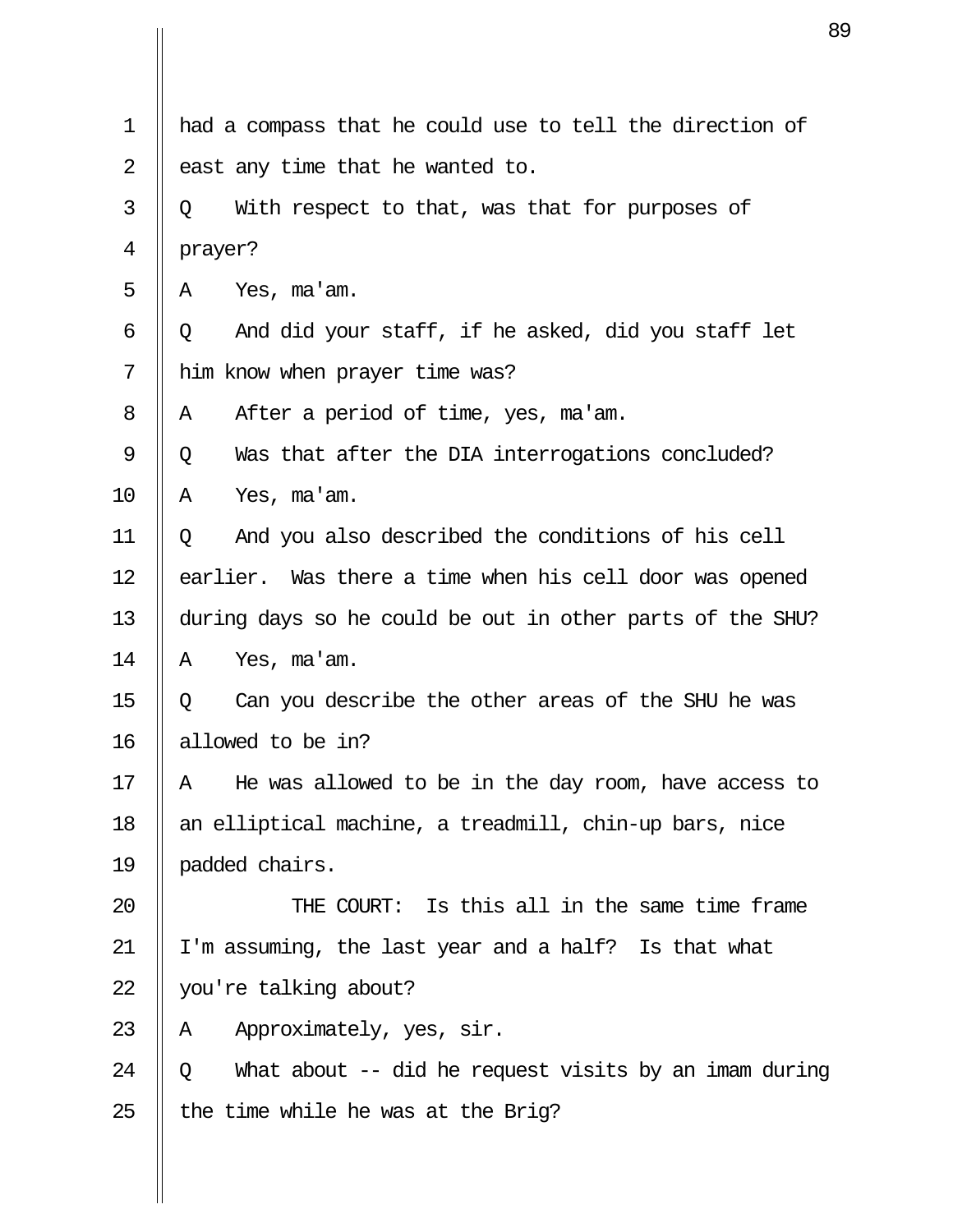1 had a compass that he could use to tell the direction of
2 east any time that he wanted to.
3 Q With respect to that, was that for purposes of
4 prayer?
5 A Yes, ma'am.
6 Q And did your staff, if he asked, did you staff let
7 him know when prayer time was?
8 A After a period of time, yes, ma'am.
9 Q Was that after the DIA interrogations concluded?
10 A Yes, ma'am.
11 Q And you also described the conditions of his cell
12 earlier. Was there a time when his cell door was opened
13 during days so he could be out in other parts of the SHU?
14 A Yes, ma'am.
15 Q Can you describe the other areas of the SHU he was
16 allowed to be in?
17 A He was allowed to be in the day room, have access to
18 an elliptical machine, a treadmill, chin-up bars, nice
19 padded chairs.
20 THE COURT: Is this all in the same time frame
21 I'm assuming, the last year and a half? Is that what
22 you're talking about?
23 A Approximately, yes, sir.
24 Q What about -- did he request visits by an imam during
25 the time while he was at the Brig?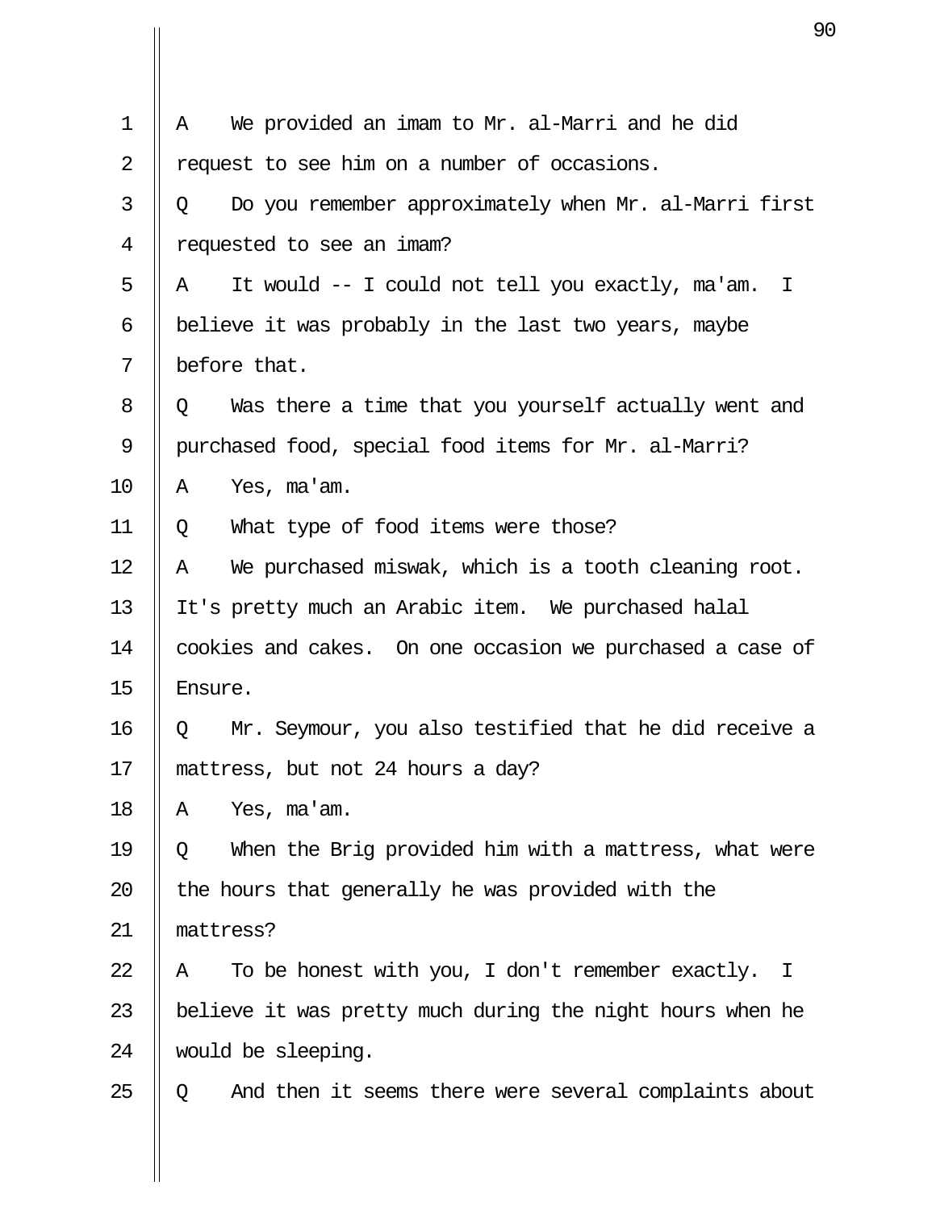1 A We provided an imam to Mr. al-Marri and he did
2 request to see him on a number of occasions.
3 Q Do you remember approximately when Mr. al-Marri first
4 requested to see an imam?
5 A It would -- I could not tell you exactly, ma'am. I
6 believe it was probably in the last two years, maybe
7 before that.
8 Q Was there a time that you yourself actually went and
9 purchased food, special food items for Mr. al-Marri?
10 A Yes, ma'am.
11 Q What type of food items were those?
12 A We purchased miswak, which is a tooth cleaning root.
13 It's pretty much an Arabic item. We purchased halal
14 cookies and cakes. On one occasion we purchased a case of
15 Ensure.
16 Q Mr. Seymour, you also testified that he did receive a
17 mattress, but not 24 hours a day?
18 A Yes, ma'am.
19 Q When the Brig provided him with a mattress, what were
20 the hours that generally he was provided with the
21 mattress?
22 A To be honest with you, I don't remember exactly. I
23 believe it was pretty much during the night hours when he
24 would be sleeping.
25 Q And then it seems there were several complaints about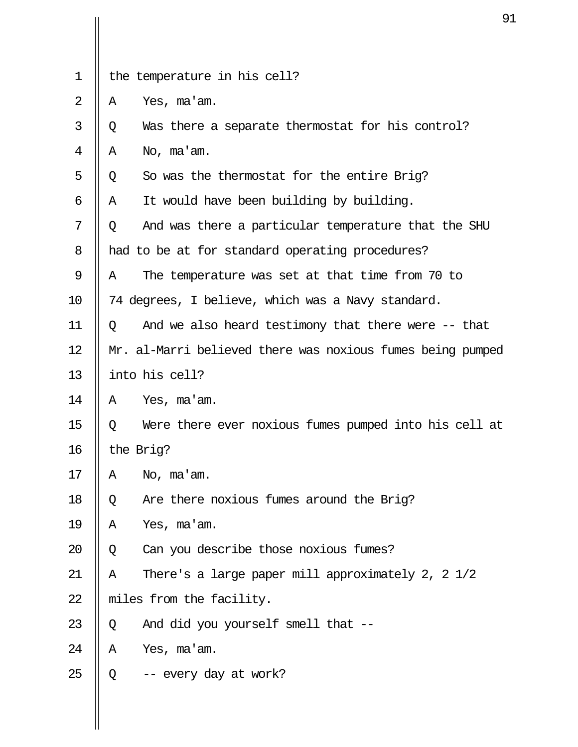1 the temperature in his cell?

2 A Yes, ma'am.

3 Q Was there a separate thermostat for his control?

4 A No, ma'am.

5 Q So was the thermostat for the entire Brig?

6 A It would have been building by building.

7 Q And was there a particular temperature that the SHU

8 had to be at for standard operating procedures?

9 A The temperature was set at that time from 70 to

10 74 degrees, I believe, which was a Navy standard.

11 Q And we also heard testimony that there were -- that

12 Mr. al-Marri believed there was noxious fumes being pumped

13 into his cell?

14 A Yes, ma'am.

15 Q Were there ever noxious fumes pumped into his cell at

16 the Brig?

17 A No, ma'am.

18 Q Are there noxious fumes around the Brig?

19 A Yes, ma'am.

20 Q Can you describe those noxious fumes?

21 A There's a large paper mill approximately 2, 2 1/2

22 miles from the facility.

23 Q And did you yourself smell that --

24 A Yes, ma'am.

25 Q -- every day at work?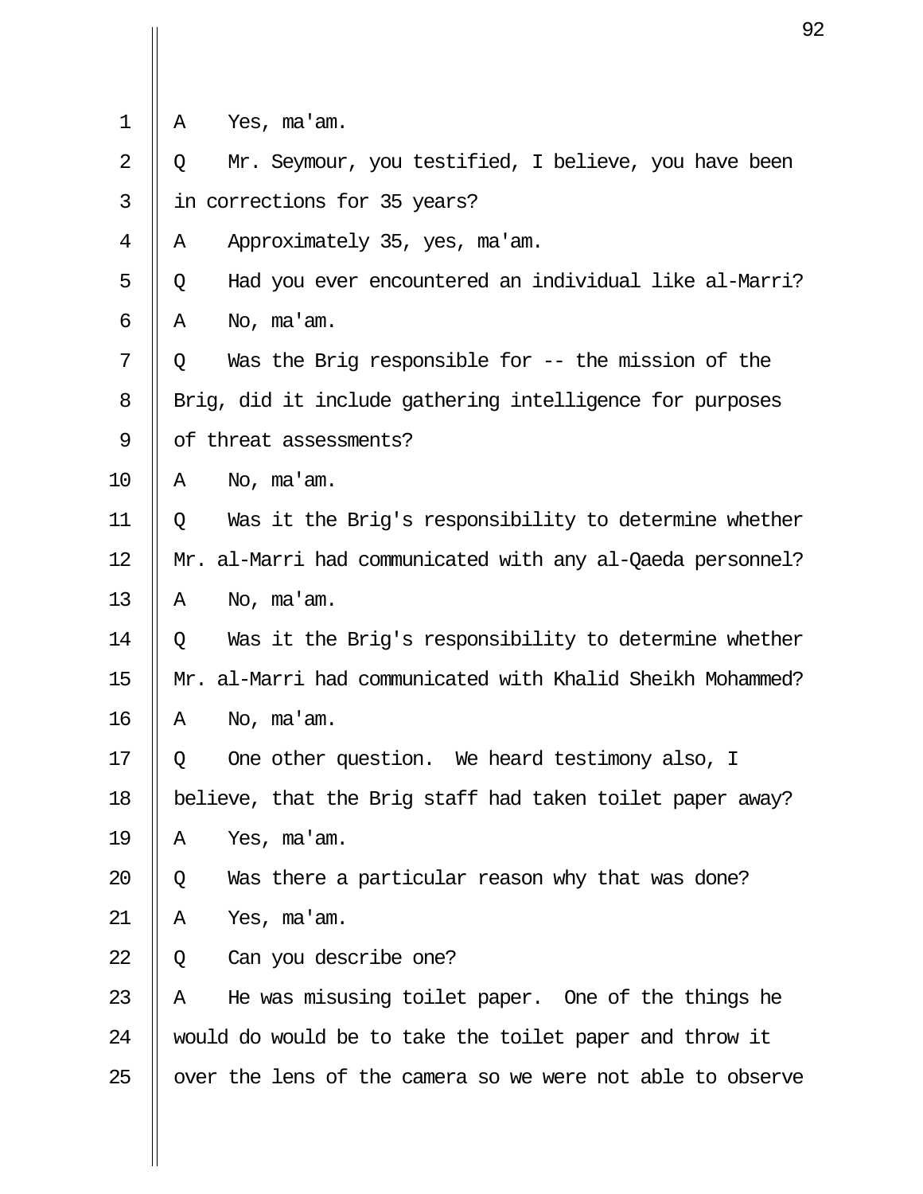1 A Yes, ma'am.

2 Q Mr. Seymour, you testified, I believe, you have been

3 in corrections for 35 years?

4 A Approximately 35, yes, ma'am.

5 Q Had you ever encountered an individual like al-Marri?

6 A No, ma'am.

7 Q Was the Brig responsible for -- the mission of the

8 Brig, did it include gathering intelligence for purposes

9 of threat assessments?

10 A No, ma'am.

11 Q Was it the Brig's responsibility to determine whether

12 Mr. al-Marri had communicated with any al-Qaeda personnel?

13 A No, ma'am.

14 Q Was it the Brig's responsibility to determine whether

15 Mr. al-Marri had communicated with Khalid Sheikh Mohammed?

16 A No, ma'am.

17 Q One other question. We heard testimony also, I

18 believe, that the Brig staff had taken toilet paper away?

19 A Yes, ma'am.

20 Q Was there a particular reason why that was done?

21 A Yes, ma'am.

22 Q Can you describe one?

23 A He was misusing toilet paper. One of the things he

24 would do would be to take the toilet paper and throw it

25 over the lens of the camera so we were not able to observe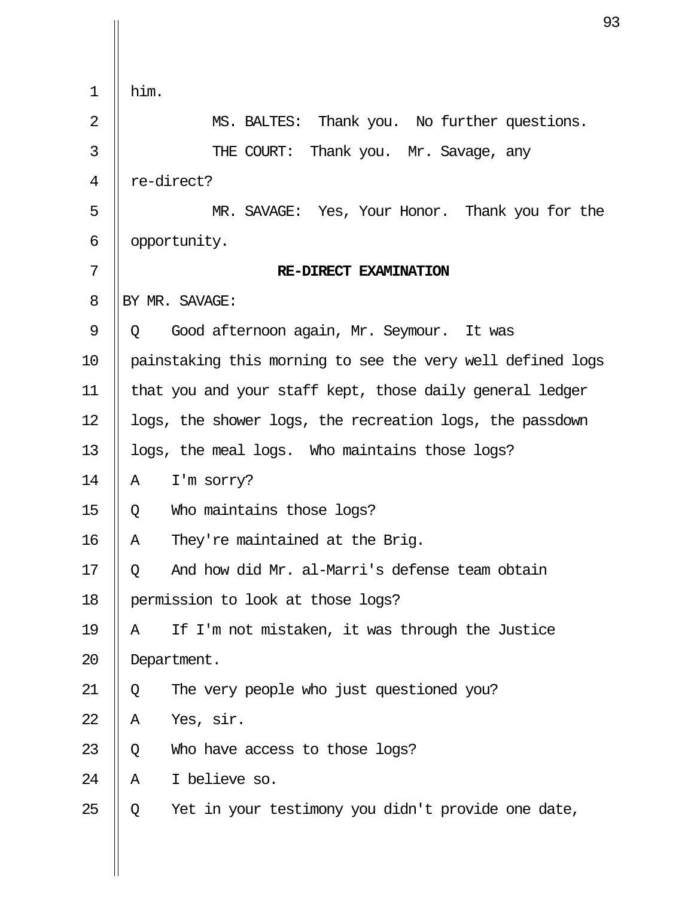him.

MS. BALTES: Thank you. No further questions.

THE COURT: Thank you. Mr. Savage, any re-direct?

MR. SAVAGE: Yes, Your Honor. Thank you for the opportunity.

**RE-DIRECT EXAMINATION**

BY MR. SAVAGE:

Q Good afternoon again, Mr. Seymour. It was painstaking this morning to see the very well defined logs that you and your staff kept, those daily general ledger logs, the shower logs, the recreation logs, the passdown logs, the meal logs. Who maintains those logs?

A I'm sorry?

Q Who maintains those logs?

A They're maintained at the Brig.

Q And how did Mr. al-Marri's defense team obtain permission to look at those logs?

A If I'm not mistaken, it was through the Justice Department.

Q The very people who just questioned you?

A Yes, sir.

Q Who have access to those logs?

A I believe so.

Q Yet in your testimony you didn't provide one date,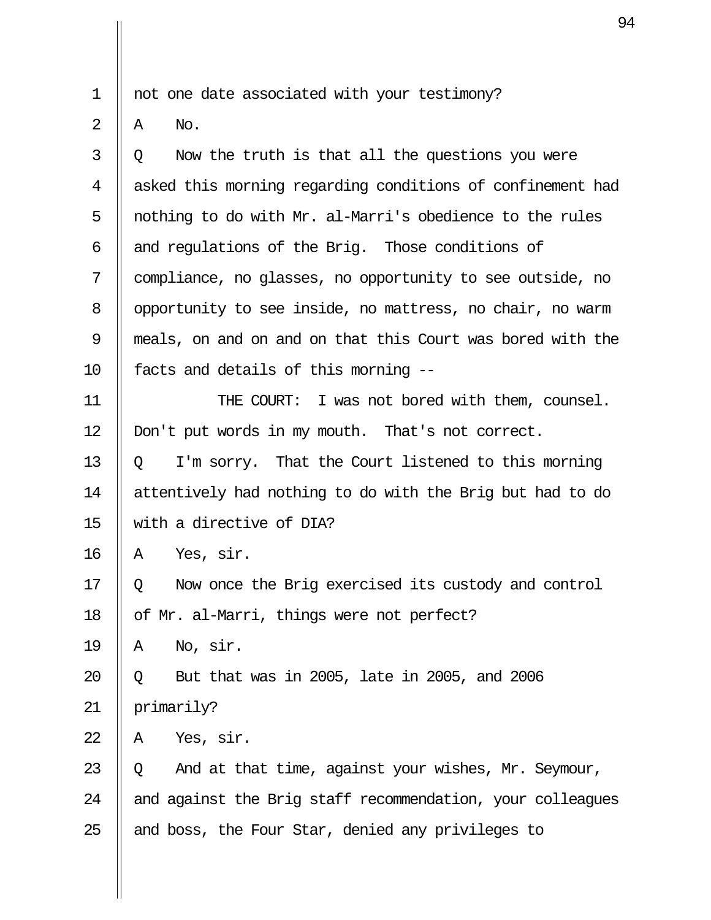not one date associated with your testimony?

A No.

Q Now the truth is that all the questions you were asked this morning regarding conditions of confinement had nothing to do with Mr. al-Marri's obedience to the rules and regulations of the Brig. Those conditions of compliance, no glasses, no opportunity to see outside, no opportunity to see inside, no mattress, no chair, no warm meals, on and on and on that this Court was bored with the facts and details of this morning --

THE COURT: I was not bored with them, counsel. Don't put words in my mouth. That's not correct.

Q I'm sorry. That the Court listened to this morning attentively had nothing to do with the Brig but had to do with a directive of DIA?

A Yes, sir.

Q Now once the Brig exercised its custody and control of Mr. al-Marri, things were not perfect?

A No, sir.

Q But that was in 2005, late in 2005, and 2006 primarily?

A Yes, sir.

Q And at that time, against your wishes, Mr. Seymour, and against the Brig staff recommendation, your colleagues and boss, the Four Star, denied any privileges to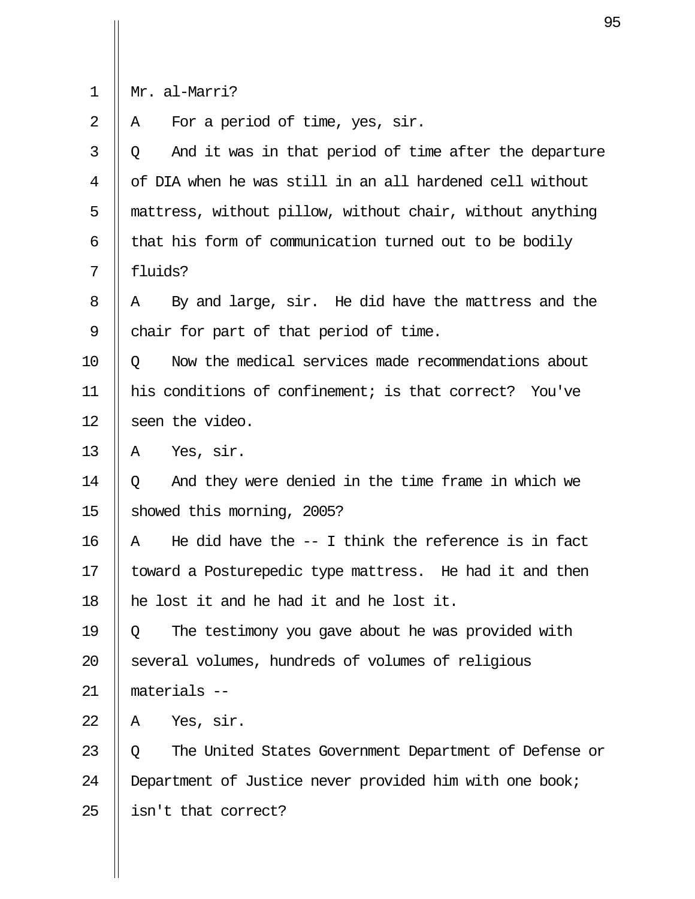Mr. al-Marri?

A For a period of time, yes, sir.

Q And it was in that period of time after the departure of DIA when he was still in an all hardened cell without mattress, without pillow, without chair, without anything that his form of communication turned out to be bodily fluids?

A By and large, sir. He did have the mattress and the chair for part of that period of time.

Q Now the medical services made recommendations about his conditions of confinement; is that correct? You've seen the video.

A Yes, sir.

Q And they were denied in the time frame in which we showed this morning, 2005?

A He did have the -- I think the reference is in fact toward a Posturepedic type mattress. He had it and then he lost it and he had it and he lost it.

Q The testimony you gave about he was provided with several volumes, hundreds of volumes of religious materials --

A Yes, sir.

Q The United States Government Department of Defense or Department of Justice never provided him with one book; isn't that correct?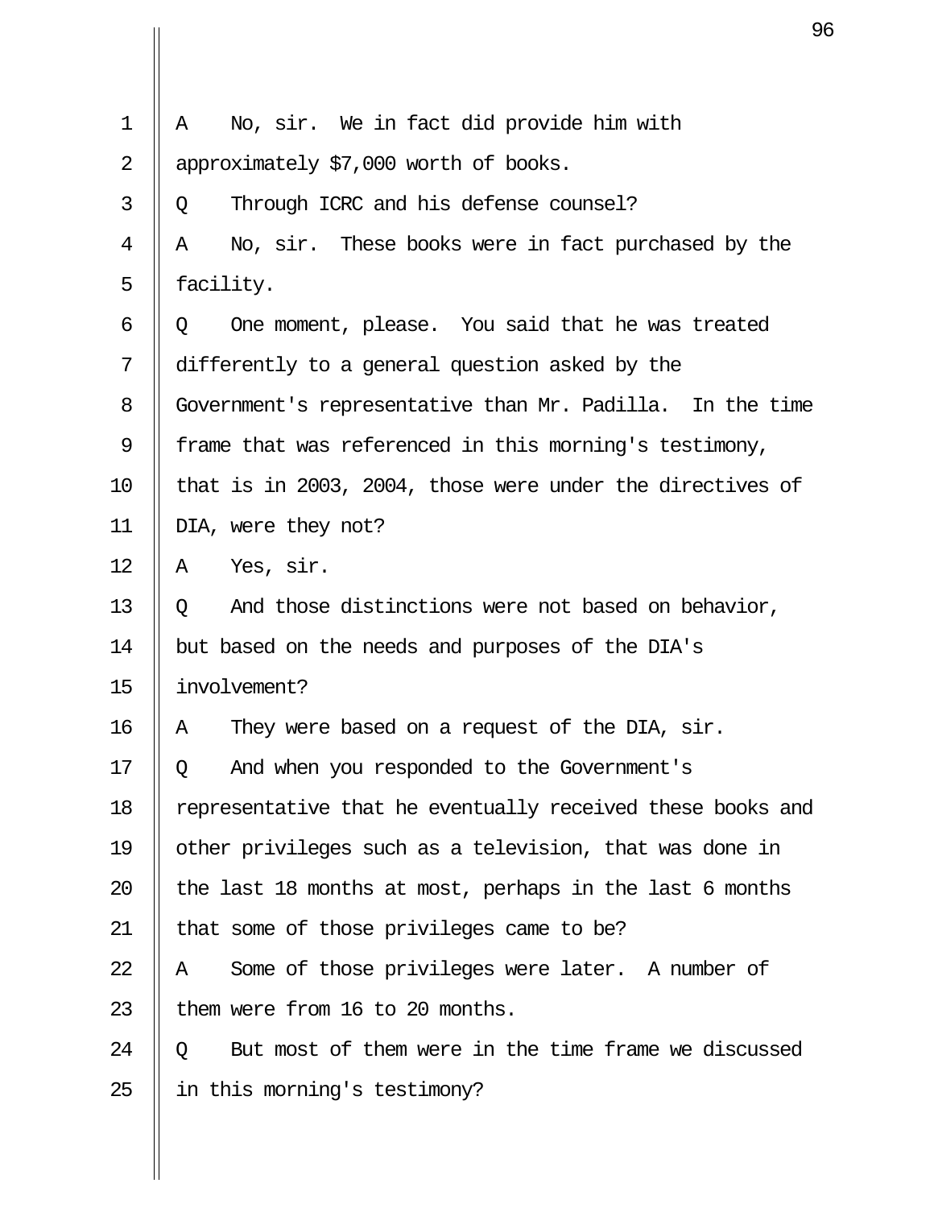A No, sir. We in fact did provide him with approximately $7,000 worth of books.

Q Through ICRC and his defense counsel?

A No, sir. These books were in fact purchased by the facility.

Q One moment, please. You said that he was treated differently to a general question asked by the Government's representative than Mr. Padilla. In the time frame that was referenced in this morning's testimony, that is in 2003, 2004, those were under the directives of DIA, were they not?

A Yes, sir.

Q And those distinctions were not based on behavior, but based on the needs and purposes of the DIA's involvement?

A They were based on a request of the DIA, sir.

Q And when you responded to the Government's representative that he eventually received these books and other privileges such as a television, that was done in the last 18 months at most, perhaps in the last 6 months that some of those privileges came to be?

A Some of those privileges were later. A number of them were from 16 to 20 months.

Q But most of them were in the time frame we discussed in this morning's testimony?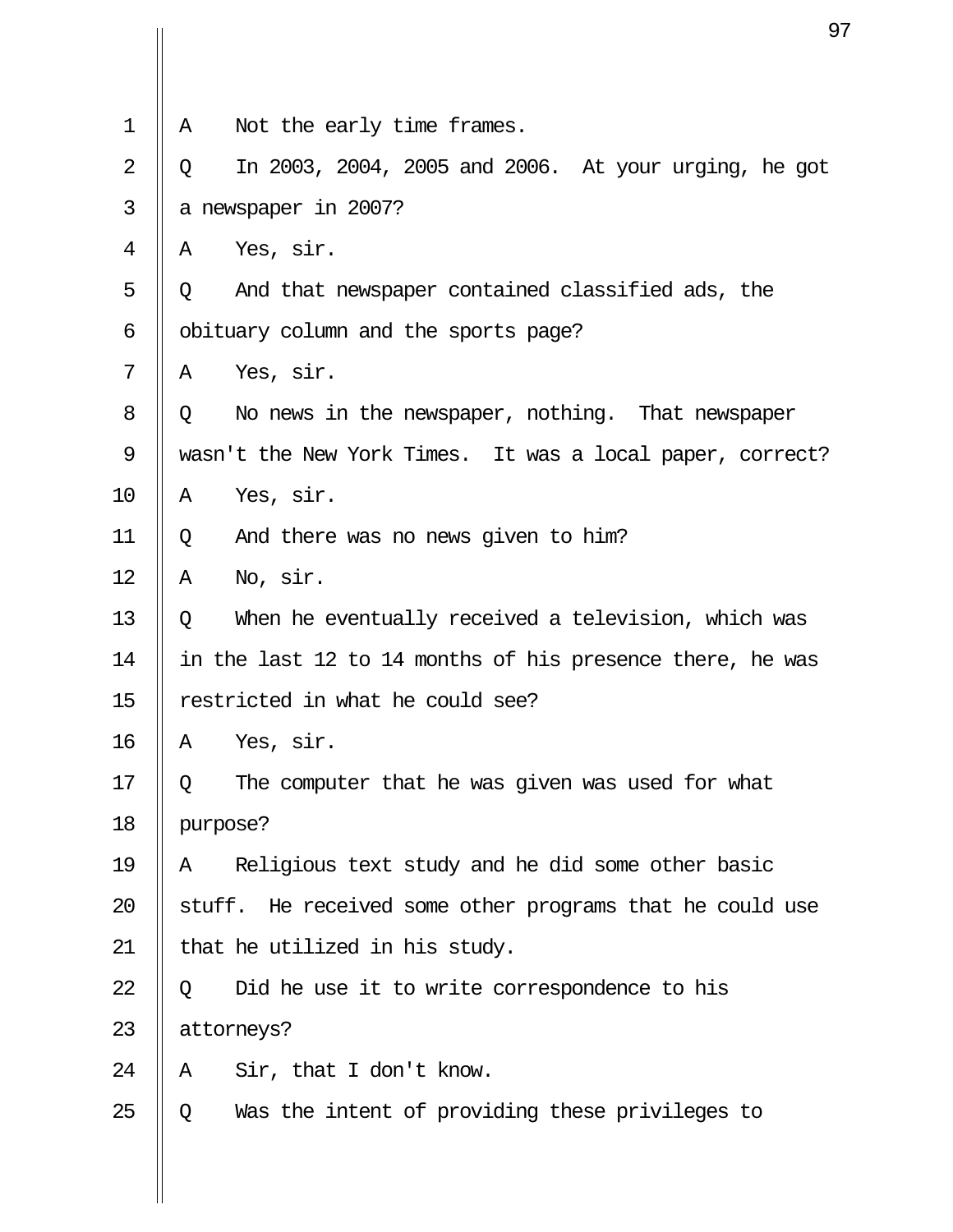1 A Not the early time frames.

2 Q In 2003, 2004, 2005 and 2006. At your urging, he got

3 a newspaper in 2007?

4 A Yes, sir.

5 Q And that newspaper contained classified ads, the

6 obituary column and the sports page?

7 A Yes, sir.

8 Q No news in the newspaper, nothing. That newspaper

9 wasn't the New York Times. It was a local paper, correct?

10 A Yes, sir.

11 Q And there was no news given to him?

12 A No, sir.

13 Q When he eventually received a television, which was

14 in the last 12 to 14 months of his presence there, he was

15 restricted in what he could see?

16 A Yes, sir.

17 Q The computer that he was given was used for what

18 purpose?

19 A Religious text study and he did some other basic

20 stuff. He received some other programs that he could use

21 that he utilized in his study.

22 Q Did he use it to write correspondence to his

23 attorneys?

24 A Sir, that I don't know.

25 Q Was the intent of providing these privileges to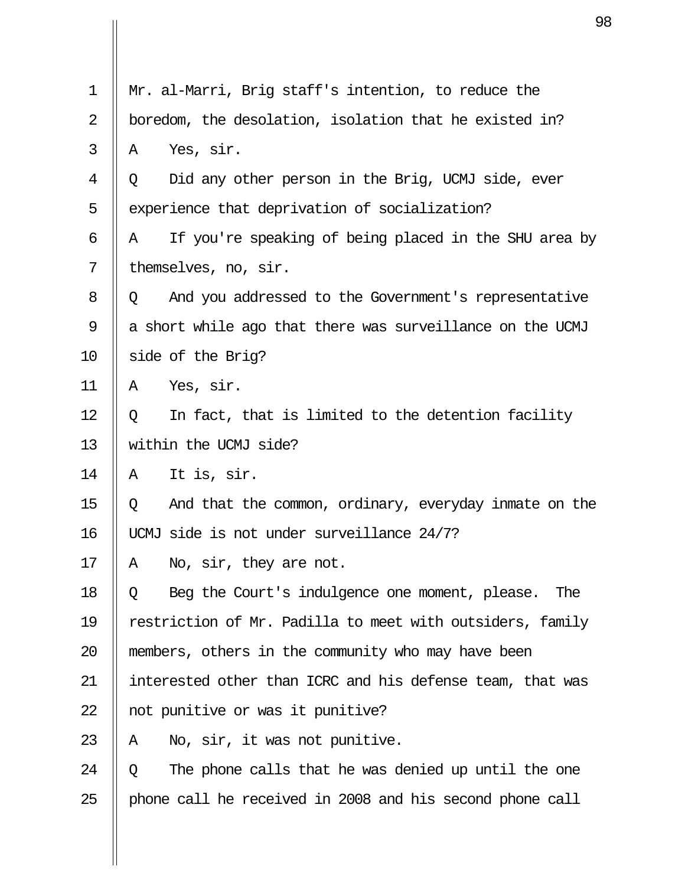Mr. al-Marri, Brig staff's intention, to reduce the boredom, the desolation, isolation that he existed in?

A Yes, sir.

Q Did any other person in the Brig, UCMJ side, ever experience that deprivation of socialization?

A If you're speaking of being placed in the SHU area by themselves, no, sir.

Q And you addressed to the Government's representative a short while ago that there was surveillance on the UCMJ side of the Brig?

A Yes, sir.

Q In fact, that is limited to the detention facility within the UCMJ side?

A It is, sir.

Q And that the common, ordinary, everyday inmate on the UCMJ side is not under surveillance 24/7?

A No, sir, they are not.

Q Beg the Court's indulgence one moment, please. The restriction of Mr. Padilla to meet with outsiders, family members, others in the community who may have been interested other than ICRC and his defense team, that was not punitive or was it punitive?

A No, sir, it was not punitive.

Q The phone calls that he was denied up until the one phone call he received in 2008 and his second phone call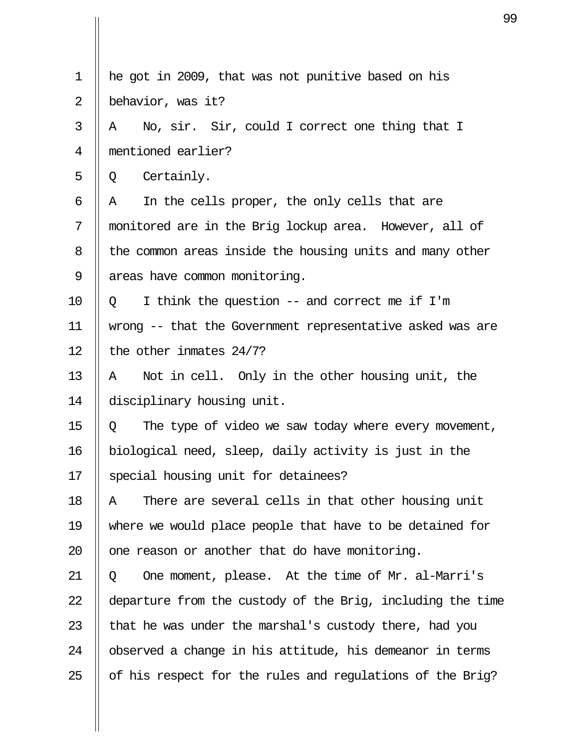he got in 2009, that was not punitive based on his behavior, was it?

A No, sir. Sir, could I correct one thing that I mentioned earlier?

Q Certainly.

A In the cells proper, the only cells that are monitored are in the Brig lockup area. However, all of the common areas inside the housing units and many other areas have common monitoring.

Q I think the question -- and correct me if I'm wrong -- that the Government representative asked was are the other inmates 24/7?

A Not in cell. Only in the other housing unit, the disciplinary housing unit.

Q The type of video we saw today where every movement, biological need, sleep, daily activity is just in the special housing unit for detainees?

A There are several cells in that other housing unit where we would place people that have to be detained for one reason or another that do have monitoring.

Q One moment, please. At the time of Mr. al-Marri's departure from the custody of the Brig, including the time that he was under the marshal's custody there, had you observed a change in his attitude, his demeanor in terms of his respect for the rules and regulations of the Brig?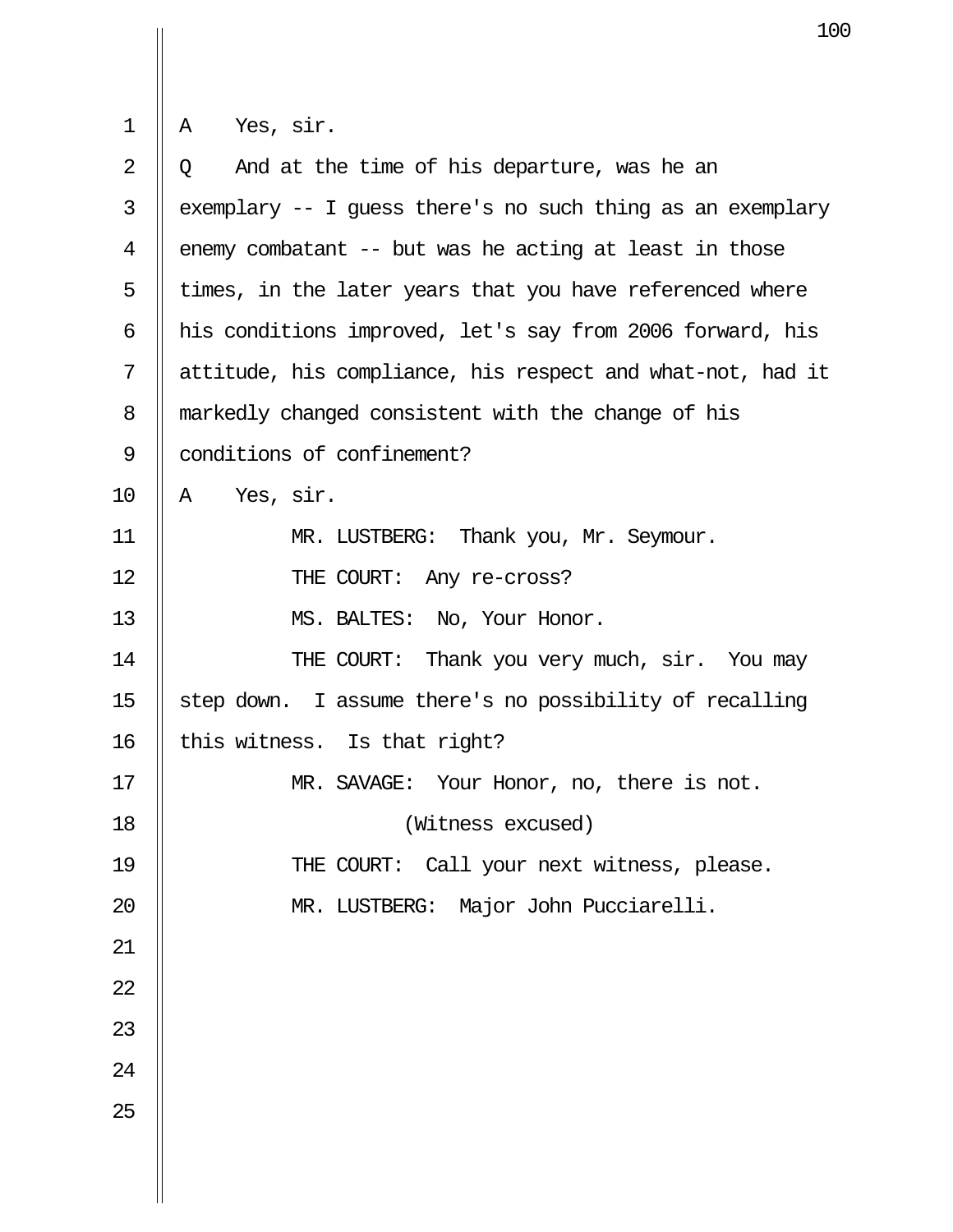A Yes, sir.

Q And at the time of his departure, was he an exemplary -- I guess there's no such thing as an exemplary enemy combatant -- but was he acting at least in those times, in the later years that you have referenced where his conditions improved, let's say from 2006 forward, his attitude, his compliance, his respect and what-not, had it markedly changed consistent with the change of his conditions of confinement?

A Yes, sir.

MR. LUSTBERG: Thank you, Mr. Seymour.

THE COURT: Any re-cross?

MS. BALTES: No, Your Honor.

THE COURT: Thank you very much, sir. You may step down. I assume there's no possibility of recalling this witness. Is that right?

MR. SAVAGE: Your Honor, no, there is not.

(Witness excused)

THE COURT: Call your next witness, please.

MR. LUSTBERG: Major John Pucciarelli.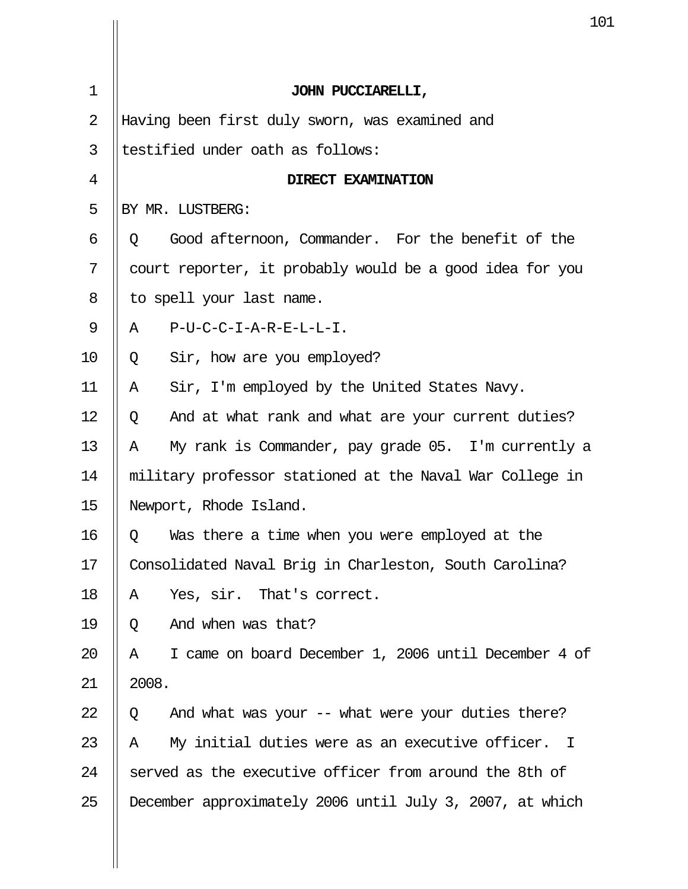**JOHN PUCCIARELLI,**

Having been first duly sworn, was examined and testified under oath as follows:

**DIRECT EXAMINATION**

BY MR. LUSTBERG:

Q Good afternoon, Commander. For the benefit of the court reporter, it probably would be a good idea for you to spell your last name.

A P-U-C-C-I-A-R-E-L-L-I.

Q Sir, how are you employed?

A Sir, I'm employed by the United States Navy.

Q And at what rank and what are your current duties?

A My rank is Commander, pay grade 05. I'm currently a military professor stationed at the Naval War College in Newport, Rhode Island.

Q Was there a time when you were employed at the Consolidated Naval Brig in Charleston, South Carolina?

A Yes, sir. That's correct.

Q And when was that?

A I came on board December 1, 2006 until December 4 of 2008.

Q And what was your -- what were your duties there?

A My initial duties were as an executive officer. I served as the executive officer from around the 8th of December approximately 2006 until July 3, 2007, at which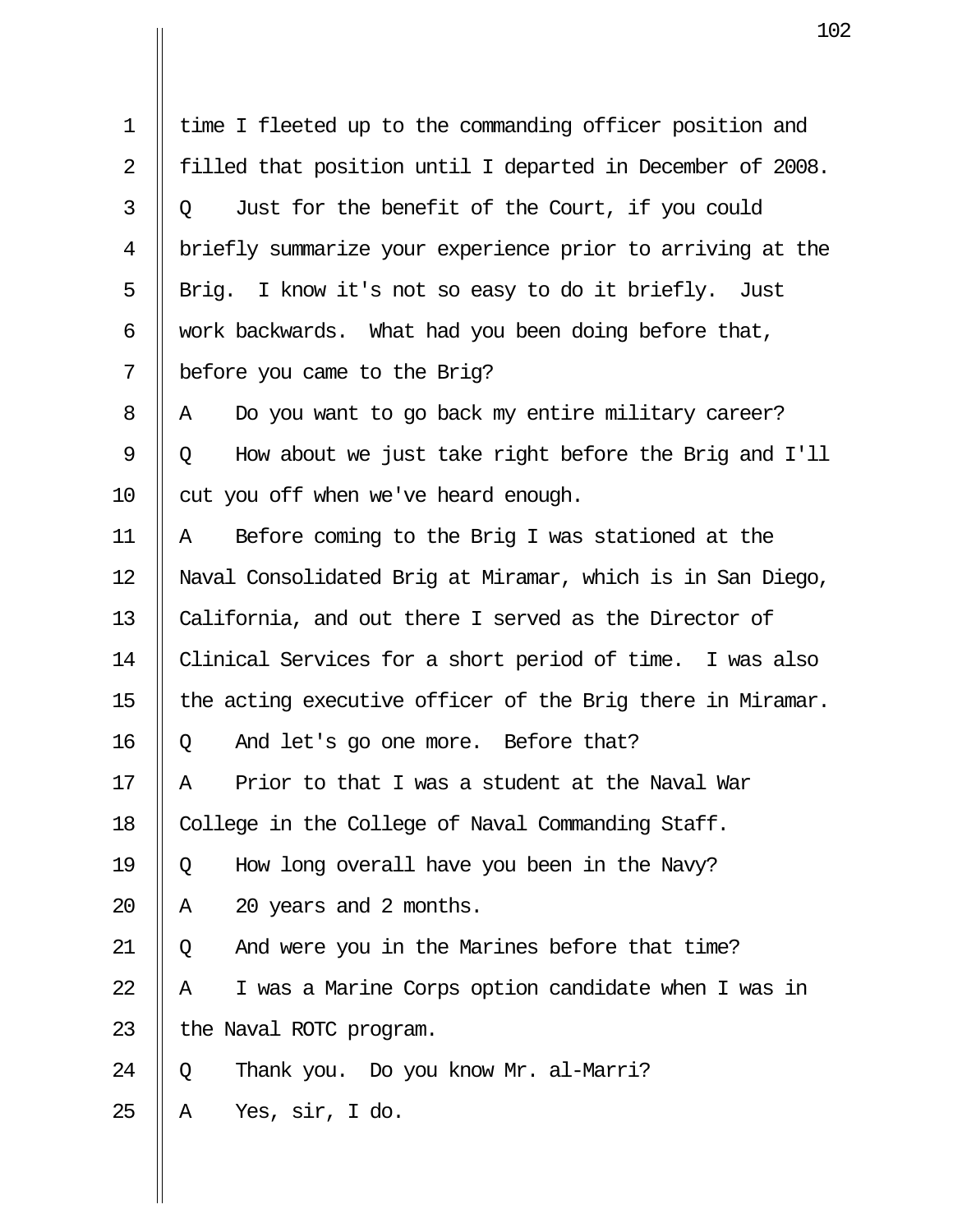time I fleeted up to the commanding officer position and filled that position until I departed in December of 2008.

Q Just for the benefit of the Court, if you could briefly summarize your experience prior to arriving at the Brig. I know it's not so easy to do it briefly. Just work backwards. What had you been doing before that, before you came to the Brig?

A Do you want to go back my entire military career?

Q How about we just take right before the Brig and I'll cut you off when we've heard enough.

A Before coming to the Brig I was stationed at the Naval Consolidated Brig at Miramar, which is in San Diego, California, and out there I served as the Director of Clinical Services for a short period of time. I was also the acting executive officer of the Brig there in Miramar.

Q And let's go one more. Before that?

A Prior to that I was a student at the Naval War College in the College of Naval Commanding Staff.

Q How long overall have you been in the Navy?

A 20 years and 2 months.

Q And were you in the Marines before that time?

A I was a Marine Corps option candidate when I was in the Naval ROTC program.

Q Thank you. Do you know Mr. al-Marri?

A Yes, sir, I do.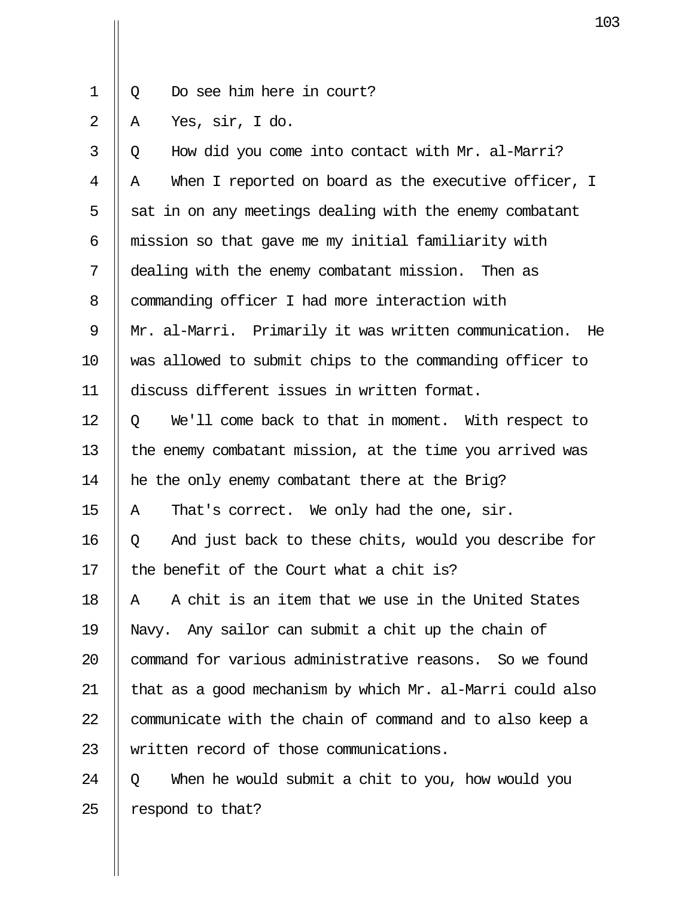Q Do see him here in court?

A Yes, sir, I do.

Q How did you come into contact with Mr. al-Marri?

A When I reported on board as the executive officer, I sat in on any meetings dealing with the enemy combatant mission so that gave me my initial familiarity with dealing with the enemy combatant mission. Then as commanding officer I had more interaction with Mr. al-Marri. Primarily it was written communication. He was allowed to submit chips to the commanding officer to discuss different issues in written format.

Q We'll come back to that in moment. With respect to the enemy combatant mission, at the time you arrived was he the only enemy combatant there at the Brig?

A That's correct. We only had the one, sir.

Q And just back to these chits, would you describe for the benefit of the Court what a chit is?

A A chit is an item that we use in the United States Navy. Any sailor can submit a chit up the chain of command for various administrative reasons. So we found that as a good mechanism by which Mr. al-Marri could also communicate with the chain of command and to also keep a written record of those communications.

Q When he would submit a chit to you, how would you respond to that?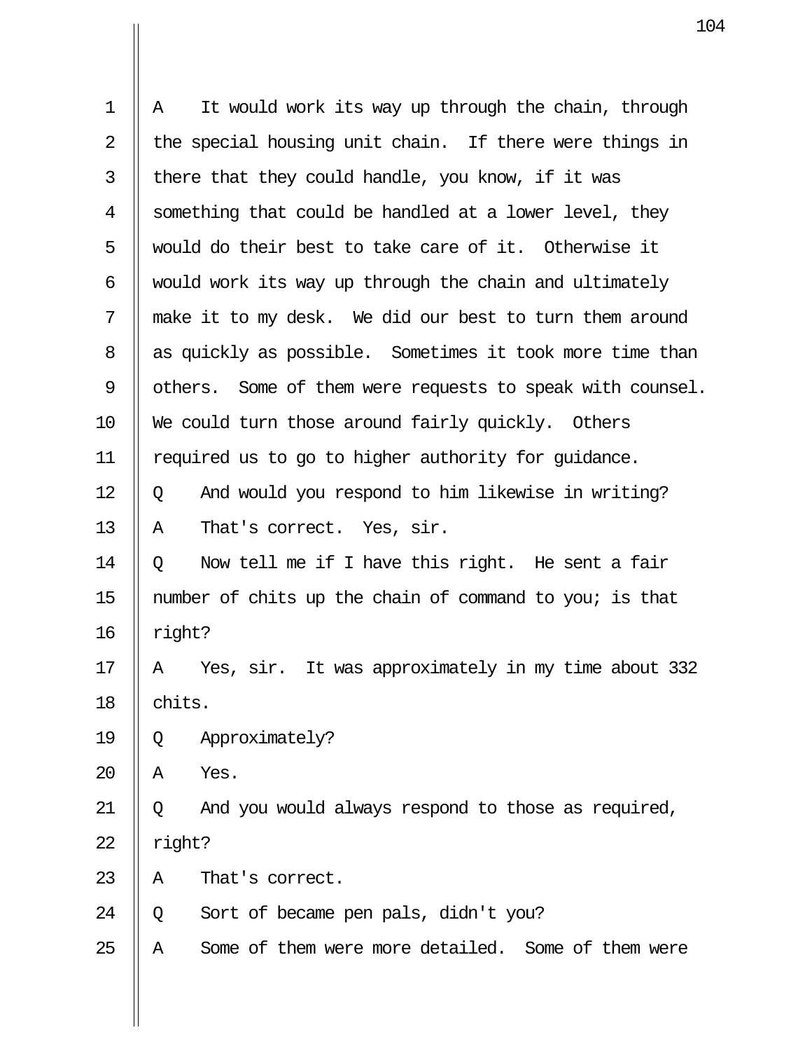A It would work its way up through the chain, through the special housing unit chain. If there were things in there that they could handle, you know, if it was something that could be handled at a lower level, they would do their best to take care of it. Otherwise it would work its way up through the chain and ultimately make it to my desk. We did our best to turn them around as quickly as possible. Sometimes it took more time than others. Some of them were requests to speak with counsel. We could turn those around fairly quickly. Others required us to go to higher authority for guidance.

Q And would you respond to him likewise in writing?

A That's correct. Yes, sir.

Q Now tell me if I have this right. He sent a fair number of chits up the chain of command to you; is that right?

A Yes, sir. It was approximately in my time about 332 chits.

Q Approximately?

A Yes.

Q And you would always respond to those as required, right?

A That's correct.

Q Sort of became pen pals, didn't you?

A Some of them were more detailed. Some of them were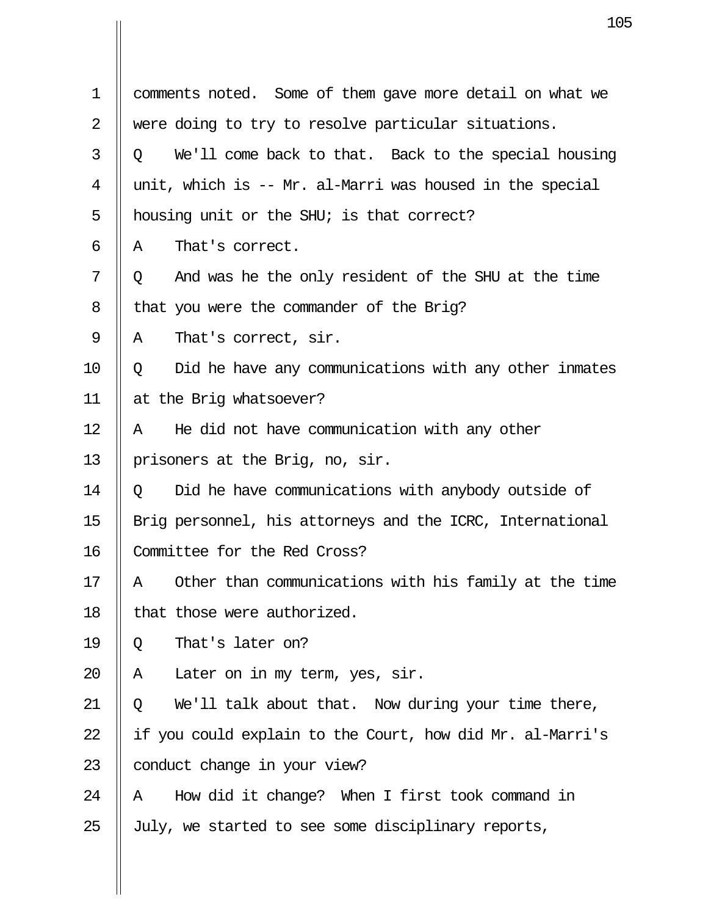comments noted. Some of them gave more detail on what we were doing to try to resolve particular situations.

Q We'll come back to that. Back to the special housing unit, which is -- Mr. al-Marri was housed in the special housing unit or the SHU; is that correct?

A That's correct.

Q And was he the only resident of the SHU at the time that you were the commander of the Brig?

A That's correct, sir.

Q Did he have any communications with any other inmates at the Brig whatsoever?

A He did not have communication with any other prisoners at the Brig, no, sir.

Q Did he have communications with anybody outside of Brig personnel, his attorneys and the ICRC, International Committee for the Red Cross?

A Other than communications with his family at the time that those were authorized.

Q That's later on?

A Later on in my term, yes, sir.

Q We'll talk about that. Now during your time there, if you could explain to the Court, how did Mr. al-Marri's conduct change in your view?

A How did it change? When I first took command in July, we started to see some disciplinary reports,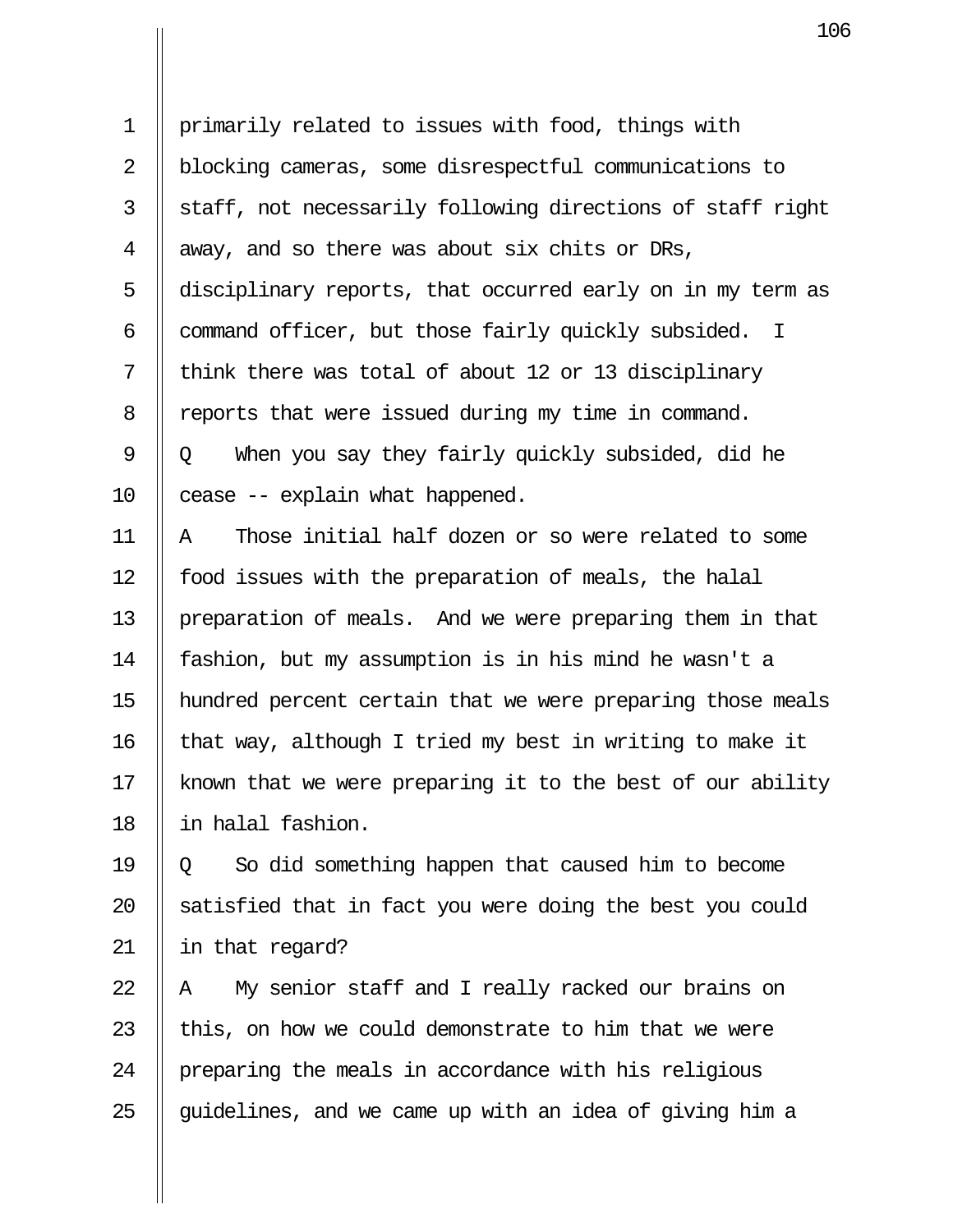primarily related to issues with food, things with blocking cameras, some disrespectful communications to staff, not necessarily following directions of staff right away, and so there was about six chits or DRs, disciplinary reports, that occurred early on in my term as command officer, but those fairly quickly subsided. I think there was total of about 12 or 13 disciplinary reports that were issued during my time in command.

Q When you say they fairly quickly subsided, did he cease -- explain what happened.

A Those initial half dozen or so were related to some food issues with the preparation of meals, the halal preparation of meals. And we were preparing them in that fashion, but my assumption is in his mind he wasn't a hundred percent certain that we were preparing those meals that way, although I tried my best in writing to make it known that we were preparing it to the best of our ability in halal fashion.

Q So did something happen that caused him to become satisfied that in fact you were doing the best you could in that regard?

A My senior staff and I really racked our brains on this, on how we could demonstrate to him that we were preparing the meals in accordance with his religious guidelines, and we came up with an idea of giving him a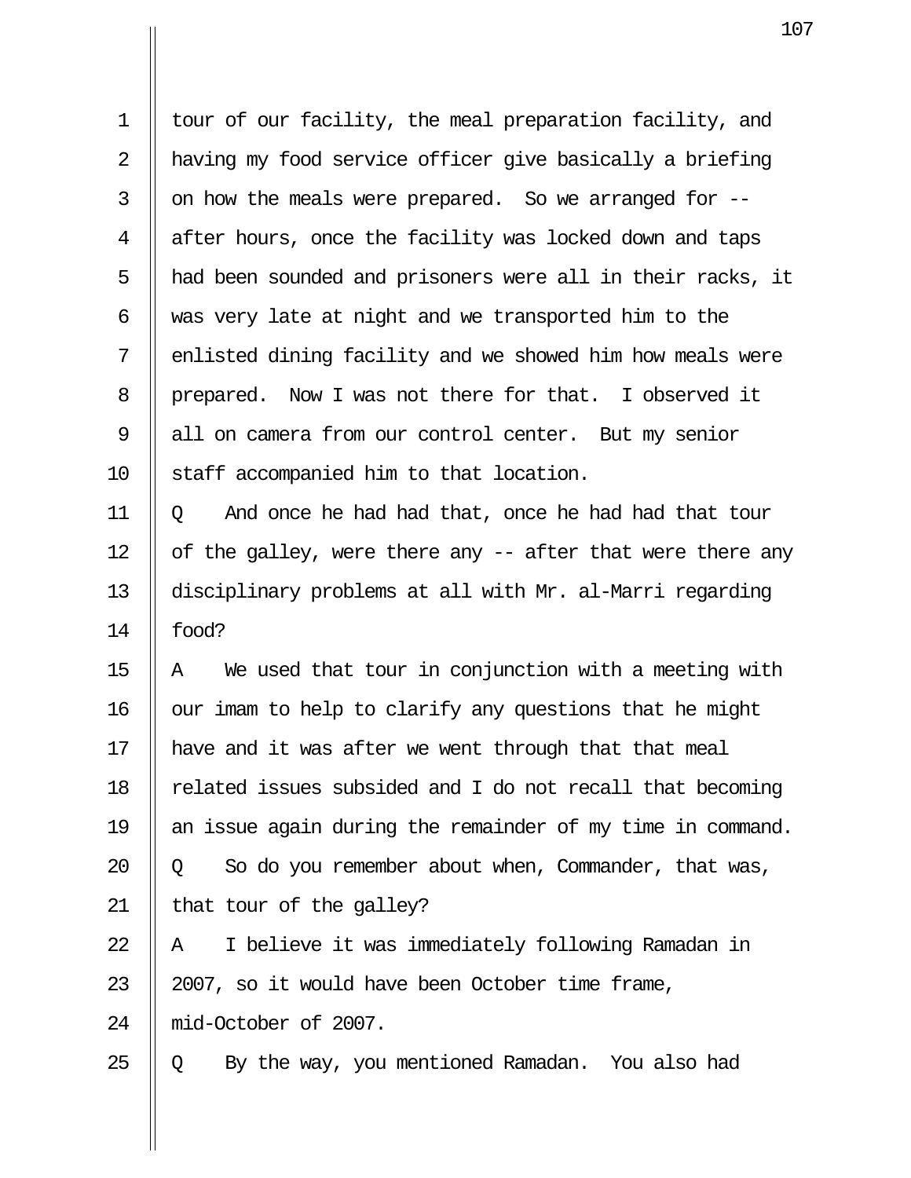tour of our facility, the meal preparation facility, and having my food service officer give basically a briefing on how the meals were prepared. So we arranged for -- after hours, once the facility was locked down and taps had been sounded and prisoners were all in their racks, it was very late at night and we transported him to the enlisted dining facility and we showed him how meals were prepared. Now I was not there for that. I observed it all on camera from our control center. But my senior staff accompanied him to that location.

Q And once he had had that, once he had had that tour of the galley, were there any -- after that were there any disciplinary problems at all with Mr. al-Marri regarding food?

A We used that tour in conjunction with a meeting with our imam to help to clarify any questions that he might have and it was after we went through that that meal related issues subsided and I do not recall that becoming an issue again during the remainder of my time in command.

Q So do you remember about when, Commander, that was, that tour of the galley?

A I believe it was immediately following Ramadan in 2007, so it would have been October time frame, mid-October of 2007.

Q By the way, you mentioned Ramadan. You also had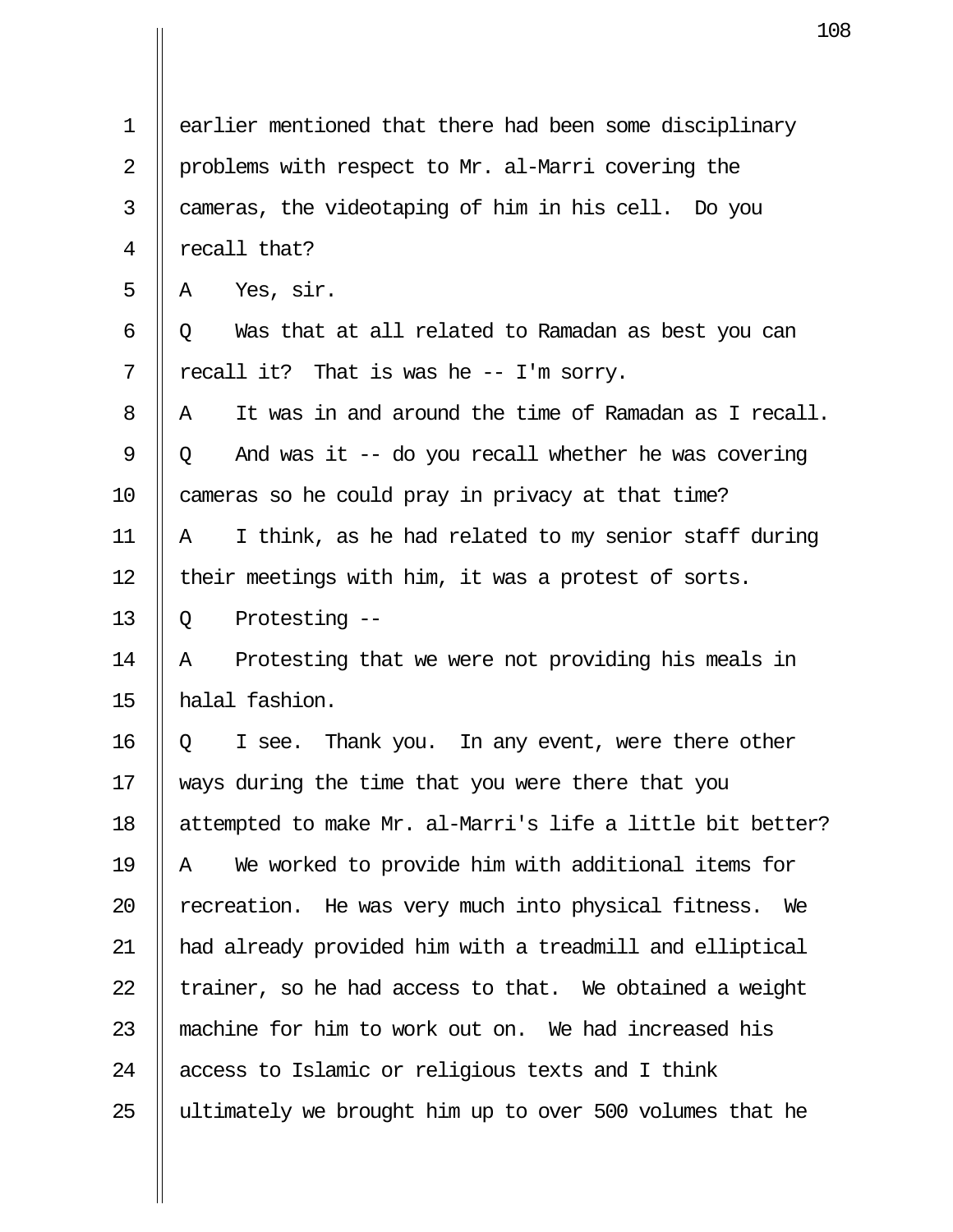earlier mentioned that there had been some disciplinary problems with respect to Mr. al-Marri covering the cameras, the videotaping of him in his cell. Do you recall that?

A Yes, sir.

Q Was that at all related to Ramadan as best you can recall it? That is was he -- I'm sorry.

A It was in and around the time of Ramadan as I recall.

Q And was it -- do you recall whether he was covering cameras so he could pray in privacy at that time?

A I think, as he had related to my senior staff during their meetings with him, it was a protest of sorts.

Q Protesting --

A Protesting that we were not providing his meals in halal fashion.

Q I see. Thank you. In any event, were there other ways during the time that you were there that you attempted to make Mr. al-Marri's life a little bit better?

A We worked to provide him with additional items for recreation. He was very much into physical fitness. We had already provided him with a treadmill and elliptical trainer, so he had access to that. We obtained a weight machine for him to work out on. We had increased his access to Islamic or religious texts and I think ultimately we brought him up to over 500 volumes that he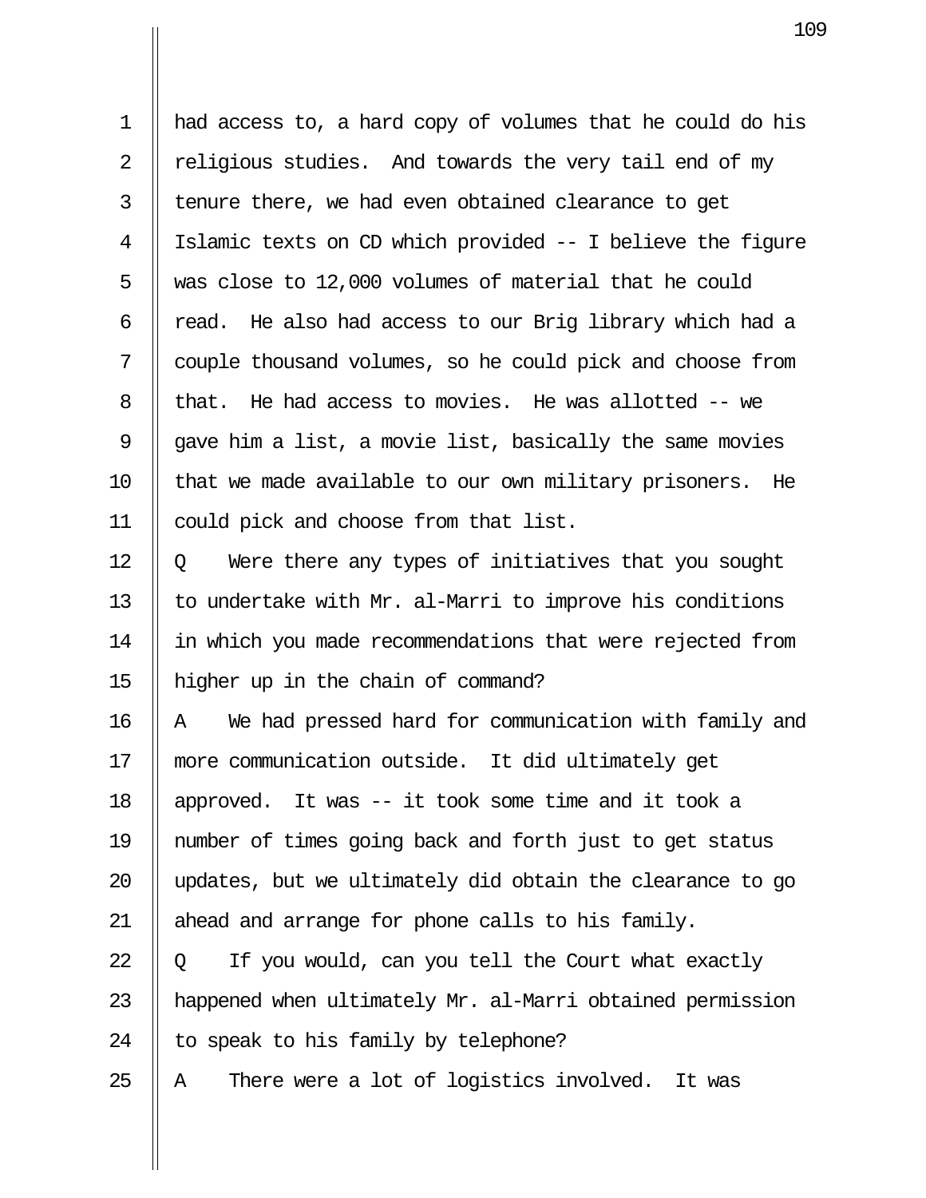had access to, a hard copy of volumes that he could do his religious studies. And towards the very tail end of my tenure there, we had even obtained clearance to get Islamic texts on CD which provided -- I believe the figure was close to 12,000 volumes of material that he could read. He also had access to our Brig library which had a couple thousand volumes, so he could pick and choose from that. He had access to movies. He was allotted -- we gave him a list, a movie list, basically the same movies that we made available to our own military prisoners. He could pick and choose from that list.

Q Were there any types of initiatives that you sought to undertake with Mr. al-Marri to improve his conditions in which you made recommendations that were rejected from higher up in the chain of command?

A We had pressed hard for communication with family and more communication outside. It did ultimately get approved. It was -- it took some time and it took a number of times going back and forth just to get status updates, but we ultimately did obtain the clearance to go ahead and arrange for phone calls to his family.

Q If you would, can you tell the Court what exactly happened when ultimately Mr. al-Marri obtained permission to speak to his family by telephone?

A There were a lot of logistics involved. It was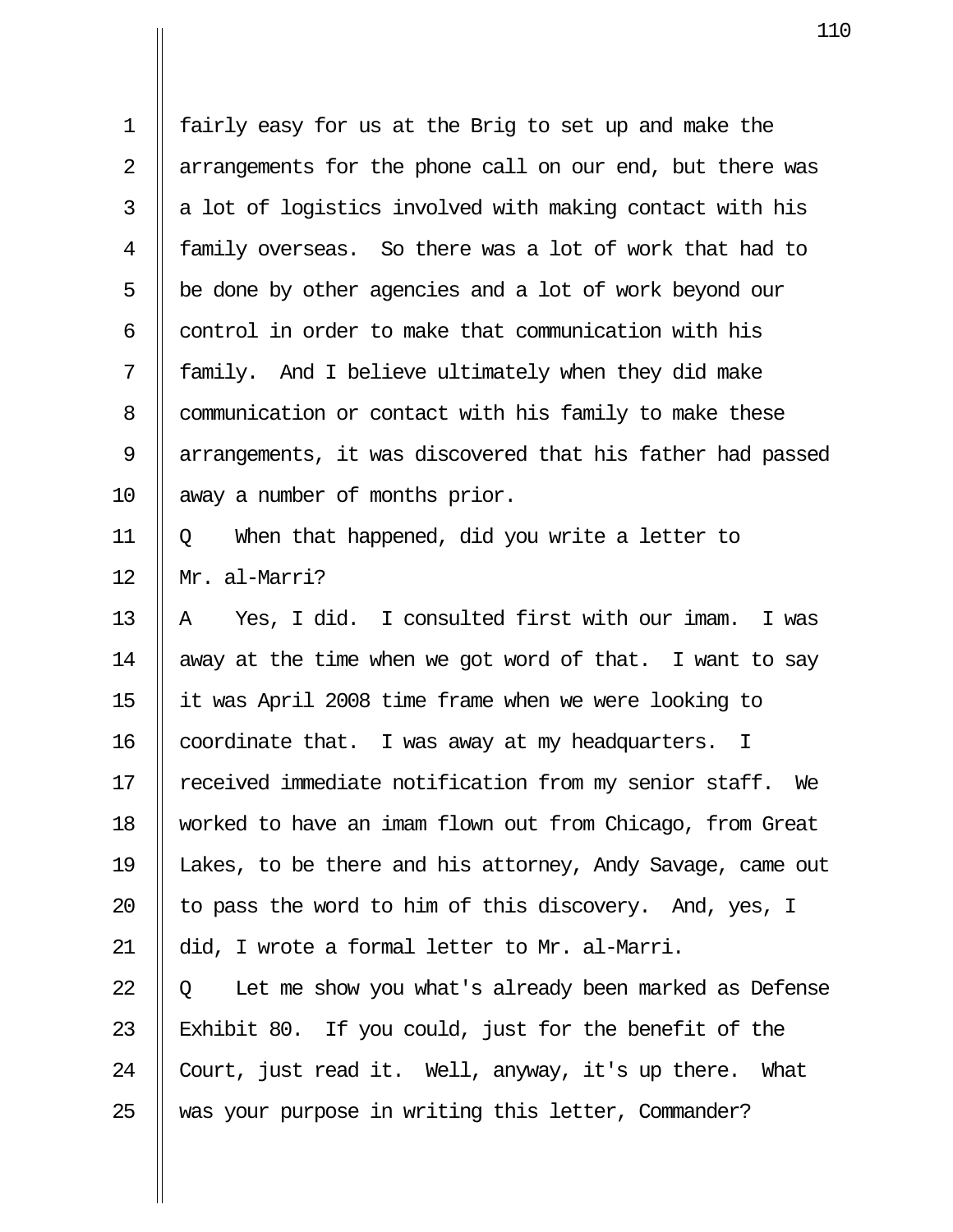fairly easy for us at the Brig to set up and make the arrangements for the phone call on our end, but there was a lot of logistics involved with making contact with his family overseas. So there was a lot of work that had to be done by other agencies and a lot of work beyond our control in order to make that communication with his family. And I believe ultimately when they did make communication or contact with his family to make these arrangements, it was discovered that his father had passed away a number of months prior.

Q When that happened, did you write a letter to Mr. al-Marri?

A Yes, I did. I consulted first with our imam. I was away at the time when we got word of that. I want to say it was April 2008 time frame when we were looking to coordinate that. I was away at my headquarters. I received immediate notification from my senior staff. We worked to have an imam flown out from Chicago, from Great Lakes, to be there and his attorney, Andy Savage, came out to pass the word to him of this discovery. And, yes, I did, I wrote a formal letter to Mr. al-Marri.

Q Let me show you what's already been marked as Defense Exhibit 80. If you could, just for the benefit of the Court, just read it. Well, anyway, it's up there. What was your purpose in writing this letter, Commander?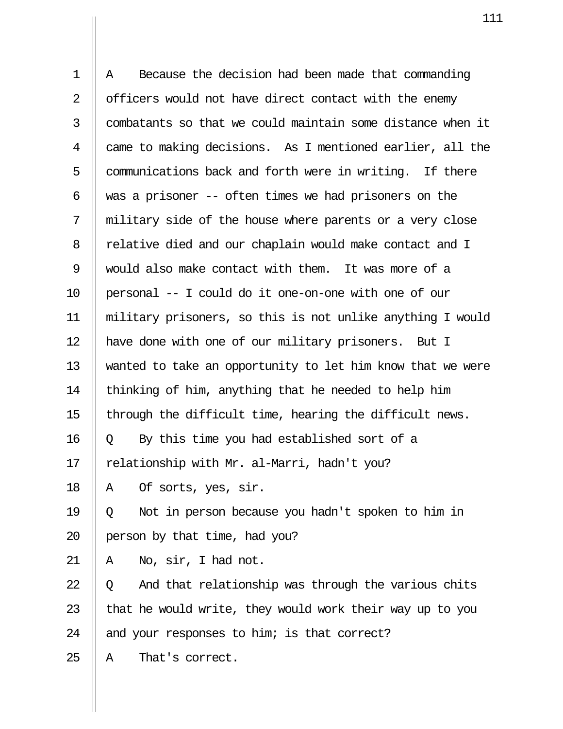A Because the decision had been made that commanding officers would not have direct contact with the enemy combatants so that we could maintain some distance when it came to making decisions. As I mentioned earlier, all the communications back and forth were in writing. If there was a prisoner -- often times we had prisoners on the military side of the house where parents or a very close relative died and our chaplain would make contact and I would also make contact with them. It was more of a personal -- I could do it one-on-one with one of our military prisoners, so this is not unlike anything I would have done with one of our military prisoners. But I wanted to take an opportunity to let him know that we were thinking of him, anything that he needed to help him through the difficult time, hearing the difficult news.

Q By this time you had established sort of a relationship with Mr. al-Marri, hadn't you?

A Of sorts, yes, sir.

Q Not in person because you hadn't spoken to him in person by that time, had you?

A No, sir, I had not.

Q And that relationship was through the various chits that he would write, they would work their way up to you and your responses to him; is that correct?

A That's correct.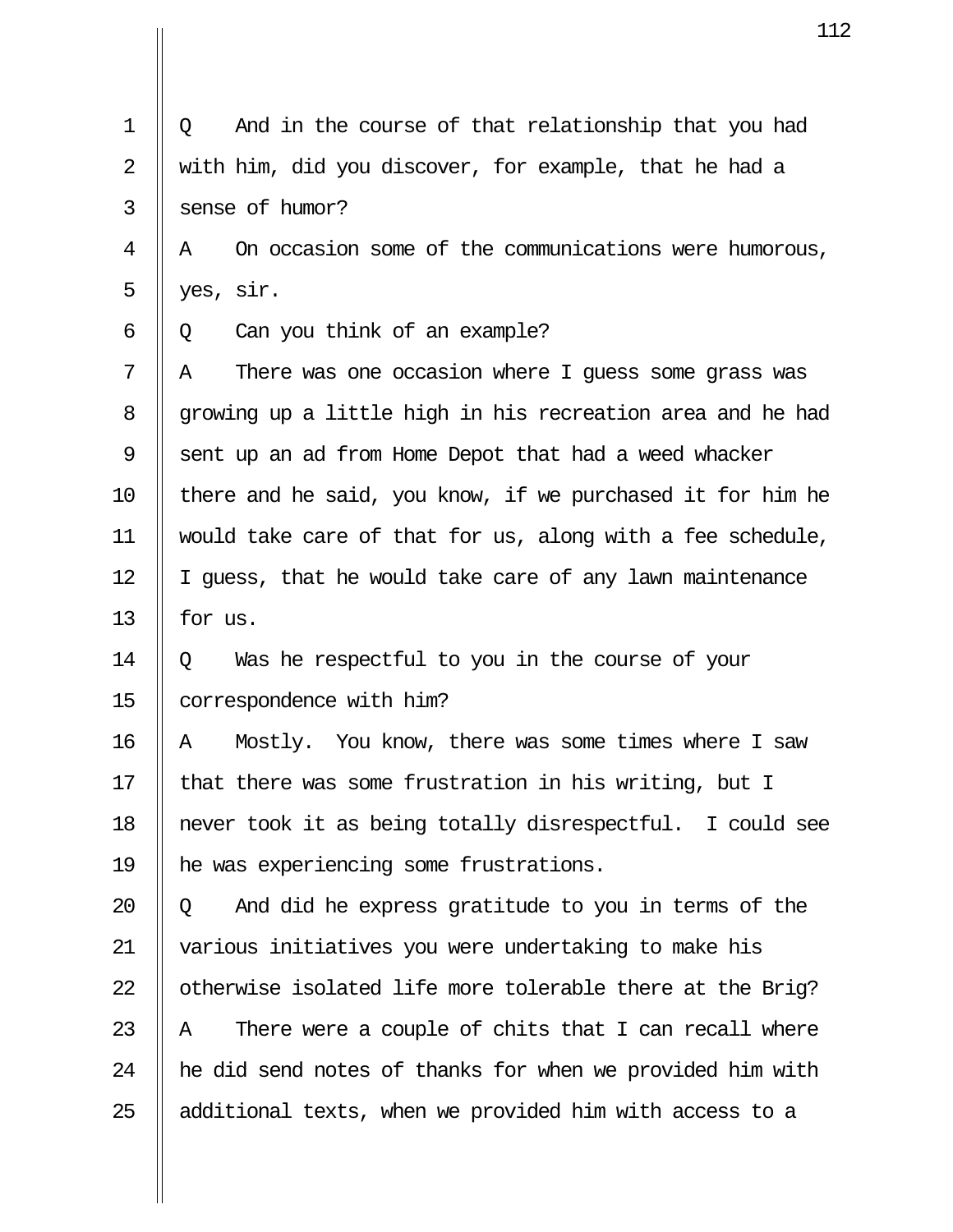Q And in the course of that relationship that you had with him, did you discover, for example, that he had a sense of humor?

A On occasion some of the communications were humorous, yes, sir.

Q Can you think of an example?

A There was one occasion where I guess some grass was growing up a little high in his recreation area and he had sent up an ad from Home Depot that had a weed whacker there and he said, you know, if we purchased it for him he would take care of that for us, along with a fee schedule, I guess, that he would take care of any lawn maintenance for us.

Q Was he respectful to you in the course of your correspondence with him?

A Mostly. You know, there was some times where I saw that there was some frustration in his writing, but I never took it as being totally disrespectful. I could see he was experiencing some frustrations.

Q And did he express gratitude to you in terms of the various initiatives you were undertaking to make his otherwise isolated life more tolerable there at the Brig?

A There were a couple of chits that I can recall where he did send notes of thanks for when we provided him with additional texts, when we provided him with access to a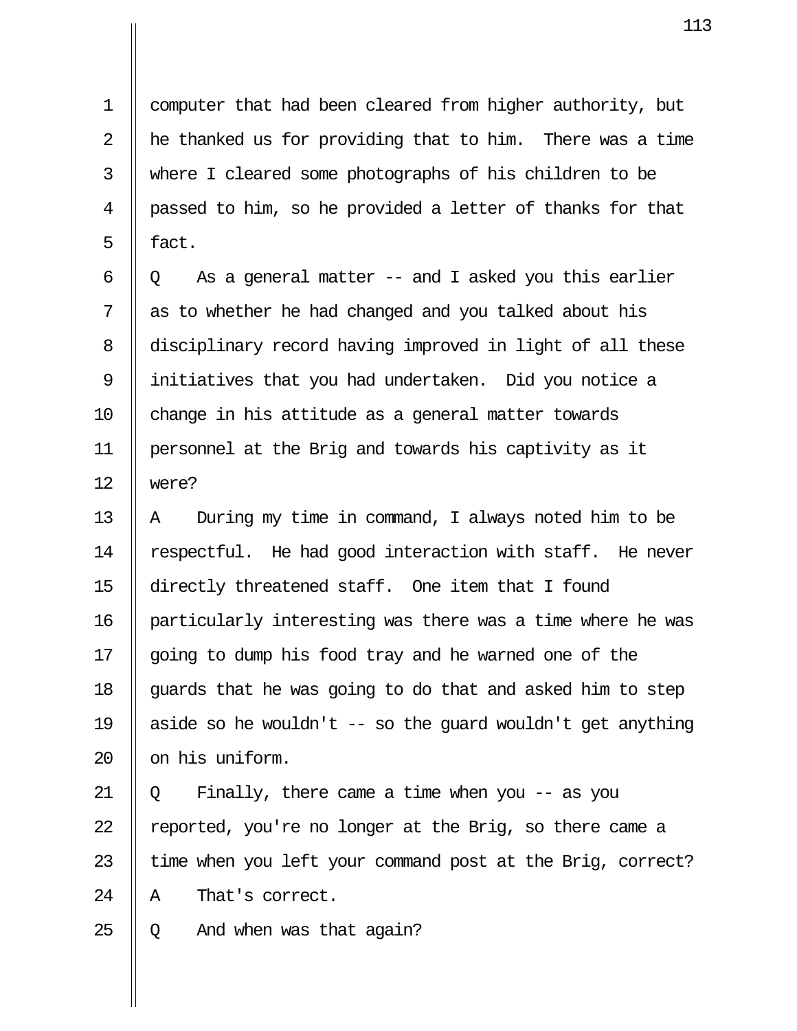computer that had been cleared from higher authority, but he thanked us for providing that to him. There was a time where I cleared some photographs of his children to be passed to him, so he provided a letter of thanks for that fact.

Q As a general matter -- and I asked you this earlier as to whether he had changed and you talked about his disciplinary record having improved in light of all these initiatives that you had undertaken. Did you notice a change in his attitude as a general matter towards personnel at the Brig and towards his captivity as it were?

A During my time in command, I always noted him to be respectful. He had good interaction with staff. He never directly threatened staff. One item that I found particularly interesting was there was a time where he was going to dump his food tray and he warned one of the guards that he was going to do that and asked him to step aside so he wouldn't -- so the guard wouldn't get anything on his uniform.

Q Finally, there came a time when you -- as you reported, you're no longer at the Brig, so there came a time when you left your command post at the Brig, correct?

A That's correct.

Q And when was that again?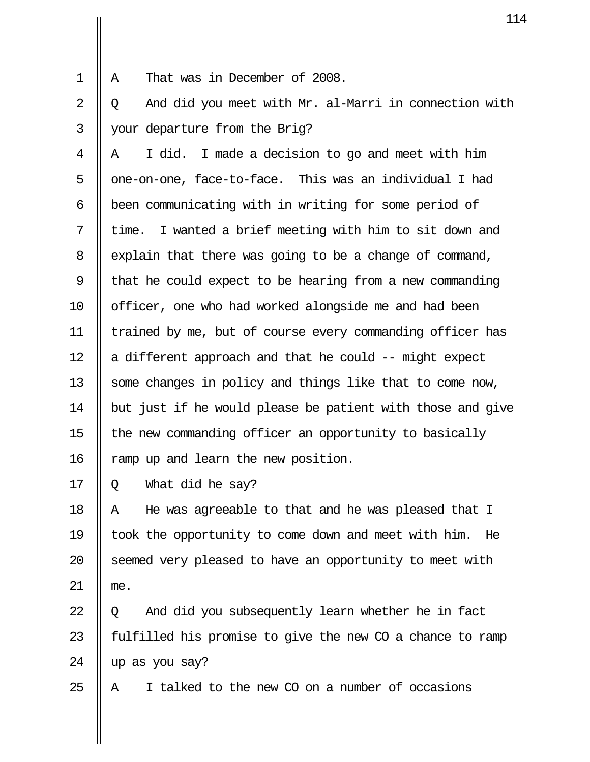A That was in December of 2008.

Q And did you meet with Mr. al-Marri in connection with your departure from the Brig?

A I did. I made a decision to go and meet with him one-on-one, face-to-face. This was an individual I had been communicating with in writing for some period of time. I wanted a brief meeting with him to sit down and explain that there was going to be a change of command, that he could expect to be hearing from a new commanding officer, one who had worked alongside me and had been trained by me, but of course every commanding officer has a different approach and that he could -- might expect some changes in policy and things like that to come now, but just if he would please be patient with those and give the new commanding officer an opportunity to basically ramp up and learn the new position.

Q What did he say?

A He was agreeable to that and he was pleased that I took the opportunity to come down and meet with him. He seemed very pleased to have an opportunity to meet with me.

Q And did you subsequently learn whether he in fact fulfilled his promise to give the new CO a chance to ramp up as you say?

A I talked to the new CO on a number of occasions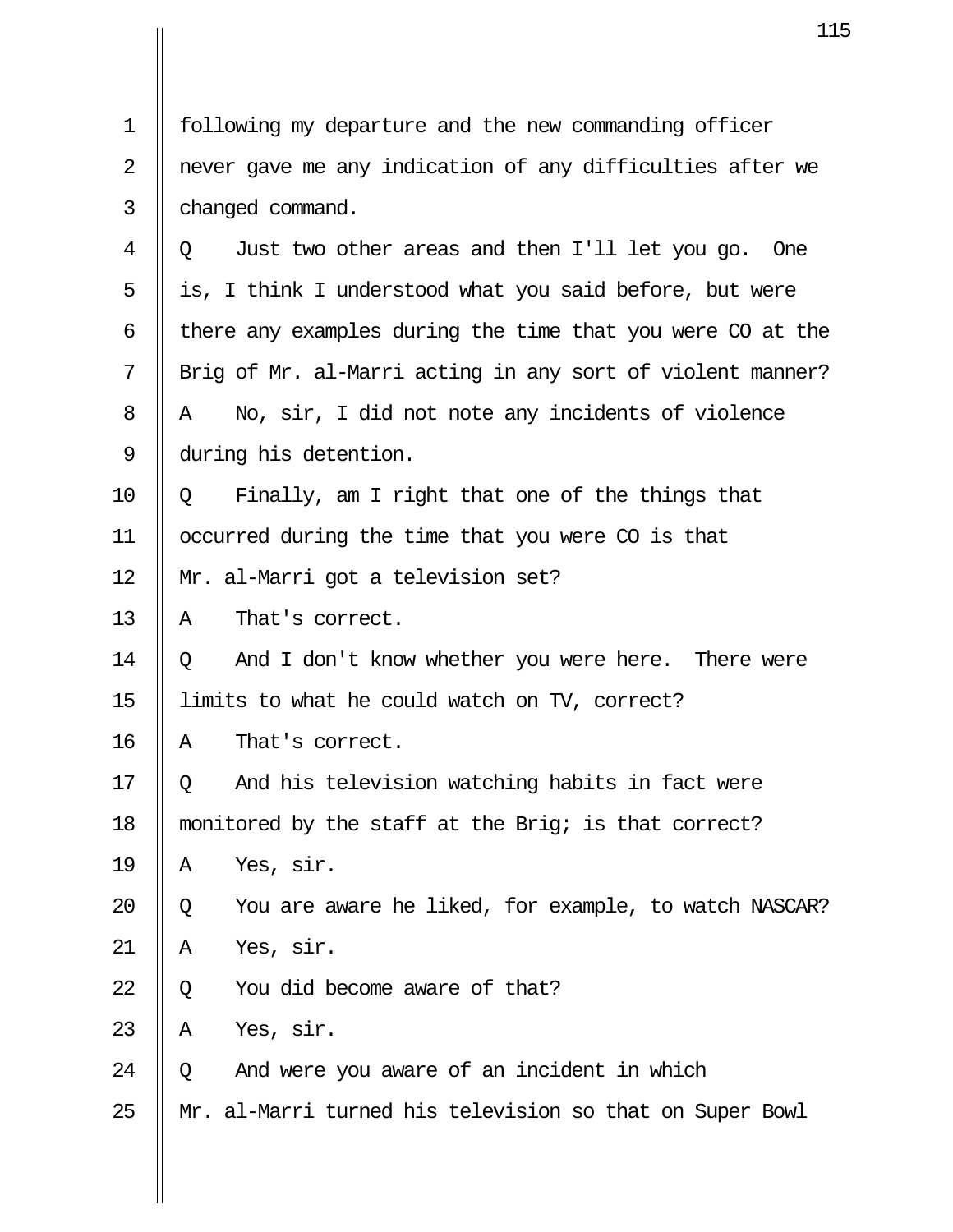following my departure and the new commanding officer never gave me any indication of any difficulties after we changed command.

Q Just two other areas and then I'll let you go. One is, I think I understood what you said before, but were there any examples during the time that you were CO at the Brig of Mr. al-Marri acting in any sort of violent manner?

A No, sir, I did not note any incidents of violence during his detention.

Q Finally, am I right that one of the things that occurred during the time that you were CO is that Mr. al-Marri got a television set?

A That's correct.

Q And I don't know whether you were here. There were limits to what he could watch on TV, correct?

A That's correct.

Q And his television watching habits in fact were monitored by the staff at the Brig; is that correct?

A Yes, sir.

Q You are aware he liked, for example, to watch NASCAR?

A Yes, sir.

Q You did become aware of that?

A Yes, sir.

Q And were you aware of an incident in which Mr. al-Marri turned his television so that on Super Bowl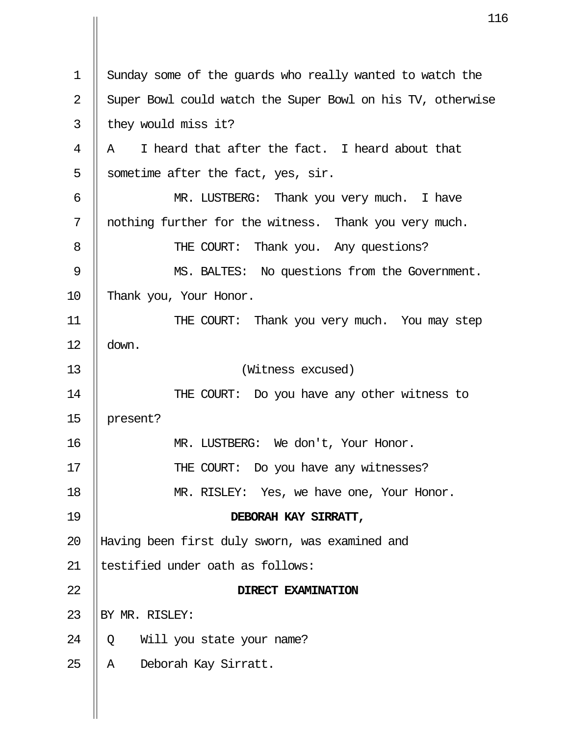Sunday some of the guards who really wanted to watch the Super Bowl could watch the Super Bowl on his TV, otherwise they would miss it?

A I heard that after the fact. I heard about that sometime after the fact, yes, sir.

MR. LUSTBERG: Thank you very much. I have nothing further for the witness. Thank you very much.

THE COURT: Thank you. Any questions?

MS. BALTES: No questions from the Government. Thank you, Your Honor.

THE COURT: Thank you very much. You may step down.

(Witness excused)

THE COURT: Do you have any other witness to present?

MR. LUSTBERG: We don't, Your Honor.

THE COURT: Do you have any witnesses?

MR. RISLEY: Yes, we have one, Your Honor.

**DEBORAH KAY SIRRATT,**

Having been first duly sworn, was examined and testified under oath as follows:

**DIRECT EXAMINATION**

BY MR. RISLEY:

Q Will you state your name?

A Deborah Kay Sirratt.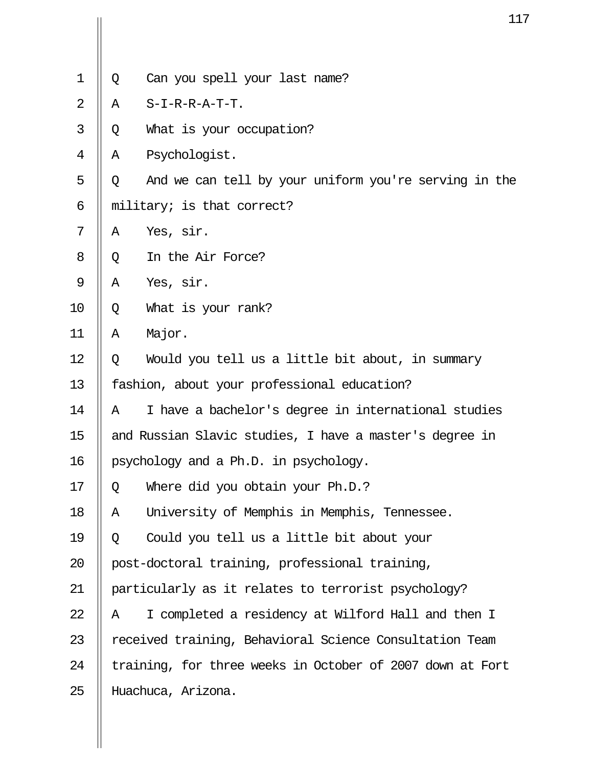1 Q Can you spell your last name?

2 A S-I-R-R-A-T-T.

3 Q What is your occupation?

4 A Psychologist.

5 Q And we can tell by your uniform you're serving in the

6 military; is that correct?

7 A Yes, sir.

8 Q In the Air Force?

9 A Yes, sir.

10 Q What is your rank?

11 A Major.

12 Q Would you tell us a little bit about, in summary

13 fashion, about your professional education?

14 A I have a bachelor's degree in international studies

15 and Russian Slavic studies, I have a master's degree in

16 psychology and a Ph.D. in psychology.

17 Q Where did you obtain your Ph.D.?

18 A University of Memphis in Memphis, Tennessee.

19 Q Could you tell us a little bit about your

20 post-doctoral training, professional training,

21 particularly as it relates to terrorist psychology?

22 A I completed a residency at Wilford Hall and then I

23 received training, Behavioral Science Consultation Team

24 training, for three weeks in October of 2007 down at Fort

25 Huachuca, Arizona.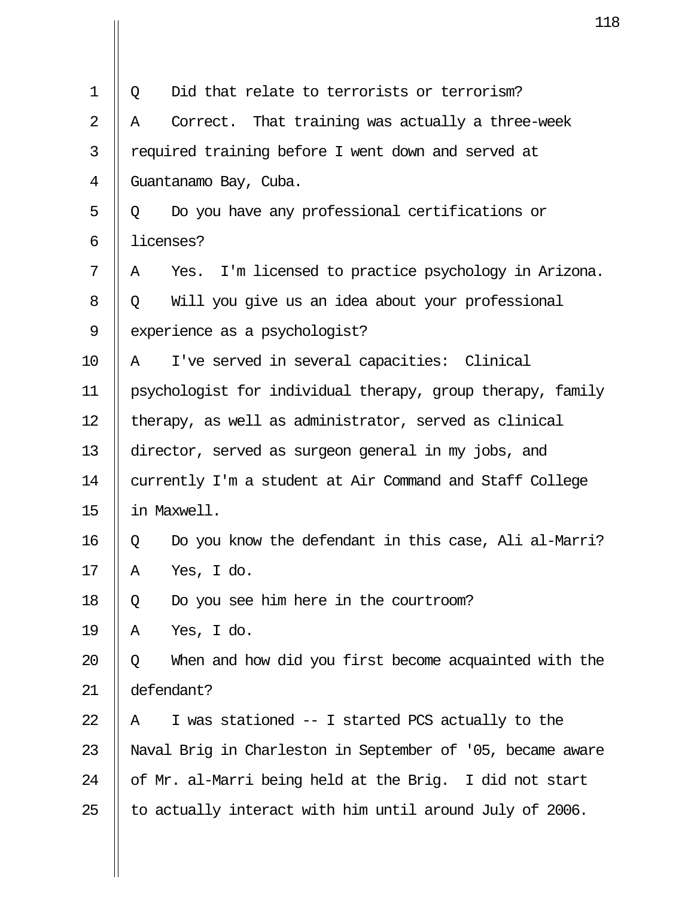Q Did that relate to terrorists or terrorism?

A Correct. That training was actually a three-week required training before I went down and served at Guantanamo Bay, Cuba.

Q Do you have any professional certifications or licenses?

A Yes. I'm licensed to practice psychology in Arizona.

Q Will you give us an idea about your professional experience as a psychologist?

A I've served in several capacities: Clinical psychologist for individual therapy, group therapy, family therapy, as well as administrator, served as clinical director, served as surgeon general in my jobs, and currently I'm a student at Air Command and Staff College in Maxwell.

Q Do you know the defendant in this case, Ali al-Marri?

A Yes, I do.

Q Do you see him here in the courtroom?

A Yes, I do.

Q When and how did you first become acquainted with the defendant?

A I was stationed -- I started PCS actually to the Naval Brig in Charleston in September of '05, became aware of Mr. al-Marri being held at the Brig. I did not start to actually interact with him until around July of 2006.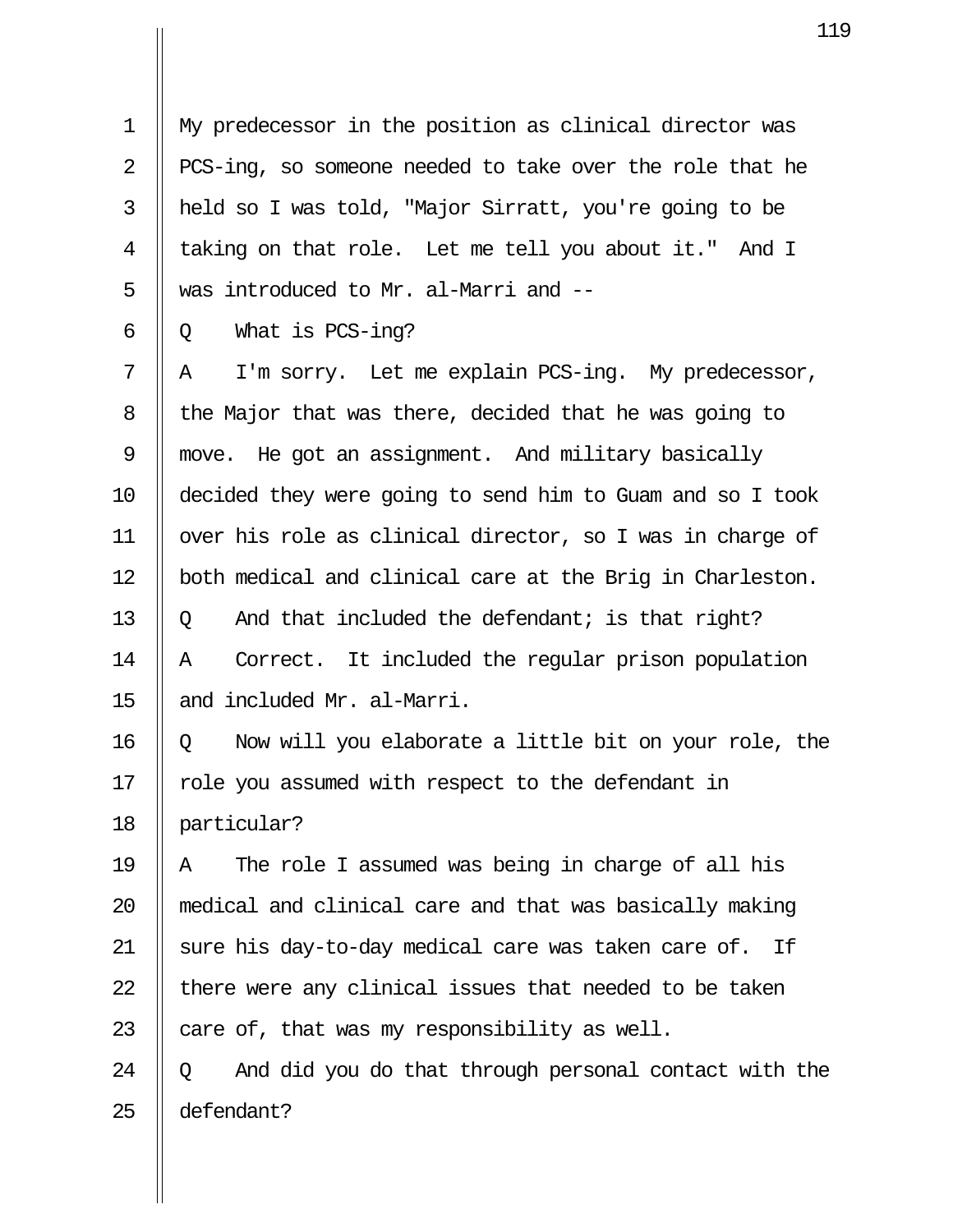My predecessor in the position as clinical director was PCS-ing, so someone needed to take over the role that he held so I was told, "Major Sirratt, you're going to be taking on that role. Let me tell you about it." And I was introduced to Mr. al-Marri and --

Q What is PCS-ing?

A I'm sorry. Let me explain PCS-ing. My predecessor, the Major that was there, decided that he was going to move. He got an assignment. And military basically decided they were going to send him to Guam and so I took over his role as clinical director, so I was in charge of both medical and clinical care at the Brig in Charleston.

Q And that included the defendant; is that right?

A Correct. It included the regular prison population and included Mr. al-Marri.

Q Now will you elaborate a little bit on your role, the role you assumed with respect to the defendant in particular?

A The role I assumed was being in charge of all his medical and clinical care and that was basically making sure his day-to-day medical care was taken care of. If there were any clinical issues that needed to be taken care of, that was my responsibility as well.

Q And did you do that through personal contact with the defendant?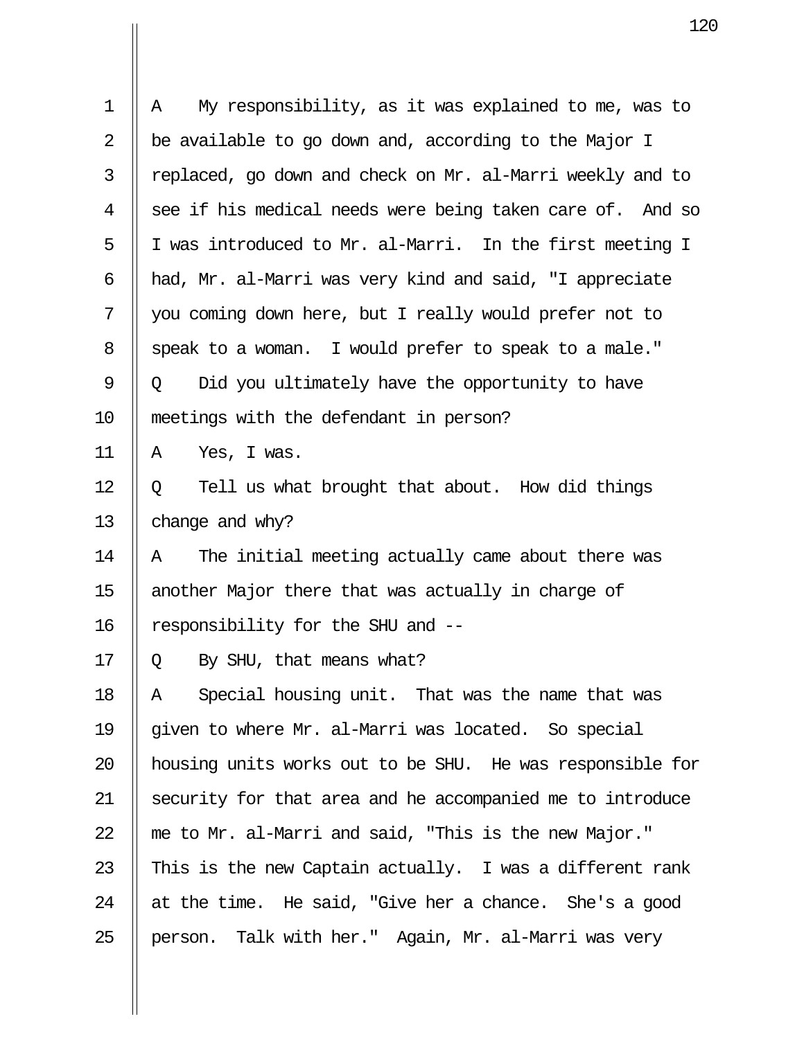A    My responsibility, as it was explained to me, was to be available to go down and, according to the Major I replaced, go down and check on Mr. al-Marri weekly and to see if his medical needs were being taken care of. And so I was introduced to Mr. al-Marri. In the first meeting I had, Mr. al-Marri was very kind and said, "I appreciate you coming down here, but I really would prefer not to speak to a woman. I would prefer to speak to a male."

Q    Did you ultimately have the opportunity to have meetings with the defendant in person?

A    Yes, I was.

Q    Tell us what brought that about. How did things change and why?

A    The initial meeting actually came about there was another Major there that was actually in charge of responsibility for the SHU and --

Q    By SHU, that means what?

A    Special housing unit. That was the name that was given to where Mr. al-Marri was located. So special housing units works out to be SHU. He was responsible for security for that area and he accompanied me to introduce me to Mr. al-Marri and said, "This is the new Major." This is the new Captain actually. I was a different rank at the time. He said, "Give her a chance. She's a good person. Talk with her." Again, Mr. al-Marri was very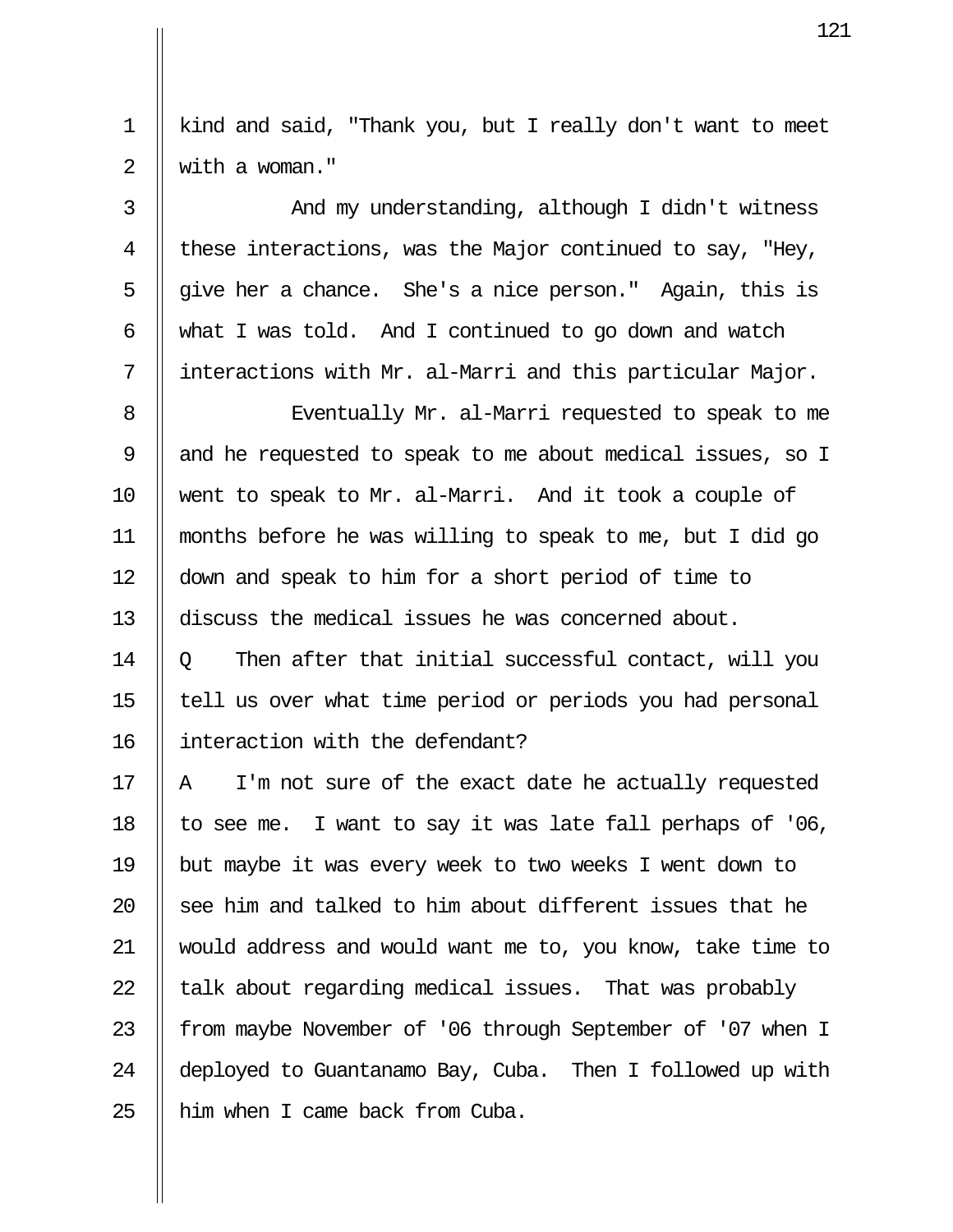kind and said, "Thank you, but I really don't want to meet with a woman."

And my understanding, although I didn't witness these interactions, was the Major continued to say, "Hey, give her a chance. She's a nice person." Again, this is what I was told. And I continued to go down and watch interactions with Mr. al-Marri and this particular Major.

Eventually Mr. al-Marri requested to speak to me and he requested to speak to me about medical issues, so I went to speak to Mr. al-Marri. And it took a couple of months before he was willing to speak to me, but I did go down and speak to him for a short period of time to discuss the medical issues he was concerned about.

Q Then after that initial successful contact, will you tell us over what time period or periods you had personal interaction with the defendant?

A I'm not sure of the exact date he actually requested to see me. I want to say it was late fall perhaps of '06, but maybe it was every week to two weeks I went down to see him and talked to him about different issues that he would address and would want me to, you know, take time to talk about regarding medical issues. That was probably from maybe November of '06 through September of '07 when I deployed to Guantanamo Bay, Cuba. Then I followed up with him when I came back from Cuba.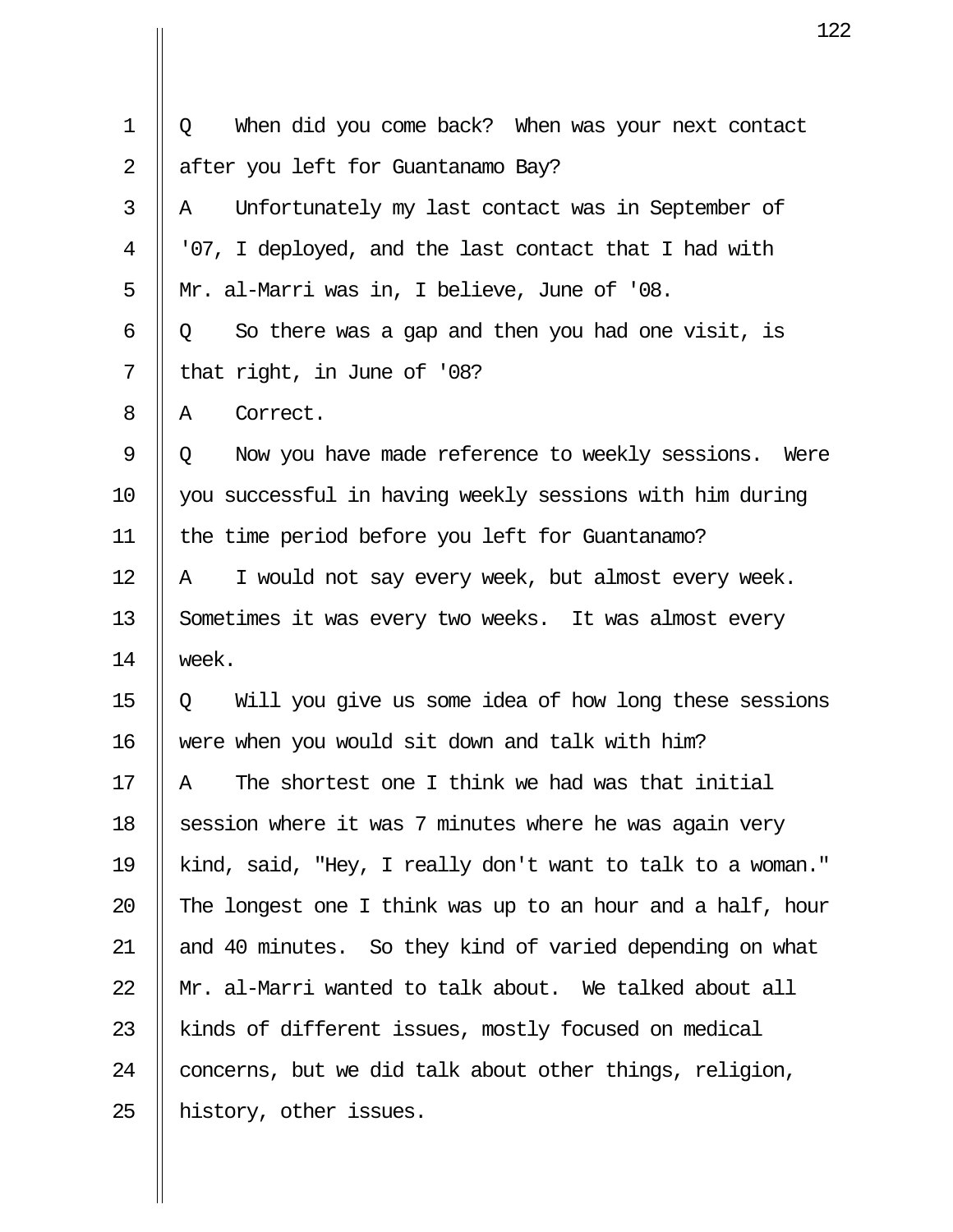Q When did you come back? When was your next contact after you left for Guantanamo Bay?

A Unfortunately my last contact was in September of '07, I deployed, and the last contact that I had with Mr. al-Marri was in, I believe, June of '08.

Q So there was a gap and then you had one visit, is that right, in June of '08?

A Correct.

Q Now you have made reference to weekly sessions. Were you successful in having weekly sessions with him during the time period before you left for Guantanamo?

A I would not say every week, but almost every week. Sometimes it was every two weeks. It was almost every week.

Q Will you give us some idea of how long these sessions were when you would sit down and talk with him?

A The shortest one I think we had was that initial session where it was 7 minutes where he was again very kind, said, "Hey, I really don't want to talk to a woman." The longest one I think was up to an hour and a half, hour and 40 minutes. So they kind of varied depending on what Mr. al-Marri wanted to talk about. We talked about all kinds of different issues, mostly focused on medical concerns, but we did talk about other things, religion, history, other issues.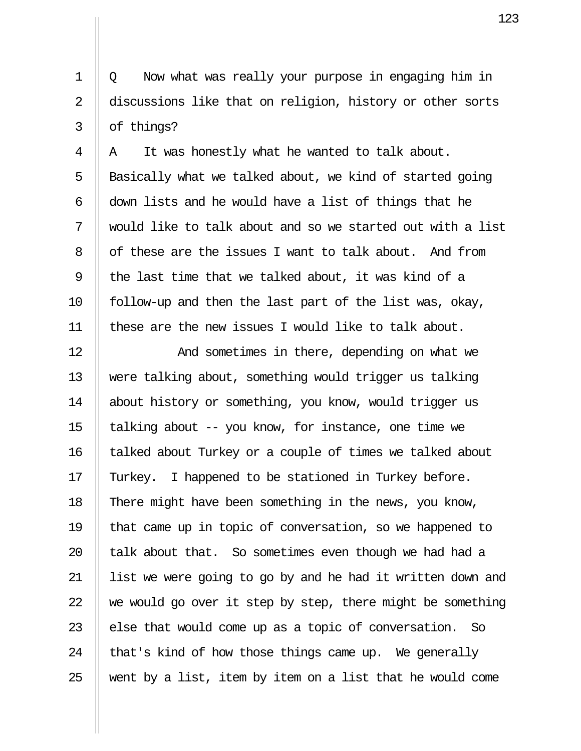Q Now what was really your purpose in engaging him in discussions like that on religion, history or other sorts of things?

A It was honestly what he wanted to talk about. Basically what we talked about, we kind of started going down lists and he would have a list of things that he would like to talk about and so we started out with a list of these are the issues I want to talk about. And from the last time that we talked about, it was kind of a follow-up and then the last part of the list was, okay, these are the new issues I would like to talk about.

And sometimes in there, depending on what we were talking about, something would trigger us talking about history or something, you know, would trigger us talking about -- you know, for instance, one time we talked about Turkey or a couple of times we talked about Turkey. I happened to be stationed in Turkey before. There might have been something in the news, you know, that came up in topic of conversation, so we happened to talk about that. So sometimes even though we had had a list we were going to go by and he had it written down and we would go over it step by step, there might be something else that would come up as a topic of conversation. So that's kind of how those things came up. We generally went by a list, item by item on a list that he would come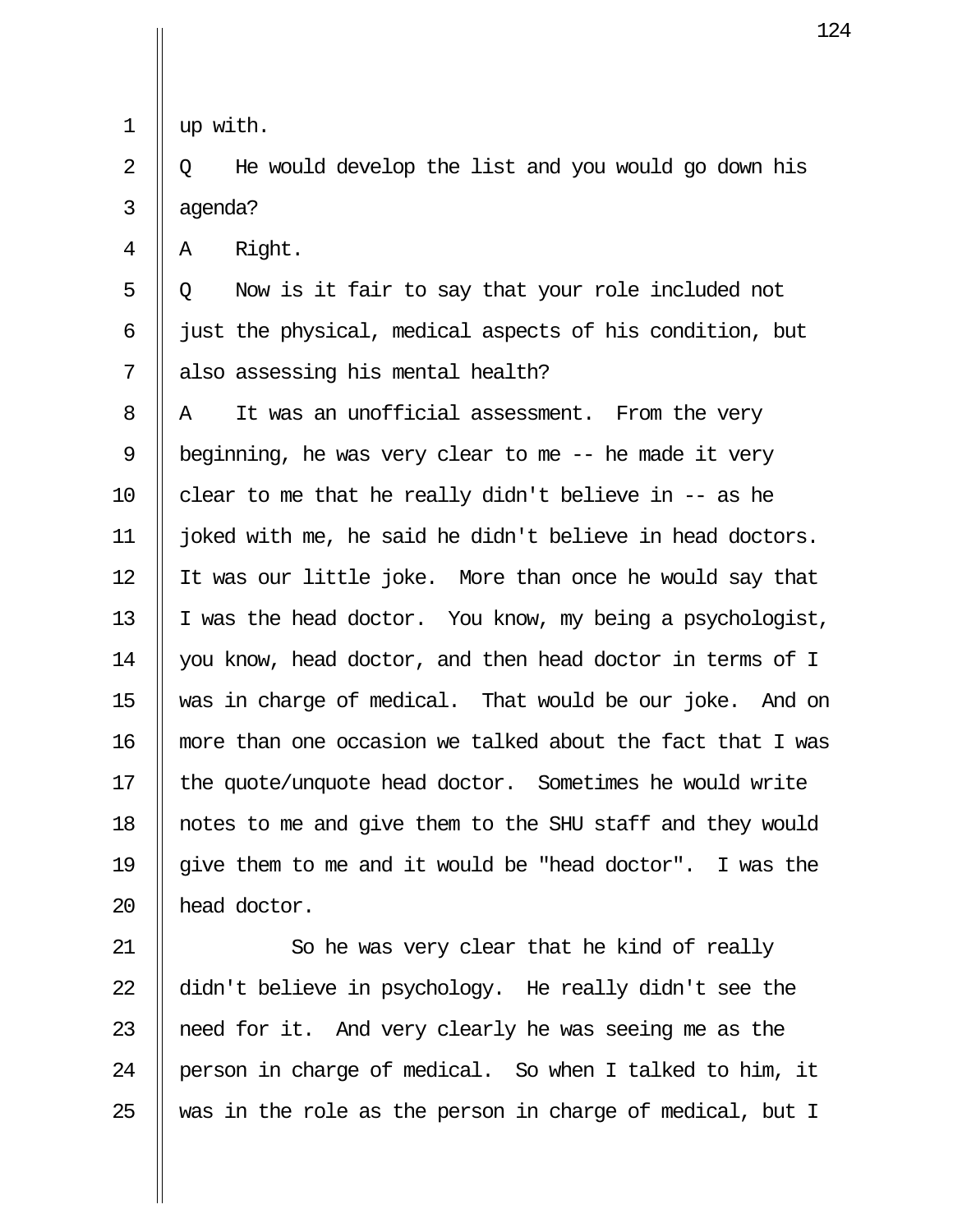up with.

Q He would develop the list and you would go down his agenda?

A Right.

Q Now is it fair to say that your role included not just the physical, medical aspects of his condition, but also assessing his mental health?

A It was an unofficial assessment. From the very beginning, he was very clear to me -- he made it very clear to me that he really didn't believe in -- as he joked with me, he said he didn't believe in head doctors. It was our little joke. More than once he would say that I was the head doctor. You know, my being a psychologist, you know, head doctor, and then head doctor in terms of I was in charge of medical. That would be our joke. And on more than one occasion we talked about the fact that I was the quote/unquote head doctor. Sometimes he would write notes to me and give them to the SHU staff and they would give them to me and it would be "head doctor". I was the head doctor.

So he was very clear that he kind of really didn't believe in psychology. He really didn't see the need for it. And very clearly he was seeing me as the person in charge of medical. So when I talked to him, it was in the role as the person in charge of medical, but I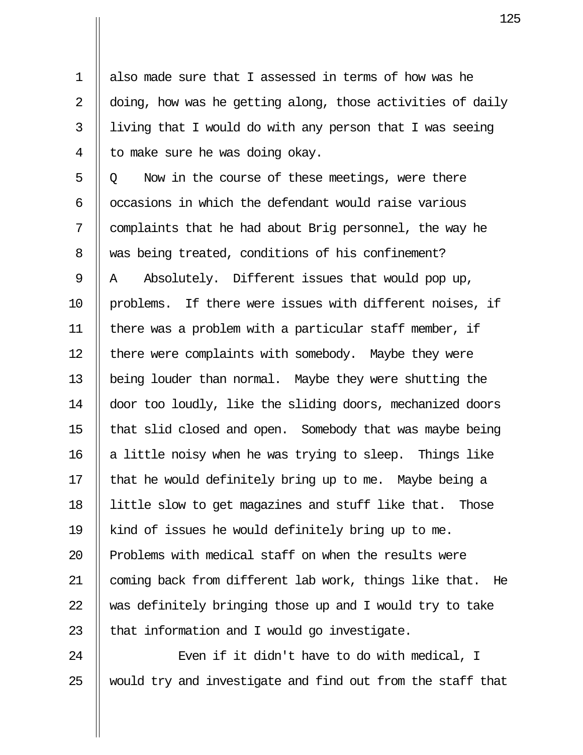also made sure that I assessed in terms of how was he doing, how was he getting along, those activities of daily living that I would do with any person that I was seeing to make sure he was doing okay.

Q Now in the course of these meetings, were there occasions in which the defendant would raise various complaints that he had about Brig personnel, the way he was being treated, conditions of his confinement?

A Absolutely. Different issues that would pop up, problems. If there were issues with different noises, if there was a problem with a particular staff member, if there were complaints with somebody. Maybe they were being louder than normal. Maybe they were shutting the door too loudly, like the sliding doors, mechanized doors that slid closed and open. Somebody that was maybe being a little noisy when he was trying to sleep. Things like that he would definitely bring up to me. Maybe being a little slow to get magazines and stuff like that. Those kind of issues he would definitely bring up to me. Problems with medical staff on when the results were coming back from different lab work, things like that. He was definitely bringing those up and I would try to take that information and I would go investigate.

Even if it didn't have to do with medical, I would try and investigate and find out from the staff that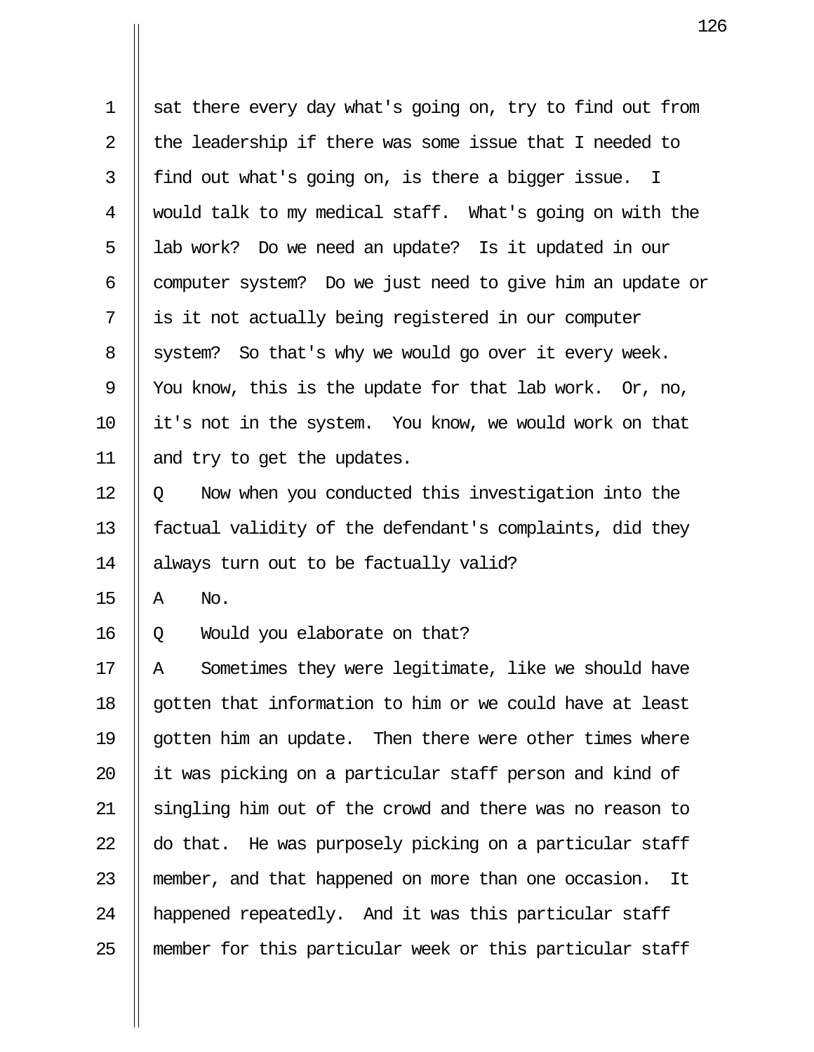sat there every day what's going on, try to find out from the leadership if there was some issue that I needed to find out what's going on, is there a bigger issue. I would talk to my medical staff. What's going on with the lab work? Do we need an update? Is it updated in our computer system? Do we just need to give him an update or is it not actually being registered in our computer system? So that's why we would go over it every week. You know, this is the update for that lab work. Or, no, it's not in the system. You know, we would work on that and try to get the updates.

Q Now when you conducted this investigation into the factual validity of the defendant's complaints, did they always turn out to be factually valid?

A No.

Q Would you elaborate on that?

A Sometimes they were legitimate, like we should have gotten that information to him or we could have at least gotten him an update. Then there were other times where it was picking on a particular staff person and kind of singling him out of the crowd and there was no reason to do that. He was purposely picking on a particular staff member, and that happened on more than one occasion. It happened repeatedly. And it was this particular staff member for this particular week or this particular staff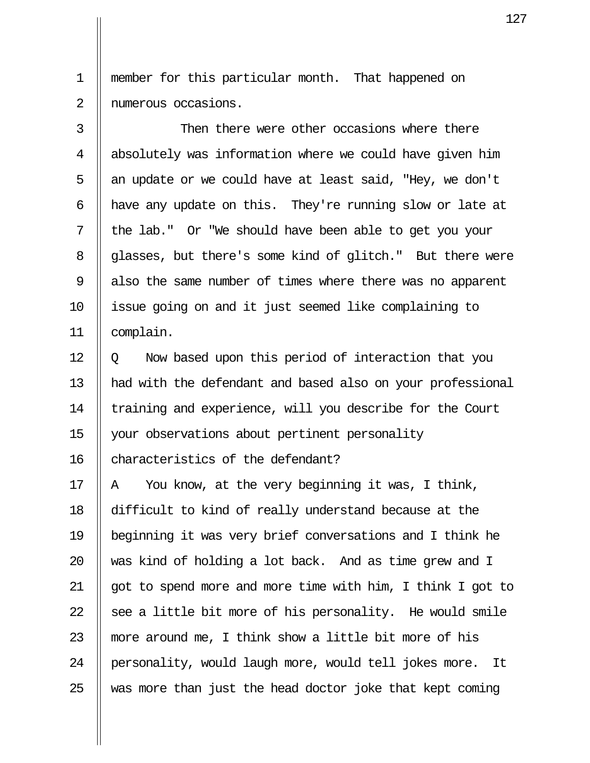member for this particular month. That happened on numerous occasions.

Then there were other occasions where there absolutely was information where we could have given him an update or we could have at least said, "Hey, we don't have any update on this. They're running slow or late at the lab." Or "We should have been able to get you your glasses, but there's some kind of glitch." But there were also the same number of times where there was no apparent issue going on and it just seemed like complaining to complain.

Q Now based upon this period of interaction that you had with the defendant and based also on your professional training and experience, will you describe for the Court your observations about pertinent personality characteristics of the defendant?

A You know, at the very beginning it was, I think, difficult to kind of really understand because at the beginning it was very brief conversations and I think he was kind of holding a lot back. And as time grew and I got to spend more and more time with him, I think I got to see a little bit more of his personality. He would smile more around me, I think show a little bit more of his personality, would laugh more, would tell jokes more. It was more than just the head doctor joke that kept coming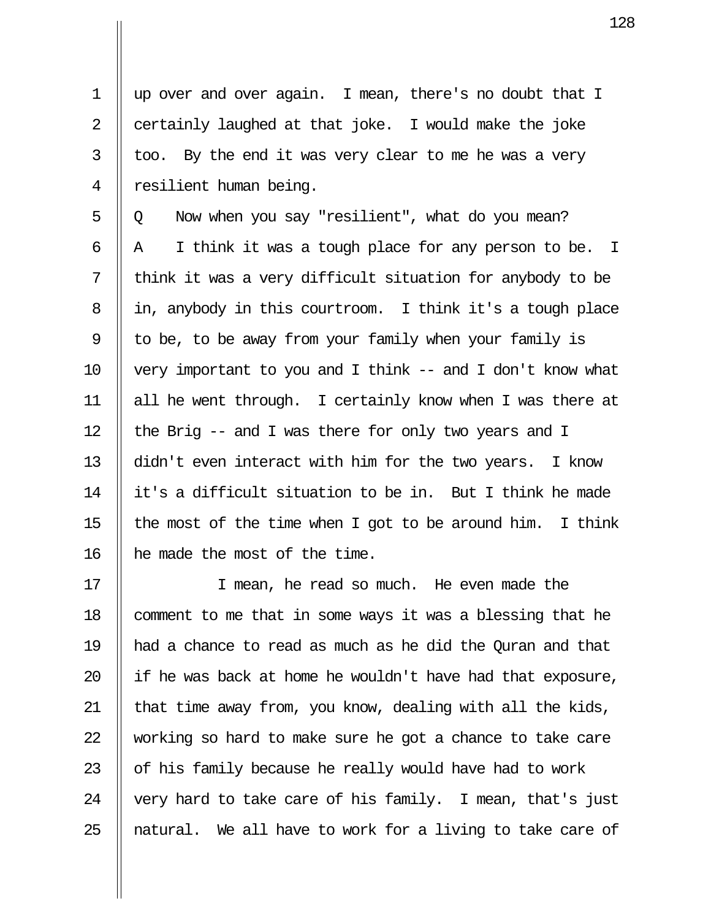up over and over again. I mean, there's no doubt that I certainly laughed at that joke. I would make the joke too. By the end it was very clear to me he was a very resilient human being.

Q Now when you say "resilient", what do you mean?

A I think it was a tough place for any person to be. I think it was a very difficult situation for anybody to be in, anybody in this courtroom. I think it's a tough place to be, to be away from your family when your family is very important to you and I think -- and I don't know what all he went through. I certainly know when I was there at the Brig -- and I was there for only two years and I didn't even interact with him for the two years. I know it's a difficult situation to be in. But I think he made the most of the time when I got to be around him. I think he made the most of the time.

I mean, he read so much. He even made the comment to me that in some ways it was a blessing that he had a chance to read as much as he did the Quran and that if he was back at home he wouldn't have had that exposure, that time away from, you know, dealing with all the kids, working so hard to make sure he got a chance to take care of his family because he really would have had to work very hard to take care of his family. I mean, that's just natural. We all have to work for a living to take care of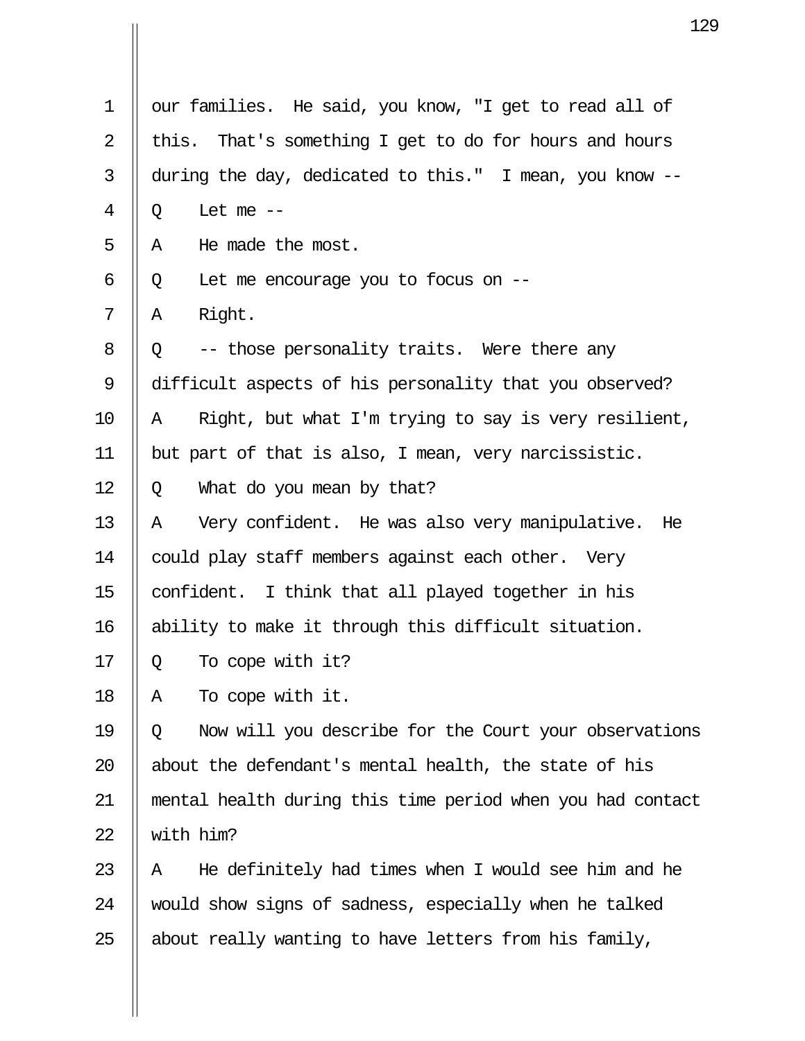our families. He said, you know, "I get to read all of this. That's something I get to do for hours and hours during the day, dedicated to this." I mean, you know --

Q Let me --

A He made the most.

Q Let me encourage you to focus on --

A Right.

Q -- those personality traits. Were there any difficult aspects of his personality that you observed?

A Right, but what I'm trying to say is very resilient, but part of that is also, I mean, very narcissistic.

Q What do you mean by that?

A Very confident. He was also very manipulative. He could play staff members against each other. Very confident. I think that all played together in his ability to make it through this difficult situation.

Q To cope with it?

A To cope with it.

Q Now will you describe for the Court your observations about the defendant's mental health, the state of his mental health during this time period when you had contact with him?

A He definitely had times when I would see him and he would show signs of sadness, especially when he talked about really wanting to have letters from his family,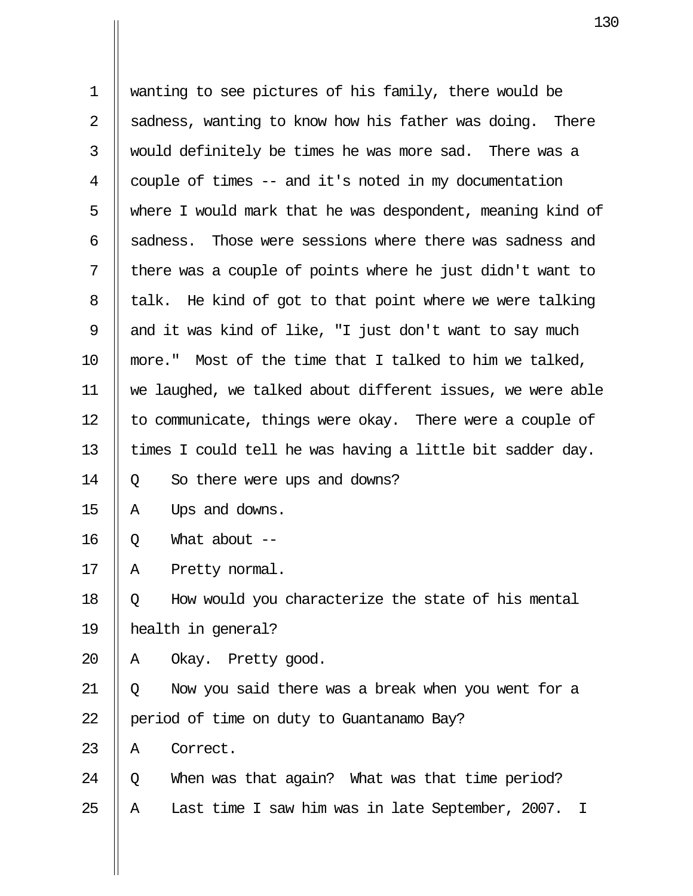wanting to see pictures of his family, there would be sadness, wanting to know how his father was doing. There would definitely be times he was more sad. There was a couple of times -- and it's noted in my documentation where I would mark that he was despondent, meaning kind of sadness. Those were sessions where there was sadness and there was a couple of points where he just didn't want to talk. He kind of got to that point where we were talking and it was kind of like, "I just don't want to say much more." Most of the time that I talked to him we talked, we laughed, we talked about different issues, we were able to communicate, things were okay. There were a couple of times I could tell he was having a little bit sadder day.

Q So there were ups and downs?

A Ups and downs.

Q What about --

A Pretty normal.

Q How would you characterize the state of his mental health in general?

A Okay. Pretty good.

Q Now you said there was a break when you went for a period of time on duty to Guantanamo Bay?

A Correct.

Q When was that again? What was that time period?

A Last time I saw him was in late September, 2007. I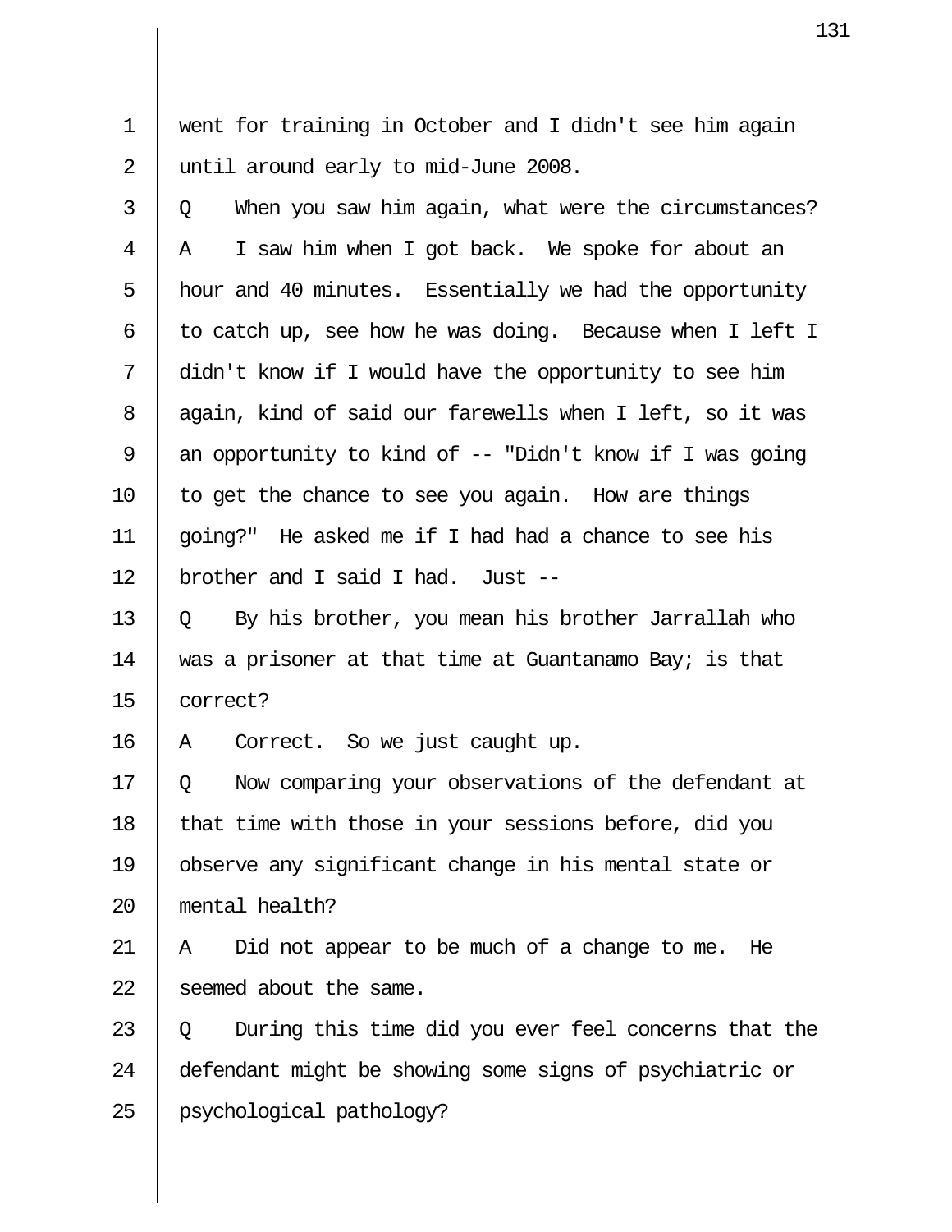went for training in October and I didn't see him again until around early to mid-June 2008.

Q When you saw him again, what were the circumstances?

A I saw him when I got back. We spoke for about an hour and 40 minutes. Essentially we had the opportunity to catch up, see how he was doing. Because when I left I didn't know if I would have the opportunity to see him again, kind of said our farewells when I left, so it was an opportunity to kind of -- "Didn't know if I was going to get the chance to see you again. How are things going?" He asked me if I had had a chance to see his brother and I said I had. Just --

Q By his brother, you mean his brother Jarrallah who was a prisoner at that time at Guantanamo Bay; is that correct?

A Correct. So we just caught up.

Q Now comparing your observations of the defendant at that time with those in your sessions before, did you observe any significant change in his mental state or mental health?

A Did not appear to be much of a change to me. He seemed about the same.

Q During this time did you ever feel concerns that the defendant might be showing some signs of psychiatric or psychological pathology?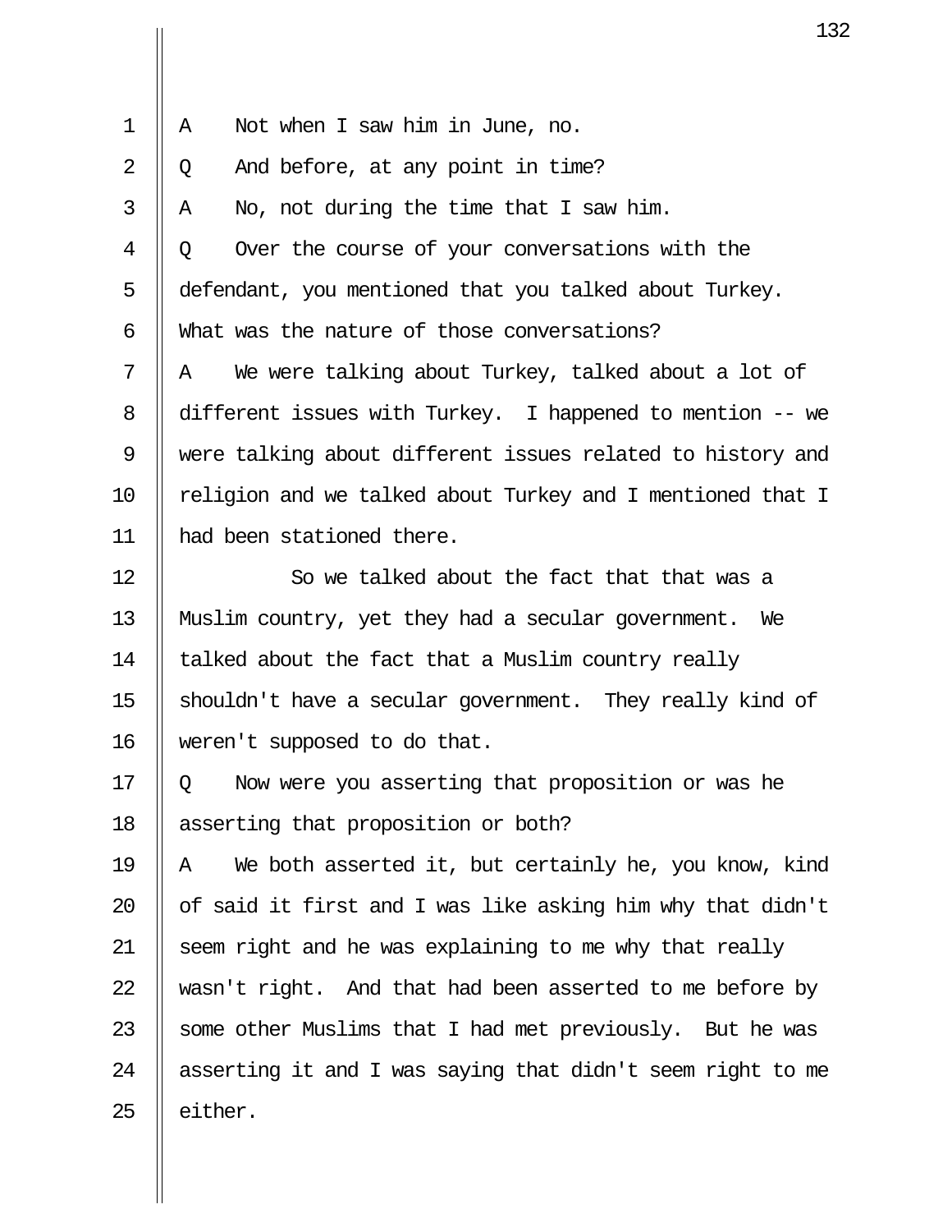A Not when I saw him in June, no.

Q And before, at any point in time?

A No, not during the time that I saw him.

Q Over the course of your conversations with the defendant, you mentioned that you talked about Turkey. What was the nature of those conversations?

A We were talking about Turkey, talked about a lot of different issues with Turkey. I happened to mention -- we were talking about different issues related to history and religion and we talked about Turkey and I mentioned that I had been stationed there.

So we talked about the fact that that was a Muslim country, yet they had a secular government. We talked about the fact that a Muslim country really shouldn't have a secular government. They really kind of weren't supposed to do that.

Q Now were you asserting that proposition or was he asserting that proposition or both?

A We both asserted it, but certainly he, you know, kind of said it first and I was like asking him why that didn't seem right and he was explaining to me why that really wasn't right. And that had been asserted to me before by some other Muslims that I had met previously. But he was asserting it and I was saying that didn't seem right to me either.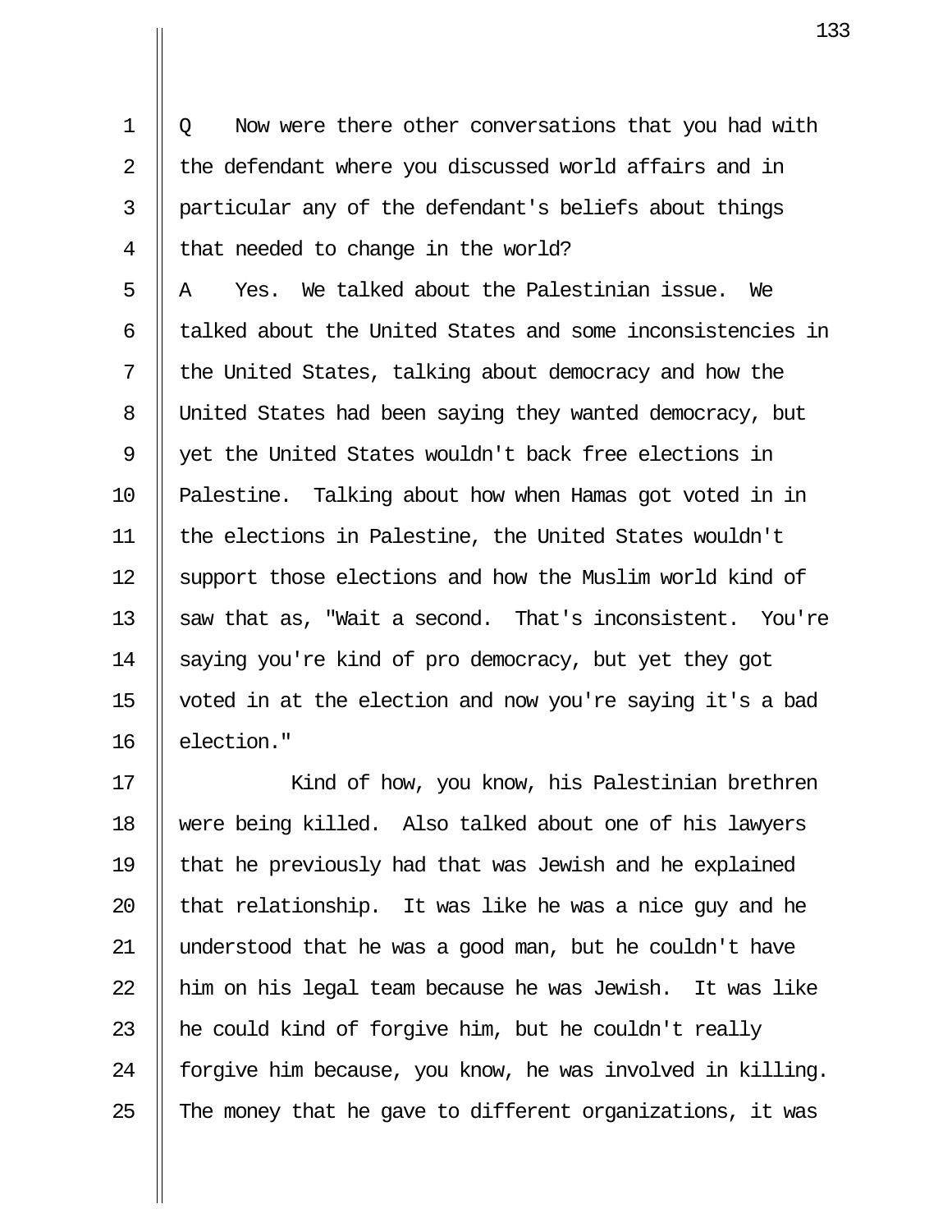Q Now were there other conversations that you had with the defendant where you discussed world affairs and in particular any of the defendant's beliefs about things that needed to change in the world?

A Yes. We talked about the Palestinian issue. We talked about the United States and some inconsistencies in the United States, talking about democracy and how the United States had been saying they wanted democracy, but yet the United States wouldn't back free elections in Palestine. Talking about how when Hamas got voted in in the elections in Palestine, the United States wouldn't support those elections and how the Muslim world kind of saw that as, "Wait a second. That's inconsistent. You're saying you're kind of pro democracy, but yet they got voted in at the election and now you're saying it's a bad election."

Kind of how, you know, his Palestinian brethren were being killed. Also talked about one of his lawyers that he previously had that was Jewish and he explained that relationship. It was like he was a nice guy and he understood that he was a good man, but he couldn't have him on his legal team because he was Jewish. It was like he could kind of forgive him, but he couldn't really forgive him because, you know, he was involved in killing. The money that he gave to different organizations, it was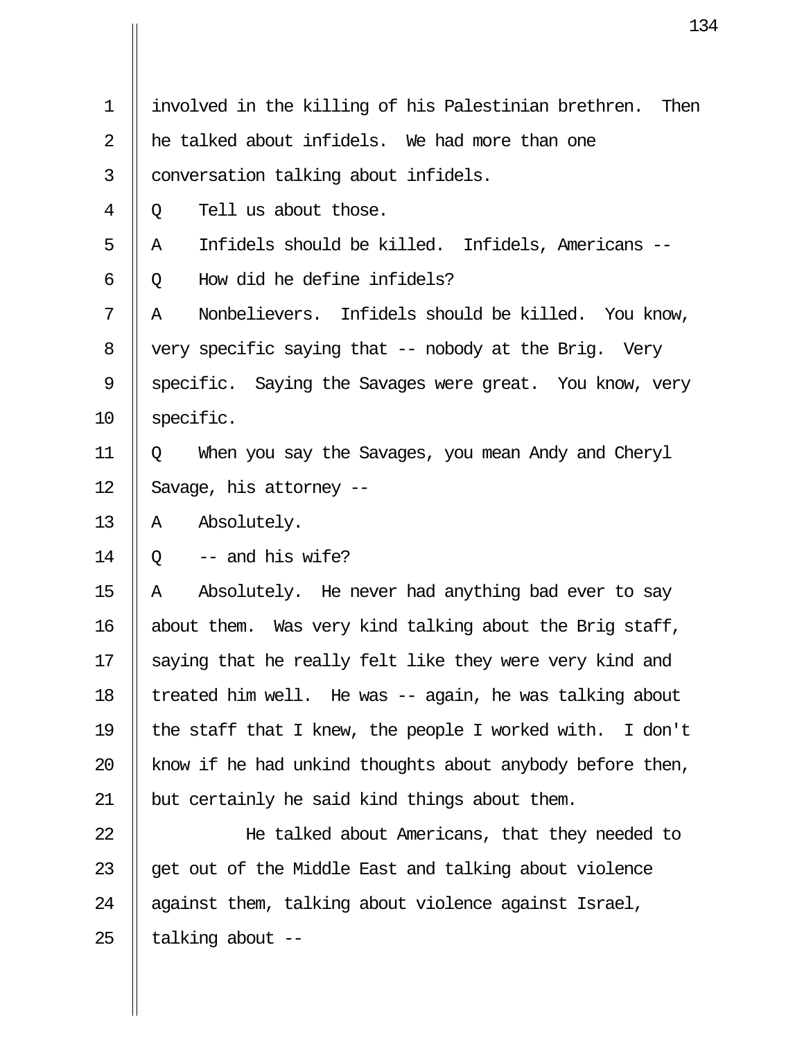involved in the killing of his Palestinian brethren. Then he talked about infidels. We had more than one conversation talking about infidels.

Q Tell us about those.

A Infidels should be killed. Infidels, Americans --

Q How did he define infidels?

A Nonbelievers. Infidels should be killed. You know, very specific saying that -- nobody at the Brig. Very specific. Saying the Savages were great. You know, very specific.

Q When you say the Savages, you mean Andy and Cheryl Savage, his attorney --

A Absolutely.

Q -- and his wife?

A Absolutely. He never had anything bad ever to say about them. Was very kind talking about the Brig staff, saying that he really felt like they were very kind and treated him well. He was -- again, he was talking about the staff that I knew, the people I worked with. I don't know if he had unkind thoughts about anybody before then, but certainly he said kind things about them.

He talked about Americans, that they needed to get out of the Middle East and talking about violence against them, talking about violence against Israel, talking about --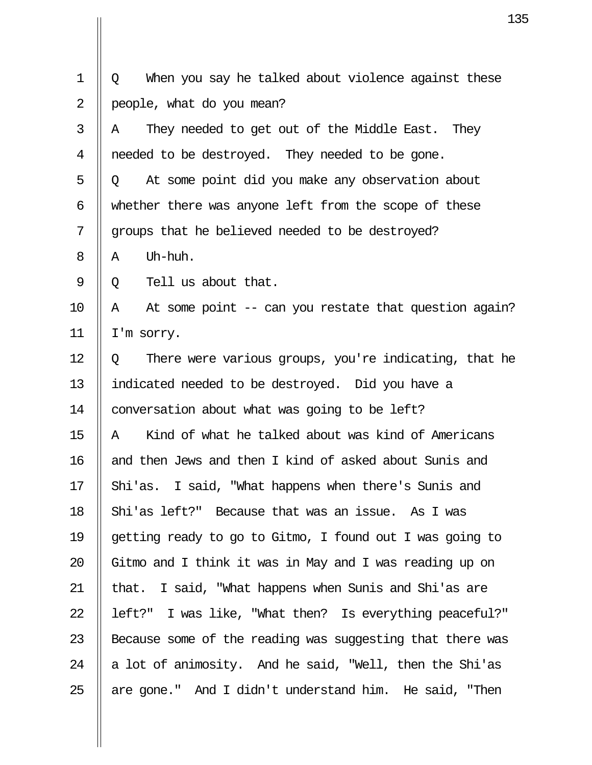Q When you say he talked about violence against these people, what do you mean?

A They needed to get out of the Middle East. They needed to be destroyed. They needed to be gone.

Q At some point did you make any observation about whether there was anyone left from the scope of these groups that he believed needed to be destroyed?

A Uh-huh.

Q Tell us about that.

A At some point -- can you restate that question again? I'm sorry.

Q There were various groups, you're indicating, that he indicated needed to be destroyed. Did you have a conversation about what was going to be left?

A Kind of what he talked about was kind of Americans and then Jews and then I kind of asked about Sunis and Shi'as. I said, "What happens when there's Sunis and Shi'as left?" Because that was an issue. As I was getting ready to go to Gitmo, I found out I was going to Gitmo and I think it was in May and I was reading up on that. I said, "What happens when Sunis and Shi'as are left?" I was like, "What then? Is everything peaceful?" Because some of the reading was suggesting that there was a lot of animosity. And he said, "Well, then the Shi'as are gone." And I didn't understand him. He said, "Then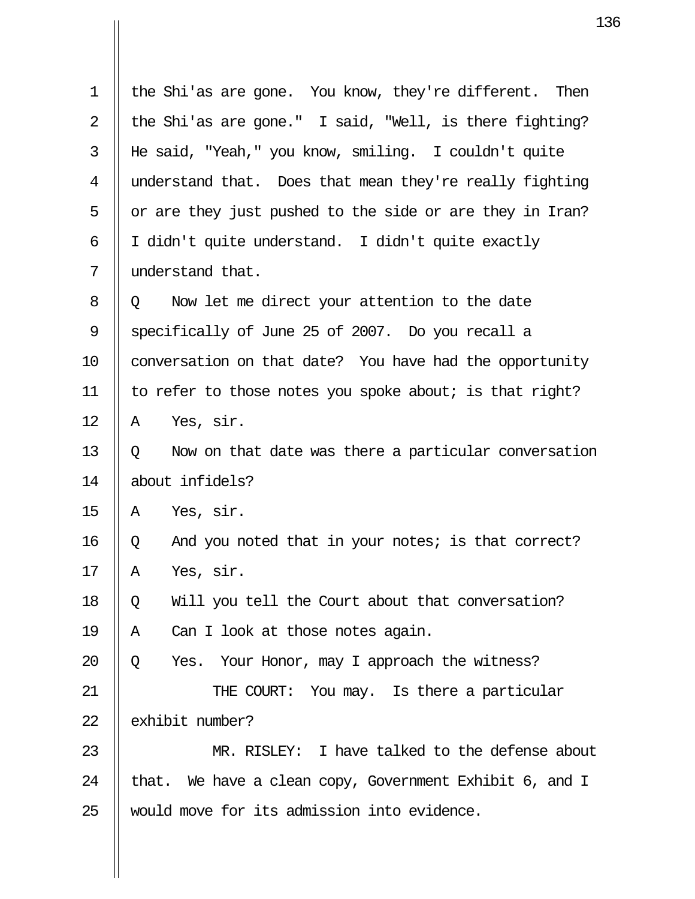the Shi'as are gone. You know, they're different. Then the Shi'as are gone." I said, "Well, is there fighting? He said, "Yeah," you know, smiling. I couldn't quite understand that. Does that mean they're really fighting or are they just pushed to the side or are they in Iran? I didn't quite understand. I didn't quite exactly understand that.

Q Now let me direct your attention to the date specifically of June 25 of 2007. Do you recall a conversation on that date? You have had the opportunity to refer to those notes you spoke about; is that right?

A Yes, sir.

Q Now on that date was there a particular conversation about infidels?

A Yes, sir.

Q And you noted that in your notes; is that correct?

A Yes, sir.

Q Will you tell the Court about that conversation?

A Can I look at those notes again.

Q Yes. Your Honor, may I approach the witness?

THE COURT: You may. Is there a particular exhibit number?

MR. RISLEY: I have talked to the defense about that. We have a clean copy, Government Exhibit 6, and I would move for its admission into evidence.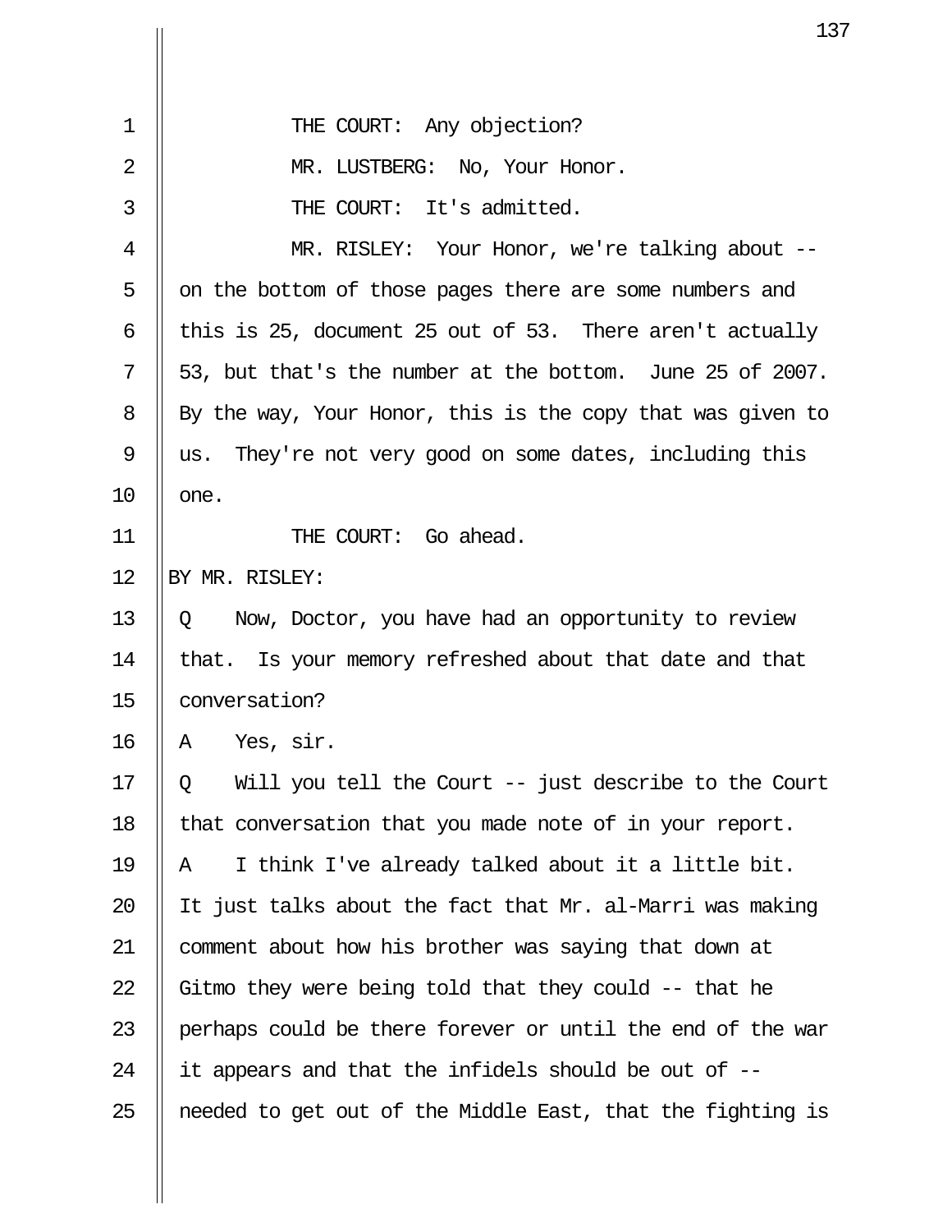THE COURT: Any objection?

MR. LUSTBERG: No, Your Honor.

THE COURT: It's admitted.

MR. RISLEY: Your Honor, we're talking about -- on the bottom of those pages there are some numbers and this is 25, document 25 out of 53. There aren't actually 53, but that's the number at the bottom. June 25 of 2007. By the way, Your Honor, this is the copy that was given to us. They're not very good on some dates, including this one.

THE COURT: Go ahead.

BY MR. RISLEY:

Q Now, Doctor, you have had an opportunity to review that. Is your memory refreshed about that date and that conversation?

A Yes, sir.

Q Will you tell the Court -- just describe to the Court that conversation that you made note of in your report.

A I think I've already talked about it a little bit. It just talks about the fact that Mr. al-Marri was making comment about how his brother was saying that down at Gitmo they were being told that they could -- that he perhaps could be there forever or until the end of the war it appears and that the infidels should be out of -- needed to get out of the Middle East, that the fighting is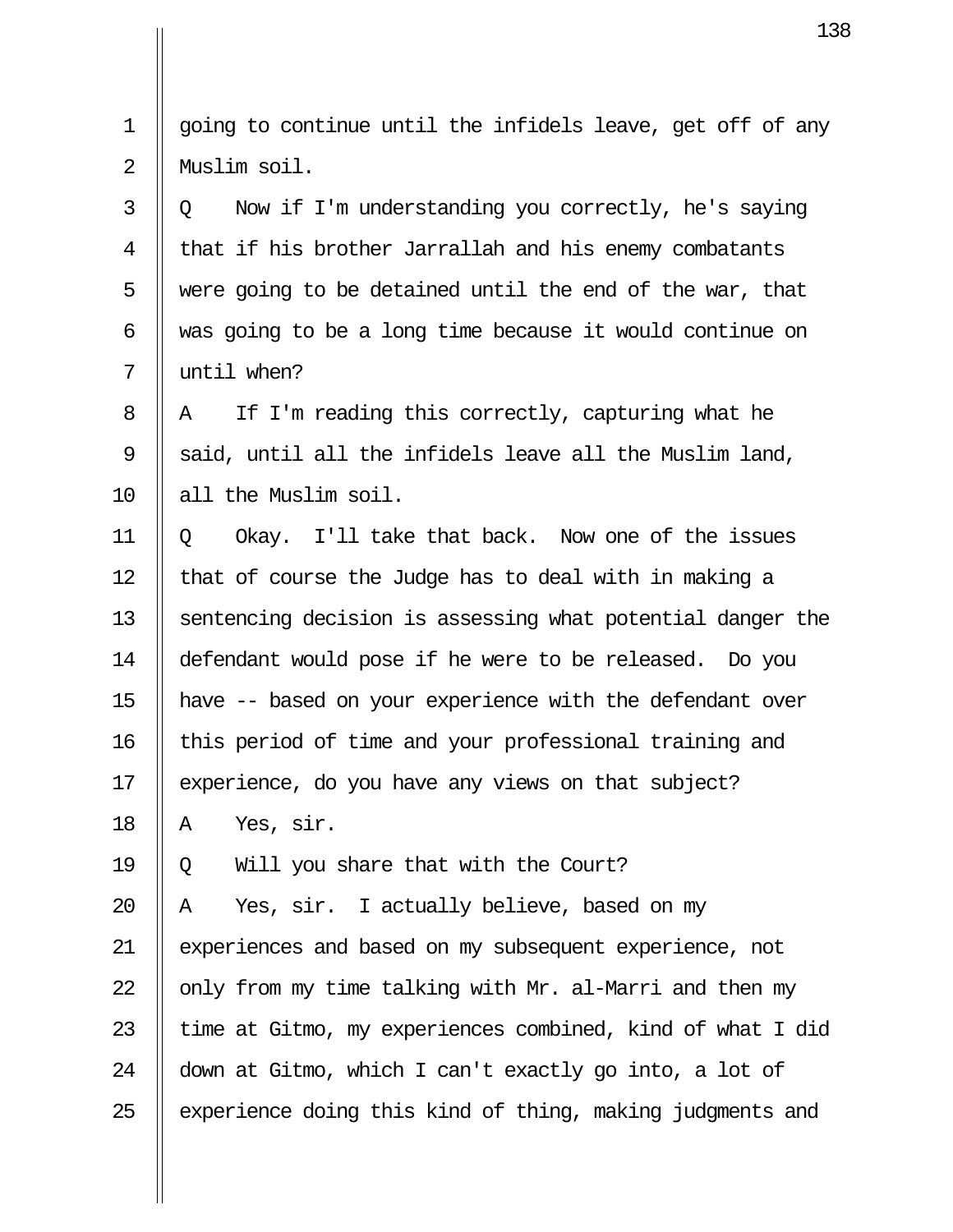going to continue until the infidels leave, get off of any Muslim soil.

Q Now if I'm understanding you correctly, he's saying that if his brother Jarrallah and his enemy combatants were going to be detained until the end of the war, that was going to be a long time because it would continue on until when?

A If I'm reading this correctly, capturing what he said, until all the infidels leave all the Muslim land, all the Muslim soil.

Q Okay. I'll take that back. Now one of the issues that of course the Judge has to deal with in making a sentencing decision is assessing what potential danger the defendant would pose if he were to be released. Do you have -- based on your experience with the defendant over this period of time and your professional training and experience, do you have any views on that subject?

A Yes, sir.

Q Will you share that with the Court?

A Yes, sir. I actually believe, based on my experiences and based on my subsequent experience, not only from my time talking with Mr. al-Marri and then my time at Gitmo, my experiences combined, kind of what I did down at Gitmo, which I can't exactly go into, a lot of experience doing this kind of thing, making judgments and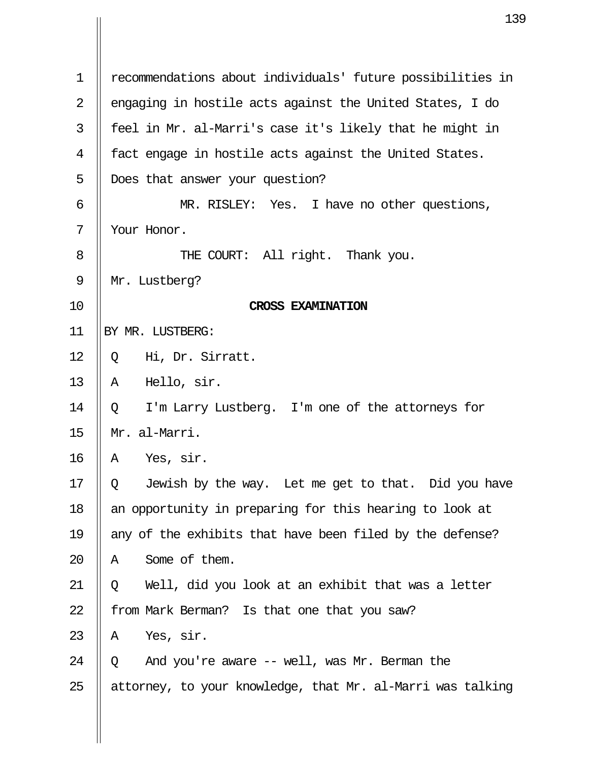recommendations about individuals' future possibilities in engaging in hostile acts against the United States, I do feel in Mr. al-Marri's case it's likely that he might in fact engage in hostile acts against the United States. Does that answer your question?

MR. RISLEY: Yes. I have no other questions, Your Honor.

THE COURT: All right. Thank you. Mr. Lustberg?

**CROSS EXAMINATION**

BY MR. LUSTBERG:

Q Hi, Dr. Sirratt.

A Hello, sir.

Q I'm Larry Lustberg. I'm one of the attorneys for Mr. al-Marri.

A Yes, sir.

Q Jewish by the way. Let me get to that. Did you have an opportunity in preparing for this hearing to look at any of the exhibits that have been filed by the defense?

A Some of them.

Q Well, did you look at an exhibit that was a letter from Mark Berman? Is that one that you saw?

A Yes, sir.

Q And you're aware -- well, was Mr. Berman the attorney, to your knowledge, that Mr. al-Marri was talking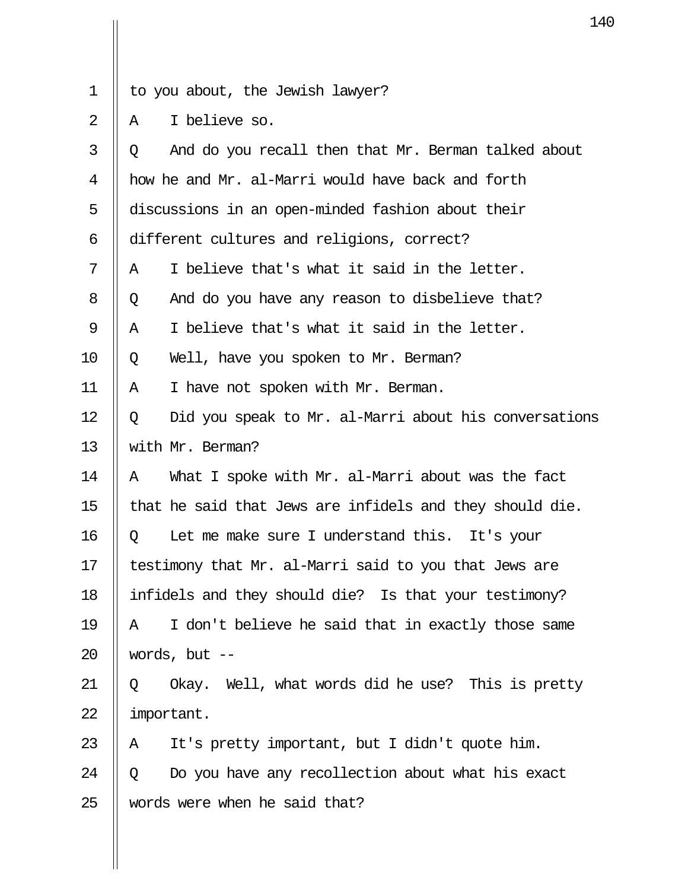1 to you about, the Jewish lawyer?

2 A I believe so.

3 Q And do you recall then that Mr. Berman talked about

4 how he and Mr. al-Marri would have back and forth

5 discussions in an open-minded fashion about their

6 different cultures and religions, correct?

7 A I believe that's what it said in the letter.

8 Q And do you have any reason to disbelieve that?

9 A I believe that's what it said in the letter.

10 Q Well, have you spoken to Mr. Berman?

11 A I have not spoken with Mr. Berman.

12 Q Did you speak to Mr. al-Marri about his conversations

13 with Mr. Berman?

14 A What I spoke with Mr. al-Marri about was the fact

15 that he said that Jews are infidels and they should die.

16 Q Let me make sure I understand this. It's your

17 testimony that Mr. al-Marri said to you that Jews are

18 infidels and they should die? Is that your testimony?

19 A I don't believe he said that in exactly those same

20 words, but --

21 Q Okay. Well, what words did he use? This is pretty

22 important.

23 A It's pretty important, but I didn't quote him.

24 Q Do you have any recollection about what his exact

25 words were when he said that?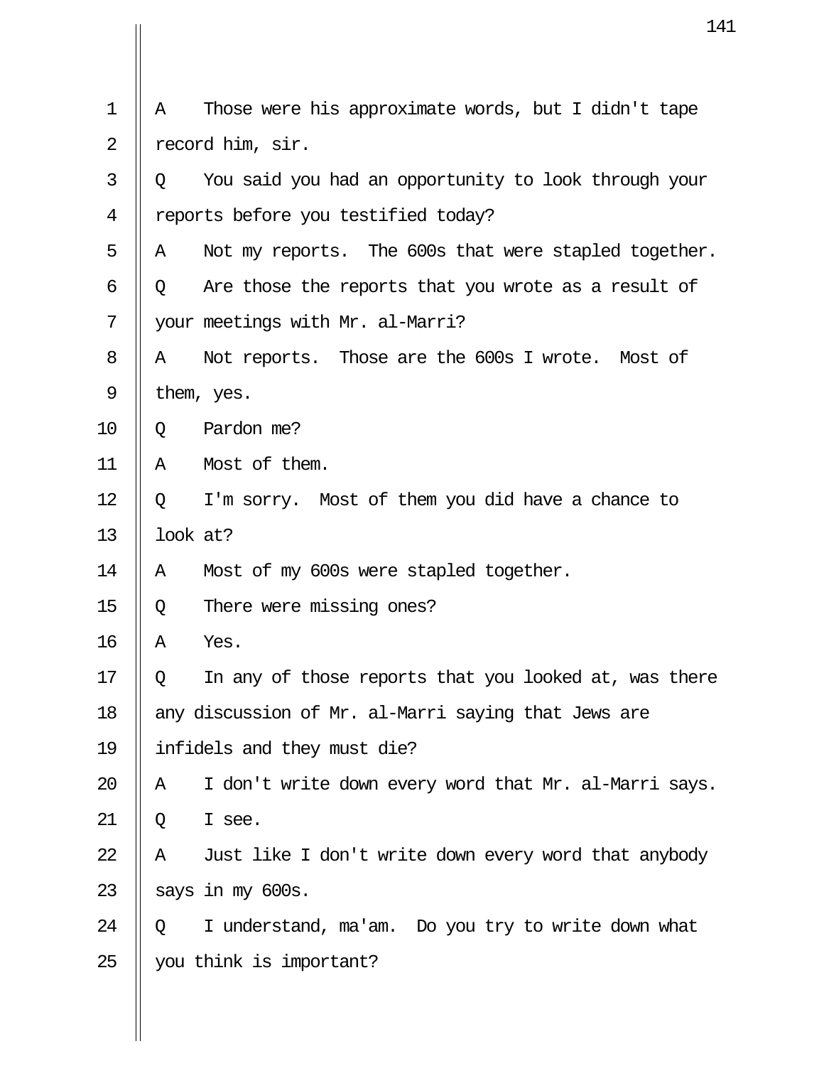A Those were his approximate words, but I didn't tape record him, sir.

Q You said you had an opportunity to look through your reports before you testified today?

A Not my reports. The 600s that were stapled together.

Q Are those the reports that you wrote as a result of your meetings with Mr. al-Marri?

A Not reports. Those are the 600s I wrote. Most of them, yes.

Q Pardon me?

A Most of them.

Q I'm sorry. Most of them you did have a chance to look at?

A Most of my 600s were stapled together.

Q There were missing ones?

A Yes.

Q In any of those reports that you looked at, was there any discussion of Mr. al-Marri saying that Jews are infidels and they must die?

A I don't write down every word that Mr. al-Marri says.

Q I see.

A Just like I don't write down every word that anybody says in my 600s.

Q I understand, ma'am. Do you try to write down what you think is important?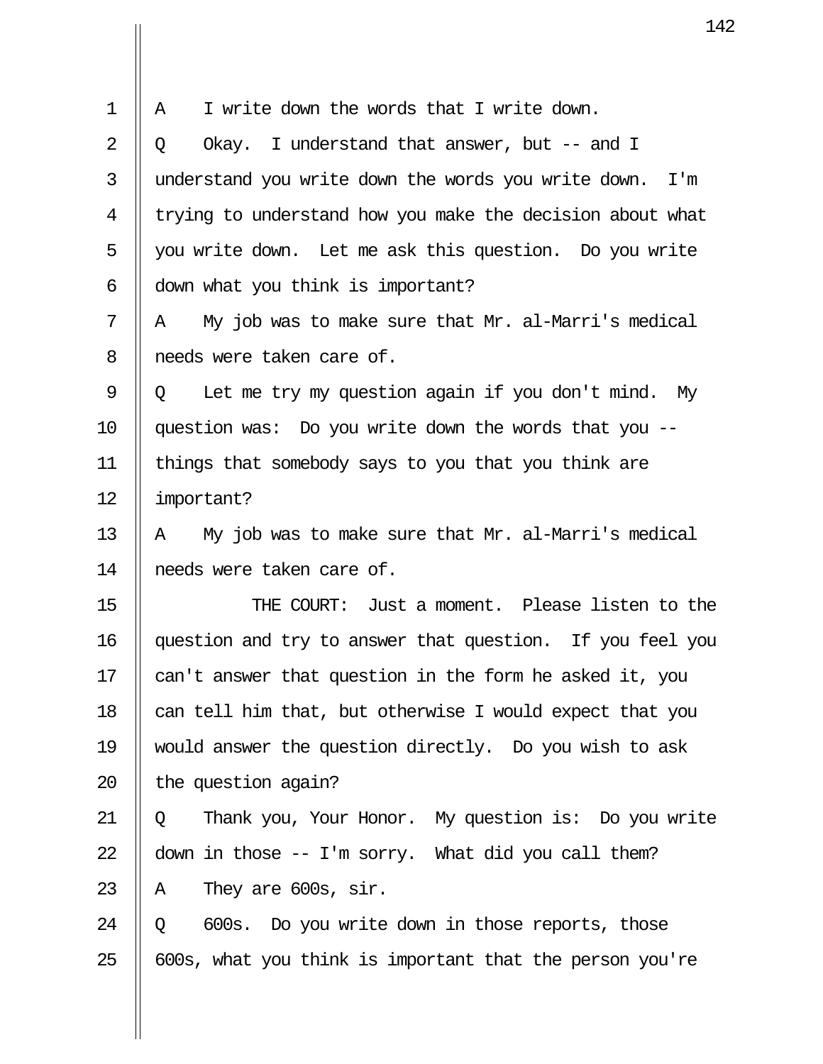A    I write down the words that I write down.

Q    Okay.  I understand that answer, but -- and I understand you write down the words you write down.  I'm trying to understand how you make the decision about what you write down.  Let me ask this question.  Do you write down what you think is important?

A    My job was to make sure that Mr. al-Marri's medical needs were taken care of.

Q    Let me try my question again if you don't mind.  My question was:  Do you write down the words that you -- things that somebody says to you that you think are important?

A    My job was to make sure that Mr. al-Marri's medical needs were taken care of.

THE COURT:  Just a moment.  Please listen to the question and try to answer that question.  If you feel you can't answer that question in the form he asked it, you can tell him that, but otherwise I would expect that you would answer the question directly.  Do you wish to ask the question again?

Q    Thank you, Your Honor.  My question is:  Do you write down in those -- I'm sorry.  What did you call them?

A    They are 600s, sir.

Q    600s.  Do you write down in those reports, those 600s, what you think is important that the person you're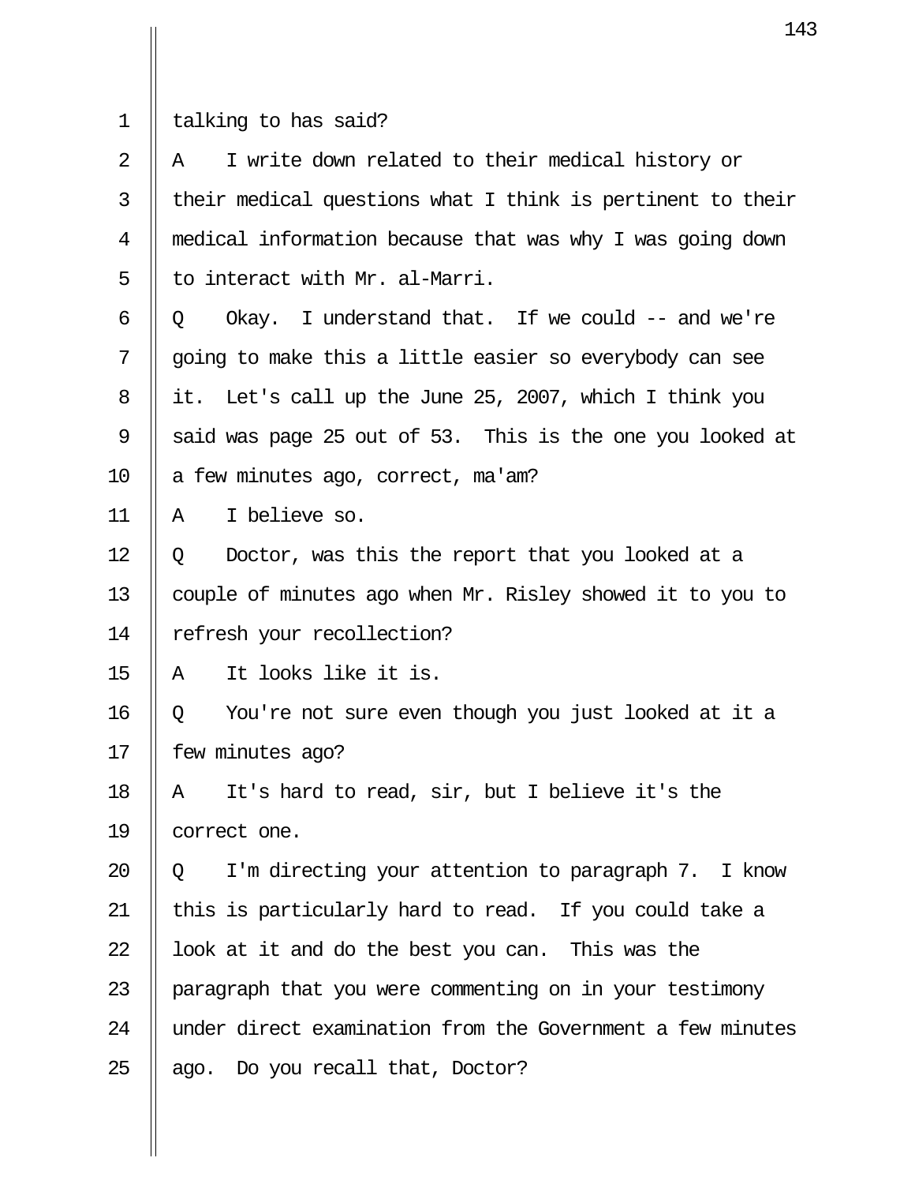talking to has said?

A I write down related to their medical history or their medical questions what I think is pertinent to their medical information because that was why I was going down to interact with Mr. al-Marri.

Q Okay. I understand that. If we could -- and we're going to make this a little easier so everybody can see it. Let's call up the June 25, 2007, which I think you said was page 25 out of 53. This is the one you looked at a few minutes ago, correct, ma'am?

A I believe so.

Q Doctor, was this the report that you looked at a couple of minutes ago when Mr. Risley showed it to you to refresh your recollection?

A It looks like it is.

Q You're not sure even though you just looked at it a few minutes ago?

A It's hard to read, sir, but I believe it's the correct one.

Q I'm directing your attention to paragraph 7. I know this is particularly hard to read. If you could take a look at it and do the best you can. This was the paragraph that you were commenting on in your testimony under direct examination from the Government a few minutes ago. Do you recall that, Doctor?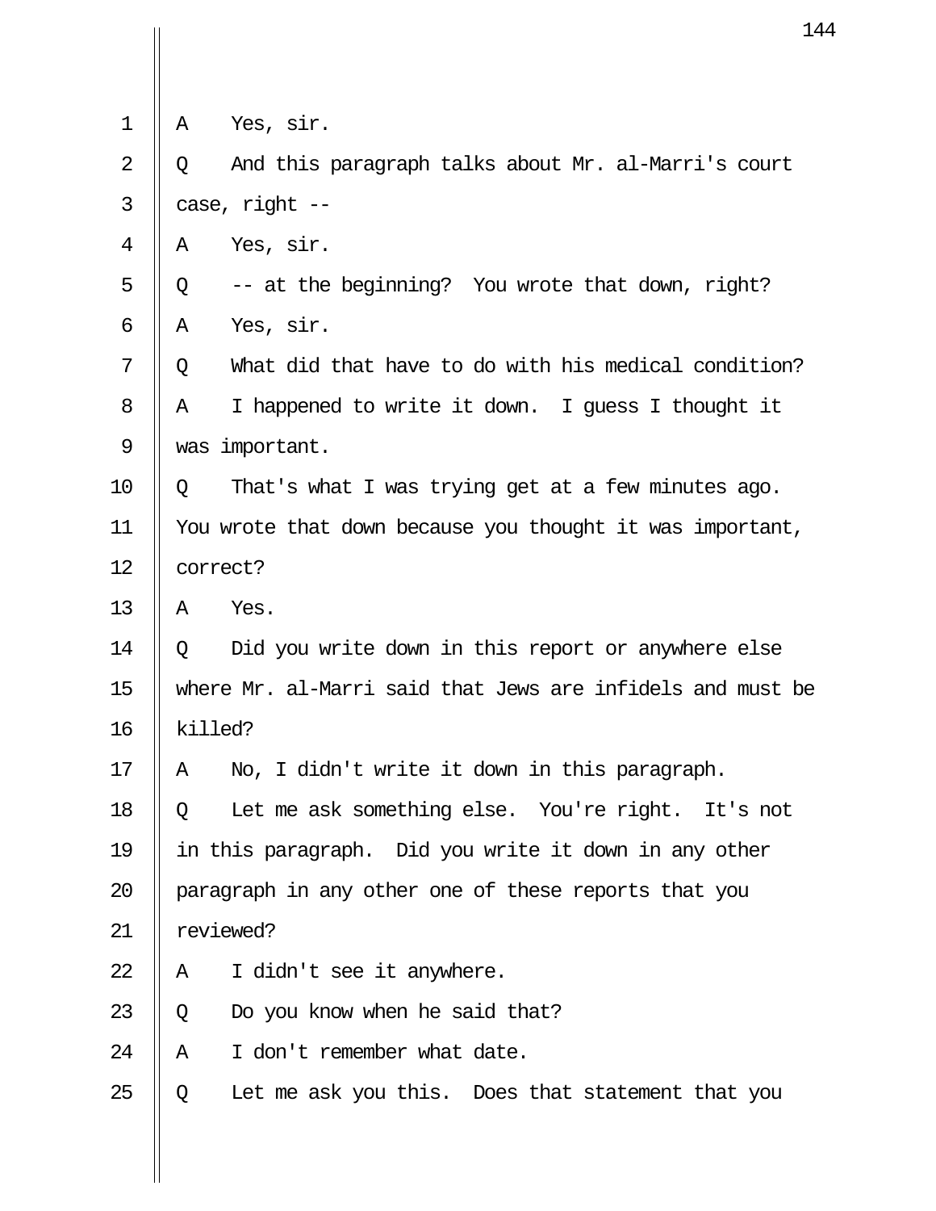A Yes, sir.

Q And this paragraph talks about Mr. al-Marri's court case, right --

A Yes, sir.

Q -- at the beginning? You wrote that down, right?

A Yes, sir.

Q What did that have to do with his medical condition?

A I happened to write it down. I guess I thought it was important.

Q That's what I was trying get at a few minutes ago. You wrote that down because you thought it was important, correct?

A Yes.

Q Did you write down in this report or anywhere else where Mr. al-Marri said that Jews are infidels and must be killed?

A No, I didn't write it down in this paragraph.

Q Let me ask something else. You're right. It's not in this paragraph. Did you write it down in any other paragraph in any other one of these reports that you reviewed?

A I didn't see it anywhere.

Q Do you know when he said that?

A I don't remember what date.

Q Let me ask you this. Does that statement that you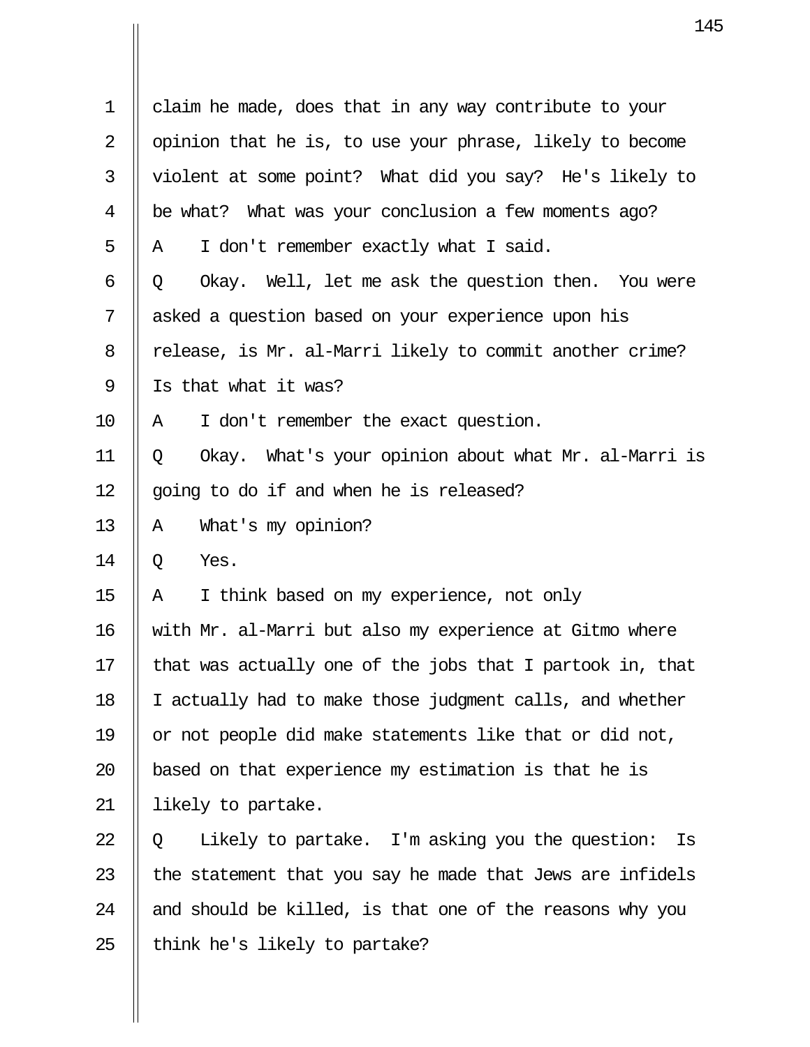1 claim he made, does that in any way contribute to your
2 opinion that he is, to use your phrase, likely to become
3 violent at some point? What did you say? He's likely to
4 be what? What was your conclusion a few moments ago?
5 A I don't remember exactly what I said.
6 Q Okay. Well, let me ask the question then. You were
7 asked a question based on your experience upon his
8 release, is Mr. al-Marri likely to commit another crime?
9 Is that what it was?
10 A I don't remember the exact question.
11 Q Okay. What's your opinion about what Mr. al-Marri is
12 going to do if and when he is released?
13 A What's my opinion?
14 Q Yes.
15 A I think based on my experience, not only
16 with Mr. al-Marri but also my experience at Gitmo where
17 that was actually one of the jobs that I partook in, that
18 I actually had to make those judgment calls, and whether
19 or not people did make statements like that or did not,
20 based on that experience my estimation is that he is
21 likely to partake.
22 Q Likely to partake. I'm asking you the question: Is
23 the statement that you say he made that Jews are infidels
24 and should be killed, is that one of the reasons why you
25 think he's likely to partake?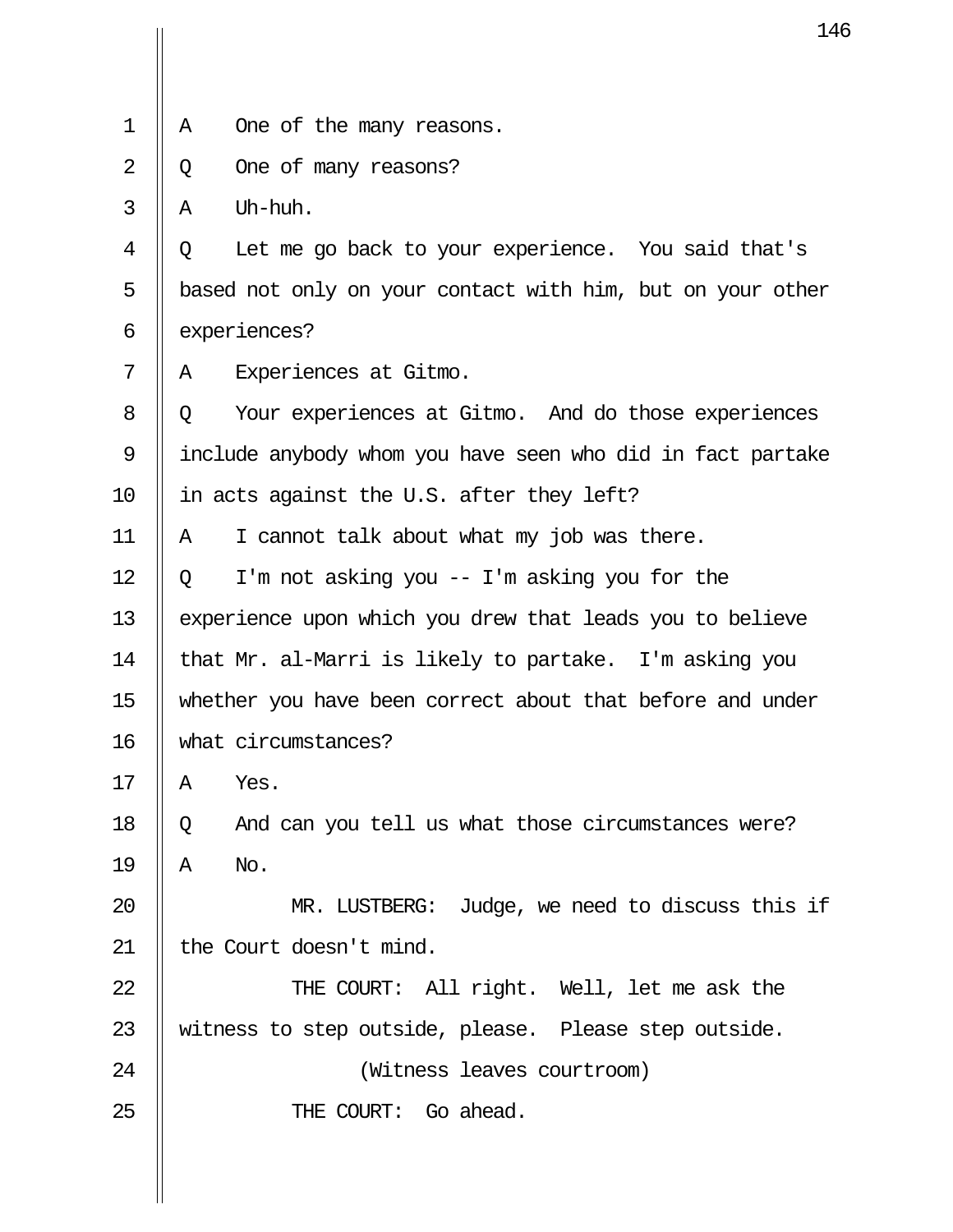A    One of the many reasons.

Q    One of many reasons?

A    Uh-huh.

Q    Let me go back to your experience.  You said that's based not only on your contact with him, but on your other experiences?

A    Experiences at Gitmo.

Q    Your experiences at Gitmo.  And do those experiences include anybody whom you have seen who did in fact partake in acts against the U.S. after they left?

A    I cannot talk about what my job was there.

Q    I'm not asking you -- I'm asking you for the experience upon which you drew that leads you to believe that Mr. al-Marri is likely to partake.  I'm asking you whether you have been correct about that before and under what circumstances?

A    Yes.

Q    And can you tell us what those circumstances were?

A    No.

MR. LUSTBERG:  Judge, we need to discuss this if the Court doesn't mind.

THE COURT:  All right.  Well, let me ask the witness to step outside, please.  Please step outside.

(Witness leaves courtroom)

THE COURT:  Go ahead.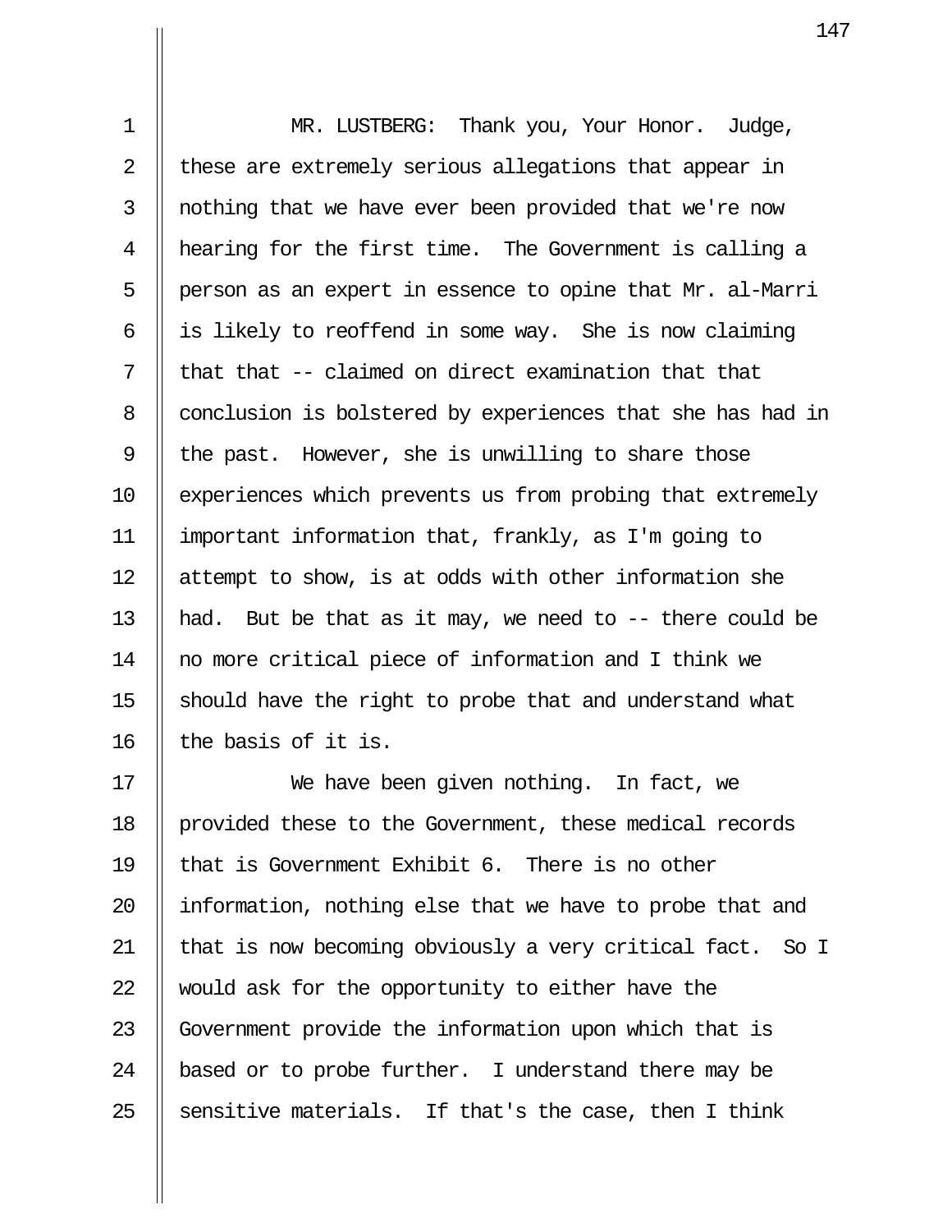MR. LUSTBERG: Thank you, Your Honor. Judge, these are extremely serious allegations that appear in nothing that we have ever been provided that we're now hearing for the first time. The Government is calling a person as an expert in essence to opine that Mr. al-Marri is likely to reoffend in some way. She is now claiming that that -- claimed on direct examination that that conclusion is bolstered by experiences that she has had in the past. However, she is unwilling to share those experiences which prevents us from probing that extremely important information that, frankly, as I'm going to attempt to show, is at odds with other information she had. But be that as it may, we need to -- there could be no more critical piece of information and I think we should have the right to probe that and understand what the basis of it is.

We have been given nothing. In fact, we provided these to the Government, these medical records that is Government Exhibit 6. There is no other information, nothing else that we have to probe that and that is now becoming obviously a very critical fact. So I would ask for the opportunity to either have the Government provide the information upon which that is based or to probe further. I understand there may be sensitive materials. If that's the case, then I think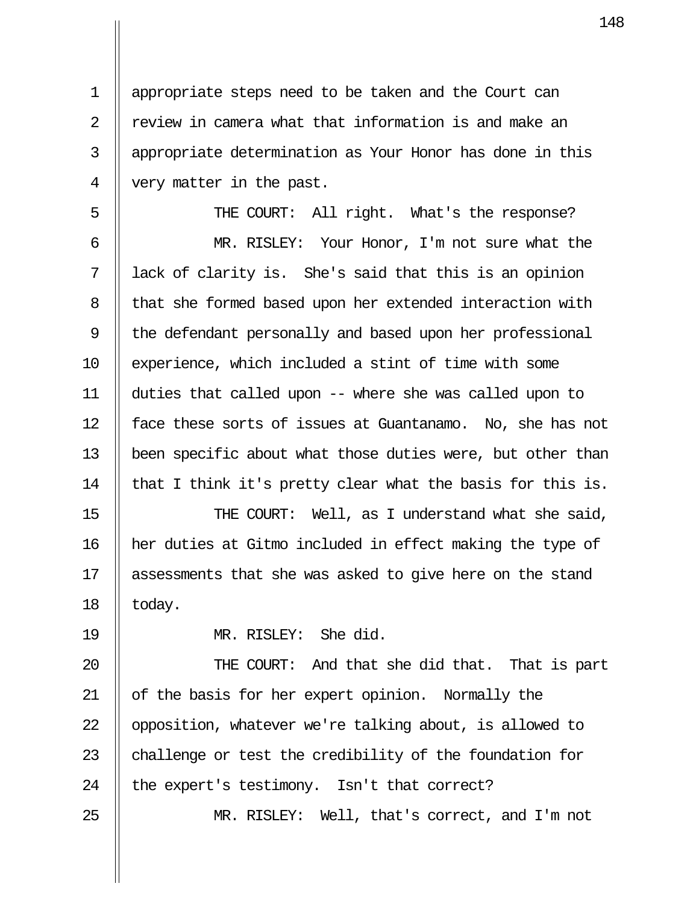appropriate steps need to be taken and the Court can review in camera what that information is and make an appropriate determination as Your Honor has done in this very matter in the past.

THE COURT: All right. What's the response?

MR. RISLEY: Your Honor, I'm not sure what the lack of clarity is. She's said that this is an opinion that she formed based upon her extended interaction with the defendant personally and based upon her professional experience, which included a stint of time with some duties that called upon -- where she was called upon to face these sorts of issues at Guantanamo. No, she has not been specific about what those duties were, but other than that I think it's pretty clear what the basis for this is.

THE COURT: Well, as I understand what she said, her duties at Gitmo included in effect making the type of assessments that she was asked to give here on the stand today.

MR. RISLEY: She did.

THE COURT: And that she did that. That is part of the basis for her expert opinion. Normally the opposition, whatever we're talking about, is allowed to challenge or test the credibility of the foundation for the expert's testimony. Isn't that correct?

MR. RISLEY: Well, that's correct, and I'm not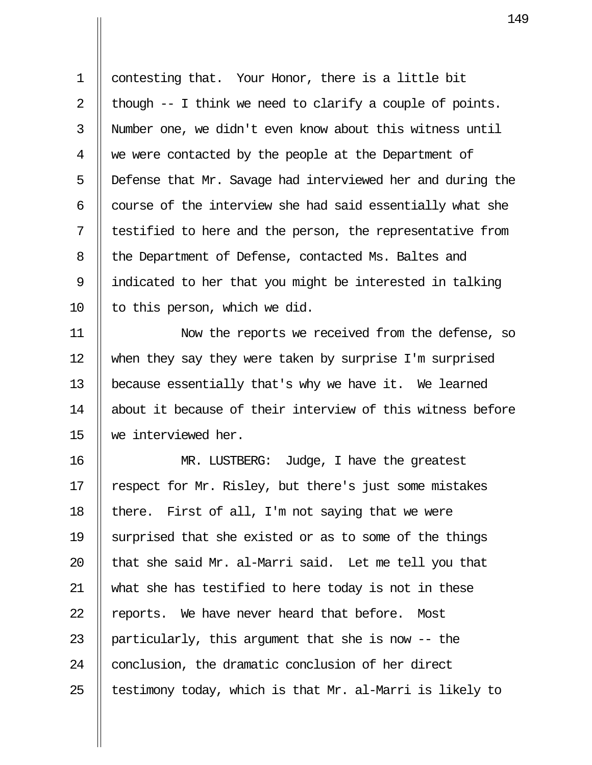contesting that. Your Honor, there is a little bit though -- I think we need to clarify a couple of points. Number one, we didn't even know about this witness until we were contacted by the people at the Department of Defense that Mr. Savage had interviewed her and during the course of the interview she had said essentially what she testified to here and the person, the representative from the Department of Defense, contacted Ms. Baltes and indicated to her that you might be interested in talking to this person, which we did.

Now the reports we received from the defense, so when they say they were taken by surprise I'm surprised because essentially that's why we have it. We learned about it because of their interview of this witness before we interviewed her.

MR. LUSTBERG: Judge, I have the greatest respect for Mr. Risley, but there's just some mistakes there. First of all, I'm not saying that we were surprised that she existed or as to some of the things that she said Mr. al-Marri said. Let me tell you that what she has testified to here today is not in these reports. We have never heard that before. Most particularly, this argument that she is now -- the conclusion, the dramatic conclusion of her direct testimony today, which is that Mr. al-Marri is likely to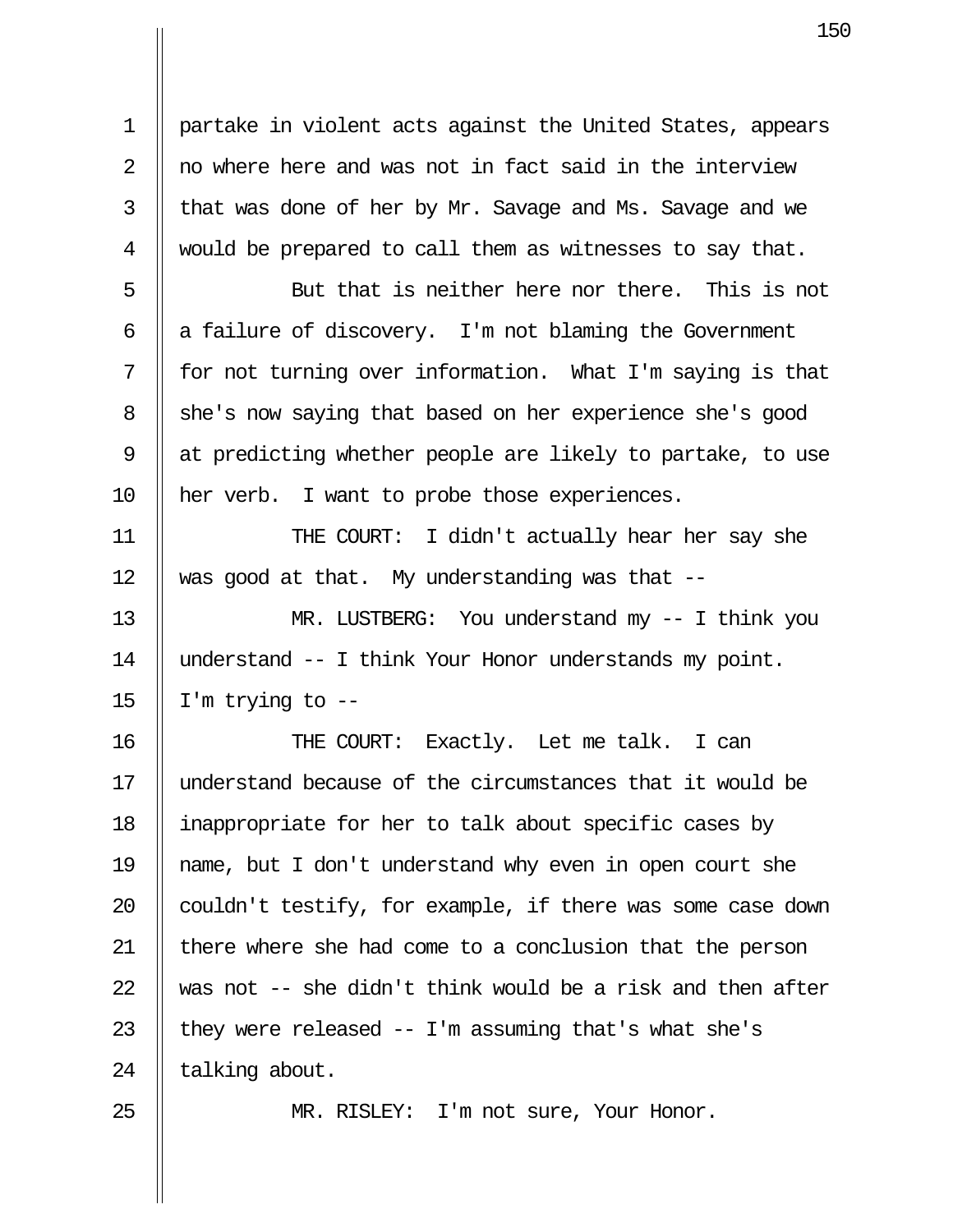partake in violent acts against the United States, appears no where here and was not in fact said in the interview that was done of her by Mr. Savage and Ms. Savage and we would be prepared to call them as witnesses to say that.

But that is neither here nor there. This is not a failure of discovery. I'm not blaming the Government for not turning over information. What I'm saying is that she's now saying that based on her experience she's good at predicting whether people are likely to partake, to use her verb. I want to probe those experiences.

THE COURT: I didn't actually hear her say she was good at that. My understanding was that --

MR. LUSTBERG: You understand my -- I think you understand -- I think Your Honor understands my point. I'm trying to --

THE COURT: Exactly. Let me talk. I can understand because of the circumstances that it would be inappropriate for her to talk about specific cases by name, but I don't understand why even in open court she couldn't testify, for example, if there was some case down there where she had come to a conclusion that the person was not -- she didn't think would be a risk and then after they were released -- I'm assuming that's what she's talking about.

MR. RISLEY: I'm not sure, Your Honor.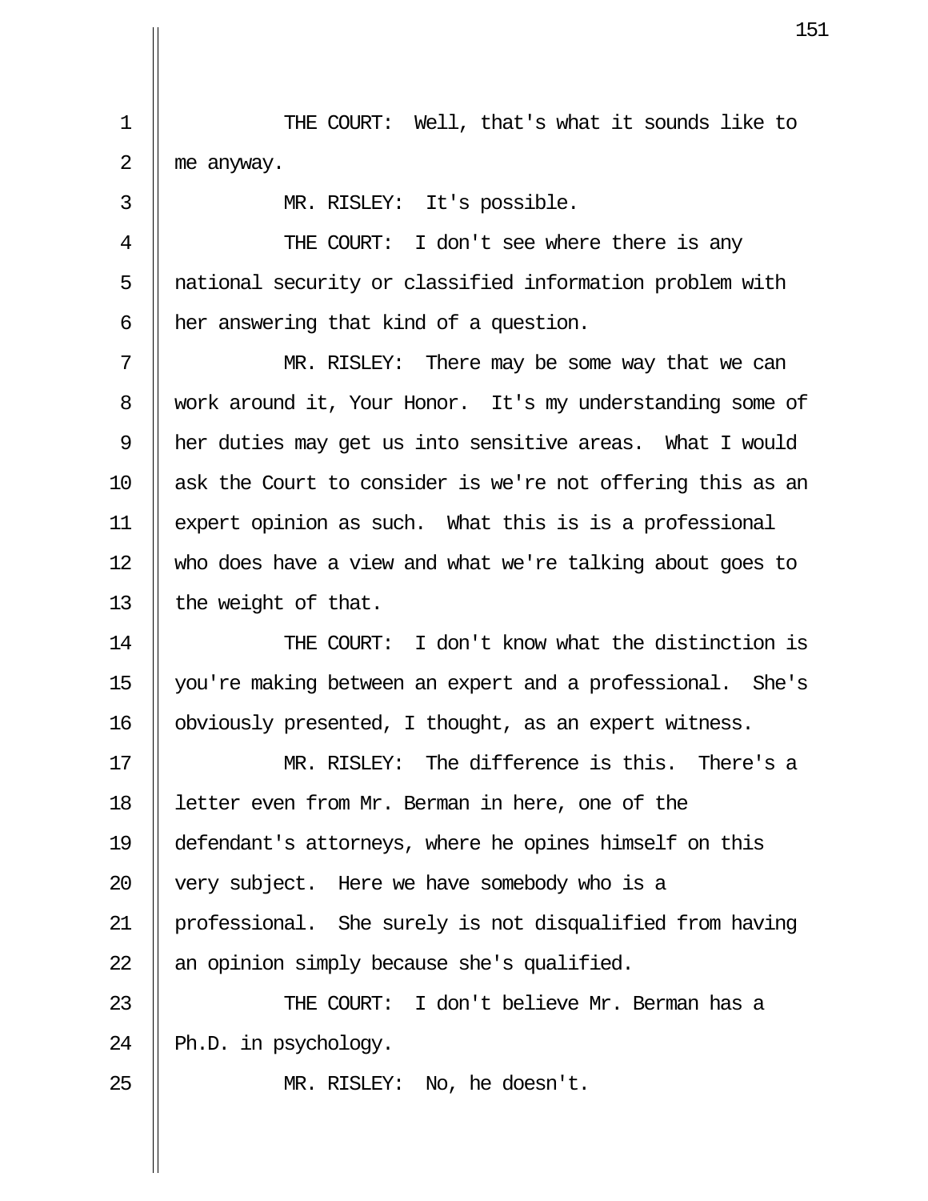THE COURT: Well, that's what it sounds like to me anyway.

MR. RISLEY: It's possible.

THE COURT: I don't see where there is any national security or classified information problem with her answering that kind of a question.

MR. RISLEY: There may be some way that we can work around it, Your Honor. It's my understanding some of her duties may get us into sensitive areas. What I would ask the Court to consider is we're not offering this as an expert opinion as such. What this is is a professional who does have a view and what we're talking about goes to the weight of that.

THE COURT: I don't know what the distinction is you're making between an expert and a professional. She's obviously presented, I thought, as an expert witness.

MR. RISLEY: The difference is this. There's a letter even from Mr. Berman in here, one of the defendant's attorneys, where he opines himself on this very subject. Here we have somebody who is a professional. She surely is not disqualified from having an opinion simply because she's qualified.

THE COURT: I don't believe Mr. Berman has a Ph.D. in psychology.

MR. RISLEY: No, he doesn't.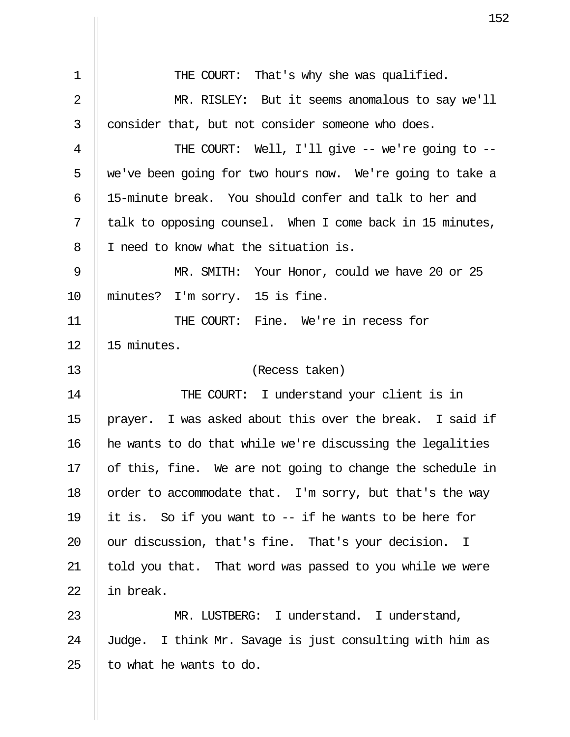THE COURT: That's why she was qualified.

MR. RISLEY: But it seems anomalous to say we'll consider that, but not consider someone who does.

THE COURT: Well, I'll give -- we're going to -- we've been going for two hours now. We're going to take a 15-minute break. You should confer and talk to her and talk to opposing counsel. When I come back in 15 minutes, I need to know what the situation is.

MR. SMITH: Your Honor, could we have 20 or 25 minutes? I'm sorry. 15 is fine.

THE COURT: Fine. We're in recess for 15 minutes.

(Recess taken)

THE COURT: I understand your client is in prayer. I was asked about this over the break. I said if he wants to do that while we're discussing the legalities of this, fine. We are not going to change the schedule in order to accommodate that. I'm sorry, but that's the way it is. So if you want to -- if he wants to be here for our discussion, that's fine. That's your decision. I told you that. That word was passed to you while we were in break.

MR. LUSTBERG: I understand. I understand, Judge. I think Mr. Savage is just consulting with him as to what he wants to do.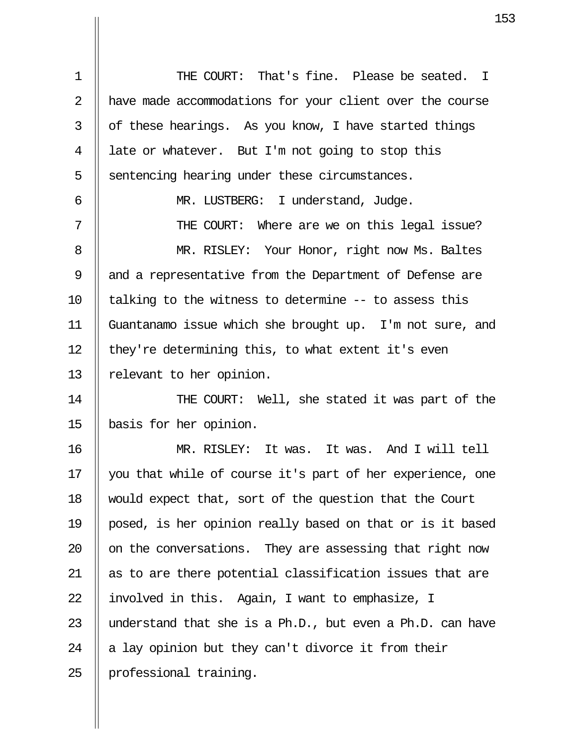THE COURT: That's fine. Please be seated. I have made accommodations for your client over the course of these hearings. As you know, I have started things late or whatever. But I'm not going to stop this sentencing hearing under these circumstances.

MR. LUSTBERG: I understand, Judge.

THE COURT: Where are we on this legal issue?

MR. RISLEY: Your Honor, right now Ms. Baltes and a representative from the Department of Defense are talking to the witness to determine -- to assess this Guantanamo issue which she brought up. I'm not sure, and they're determining this, to what extent it's even relevant to her opinion.

THE COURT: Well, she stated it was part of the basis for her opinion.

MR. RISLEY: It was. It was. And I will tell you that while of course it's part of her experience, one would expect that, sort of the question that the Court posed, is her opinion really based on that or is it based on the conversations. They are assessing that right now as to are there potential classification issues that are involved in this. Again, I want to emphasize, I understand that she is a Ph.D., but even a Ph.D. can have a lay opinion but they can't divorce it from their professional training.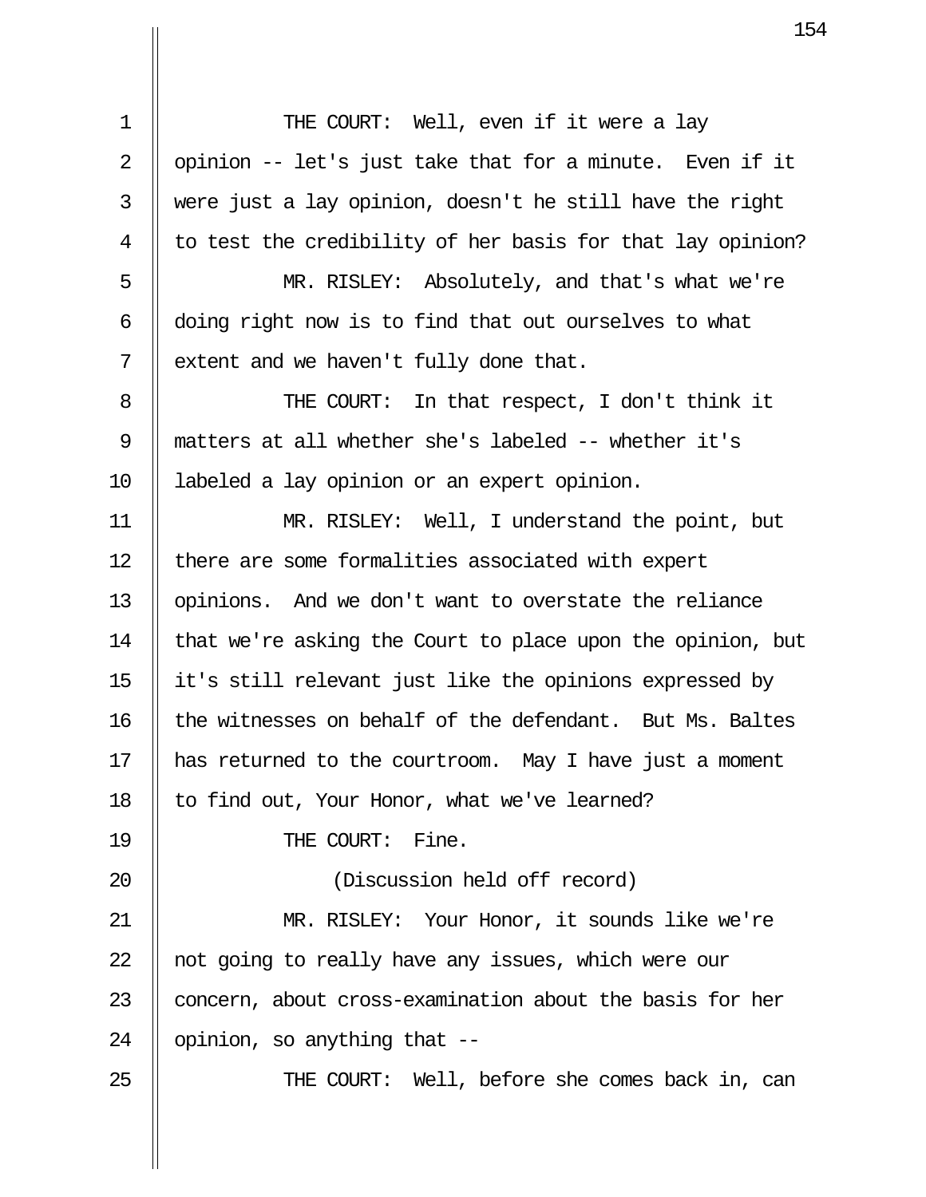THE COURT: Well, even if it were a lay opinion -- let's just take that for a minute. Even if it were just a lay opinion, doesn't he still have the right to test the credibility of her basis for that lay opinion?

MR. RISLEY: Absolutely, and that's what we're doing right now is to find that out ourselves to what extent and we haven't fully done that.

THE COURT: In that respect, I don't think it matters at all whether she's labeled -- whether it's labeled a lay opinion or an expert opinion.

MR. RISLEY: Well, I understand the point, but there are some formalities associated with expert opinions. And we don't want to overstate the reliance that we're asking the Court to place upon the opinion, but it's still relevant just like the opinions expressed by the witnesses on behalf of the defendant. But Ms. Baltes has returned to the courtroom. May I have just a moment to find out, Your Honor, what we've learned?

THE COURT: Fine.

(Discussion held off record)

MR. RISLEY: Your Honor, it sounds like we're not going to really have any issues, which were our concern, about cross-examination about the basis for her opinion, so anything that --

THE COURT: Well, before she comes back in, can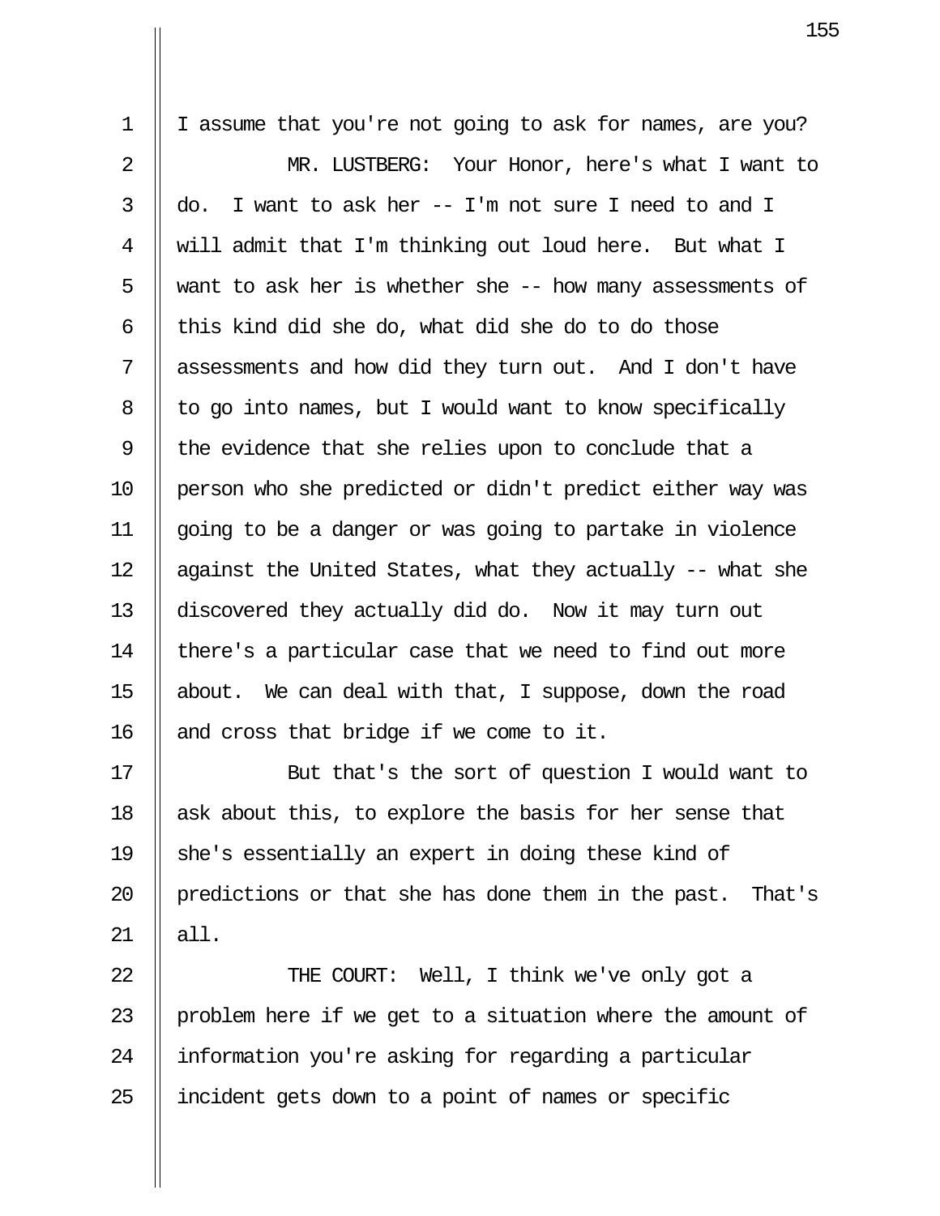I assume that you're not going to ask for names, are you?

MR. LUSTBERG: Your Honor, here's what I want to do. I want to ask her -- I'm not sure I need to and I will admit that I'm thinking out loud here. But what I want to ask her is whether she -- how many assessments of this kind did she do, what did she do to do those assessments and how did they turn out. And I don't have to go into names, but I would want to know specifically the evidence that she relies upon to conclude that a person who she predicted or didn't predict either way was going to be a danger or was going to partake in violence against the United States, what they actually -- what she discovered they actually did do. Now it may turn out there's a particular case that we need to find out more about. We can deal with that, I suppose, down the road and cross that bridge if we come to it.

But that's the sort of question I would want to ask about this, to explore the basis for her sense that she's essentially an expert in doing these kind of predictions or that she has done them in the past. That's all.

THE COURT: Well, I think we've only got a problem here if we get to a situation where the amount of information you're asking for regarding a particular incident gets down to a point of names or specific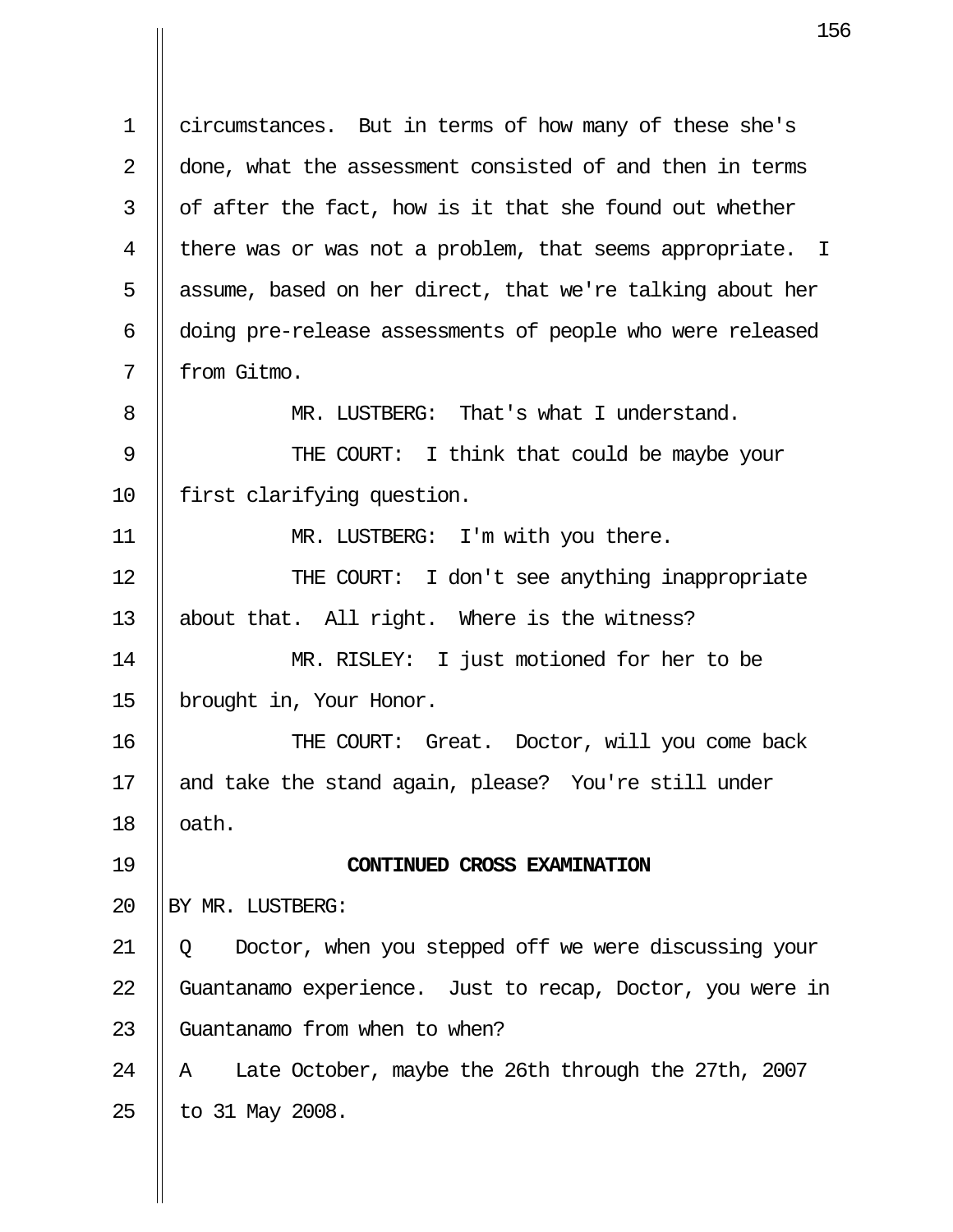circumstances. But in terms of how many of these she's done, what the assessment consisted of and then in terms of after the fact, how is it that she found out whether there was or was not a problem, that seems appropriate. I assume, based on her direct, that we're talking about her doing pre-release assessments of people who were released from Gitmo.

MR. LUSTBERG: That's what I understand.

THE COURT: I think that could be maybe your first clarifying question.

MR. LUSTBERG: I'm with you there.

THE COURT: I don't see anything inappropriate about that. All right. Where is the witness?

MR. RISLEY: I just motioned for her to be brought in, Your Honor.

THE COURT: Great. Doctor, will you come back and take the stand again, please? You're still under oath.

**CONTINUED CROSS EXAMINATION**

BY MR. LUSTBERG:

Q Doctor, when you stepped off we were discussing your Guantanamo experience. Just to recap, Doctor, you were in Guantanamo from when to when?

A Late October, maybe the 26th through the 27th, 2007 to 31 May 2008.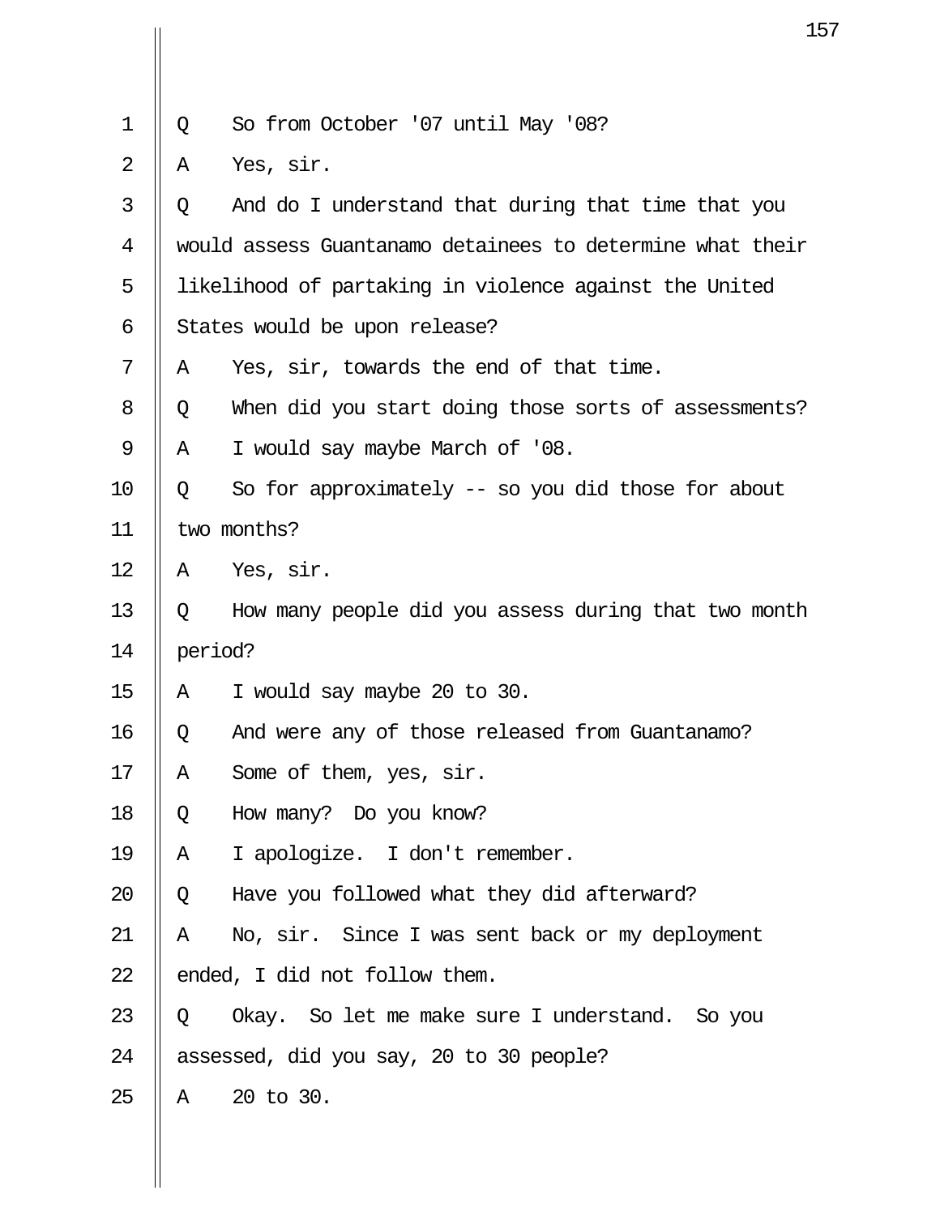Q So from October '07 until May '08?

A Yes, sir.

Q And do I understand that during that time that you would assess Guantanamo detainees to determine what their likelihood of partaking in violence against the United States would be upon release?

A Yes, sir, towards the end of that time.

Q When did you start doing those sorts of assessments?

A I would say maybe March of '08.

Q So for approximately -- so you did those for about two months?

A Yes, sir.

Q How many people did you assess during that two month period?

A I would say maybe 20 to 30.

Q And were any of those released from Guantanamo?

A Some of them, yes, sir.

Q How many? Do you know?

A I apologize. I don't remember.

Q Have you followed what they did afterward?

A No, sir. Since I was sent back or my deployment ended, I did not follow them.

Q Okay. So let me make sure I understand. So you assessed, did you say, 20 to 30 people?

A 20 to 30.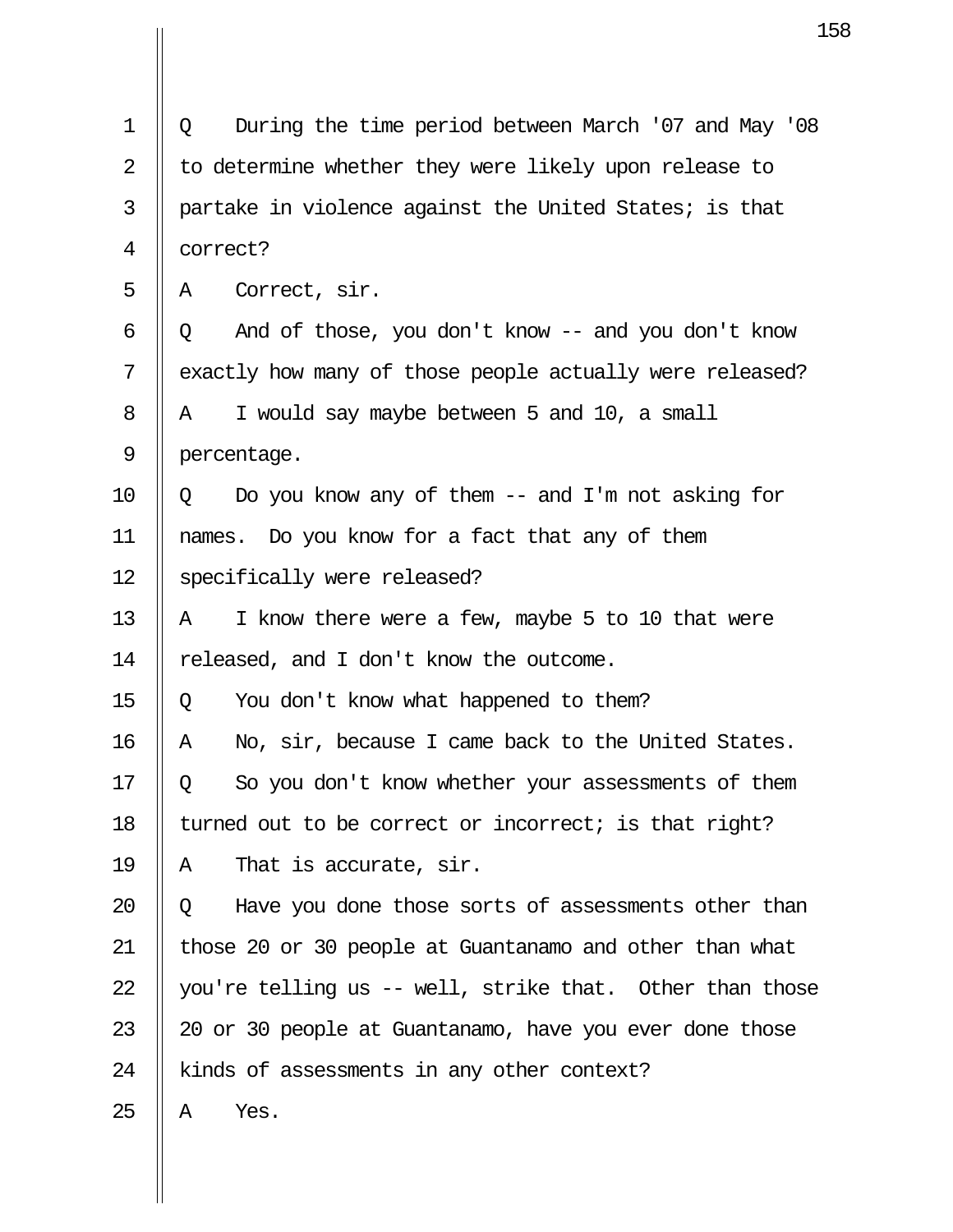1 Q During the time period between March '07 and May '08
2 to determine whether they were likely upon release to
3 partake in violence against the United States; is that
4 correct?
5 A Correct, sir.
6 Q And of those, you don't know -- and you don't know
7 exactly how many of those people actually were released?
8 A I would say maybe between 5 and 10, a small
9 percentage.
10 Q Do you know any of them -- and I'm not asking for
11 names. Do you know for a fact that any of them
12 specifically were released?
13 A I know there were a few, maybe 5 to 10 that were
14 released, and I don't know the outcome.
15 Q You don't know what happened to them?
16 A No, sir, because I came back to the United States.
17 Q So you don't know whether your assessments of them
18 turned out to be correct or incorrect; is that right?
19 A That is accurate, sir.
20 Q Have you done those sorts of assessments other than
21 those 20 or 30 people at Guantanamo and other than what
22 you're telling us -- well, strike that. Other than those
23 20 or 30 people at Guantanamo, have you ever done those
24 kinds of assessments in any other context?
25 A Yes.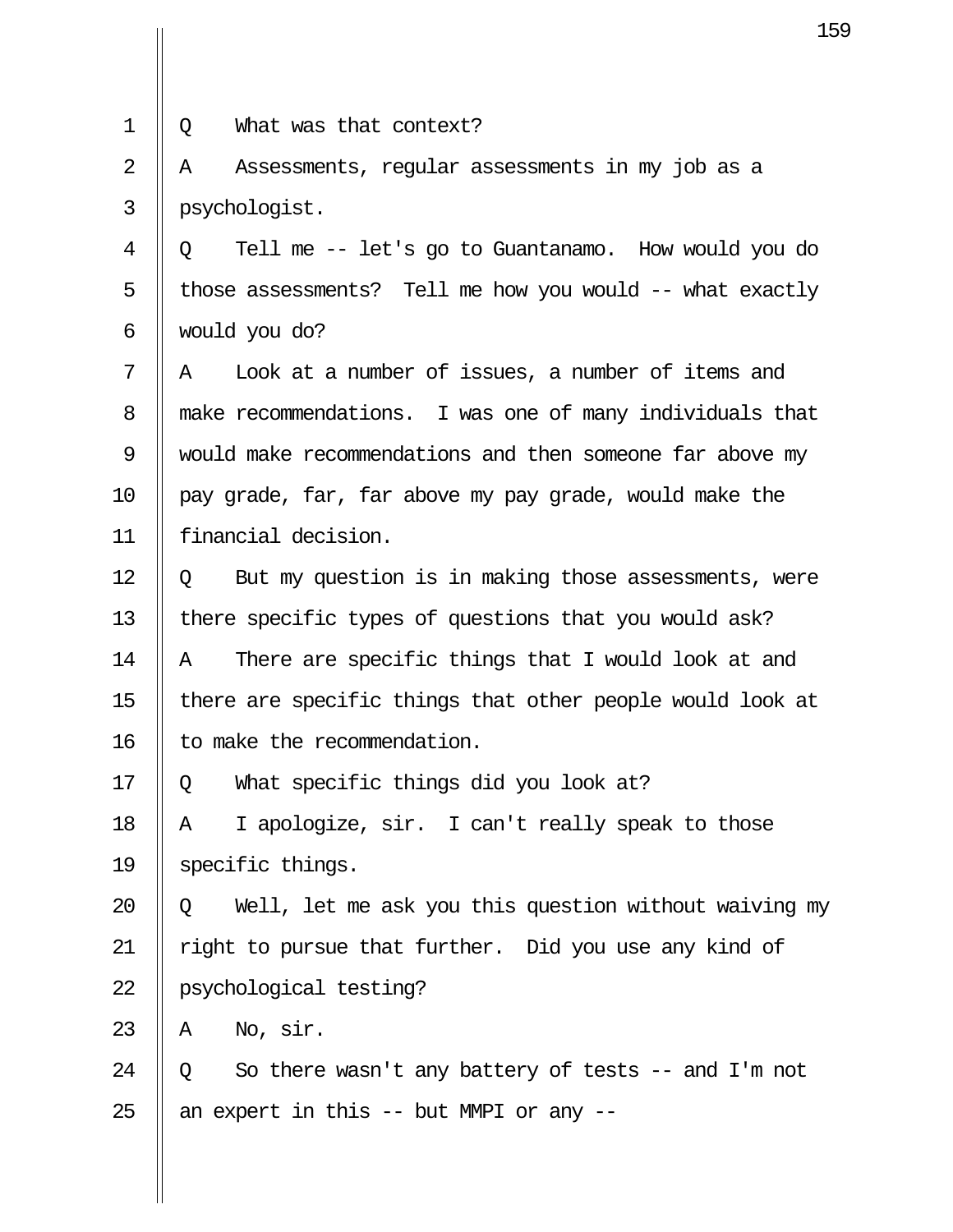1 Q What was that context?

2 A Assessments, regular assessments in my job as a

3 psychologist.

4 Q Tell me -- let's go to Guantanamo. How would you do

5 those assessments? Tell me how you would -- what exactly

6 would you do?

7 A Look at a number of issues, a number of items and

8 make recommendations. I was one of many individuals that

9 would make recommendations and then someone far above my

10 pay grade, far, far above my pay grade, would make the

11 financial decision.

12 Q But my question is in making those assessments, were

13 there specific types of questions that you would ask?

14 A There are specific things that I would look at and

15 there are specific things that other people would look at

16 to make the recommendation.

17 Q What specific things did you look at?

18 A I apologize, sir. I can't really speak to those

19 specific things.

20 Q Well, let me ask you this question without waiving my

21 right to pursue that further. Did you use any kind of

22 psychological testing?

23 A No, sir.

24 Q So there wasn't any battery of tests -- and I'm not

25 an expert in this -- but MMPI or any --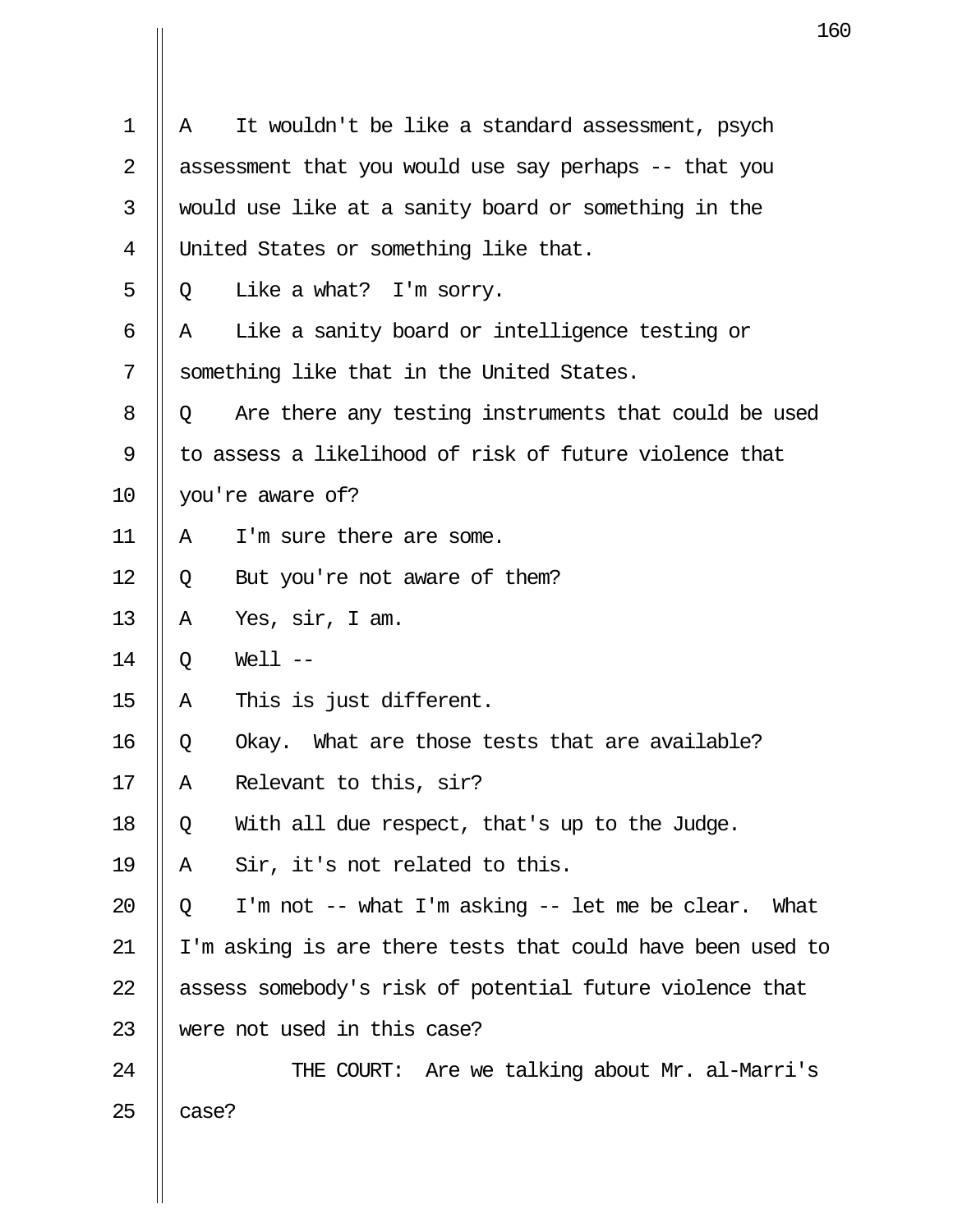A It wouldn't be like a standard assessment, psych assessment that you would use say perhaps -- that you would use like at a sanity board or something in the United States or something like that.

Q Like a what? I'm sorry.

A Like a sanity board or intelligence testing or something like that in the United States.

Q Are there any testing instruments that could be used to assess a likelihood of risk of future violence that you're aware of?

A I'm sure there are some.

Q But you're not aware of them?

A Yes, sir, I am.

Q Well --

A This is just different.

Q Okay. What are those tests that are available?

A Relevant to this, sir?

Q With all due respect, that's up to the Judge.

A Sir, it's not related to this.

Q I'm not -- what I'm asking -- let me be clear. What I'm asking is are there tests that could have been used to assess somebody's risk of potential future violence that were not used in this case?

THE COURT: Are we talking about Mr. al-Marri's case?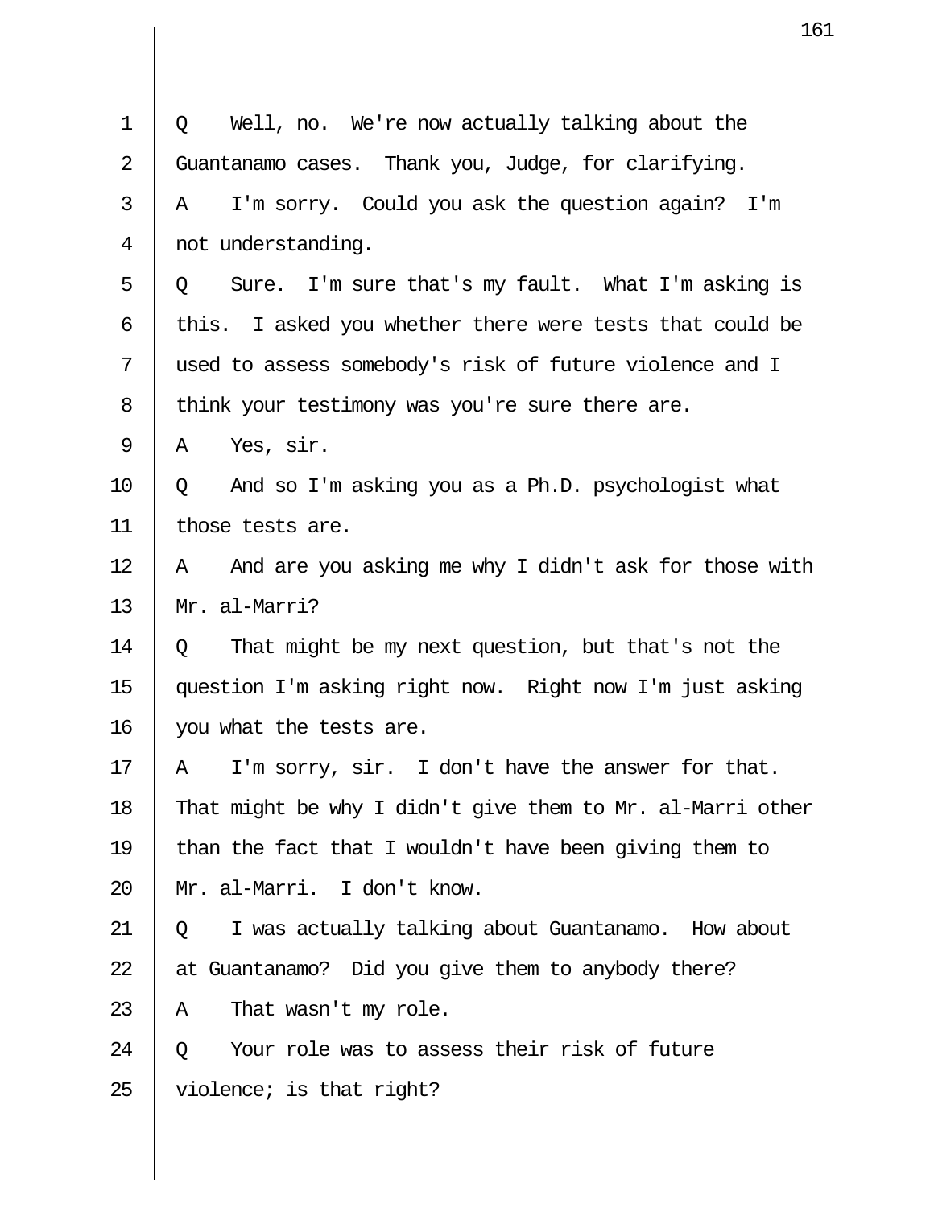Q Well, no. We're now actually talking about the Guantanamo cases. Thank you, Judge, for clarifying.

A I'm sorry. Could you ask the question again? I'm not understanding.

Q Sure. I'm sure that's my fault. What I'm asking is this. I asked you whether there were tests that could be used to assess somebody's risk of future violence and I think your testimony was you're sure there are.

A Yes, sir.

Q And so I'm asking you as a Ph.D. psychologist what those tests are.

A And are you asking me why I didn't ask for those with Mr. al-Marri?

Q That might be my next question, but that's not the question I'm asking right now. Right now I'm just asking you what the tests are.

A I'm sorry, sir. I don't have the answer for that. That might be why I didn't give them to Mr. al-Marri other than the fact that I wouldn't have been giving them to Mr. al-Marri. I don't know.

Q I was actually talking about Guantanamo. How about at Guantanamo? Did you give them to anybody there?

A That wasn't my role.

Q Your role was to assess their risk of future violence; is that right?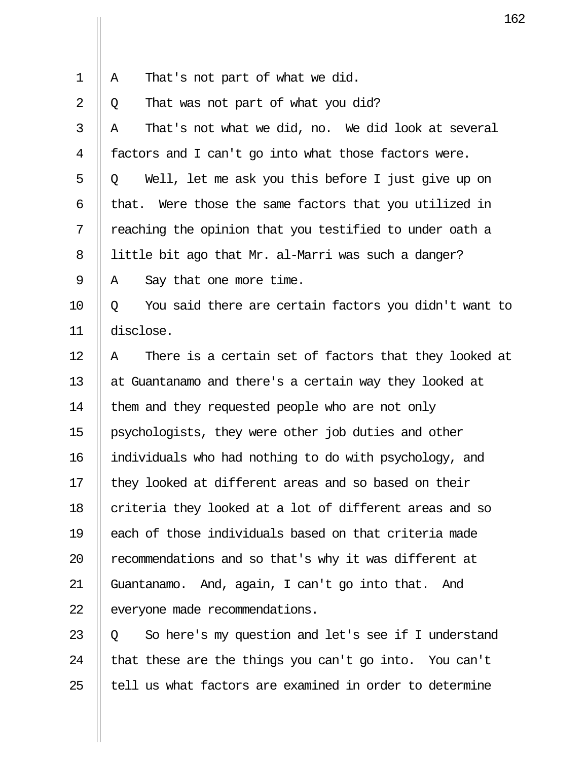A That's not part of what we did.

Q That was not part of what you did?

A That's not what we did, no. We did look at several factors and I can't go into what those factors were.

Q Well, let me ask you this before I just give up on that. Were those the same factors that you utilized in reaching the opinion that you testified to under oath a little bit ago that Mr. al-Marri was such a danger?

A Say that one more time.

Q You said there are certain factors you didn't want to disclose.

A There is a certain set of factors that they looked at at Guantanamo and there's a certain way they looked at them and they requested people who are not only psychologists, they were other job duties and other individuals who had nothing to do with psychology, and they looked at different areas and so based on their criteria they looked at a lot of different areas and so each of those individuals based on that criteria made recommendations and so that's why it was different at Guantanamo. And, again, I can't go into that. And everyone made recommendations.

Q So here's my question and let's see if I understand that these are the things you can't go into. You can't tell us what factors are examined in order to determine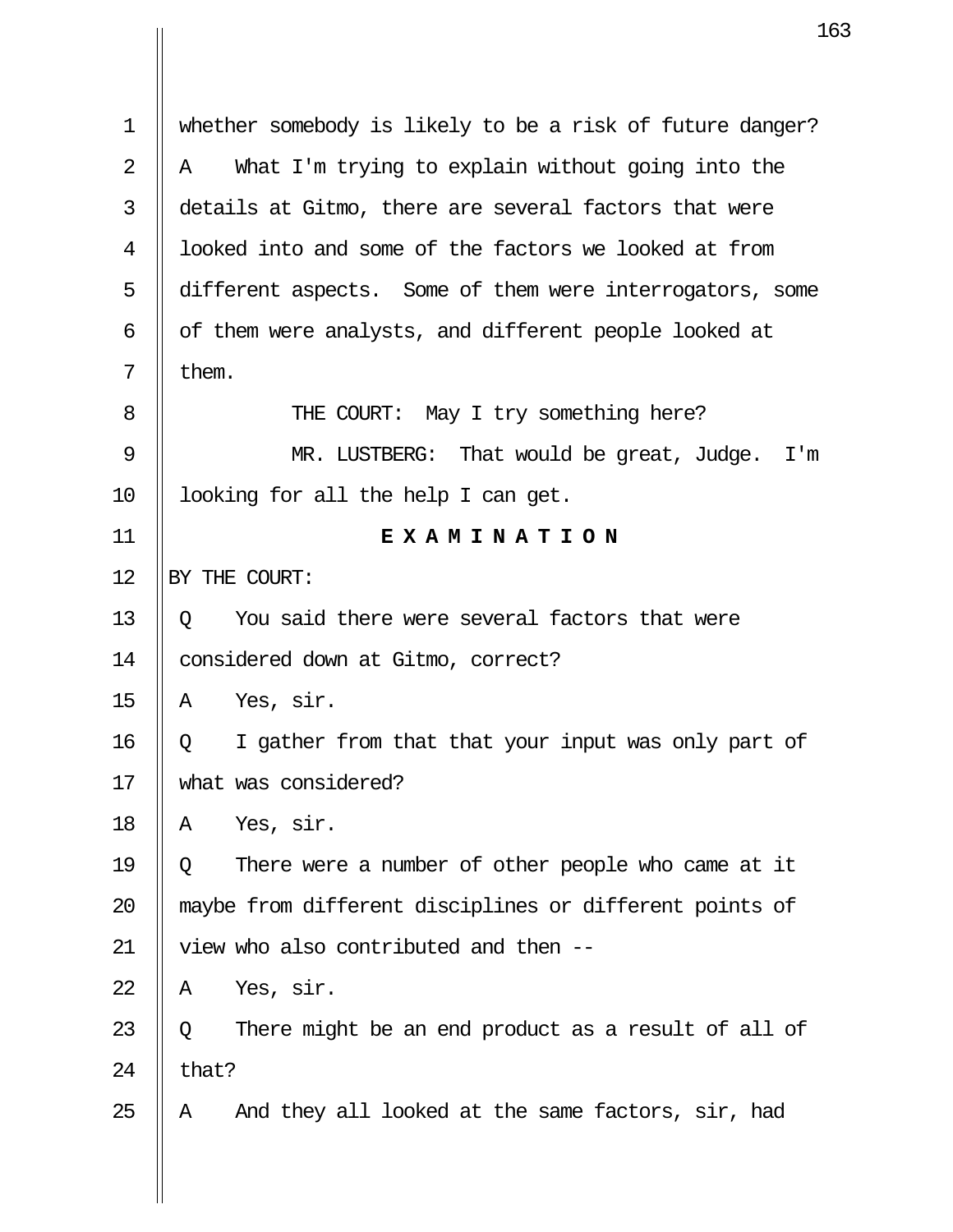whether somebody is likely to be a risk of future danger?

A What I'm trying to explain without going into the details at Gitmo, there are several factors that were looked into and some of the factors we looked at from different aspects. Some of them were interrogators, some of them were analysts, and different people looked at them.

THE COURT: May I try something here?

MR. LUSTBERG: That would be great, Judge. I'm looking for all the help I can get.

**E X A M I N A T I O N**

BY THE COURT:

Q You said there were several factors that were considered down at Gitmo, correct?

A Yes, sir.

Q I gather from that that your input was only part of what was considered?

A Yes, sir.

Q There were a number of other people who came at it maybe from different disciplines or different points of view who also contributed and then --

A Yes, sir.

Q There might be an end product as a result of all of that?

A And they all looked at the same factors, sir, had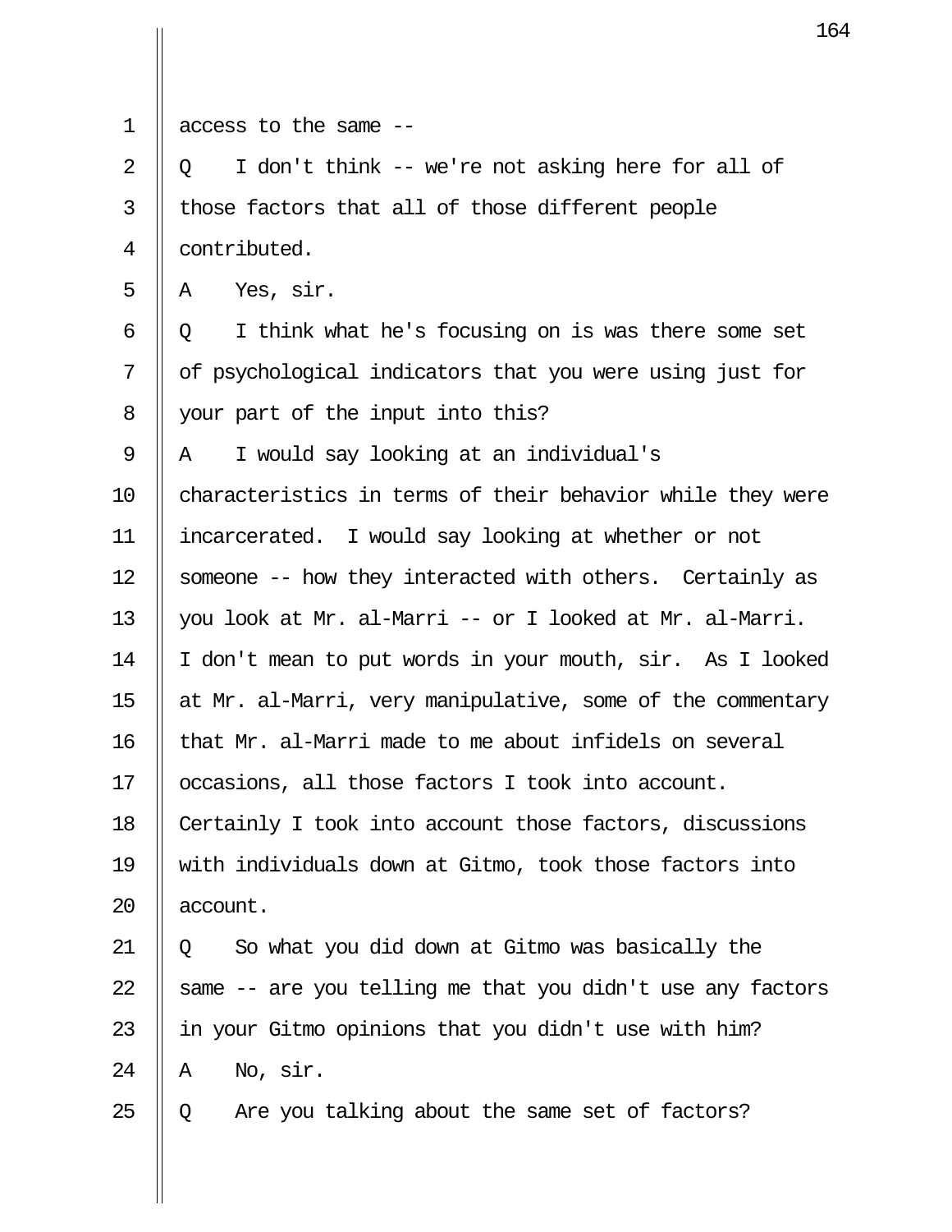1 access to the same --

2 Q I don't think -- we're not asking here for all of

3 those factors that all of those different people

4 contributed.

5 A Yes, sir.

6 Q I think what he's focusing on is was there some set

7 of psychological indicators that you were using just for

8 your part of the input into this?

9 A I would say looking at an individual's

10 characteristics in terms of their behavior while they were

11 incarcerated. I would say looking at whether or not

12 someone -- how they interacted with others. Certainly as

13 you look at Mr. al-Marri -- or I looked at Mr. al-Marri.

14 I don't mean to put words in your mouth, sir. As I looked

15 at Mr. al-Marri, very manipulative, some of the commentary

16 that Mr. al-Marri made to me about infidels on several

17 occasions, all those factors I took into account.

18 Certainly I took into account those factors, discussions

19 with individuals down at Gitmo, took those factors into

20 account.

21 Q So what you did down at Gitmo was basically the

22 same -- are you telling me that you didn't use any factors

23 in your Gitmo opinions that you didn't use with him?

24 A No, sir.

25 Q Are you talking about the same set of factors?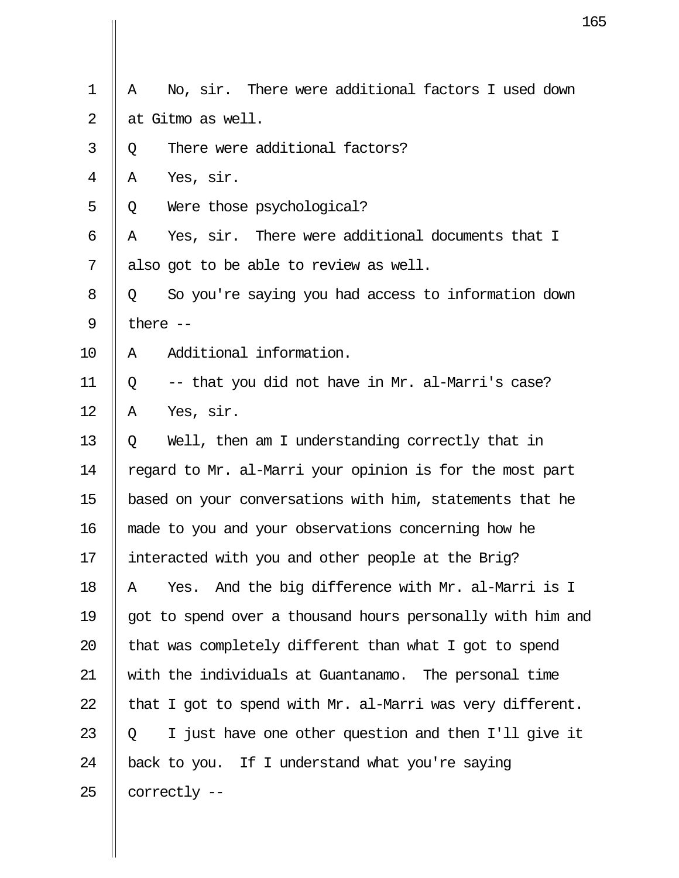A No, sir. There were additional factors I used down at Gitmo as well.

Q There were additional factors?

A Yes, sir.

Q Were those psychological?

A Yes, sir. There were additional documents that I also got to be able to review as well.

Q So you're saying you had access to information down there --

A Additional information.

Q -- that you did not have in Mr. al-Marri's case?

A Yes, sir.

Q Well, then am I understanding correctly that in regard to Mr. al-Marri your opinion is for the most part based on your conversations with him, statements that he made to you and your observations concerning how he interacted with you and other people at the Brig?

A Yes. And the big difference with Mr. al-Marri is I got to spend over a thousand hours personally with him and that was completely different than what I got to spend with the individuals at Guantanamo. The personal time that I got to spend with Mr. al-Marri was very different.

Q I just have one other question and then I'll give it back to you. If I understand what you're saying correctly --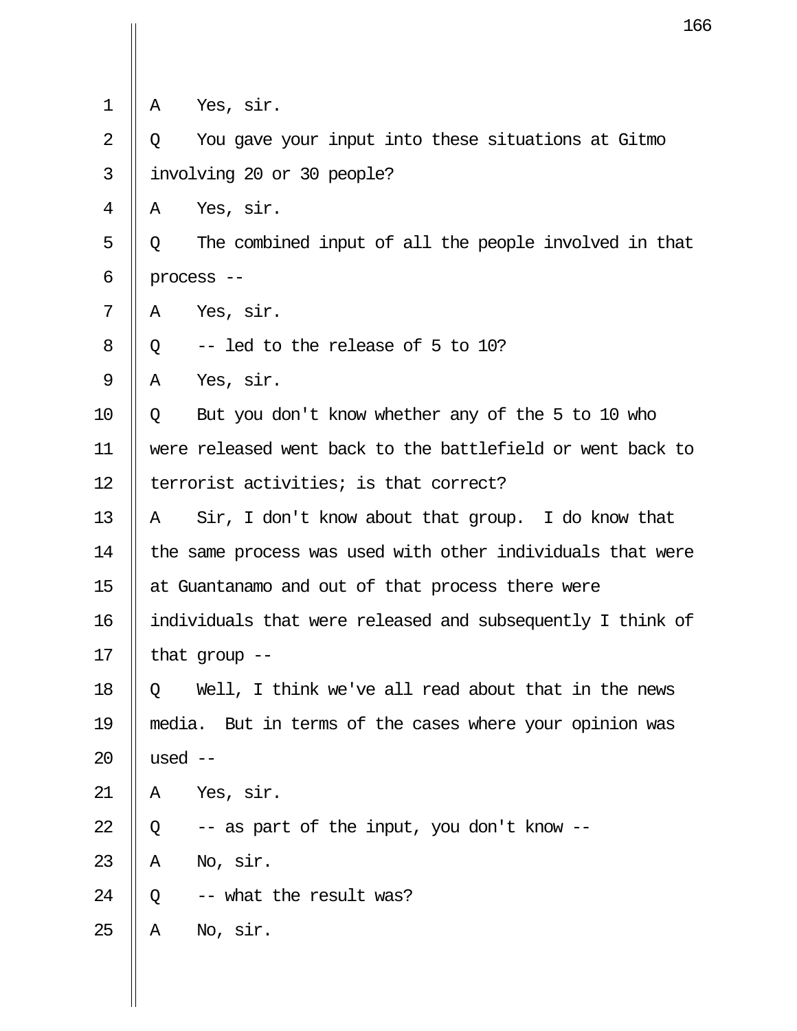1 A Yes, sir.

2 Q You gave your input into these situations at Gitmo

3 involving 20 or 30 people?

4 A Yes, sir.

5 Q The combined input of all the people involved in that

6 process --

7 A Yes, sir.

8 Q -- led to the release of 5 to 10?

9 A Yes, sir.

10 Q But you don't know whether any of the 5 to 10 who

11 were released went back to the battlefield or went back to

12 terrorist activities; is that correct?

13 A Sir, I don't know about that group. I do know that

14 the same process was used with other individuals that were

15 at Guantanamo and out of that process there were

16 individuals that were released and subsequently I think of

17 that group --

18 Q Well, I think we've all read about that in the news

19 media. But in terms of the cases where your opinion was

20 used --

21 A Yes, sir.

22 Q -- as part of the input, you don't know --

23 A No, sir.

24 Q -- what the result was?

25 A No, sir.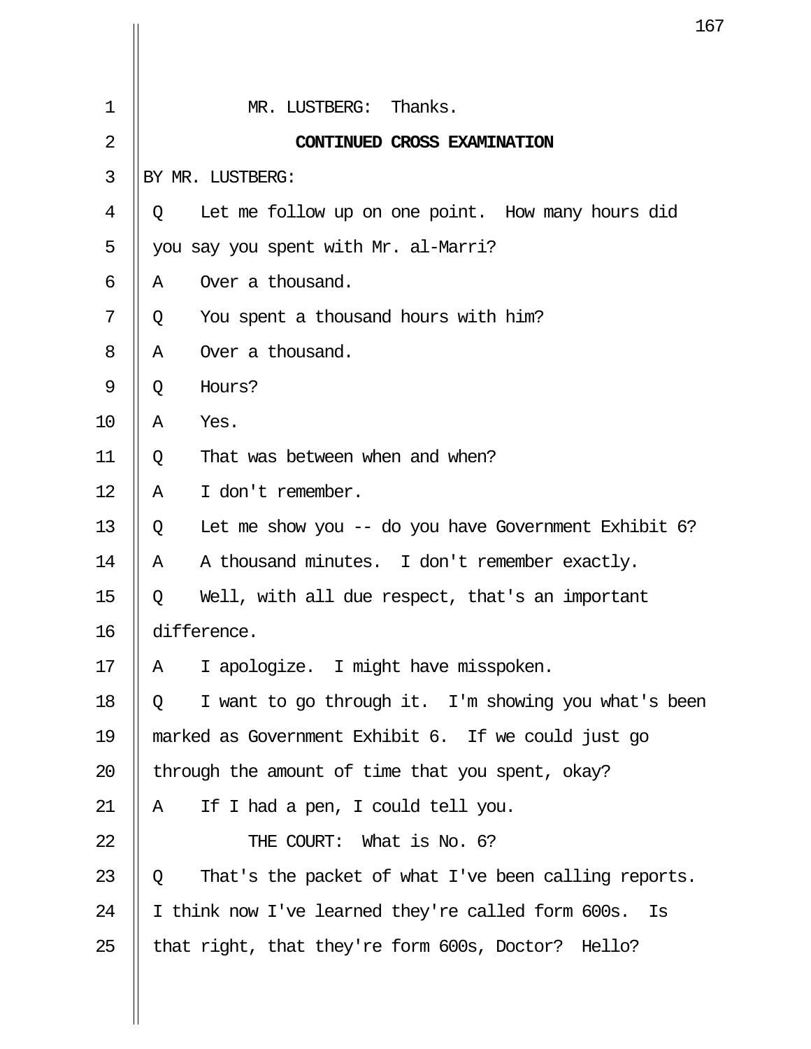MR. LUSTBERG: Thanks.

**CONTINUED CROSS EXAMINATION**

BY MR. LUSTBERG:

Q Let me follow up on one point. How many hours did you say you spent with Mr. al-Marri?

A Over a thousand.

Q You spent a thousand hours with him?

A Over a thousand.

Q Hours?

A Yes.

Q That was between when and when?

A I don't remember.

Q Let me show you -- do you have Government Exhibit 6?

A A thousand minutes. I don't remember exactly.

Q Well, with all due respect, that's an important difference.

A I apologize. I might have misspoken.

Q I want to go through it. I'm showing you what's been marked as Government Exhibit 6. If we could just go through the amount of time that you spent, okay?

A If I had a pen, I could tell you.

THE COURT: What is No. 6?

Q That's the packet of what I've been calling reports. I think now I've learned they're called form 600s. Is that right, that they're form 600s, Doctor? Hello?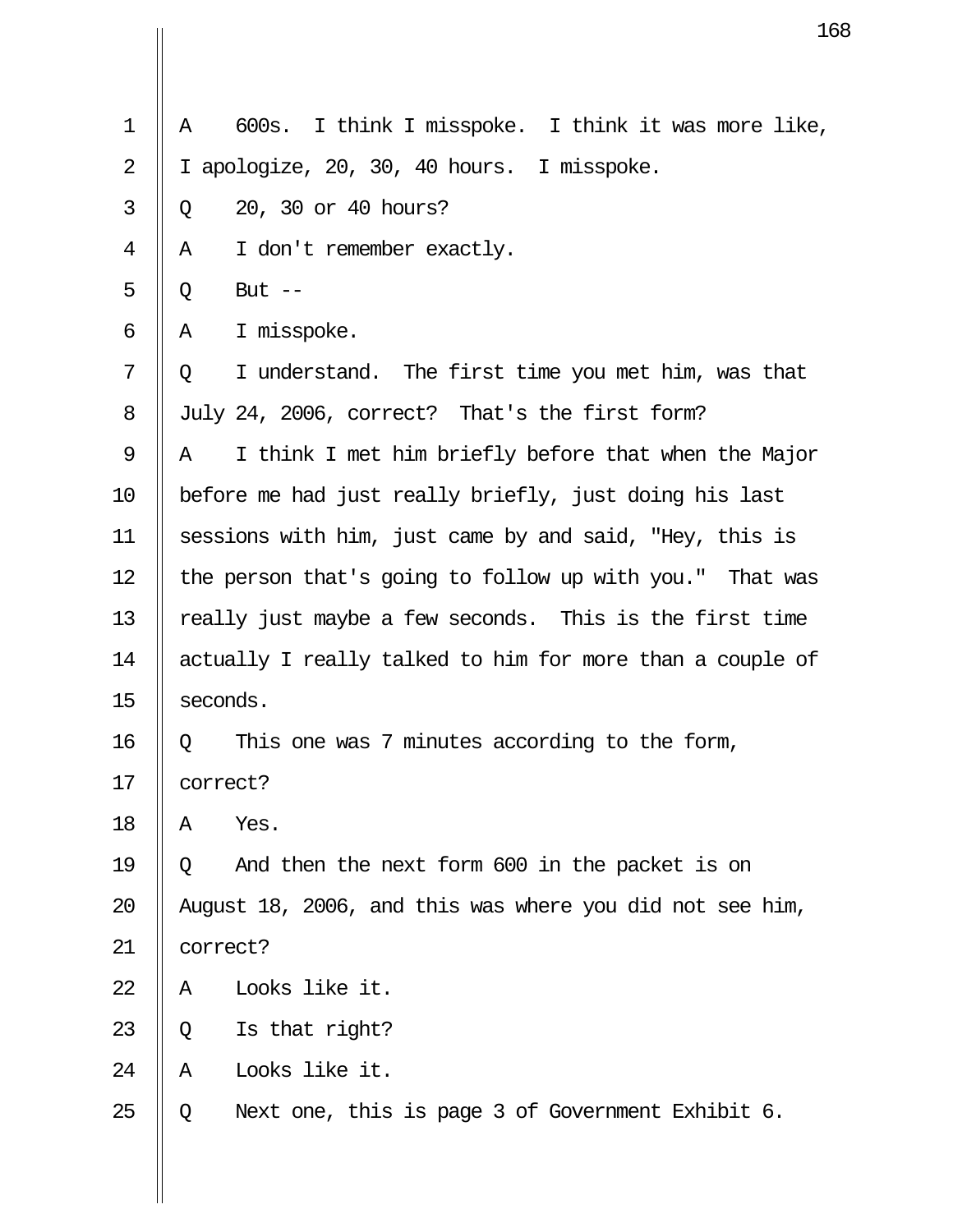A    600s.  I think I misspoke.  I think it was more like, I apologize, 20, 30, 40 hours.  I misspoke.

Q    20, 30 or 40 hours?

A    I don't remember exactly.

Q    But --

A    I misspoke.

Q    I understand.  The first time you met him, was that July 24, 2006, correct?  That's the first form?

A    I think I met him briefly before that when the Major before me had just really briefly, just doing his last sessions with him, just came by and said, "Hey, this is the person that's going to follow up with you."  That was really just maybe a few seconds.  This is the first time actually I really talked to him for more than a couple of seconds.

Q    This one was 7 minutes according to the form, correct?

A    Yes.

Q    And then the next form 600 in the packet is on August 18, 2006, and this was where you did not see him, correct?

A    Looks like it.

Q    Is that right?

A    Looks like it.

Q    Next one, this is page 3 of Government Exhibit 6.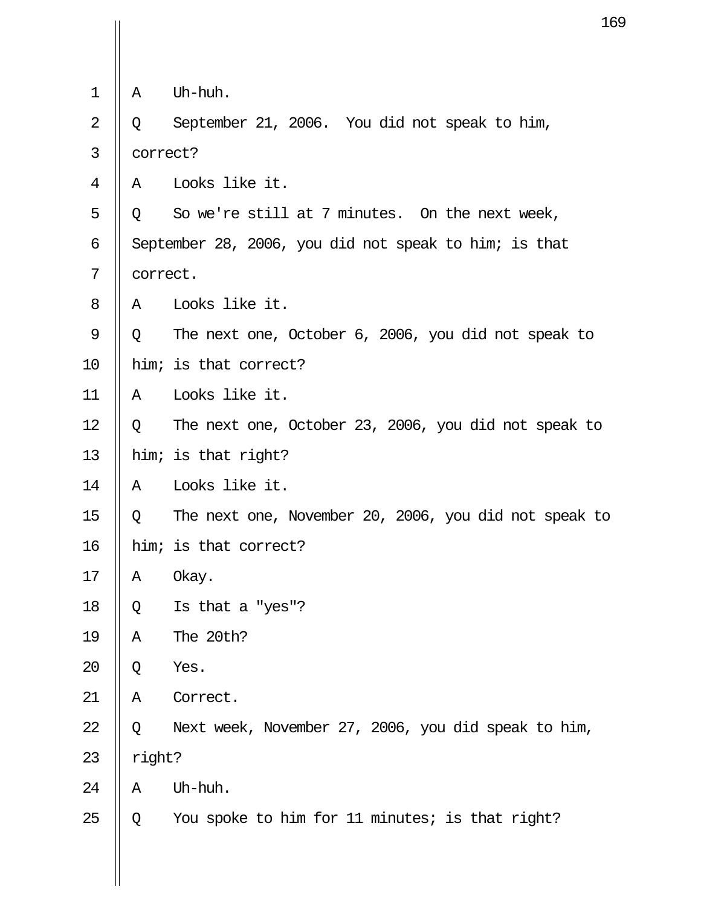1 A Uh-huh.

2 Q September 21, 2006. You did not speak to him,

3 correct?

4 A Looks like it.

5 Q So we're still at 7 minutes. On the next week,

6 September 28, 2006, you did not speak to him; is that

7 correct.

8 A Looks like it.

9 Q The next one, October 6, 2006, you did not speak to

10 him; is that correct?

11 A Looks like it.

12 Q The next one, October 23, 2006, you did not speak to

13 him; is that right?

14 A Looks like it.

15 Q The next one, November 20, 2006, you did not speak to

16 him; is that correct?

17 A Okay.

18 Q Is that a "yes"?

19 A The 20th?

20 Q Yes.

21 A Correct.

22 Q Next week, November 27, 2006, you did speak to him,

23 right?

24 A Uh-huh.

25 Q You spoke to him for 11 minutes; is that right?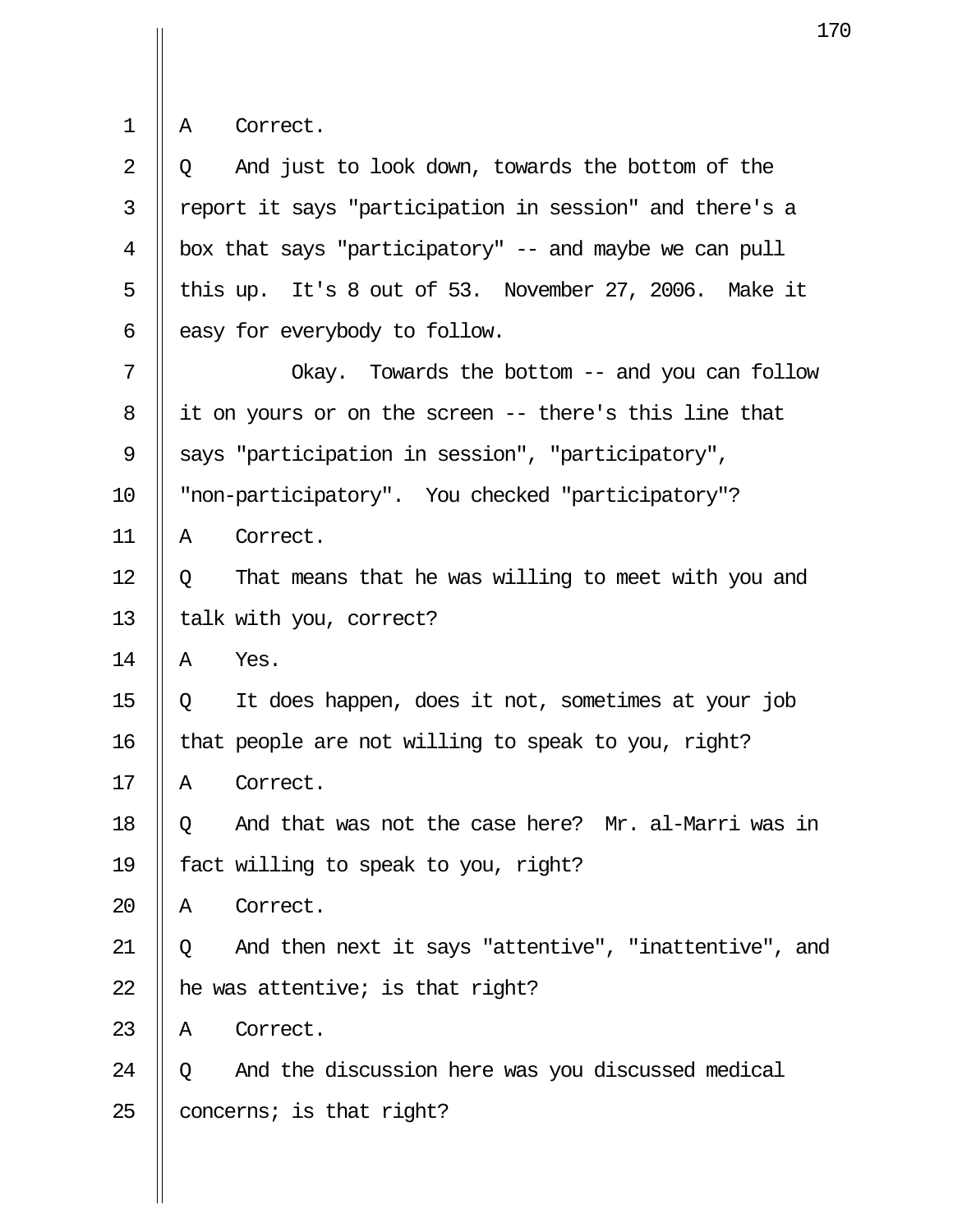A Correct.

Q And just to look down, towards the bottom of the report it says "participation in session" and there's a box that says "participatory" -- and maybe we can pull this up. It's 8 out of 53. November 27, 2006. Make it easy for everybody to follow.

Okay. Towards the bottom -- and you can follow it on yours or on the screen -- there's this line that says "participation in session", "participatory", "non-participatory". You checked "participatory"?

A Correct.

Q That means that he was willing to meet with you and talk with you, correct?

A Yes.

Q It does happen, does it not, sometimes at your job that people are not willing to speak to you, right?

A Correct.

Q And that was not the case here? Mr. al-Marri was in fact willing to speak to you, right?

A Correct.

Q And then next it says "attentive", "inattentive", and he was attentive; is that right?

A Correct.

Q And the discussion here was you discussed medical concerns; is that right?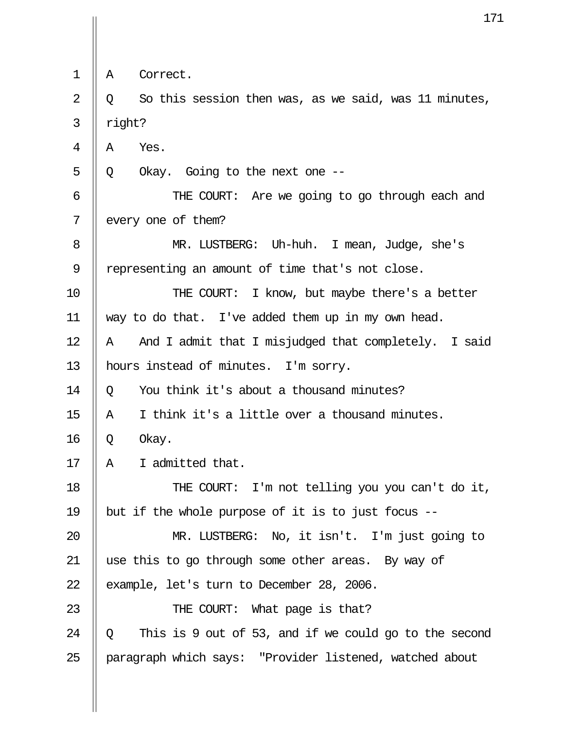A Correct.

Q So this session then was, as we said, was 11 minutes, right?

A Yes.

Q Okay. Going to the next one --

THE COURT: Are we going to go through each and every one of them?

MR. LUSTBERG: Uh-huh. I mean, Judge, she's representing an amount of time that's not close.

THE COURT: I know, but maybe there's a better way to do that. I've added them up in my own head.

A And I admit that I misjudged that completely. I said hours instead of minutes. I'm sorry.

Q You think it's about a thousand minutes?

A I think it's a little over a thousand minutes.

Q Okay.

A I admitted that.

THE COURT: I'm not telling you you can't do it, but if the whole purpose of it is to just focus --

MR. LUSTBERG: No, it isn't. I'm just going to use this to go through some other areas. By way of example, let's turn to December 28, 2006.

THE COURT: What page is that?

Q This is 9 out of 53, and if we could go to the second paragraph which says: "Provider listened, watched about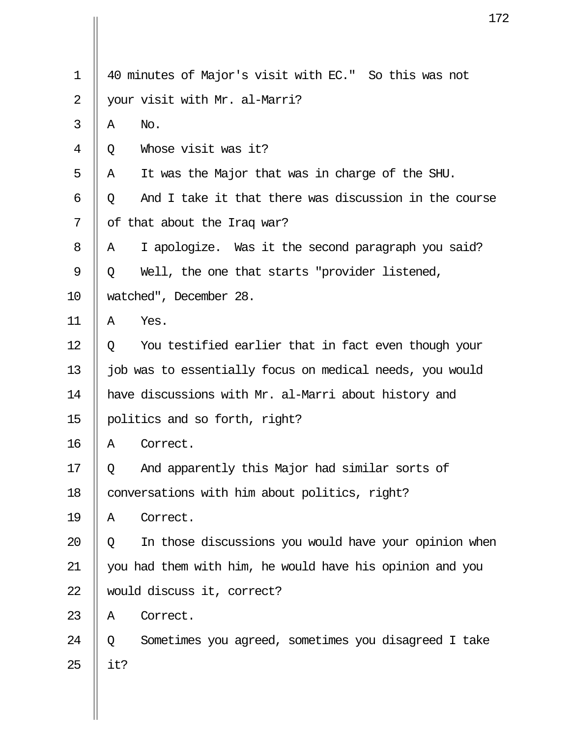40 minutes of Major's visit with EC." So this was not your visit with Mr. al-Marri?

A No.

Q Whose visit was it?

A It was the Major that was in charge of the SHU.

Q And I take it that there was discussion in the course of that about the Iraq war?

A I apologize. Was it the second paragraph you said?

Q Well, the one that starts "provider listened, watched", December 28.

A Yes.

Q You testified earlier that in fact even though your job was to essentially focus on medical needs, you would have discussions with Mr. al-Marri about history and politics and so forth, right?

A Correct.

Q And apparently this Major had similar sorts of conversations with him about politics, right?

A Correct.

Q In those discussions you would have your opinion when you had them with him, he would have his opinion and you would discuss it, correct?

A Correct.

Q Sometimes you agreed, sometimes you disagreed I take it?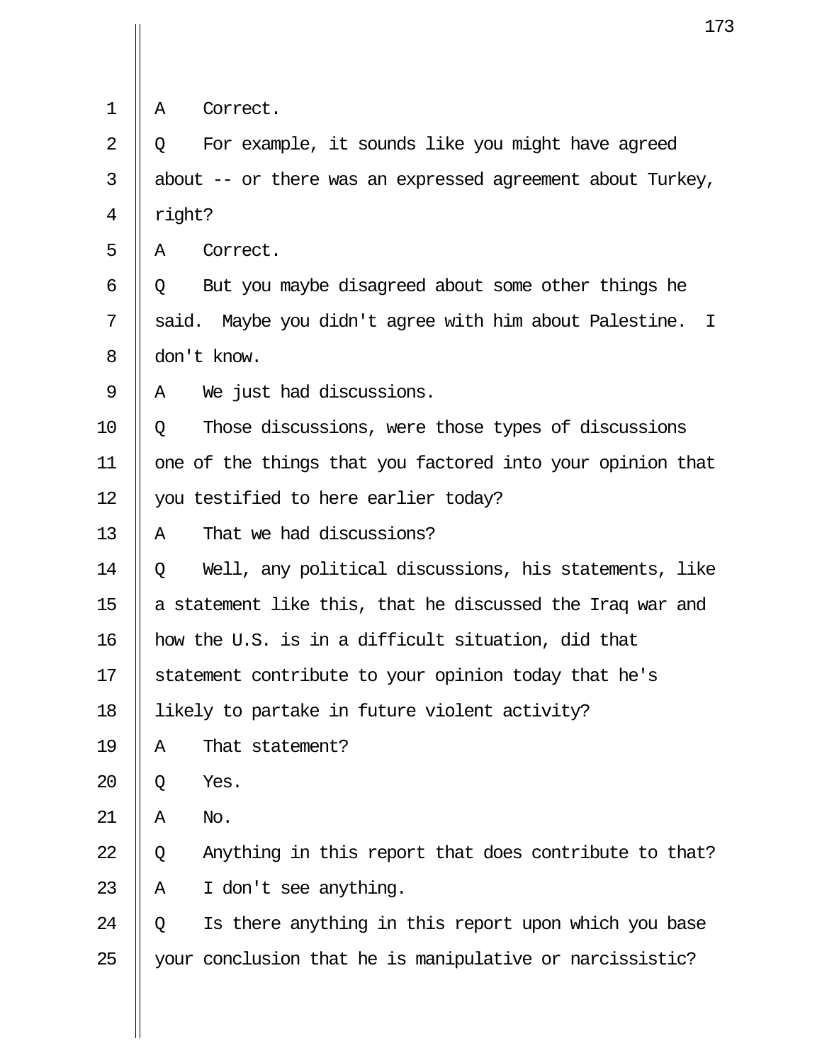A Correct.

Q For example, it sounds like you might have agreed about -- or there was an expressed agreement about Turkey, right?

A Correct.

Q But you maybe disagreed about some other things he said. Maybe you didn't agree with him about Palestine. I don't know.

A We just had discussions.

Q Those discussions, were those types of discussions one of the things that you factored into your opinion that you testified to here earlier today?

A That we had discussions?

Q Well, any political discussions, his statements, like a statement like this, that he discussed the Iraq war and how the U.S. is in a difficult situation, did that statement contribute to your opinion today that he's likely to partake in future violent activity?

A That statement?

Q Yes.

A No.

Q Anything in this report that does contribute to that?

A I don't see anything.

Q Is there anything in this report upon which you base your conclusion that he is manipulative or narcissistic?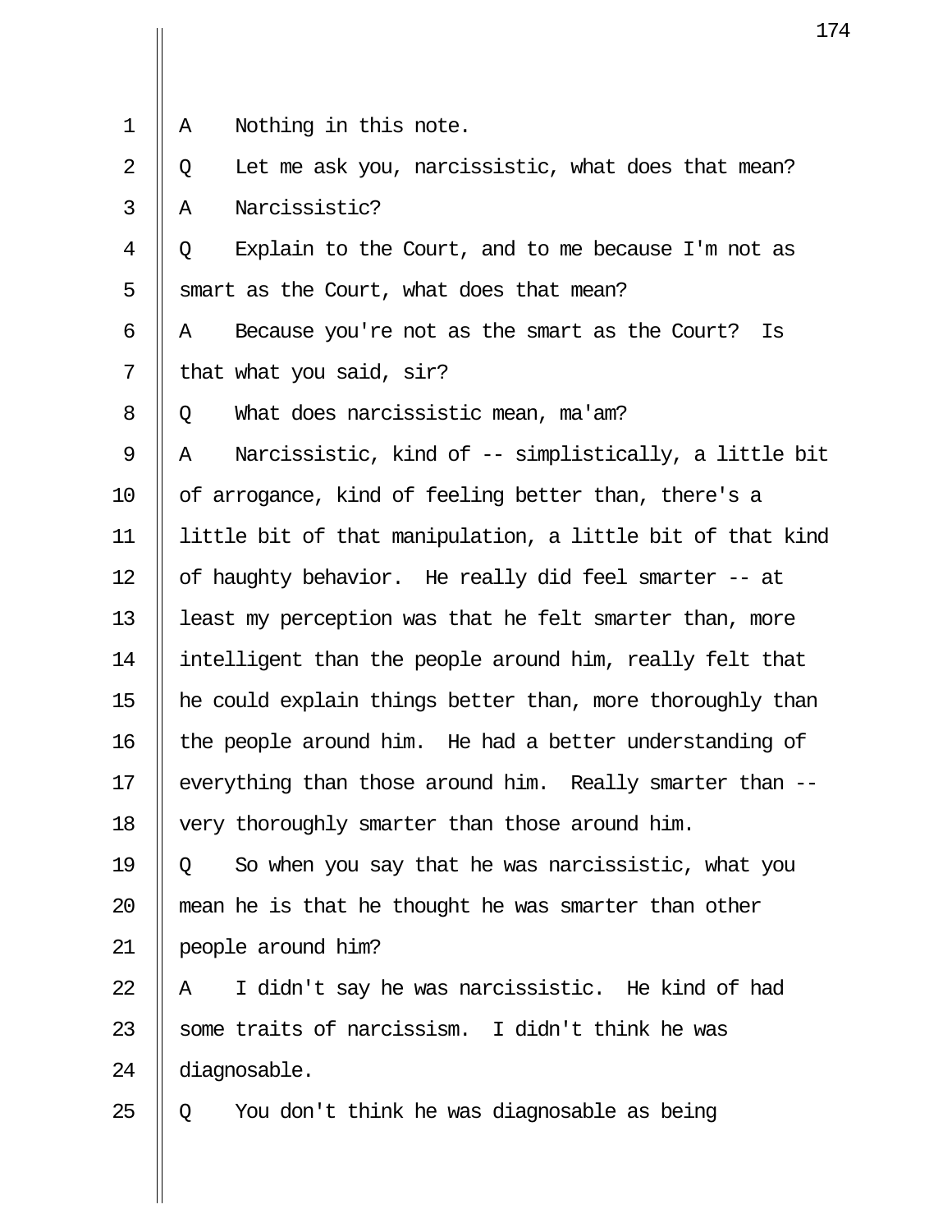1 A Nothing in this note.

2 Q Let me ask you, narcissistic, what does that mean?

3 A Narcissistic?

4 Q Explain to the Court, and to me because I'm not as

5 smart as the Court, what does that mean?

6 A Because you're not as the smart as the Court? Is

7 that what you said, sir?

8 Q What does narcissistic mean, ma'am?

9 A Narcissistic, kind of -- simplistically, a little bit

10 of arrogance, kind of feeling better than, there's a

11 little bit of that manipulation, a little bit of that kind

12 of haughty behavior. He really did feel smarter -- at

13 least my perception was that he felt smarter than, more

14 intelligent than the people around him, really felt that

15 he could explain things better than, more thoroughly than

16 the people around him. He had a better understanding of

17 everything than those around him. Really smarter than --

18 very thoroughly smarter than those around him.

19 Q So when you say that he was narcissistic, what you

20 mean he is that he thought he was smarter than other

21 people around him?

22 A I didn't say he was narcissistic. He kind of had

23 some traits of narcissism. I didn't think he was

24 diagnosable.

25 Q You don't think he was diagnosable as being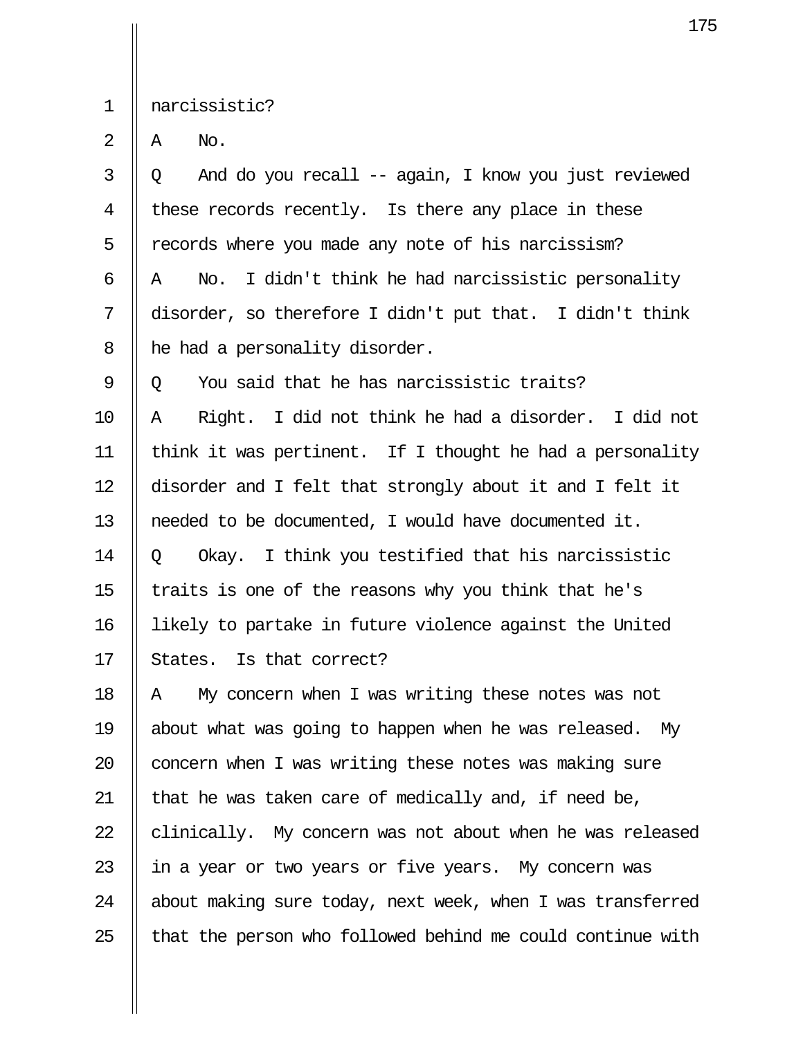narcissistic?

A No.

Q And do you recall -- again, I know you just reviewed these records recently. Is there any place in these records where you made any note of his narcissism?

A No. I didn't think he had narcissistic personality disorder, so therefore I didn't put that. I didn't think he had a personality disorder.

Q You said that he has narcissistic traits?

A Right. I did not think he had a disorder. I did not think it was pertinent. If I thought he had a personality disorder and I felt that strongly about it and I felt it needed to be documented, I would have documented it.

Q Okay. I think you testified that his narcissistic traits is one of the reasons why you think that he's likely to partake in future violence against the United States. Is that correct?

A My concern when I was writing these notes was not about what was going to happen when he was released. My concern when I was writing these notes was making sure that he was taken care of medically and, if need be, clinically. My concern was not about when he was released in a year or two years or five years. My concern was about making sure today, next week, when I was transferred that the person who followed behind me could continue with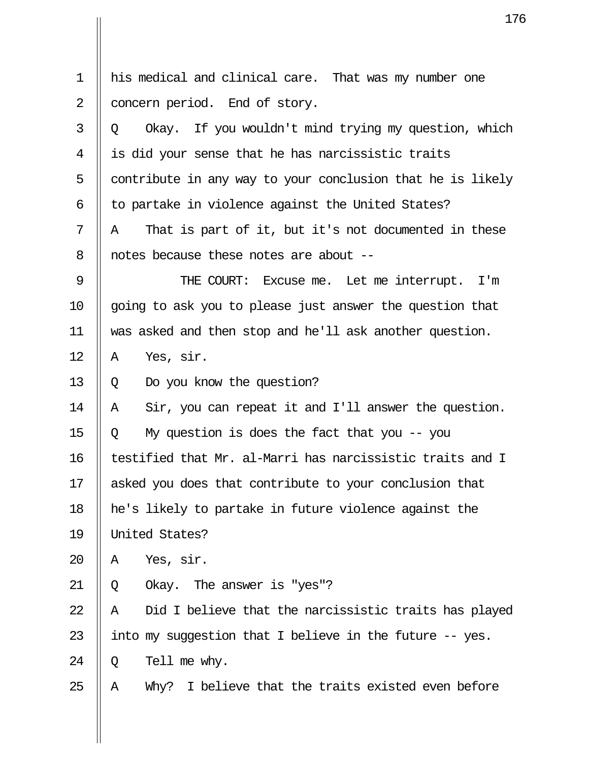his medical and clinical care. That was my number one concern period. End of story.

Q Okay. If you wouldn't mind trying my question, which is did your sense that he has narcissistic traits contribute in any way to your conclusion that he is likely to partake in violence against the United States?

A That is part of it, but it's not documented in these notes because these notes are about --

THE COURT: Excuse me. Let me interrupt. I'm going to ask you to please just answer the question that was asked and then stop and he'll ask another question.

A Yes, sir.

Q Do you know the question?

A Sir, you can repeat it and I'll answer the question.

Q My question is does the fact that you -- you testified that Mr. al-Marri has narcissistic traits and I asked you does that contribute to your conclusion that he's likely to partake in future violence against the United States?

A Yes, sir.

Q Okay. The answer is "yes"?

A Did I believe that the narcissistic traits has played into my suggestion that I believe in the future -- yes.

Q Tell me why.

A Why? I believe that the traits existed even before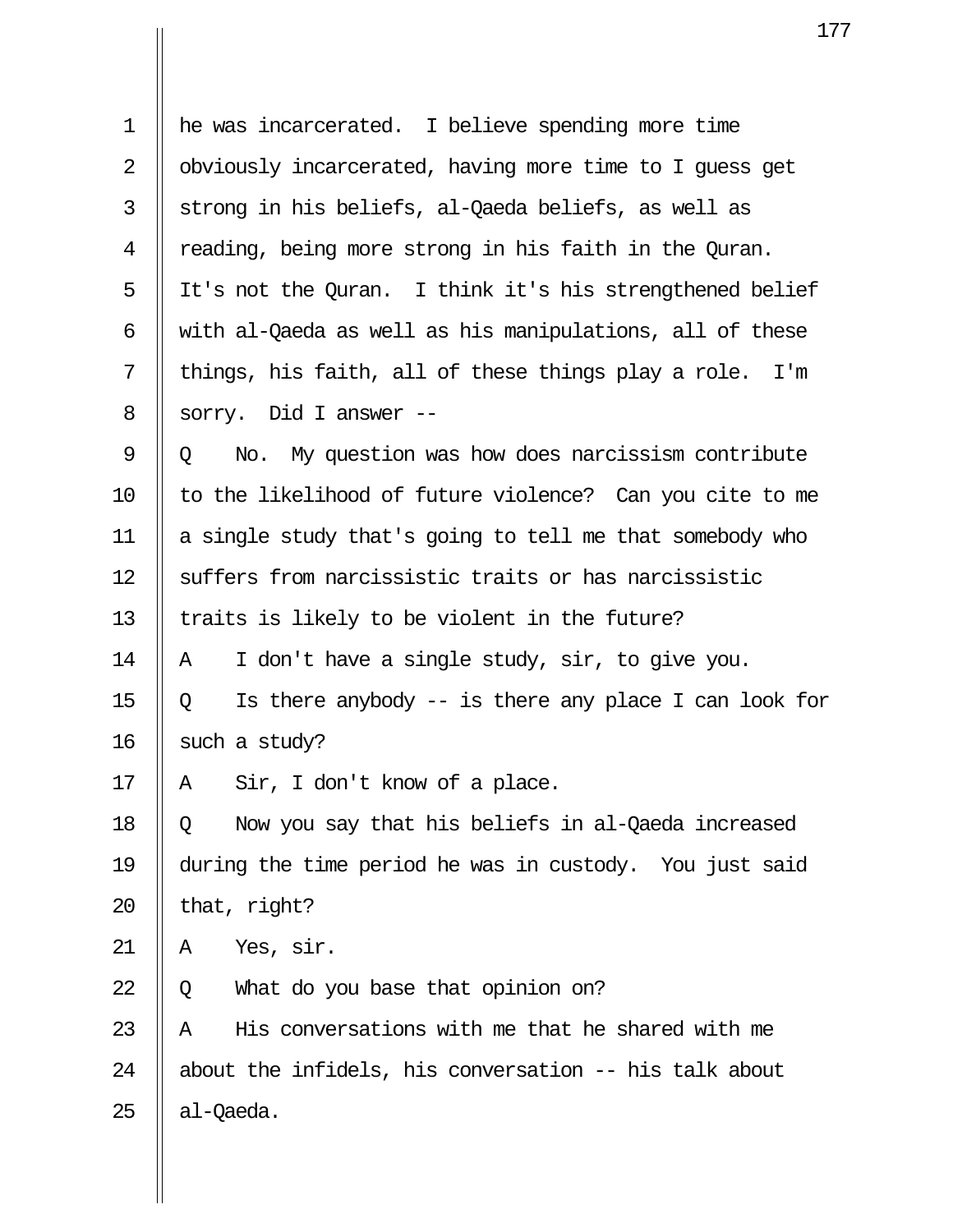he was incarcerated. I believe spending more time obviously incarcerated, having more time to I guess get strong in his beliefs, al-Qaeda beliefs, as well as reading, being more strong in his faith in the Quran. It's not the Quran. I think it's his strengthened belief with al-Qaeda as well as his manipulations, all of these things, his faith, all of these things play a role. I'm sorry. Did I answer --

Q No. My question was how does narcissism contribute to the likelihood of future violence? Can you cite to me a single study that's going to tell me that somebody who suffers from narcissistic traits or has narcissistic traits is likely to be violent in the future?

A I don't have a single study, sir, to give you.

Q Is there anybody -- is there any place I can look for such a study?

A Sir, I don't know of a place.

Q Now you say that his beliefs in al-Qaeda increased during the time period he was in custody. You just said that, right?

A Yes, sir.

Q What do you base that opinion on?

A His conversations with me that he shared with me about the infidels, his conversation -- his talk about al-Qaeda.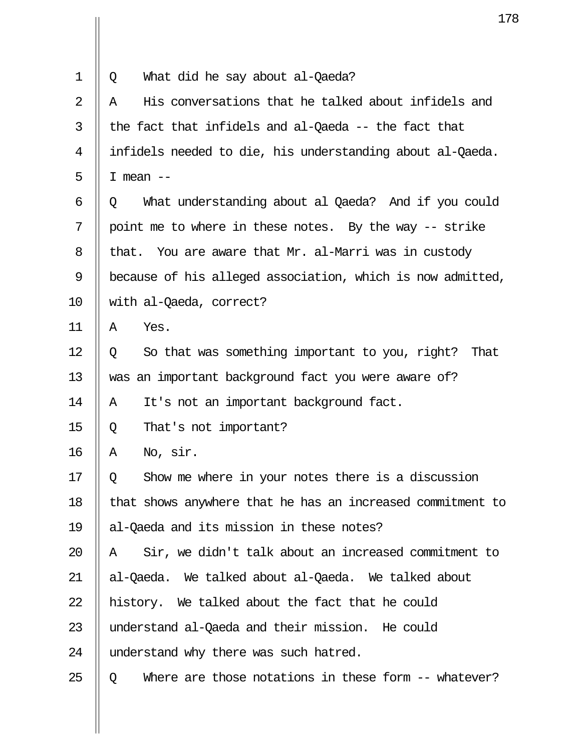Q What did he say about al-Qaeda?

A His conversations that he talked about infidels and the fact that infidels and al-Qaeda -- the fact that infidels needed to die, his understanding about al-Qaeda. I mean --

Q What understanding about al Qaeda? And if you could point me to where in these notes. By the way -- strike that. You are aware that Mr. al-Marri was in custody because of his alleged association, which is now admitted, with al-Qaeda, correct?

A Yes.

Q So that was something important to you, right? That was an important background fact you were aware of?

A It's not an important background fact.

Q That's not important?

A No, sir.

Q Show me where in your notes there is a discussion that shows anywhere that he has an increased commitment to al-Qaeda and its mission in these notes?

A Sir, we didn't talk about an increased commitment to al-Qaeda. We talked about al-Qaeda. We talked about history. We talked about the fact that he could understand al-Qaeda and their mission. He could understand why there was such hatred.

Q Where are those notations in these form -- whatever?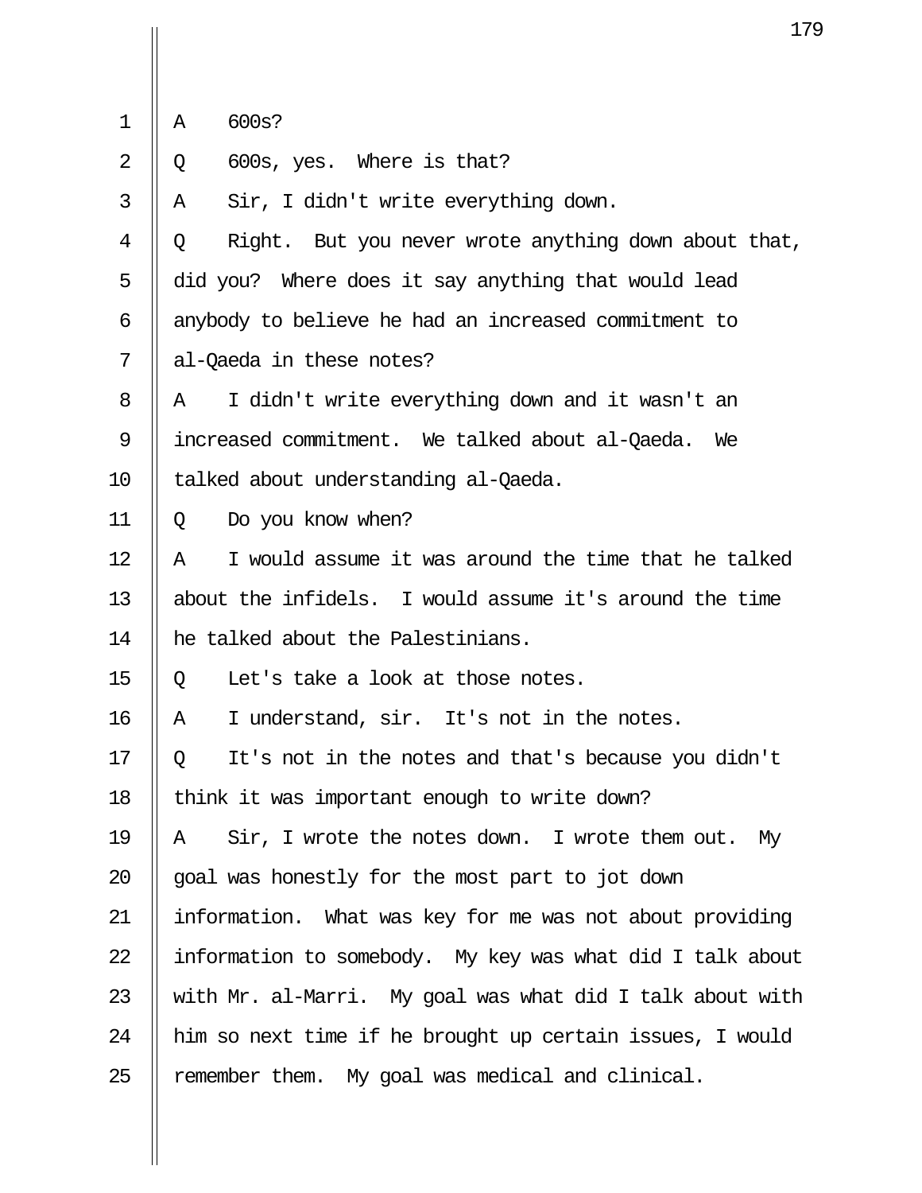A 600s?

Q 600s, yes. Where is that?

A Sir, I didn't write everything down.

Q Right. But you never wrote anything down about that, did you? Where does it say anything that would lead anybody to believe he had an increased commitment to al-Qaeda in these notes?

A I didn't write everything down and it wasn't an increased commitment. We talked about al-Qaeda. We talked about understanding al-Qaeda.

Q Do you know when?

A I would assume it was around the time that he talked about the infidels. I would assume it's around the time he talked about the Palestinians.

Q Let's take a look at those notes.

A I understand, sir. It's not in the notes.

Q It's not in the notes and that's because you didn't think it was important enough to write down?

A Sir, I wrote the notes down. I wrote them out. My goal was honestly for the most part to jot down information. What was key for me was not about providing information to somebody. My key was what did I talk about with Mr. al-Marri. My goal was what did I talk about with him so next time if he brought up certain issues, I would remember them. My goal was medical and clinical.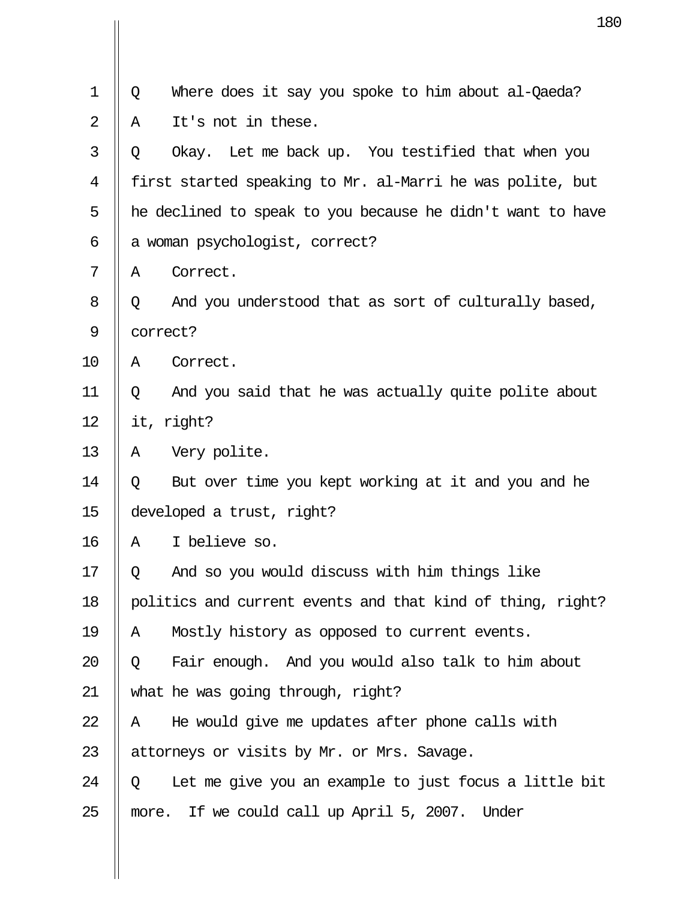Q Where does it say you spoke to him about al-Qaeda?

A It's not in these.

Q Okay. Let me back up. You testified that when you first started speaking to Mr. al-Marri he was polite, but he declined to speak to you because he didn't want to have a woman psychologist, correct?

A Correct.

Q And you understood that as sort of culturally based, correct?

A Correct.

Q And you said that he was actually quite polite about it, right?

A Very polite.

Q But over time you kept working at it and you and he developed a trust, right?

A I believe so.

Q And so you would discuss with him things like politics and current events and that kind of thing, right?

A Mostly history as opposed to current events.

Q Fair enough. And you would also talk to him about what he was going through, right?

A He would give me updates after phone calls with attorneys or visits by Mr. or Mrs. Savage.

Q Let me give you an example to just focus a little bit more. If we could call up April 5, 2007. Under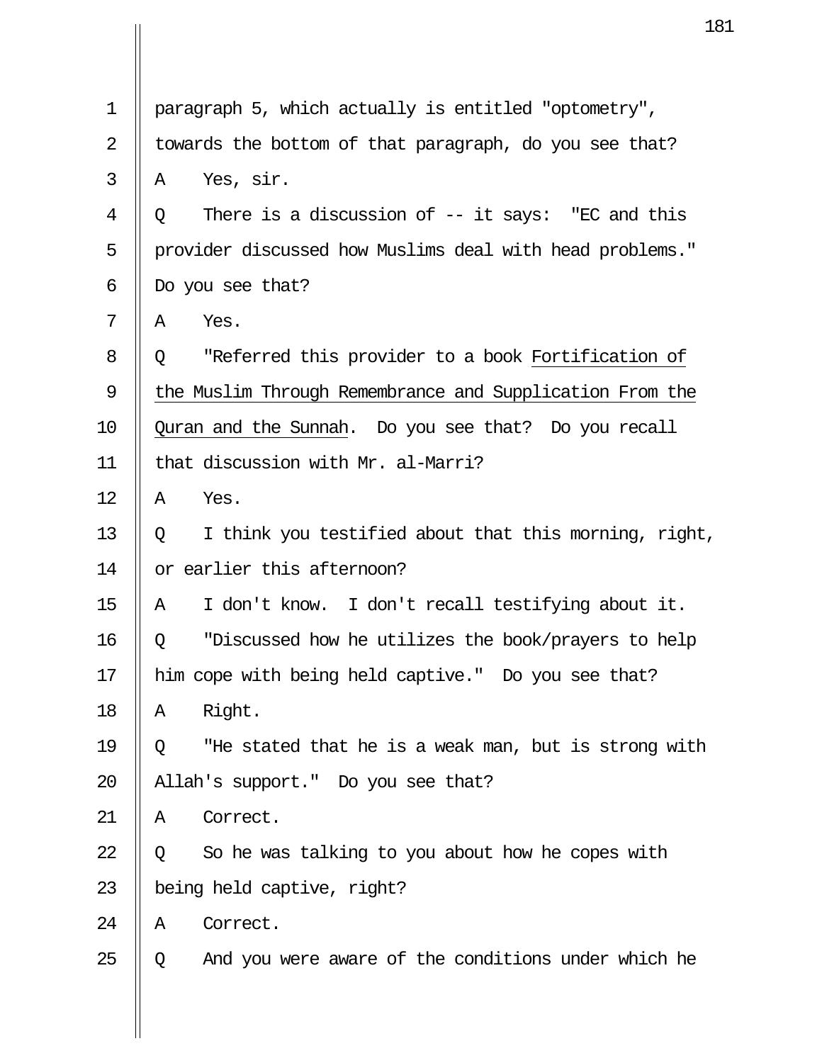paragraph 5, which actually is entitled "optometry", towards the bottom of that paragraph, do you see that?

A Yes, sir.

Q There is a discussion of -- it says: "EC and this provider discussed how Muslims deal with head problems." Do you see that?

A Yes.

Q "Referred this provider to a book Fortification of the Muslim Through Remembrance and Supplication From the Quran and the Sunnah. Do you see that? Do you recall that discussion with Mr. al-Marri?

A Yes.

Q I think you testified about that this morning, right, or earlier this afternoon?

A I don't know. I don't recall testifying about it.

Q "Discussed how he utilizes the book/prayers to help him cope with being held captive." Do you see that?

A Right.

Q "He stated that he is a weak man, but is strong with Allah's support." Do you see that?

A Correct.

Q So he was talking to you about how he copes with being held captive, right?

A Correct.

Q And you were aware of the conditions under which he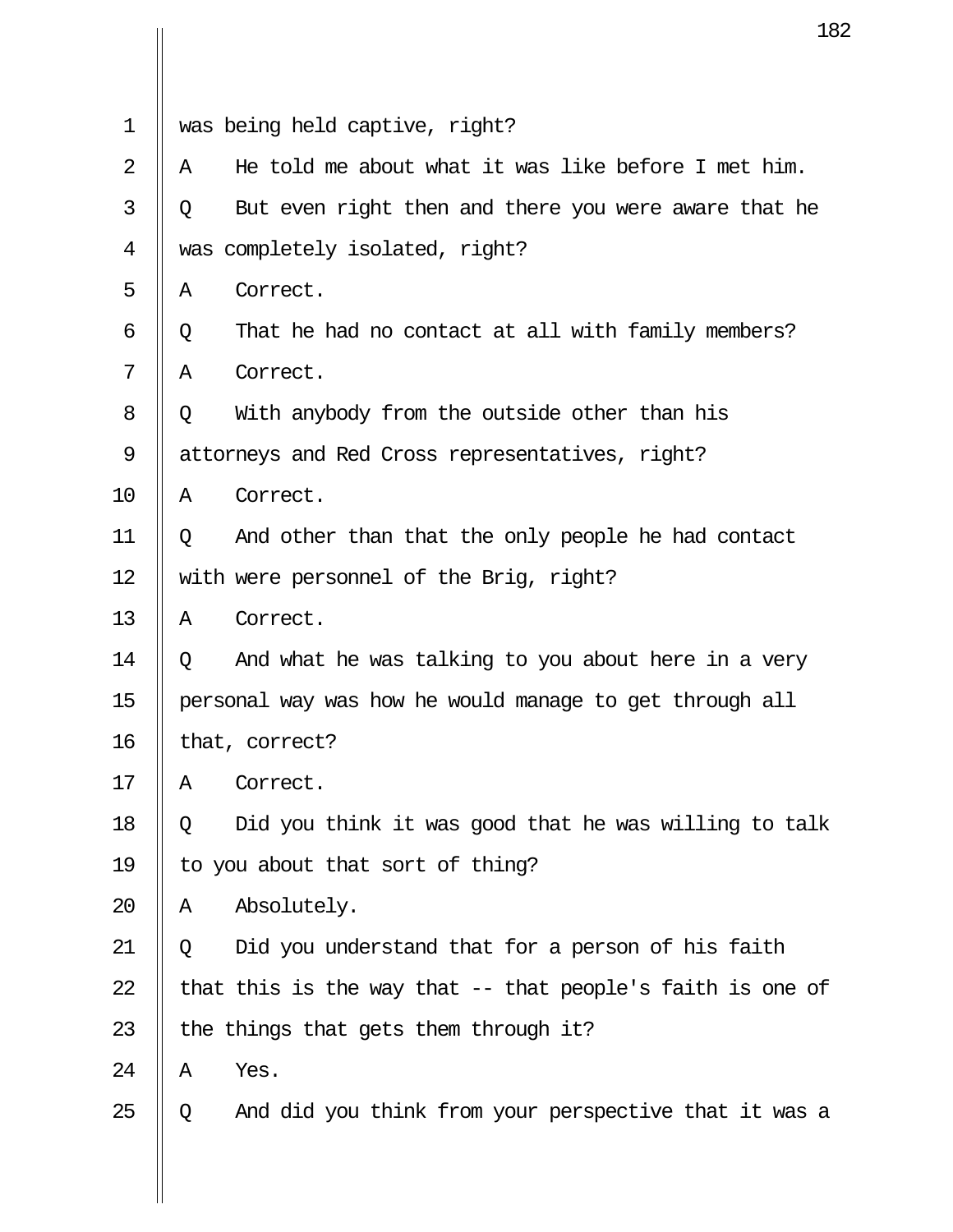1 was being held captive, right?

2 A He told me about what it was like before I met him.

3 Q But even right then and there you were aware that he

4 was completely isolated, right?

5 A Correct.

6 Q That he had no contact at all with family members?

7 A Correct.

8 Q With anybody from the outside other than his

9 attorneys and Red Cross representatives, right?

10 A Correct.

11 Q And other than that the only people he had contact

12 with were personnel of the Brig, right?

13 A Correct.

14 Q And what he was talking to you about here in a very

15 personal way was how he would manage to get through all

16 that, correct?

17 A Correct.

18 Q Did you think it was good that he was willing to talk

19 to you about that sort of thing?

20 A Absolutely.

21 Q Did you understand that for a person of his faith

22 that this is the way that -- that people's faith is one of

23 the things that gets them through it?

24 A Yes.

25 Q And did you think from your perspective that it was a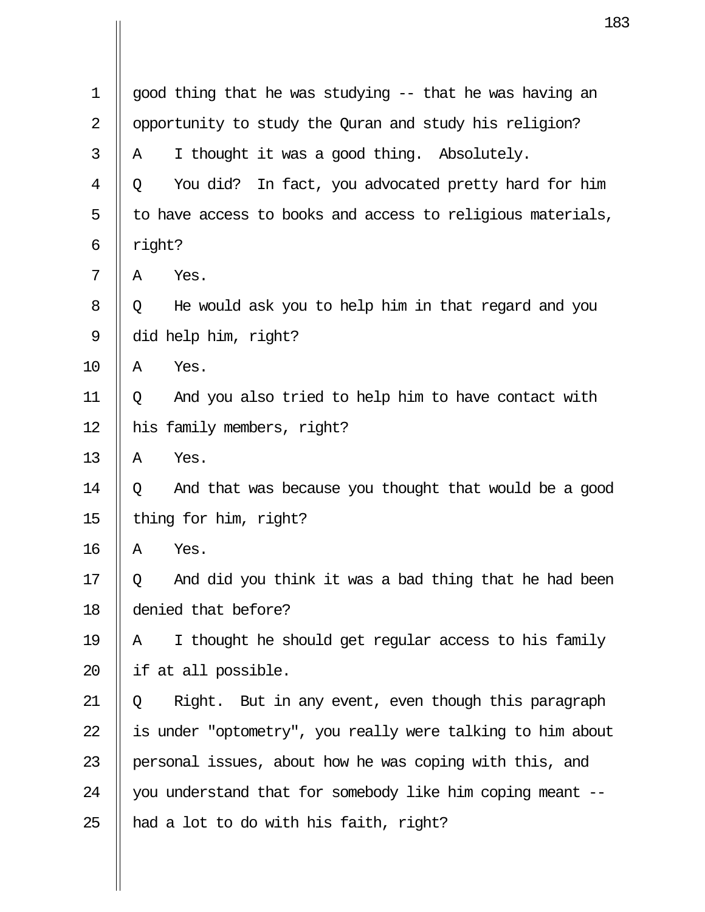1 good thing that he was studying -- that he was having an
2 opportunity to study the Quran and study his religion?
3 A I thought it was a good thing. Absolutely.
4 Q You did? In fact, you advocated pretty hard for him
5 to have access to books and access to religious materials,
6 right?
7 A Yes.
8 Q He would ask you to help him in that regard and you
9 did help him, right?
10 A Yes.
11 Q And you also tried to help him to have contact with
12 his family members, right?
13 A Yes.
14 Q And that was because you thought that would be a good
15 thing for him, right?
16 A Yes.
17 Q And did you think it was a bad thing that he had been
18 denied that before?
19 A I thought he should get regular access to his family
20 if at all possible.
21 Q Right. But in any event, even though this paragraph
22 is under "optometry", you really were talking to him about
23 personal issues, about how he was coping with this, and
24 you understand that for somebody like him coping meant --
25 had a lot to do with his faith, right?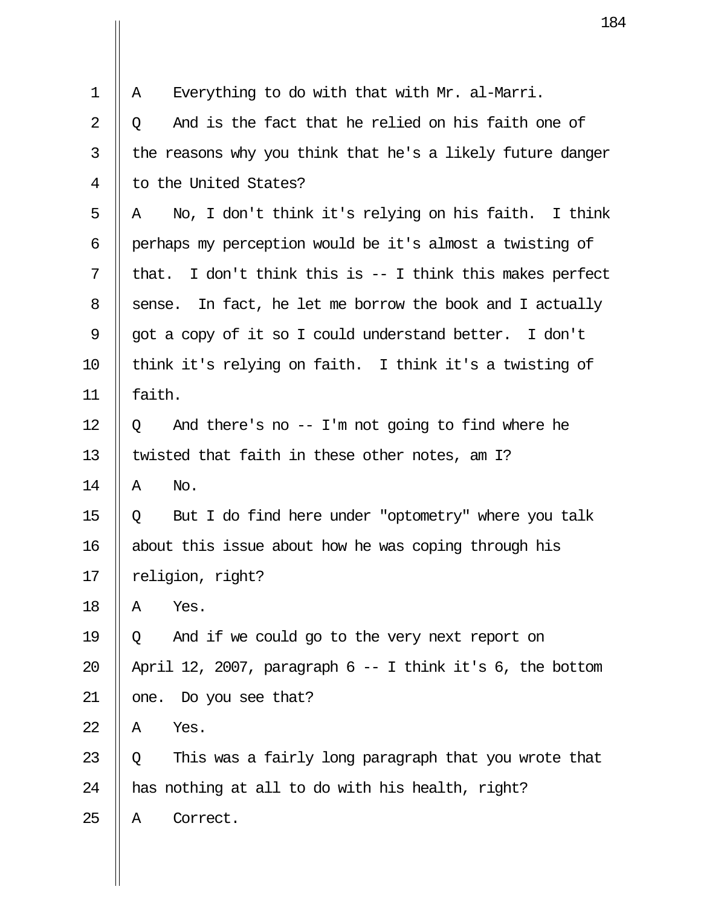1 A Everything to do with that with Mr. al-Marri.
2 Q And is the fact that he relied on his faith one of
3 the reasons why you think that he's a likely future danger
4 to the United States?
5 A No, I don't think it's relying on his faith. I think
6 perhaps my perception would be it's almost a twisting of
7 that. I don't think this is -- I think this makes perfect
8 sense. In fact, he let me borrow the book and I actually
9 got a copy of it so I could understand better. I don't
10 think it's relying on faith. I think it's a twisting of
11 faith.
12 Q And there's no -- I'm not going to find where he
13 twisted that faith in these other notes, am I?
14 A No.
15 Q But I do find here under "optometry" where you talk
16 about this issue about how he was coping through his
17 religion, right?
18 A Yes.
19 Q And if we could go to the very next report on
20 April 12, 2007, paragraph 6 -- I think it's 6, the bottom
21 one. Do you see that?
22 A Yes.
23 Q This was a fairly long paragraph that you wrote that
24 has nothing at all to do with his health, right?
25 A Correct.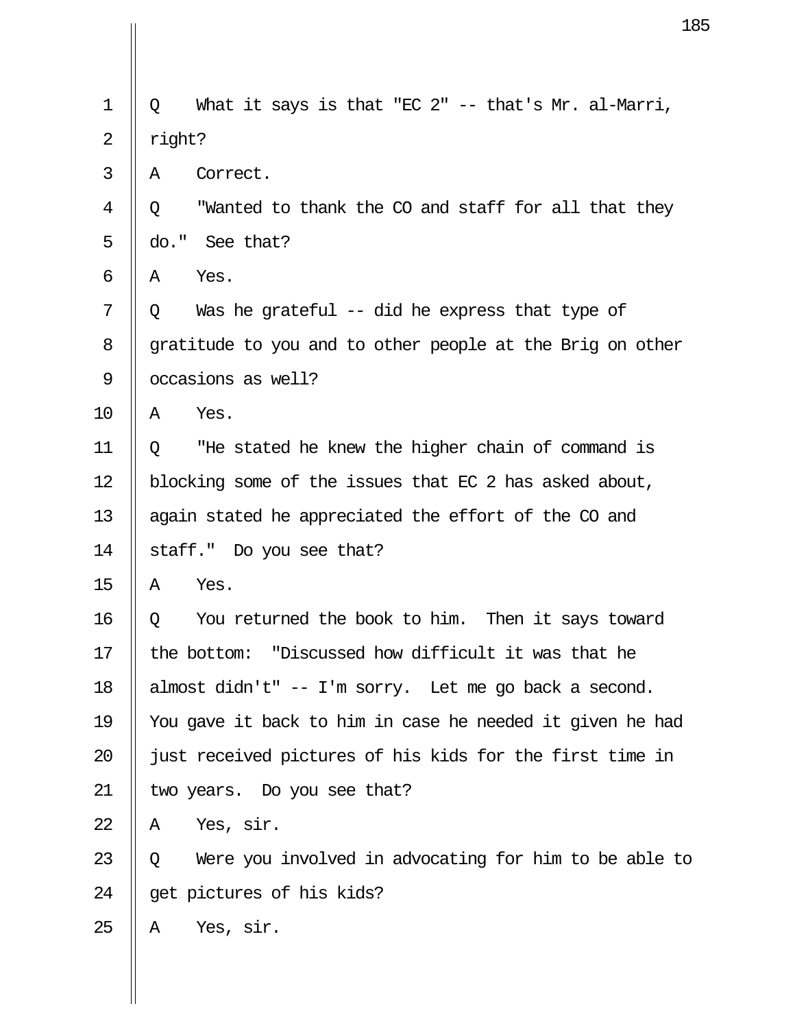1 Q What it says is that "EC 2" -- that's Mr. al-Marri,
2 right?
3 A Correct.
4 Q "Wanted to thank the CO and staff for all that they
5 do." See that?
6 A Yes.
7 Q Was he grateful -- did he express that type of
8 gratitude to you and to other people at the Brig on other
9 occasions as well?
10 A Yes.
11 Q "He stated he knew the higher chain of command is
12 blocking some of the issues that EC 2 has asked about,
13 again stated he appreciated the effort of the CO and
14 staff." Do you see that?
15 A Yes.
16 Q You returned the book to him. Then it says toward
17 the bottom: "Discussed how difficult it was that he
18 almost didn't" -- I'm sorry. Let me go back a second.
19 You gave it back to him in case he needed it given he had
20 just received pictures of his kids for the first time in
21 two years. Do you see that?
22 A Yes, sir.
23 Q Were you involved in advocating for him to be able to
24 get pictures of his kids?
25 A Yes, sir.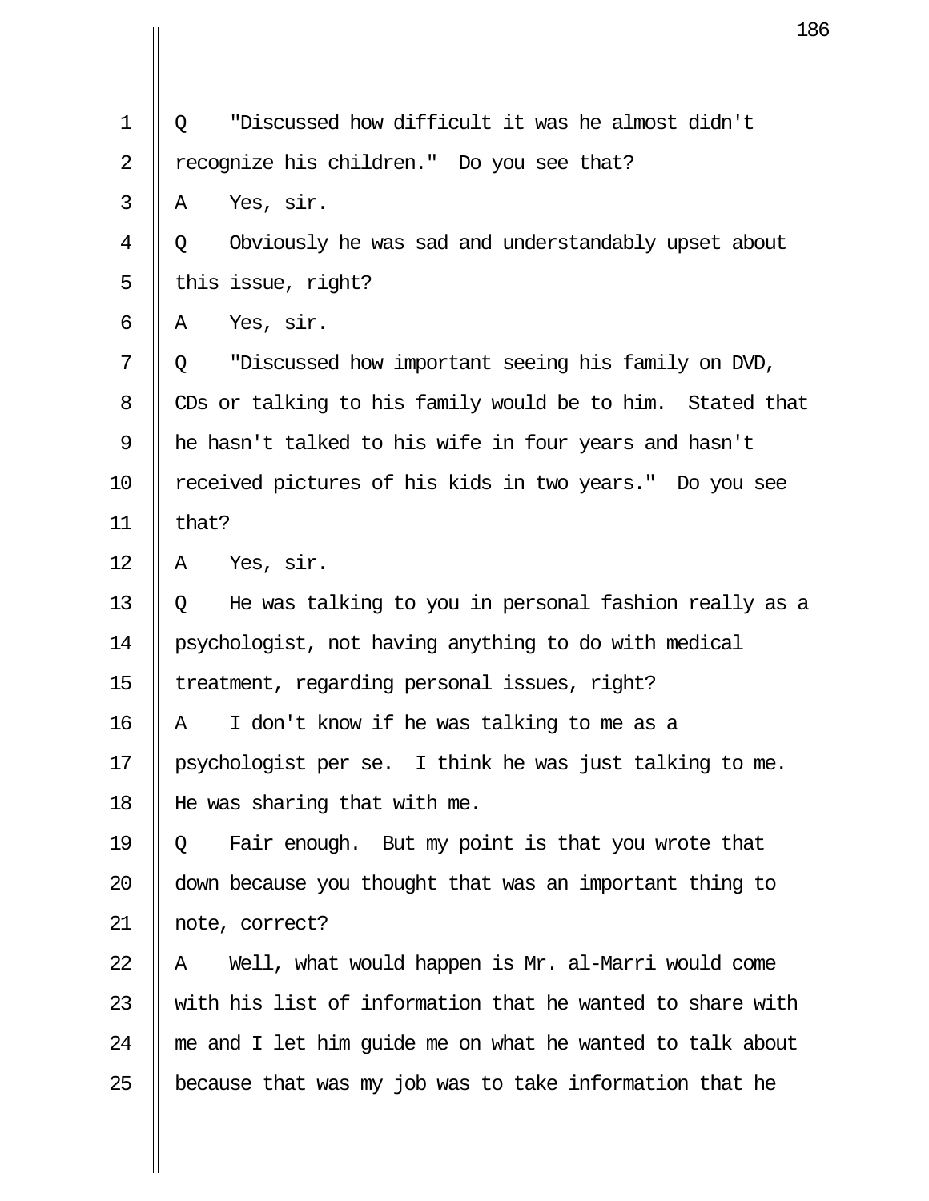Q "Discussed how difficult it was he almost didn't recognize his children." Do you see that?

A Yes, sir.

Q Obviously he was sad and understandably upset about this issue, right?

A Yes, sir.

Q "Discussed how important seeing his family on DVD, CDs or talking to his family would be to him. Stated that he hasn't talked to his wife in four years and hasn't received pictures of his kids in two years." Do you see that?

A Yes, sir.

Q He was talking to you in personal fashion really as a psychologist, not having anything to do with medical treatment, regarding personal issues, right?

A I don't know if he was talking to me as a psychologist per se. I think he was just talking to me. He was sharing that with me.

Q Fair enough. But my point is that you wrote that down because you thought that was an important thing to note, correct?

A Well, what would happen is Mr. al-Marri would come with his list of information that he wanted to share with me and I let him guide me on what he wanted to talk about because that was my job was to take information that he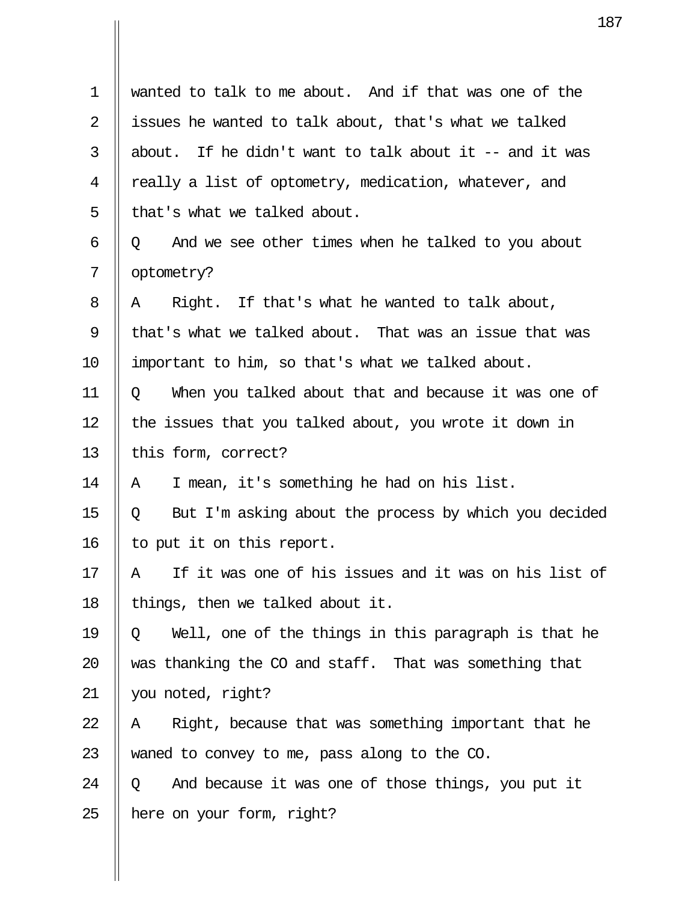1 wanted to talk to me about. And if that was one of the
2 issues he wanted to talk about, that's what we talked
3 about. If he didn't want to talk about it -- and it was
4 really a list of optometry, medication, whatever, and
5 that's what we talked about.

6 Q And we see other times when he talked to you about
7 optometry?

8 A Right. If that's what he wanted to talk about,
9 that's what we talked about. That was an issue that was
10 important to him, so that's what we talked about.

11 Q When you talked about that and because it was one of
12 the issues that you talked about, you wrote it down in
13 this form, correct?

14 A I mean, it's something he had on his list.

15 Q But I'm asking about the process by which you decided
16 to put it on this report.

17 A If it was one of his issues and it was on his list of
18 things, then we talked about it.

19 Q Well, one of the things in this paragraph is that he
20 was thanking the CO and staff. That was something that
21 you noted, right?

22 A Right, because that was something important that he
23 waned to convey to me, pass along to the CO.

24 Q And because it was one of those things, you put it
25 here on your form, right?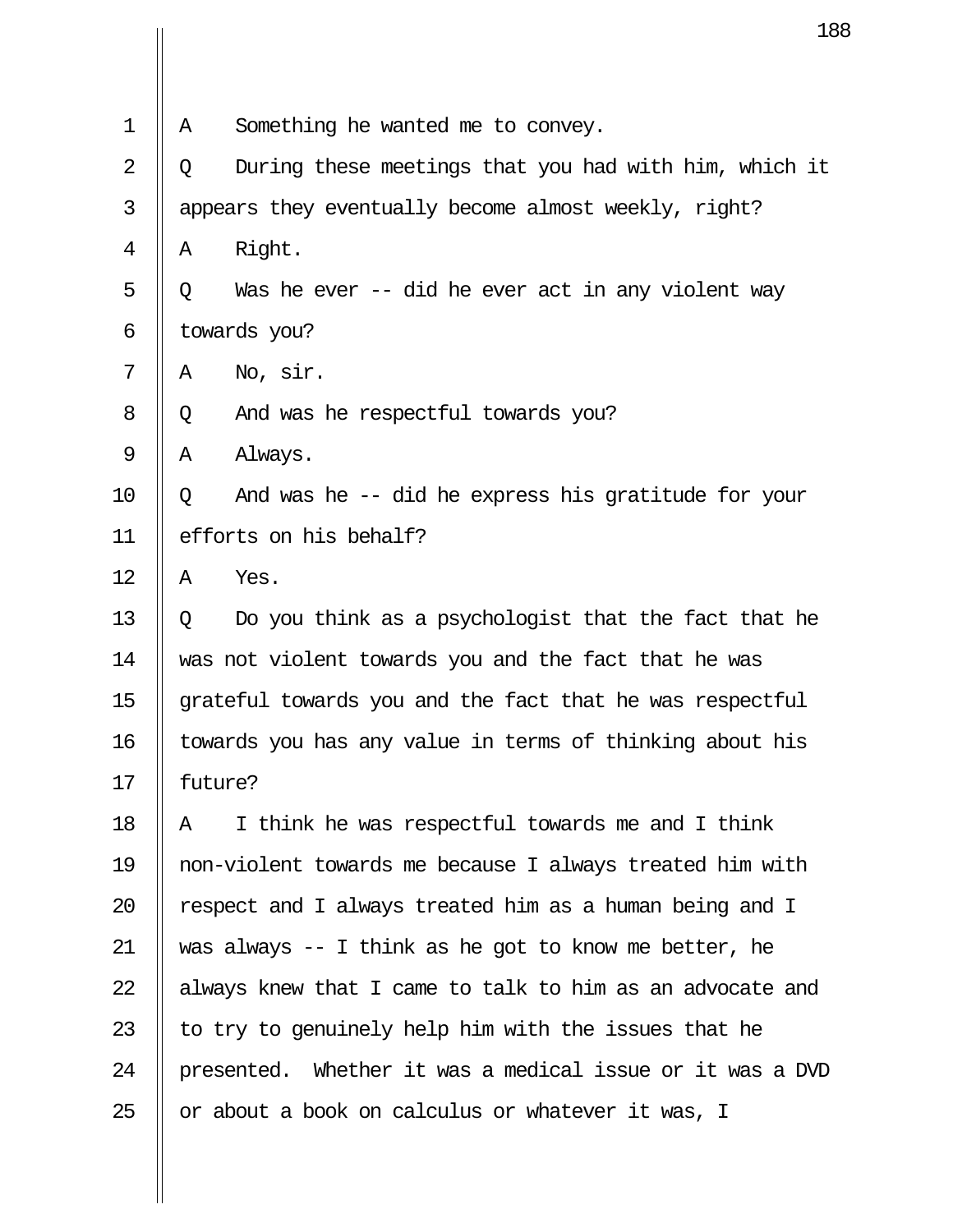A Something he wanted me to convey.

Q During these meetings that you had with him, which it appears they eventually become almost weekly, right?

A Right.

Q Was he ever -- did he ever act in any violent way towards you?

A No, sir.

Q And was he respectful towards you?

A Always.

Q And was he -- did he express his gratitude for your efforts on his behalf?

A Yes.

Q Do you think as a psychologist that the fact that he was not violent towards you and the fact that he was grateful towards you and the fact that he was respectful towards you has any value in terms of thinking about his future?

A I think he was respectful towards me and I think non-violent towards me because I always treated him with respect and I always treated him as a human being and I was always -- I think as he got to know me better, he always knew that I came to talk to him as an advocate and to try to genuinely help him with the issues that he presented. Whether it was a medical issue or it was a DVD or about a book on calculus or whatever it was, I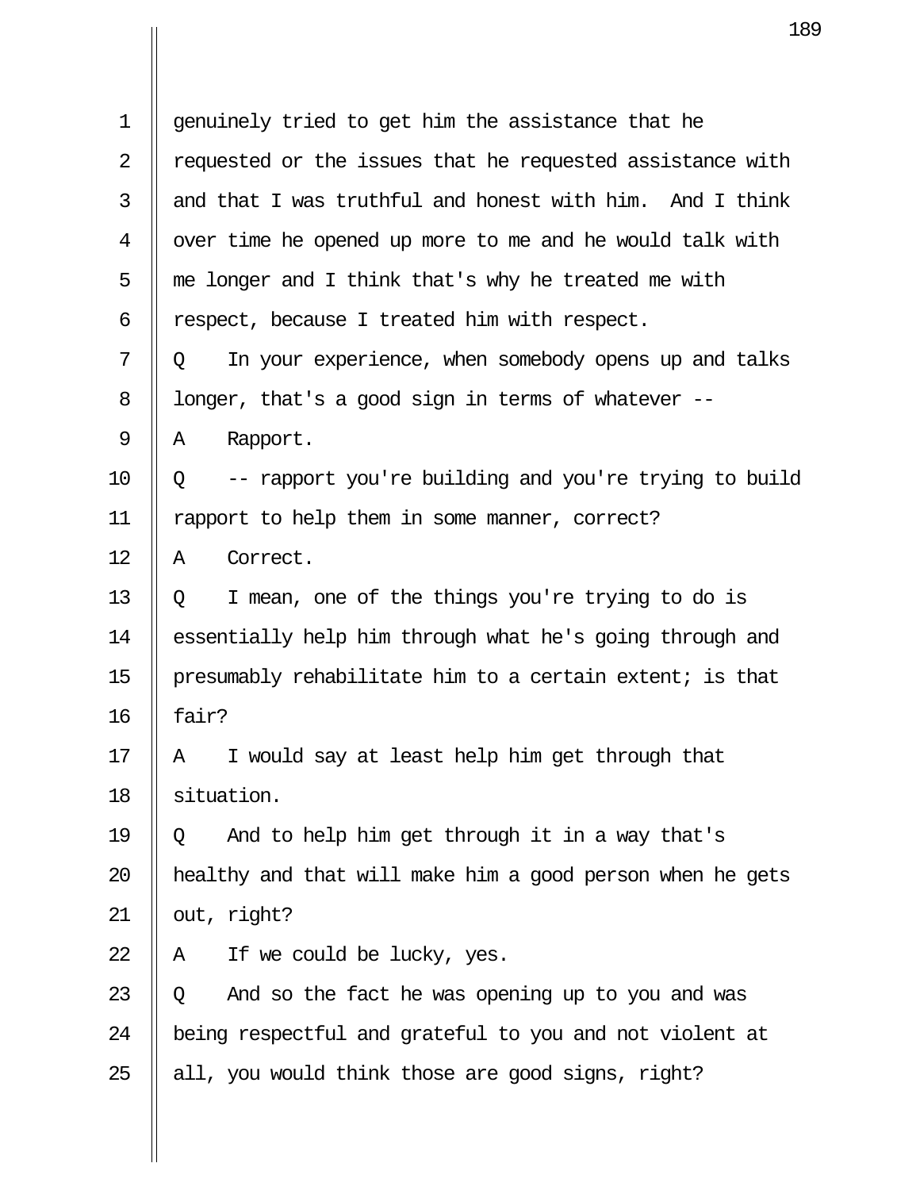genuinely tried to get him the assistance that he requested or the issues that he requested assistance with and that I was truthful and honest with him. And I think over time he opened up more to me and he would talk with me longer and I think that's why he treated me with respect, because I treated him with respect.

Q In your experience, when somebody opens up and talks longer, that's a good sign in terms of whatever --

A Rapport.

Q -- rapport you're building and you're trying to build rapport to help them in some manner, correct?

A Correct.

Q I mean, one of the things you're trying to do is essentially help him through what he's going through and presumably rehabilitate him to a certain extent; is that fair?

A I would say at least help him get through that situation.

Q And to help him get through it in a way that's healthy and that will make him a good person when he gets out, right?

A If we could be lucky, yes.

Q And so the fact he was opening up to you and was being respectful and grateful to you and not violent at all, you would think those are good signs, right?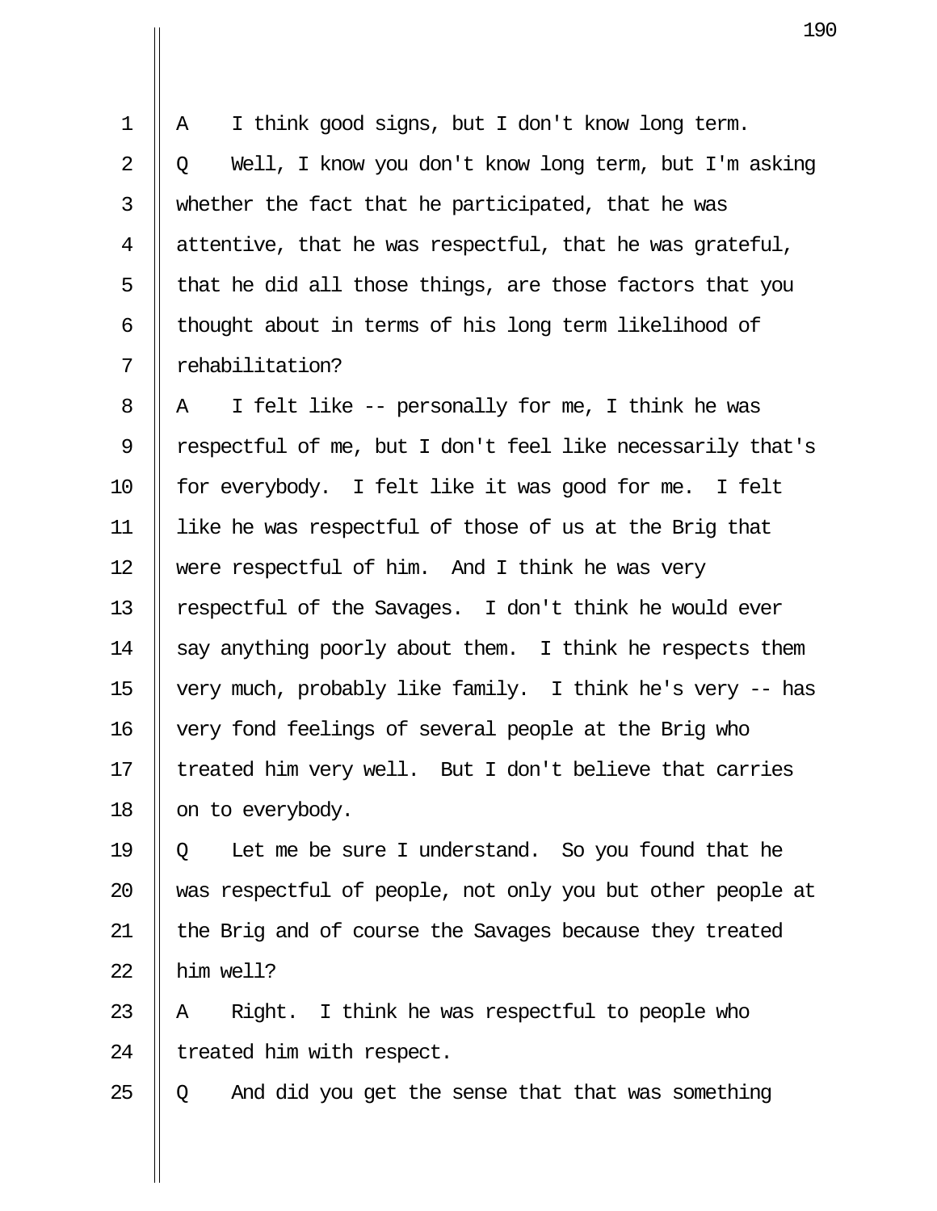A I think good signs, but I don't know long term.

Q Well, I know you don't know long term, but I'm asking whether the fact that he participated, that he was attentive, that he was respectful, that he was grateful, that he did all those things, are those factors that you thought about in terms of his long term likelihood of rehabilitation?

A I felt like -- personally for me, I think he was respectful of me, but I don't feel like necessarily that's for everybody. I felt like it was good for me. I felt like he was respectful of those of us at the Brig that were respectful of him. And I think he was very respectful of the Savages. I don't think he would ever say anything poorly about them. I think he respects them very much, probably like family. I think he's very -- has very fond feelings of several people at the Brig who treated him very well. But I don't believe that carries on to everybody.

Q Let me be sure I understand. So you found that he was respectful of people, not only you but other people at the Brig and of course the Savages because they treated him well?

A Right. I think he was respectful to people who treated him with respect.

Q And did you get the sense that that was something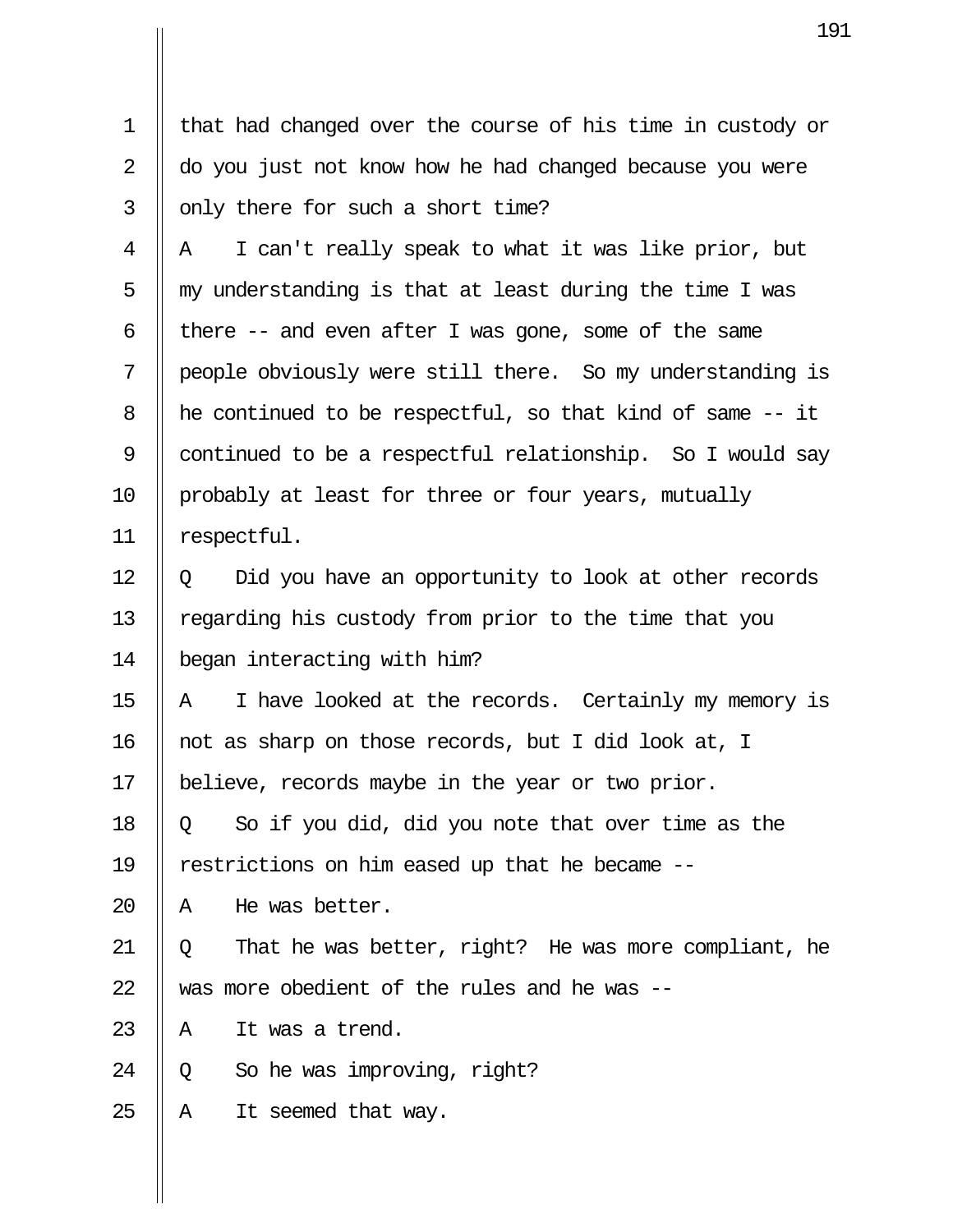that had changed over the course of his time in custody or do you just not know how he had changed because you were only there for such a short time?

A I can't really speak to what it was like prior, but my understanding is that at least during the time I was there -- and even after I was gone, some of the same people obviously were still there. So my understanding is he continued to be respectful, so that kind of same -- it continued to be a respectful relationship. So I would say probably at least for three or four years, mutually respectful.

Q Did you have an opportunity to look at other records regarding his custody from prior to the time that you began interacting with him?

A I have looked at the records. Certainly my memory is not as sharp on those records, but I did look at, I believe, records maybe in the year or two prior.

Q So if you did, did you note that over time as the restrictions on him eased up that he became --

A He was better.

Q That he was better, right? He was more compliant, he was more obedient of the rules and he was --

A It was a trend.

Q So he was improving, right?

A It seemed that way.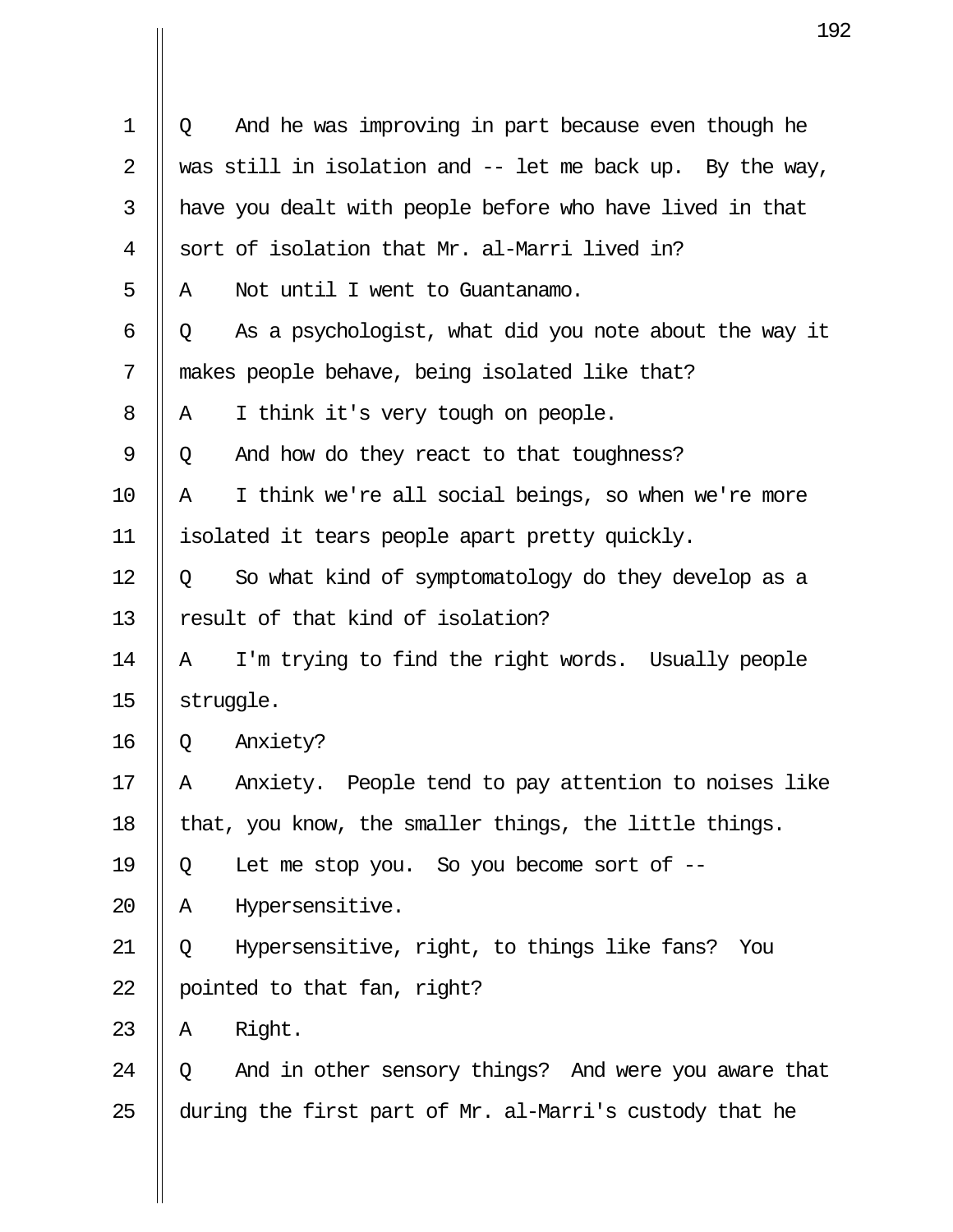Q And he was improving in part because even though he was still in isolation and -- let me back up. By the way, have you dealt with people before who have lived in that sort of isolation that Mr. al-Marri lived in?

A Not until I went to Guantanamo.

Q As a psychologist, what did you note about the way it makes people behave, being isolated like that?

A I think it's very tough on people.

Q And how do they react to that toughness?

A I think we're all social beings, so when we're more isolated it tears people apart pretty quickly.

Q So what kind of symptomatology do they develop as a result of that kind of isolation?

A I'm trying to find the right words. Usually people struggle.

Q Anxiety?

A Anxiety. People tend to pay attention to noises like that, you know, the smaller things, the little things.

Q Let me stop you. So you become sort of --

A Hypersensitive.

Q Hypersensitive, right, to things like fans? You pointed to that fan, right?

A Right.

Q And in other sensory things? And were you aware that during the first part of Mr. al-Marri's custody that he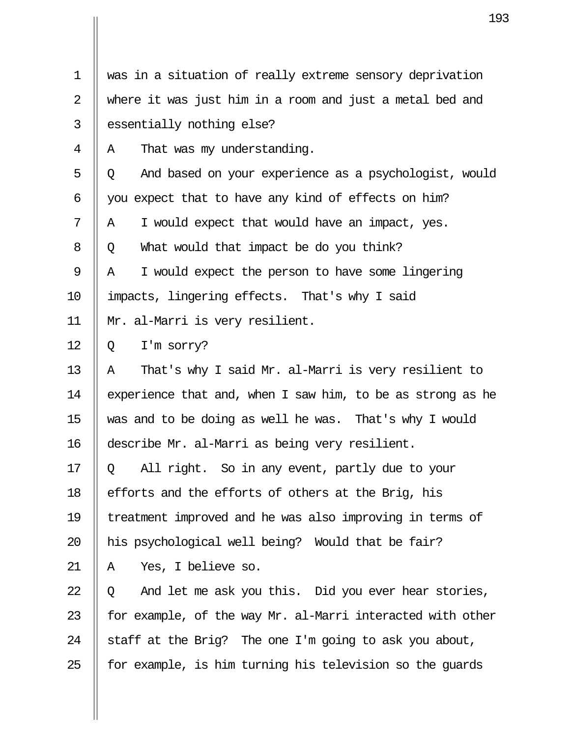was in a situation of really extreme sensory deprivation where it was just him in a room and just a metal bed and essentially nothing else?

A That was my understanding.

Q And based on your experience as a psychologist, would you expect that to have any kind of effects on him?

A I would expect that would have an impact, yes.

Q What would that impact be do you think?

A I would expect the person to have some lingering impacts, lingering effects. That's why I said Mr. al-Marri is very resilient.

Q I'm sorry?

A That's why I said Mr. al-Marri is very resilient to experience that and, when I saw him, to be as strong as he was and to be doing as well he was. That's why I would describe Mr. al-Marri as being very resilient.

Q All right. So in any event, partly due to your efforts and the efforts of others at the Brig, his treatment improved and he was also improving in terms of his psychological well being? Would that be fair?

A Yes, I believe so.

Q And let me ask you this. Did you ever hear stories, for example, of the way Mr. al-Marri interacted with other staff at the Brig? The one I'm going to ask you about, for example, is him turning his television so the guards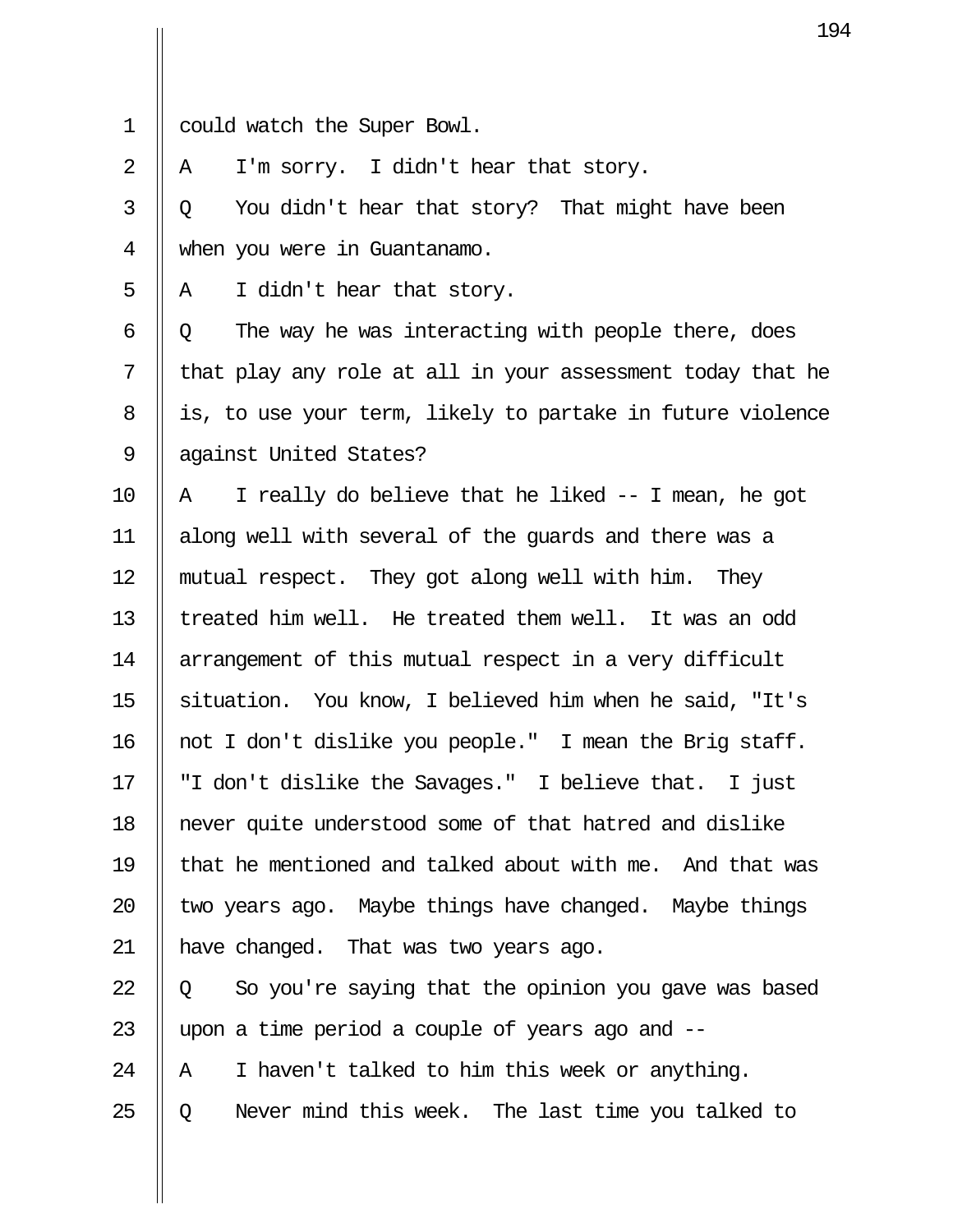could watch the Super Bowl.

A I'm sorry. I didn't hear that story.

Q You didn't hear that story? That might have been when you were in Guantanamo.

A I didn't hear that story.

Q The way he was interacting with people there, does that play any role at all in your assessment today that he is, to use your term, likely to partake in future violence against United States?

A I really do believe that he liked -- I mean, he got along well with several of the guards and there was a mutual respect. They got along well with him. They treated him well. He treated them well. It was an odd arrangement of this mutual respect in a very difficult situation. You know, I believed him when he said, "It's not I don't dislike you people." I mean the Brig staff. "I don't dislike the Savages." I believe that. I just never quite understood some of that hatred and dislike that he mentioned and talked about with me. And that was two years ago. Maybe things have changed. Maybe things have changed. That was two years ago.

Q So you're saying that the opinion you gave was based upon a time period a couple of years ago and --

A I haven't talked to him this week or anything.

Q Never mind this week. The last time you talked to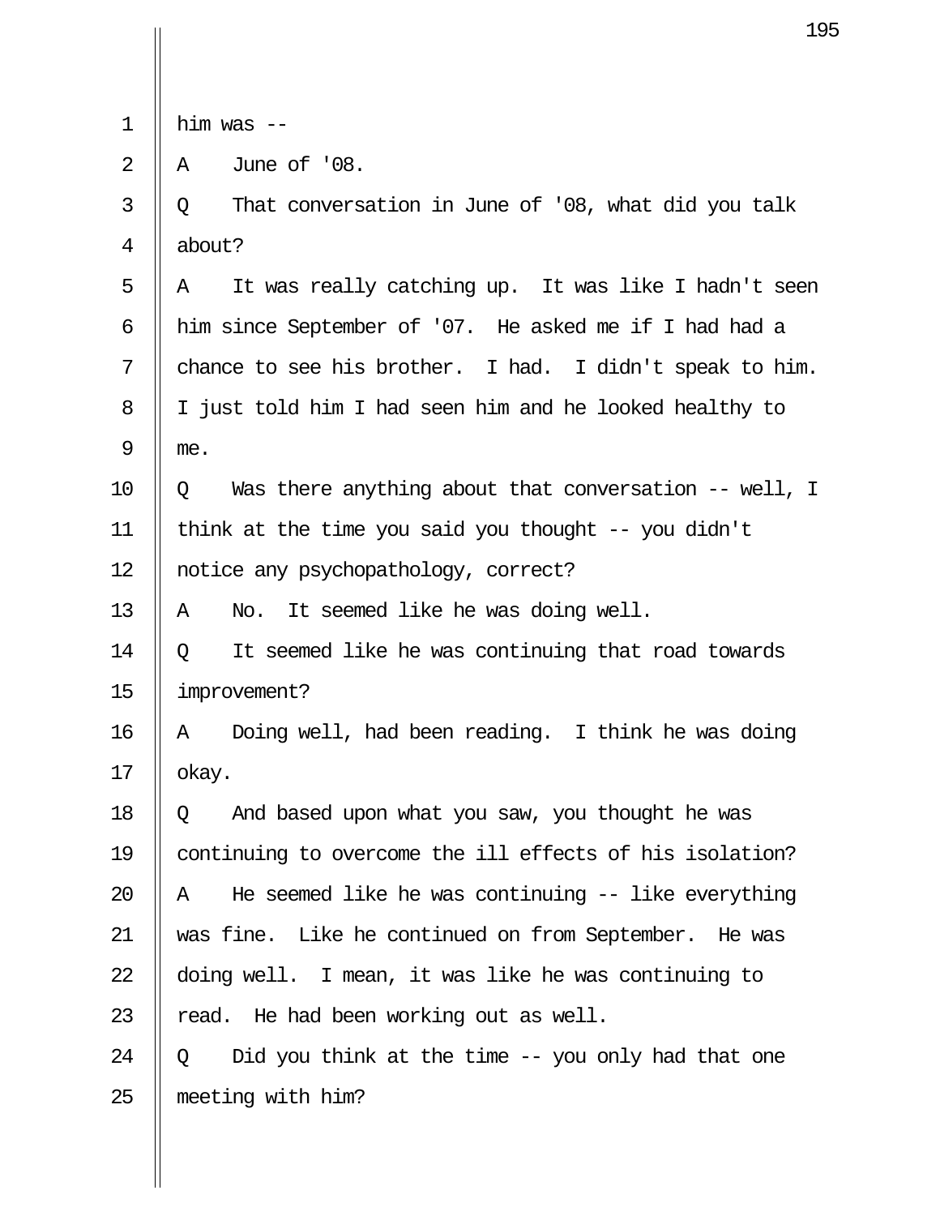him was --

A    June of '08.

Q    That conversation in June of '08, what did you talk about?

A    It was really catching up. It was like I hadn't seen him since September of '07. He asked me if I had had a chance to see his brother. I had. I didn't speak to him. I just told him I had seen him and he looked healthy to me.

Q    Was there anything about that conversation -- well, I think at the time you said you thought -- you didn't notice any psychopathology, correct?

A    No. It seemed like he was doing well.

Q    It seemed like he was continuing that road towards improvement?

A    Doing well, had been reading. I think he was doing okay.

Q    And based upon what you saw, you thought he was continuing to overcome the ill effects of his isolation?

A    He seemed like he was continuing -- like everything was fine. Like he continued on from September. He was doing well. I mean, it was like he was continuing to read. He had been working out as well.

Q    Did you think at the time -- you only had that one meeting with him?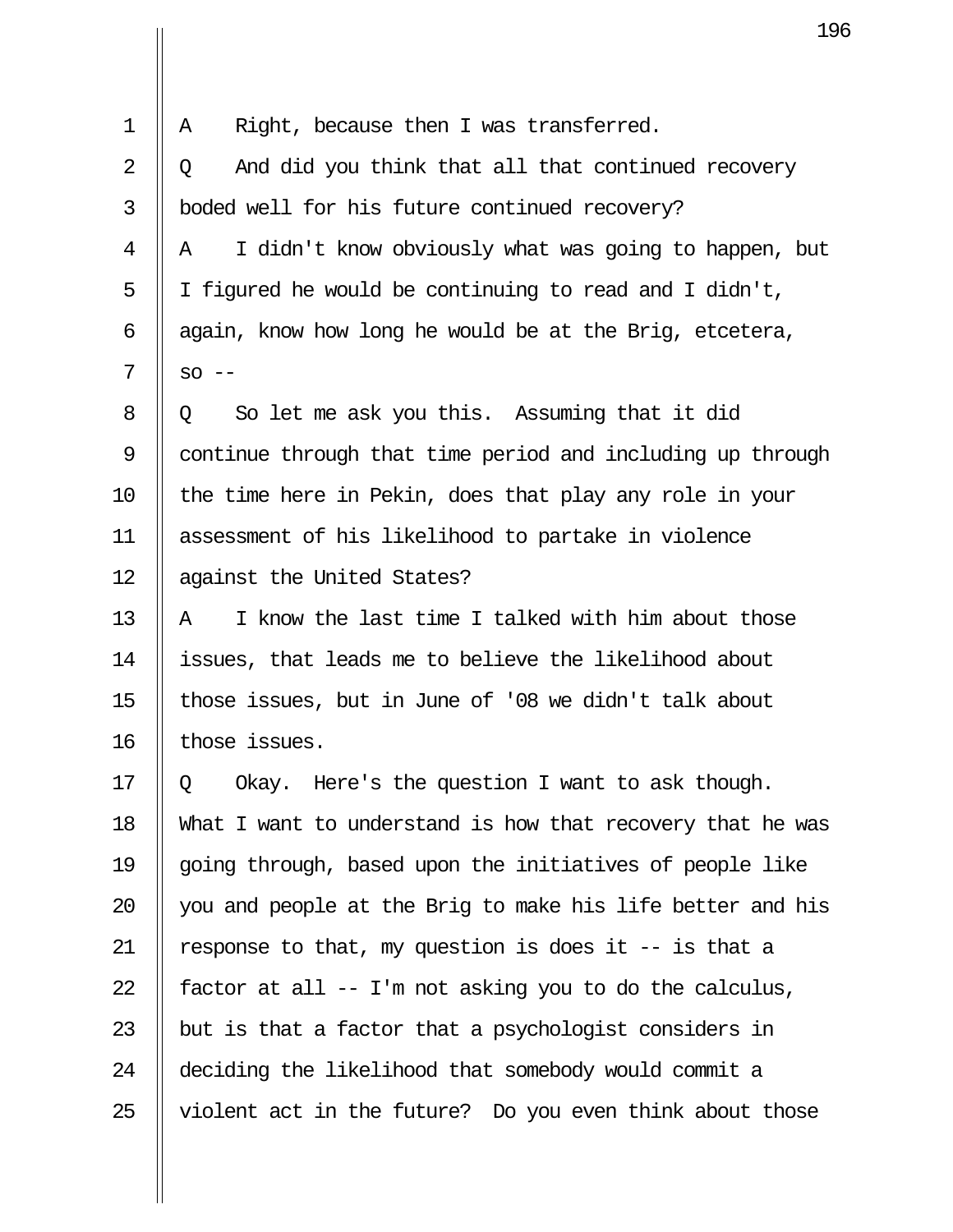A Right, because then I was transferred.

Q And did you think that all that continued recovery boded well for his future continued recovery?

A I didn't know obviously what was going to happen, but I figured he would be continuing to read and I didn't, again, know how long he would be at the Brig, etcetera, so --

Q So let me ask you this. Assuming that it did continue through that time period and including up through the time here in Pekin, does that play any role in your assessment of his likelihood to partake in violence against the United States?

A I know the last time I talked with him about those issues, that leads me to believe the likelihood about those issues, but in June of '08 we didn't talk about those issues.

Q Okay. Here's the question I want to ask though. What I want to understand is how that recovery that he was going through, based upon the initiatives of people like you and people at the Brig to make his life better and his response to that, my question is does it -- is that a factor at all -- I'm not asking you to do the calculus, but is that a factor that a psychologist considers in deciding the likelihood that somebody would commit a violent act in the future? Do you even think about those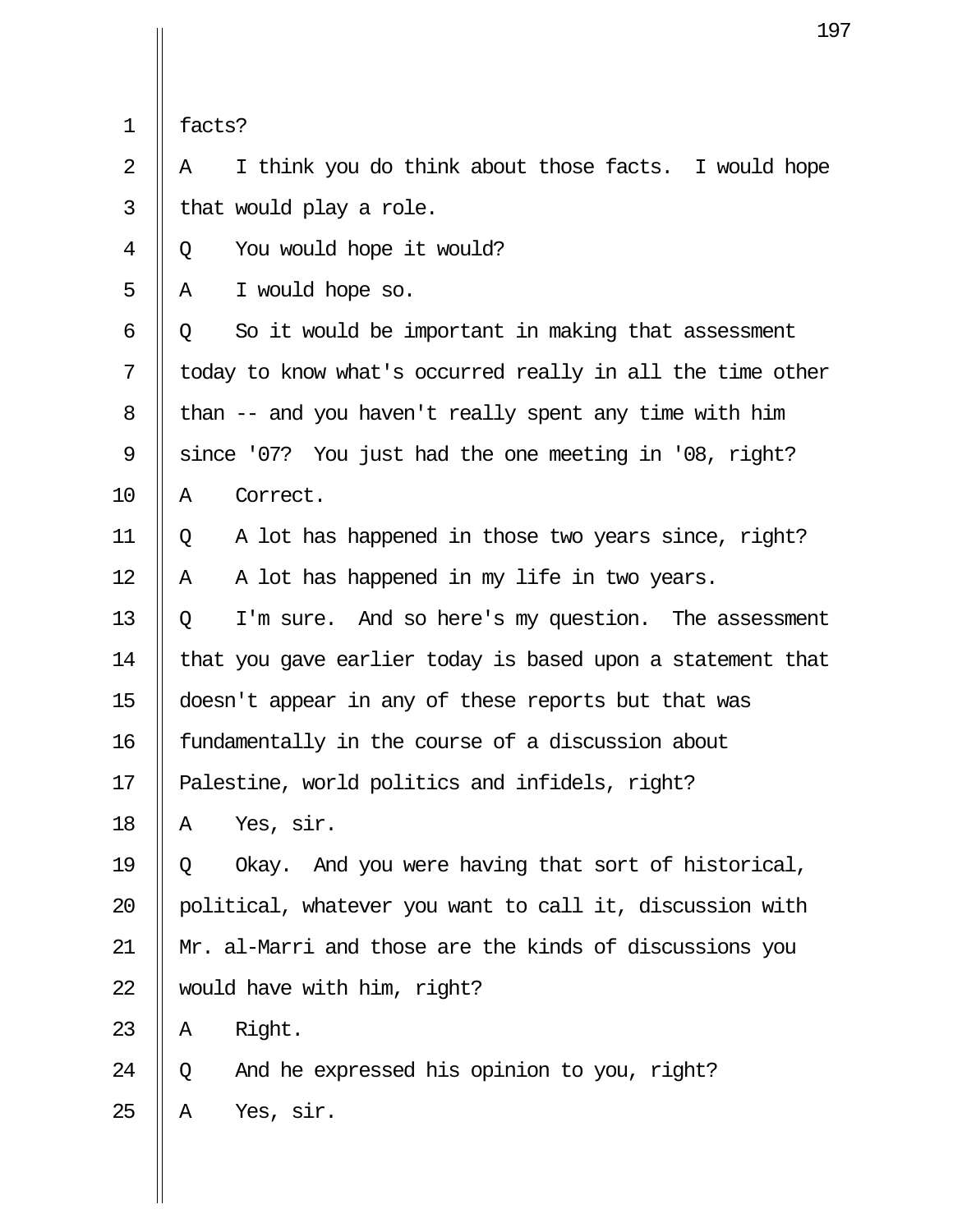facts?

A I think you do think about those facts. I would hope that would play a role.

Q You would hope it would?

A I would hope so.

Q So it would be important in making that assessment today to know what's occurred really in all the time other than -- and you haven't really spent any time with him since '07? You just had the one meeting in '08, right?

A Correct.

Q A lot has happened in those two years since, right?

A A lot has happened in my life in two years.

Q I'm sure. And so here's my question. The assessment that you gave earlier today is based upon a statement that doesn't appear in any of these reports but that was fundamentally in the course of a discussion about Palestine, world politics and infidels, right?

A Yes, sir.

Q Okay. And you were having that sort of historical, political, whatever you want to call it, discussion with Mr. al-Marri and those are the kinds of discussions you would have with him, right?

A Right.

Q And he expressed his opinion to you, right?

A Yes, sir.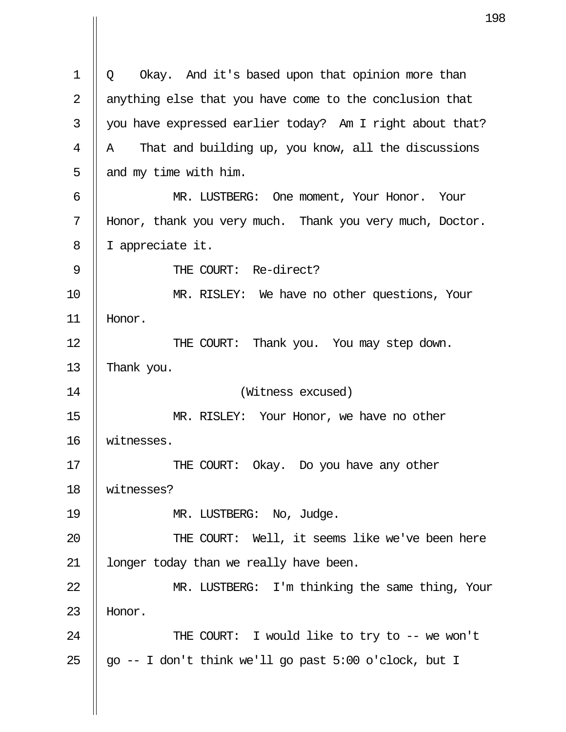Q Okay. And it's based upon that opinion more than anything else that you have come to the conclusion that you have expressed earlier today? Am I right about that?

A That and building up, you know, all the discussions and my time with him.

MR. LUSTBERG: One moment, Your Honor. Your Honor, thank you very much. Thank you very much, Doctor. I appreciate it.

THE COURT: Re-direct?

MR. RISLEY: We have no other questions, Your Honor.

THE COURT: Thank you. You may step down. Thank you.

(Witness excused)

MR. RISLEY: Your Honor, we have no other witnesses.

THE COURT: Okay. Do you have any other witnesses?

MR. LUSTBERG: No, Judge.

THE COURT: Well, it seems like we've been here longer today than we really have been.

MR. LUSTBERG: I'm thinking the same thing, Your Honor.

THE COURT: I would like to try to -- we won't go -- I don't think we'll go past 5:00 o'clock, but I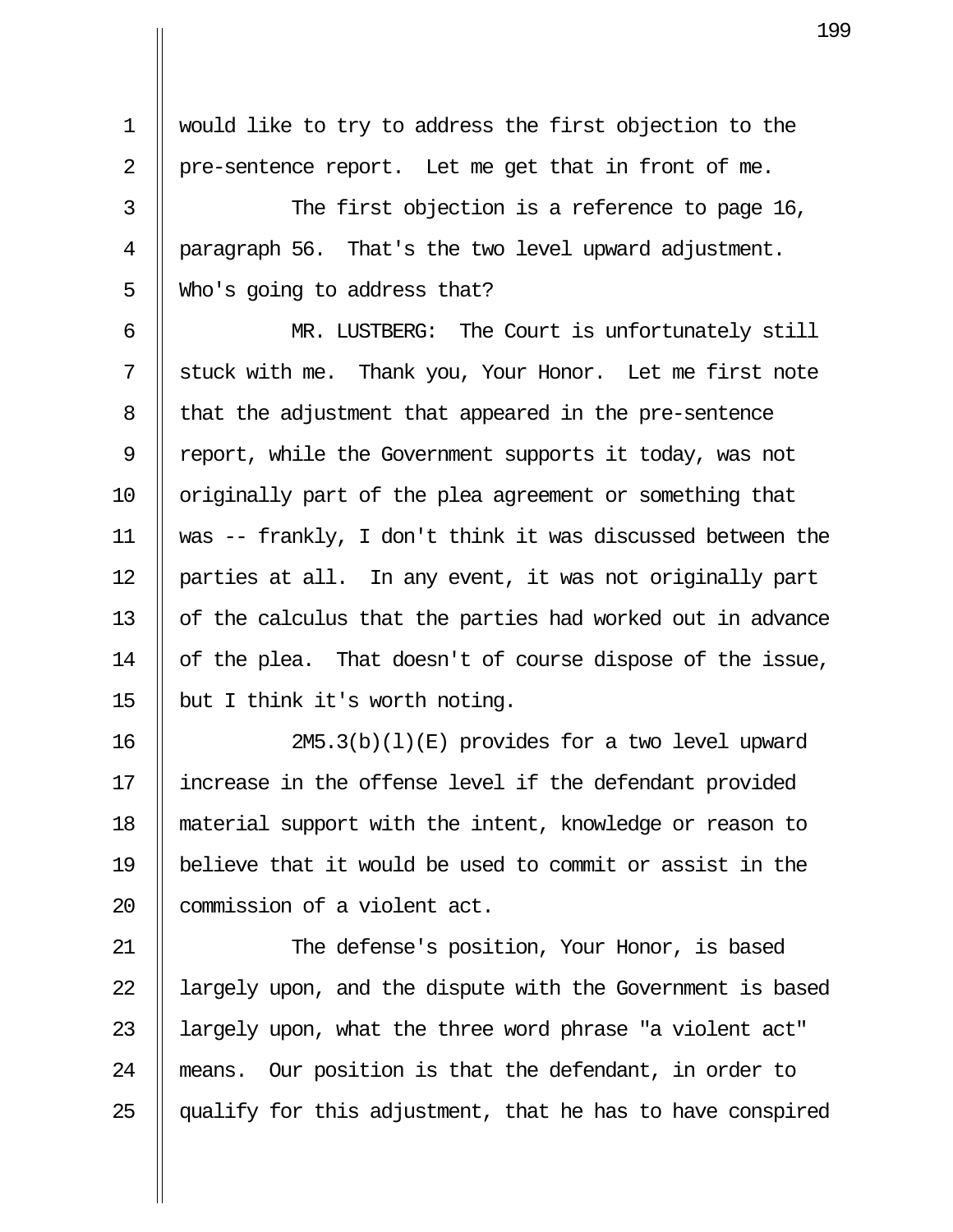would like to try to address the first objection to the pre-sentence report. Let me get that in front of me.

The first objection is a reference to page 16, paragraph 56. That's the two level upward adjustment. Who's going to address that?

MR. LUSTBERG: The Court is unfortunately still stuck with me. Thank you, Your Honor. Let me first note that the adjustment that appeared in the pre-sentence report, while the Government supports it today, was not originally part of the plea agreement or something that was -- frankly, I don't think it was discussed between the parties at all. In any event, it was not originally part of the calculus that the parties had worked out in advance of the plea. That doesn't of course dispose of the issue, but I think it's worth noting.

2M5.3(b)(l)(E) provides for a two level upward increase in the offense level if the defendant provided material support with the intent, knowledge or reason to believe that it would be used to commit or assist in the commission of a violent act.

The defense's position, Your Honor, is based largely upon, and the dispute with the Government is based largely upon, what the three word phrase "a violent act" means. Our position is that the defendant, in order to qualify for this adjustment, that he has to have conspired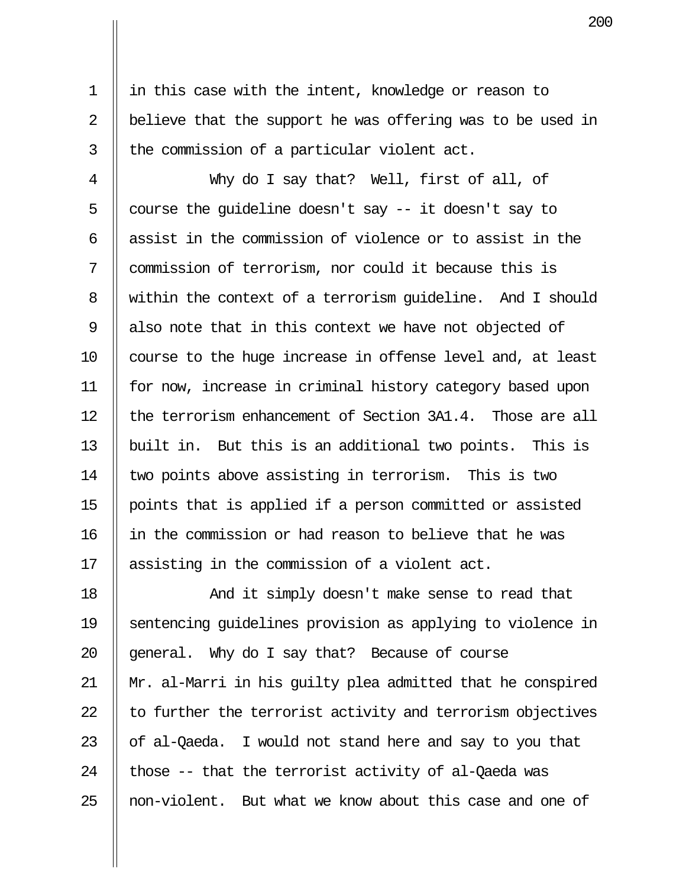in this case with the intent, knowledge or reason to believe that the support he was offering was to be used in the commission of a particular violent act.

Why do I say that? Well, first of all, of course the guideline doesn't say -- it doesn't say to assist in the commission of violence or to assist in the commission of terrorism, nor could it because this is within the context of a terrorism guideline. And I should also note that in this context we have not objected of course to the huge increase in offense level and, at least for now, increase in criminal history category based upon the terrorism enhancement of Section 3A1.4. Those are all built in. But this is an additional two points. This is two points above assisting in terrorism. This is two points that is applied if a person committed or assisted in the commission or had reason to believe that he was assisting in the commission of a violent act.

And it simply doesn't make sense to read that sentencing guidelines provision as applying to violence in general. Why do I say that? Because of course Mr. al-Marri in his guilty plea admitted that he conspired to further the terrorist activity and terrorism objectives of al-Qaeda. I would not stand here and say to you that those -- that the terrorist activity of al-Qaeda was non-violent. But what we know about this case and one of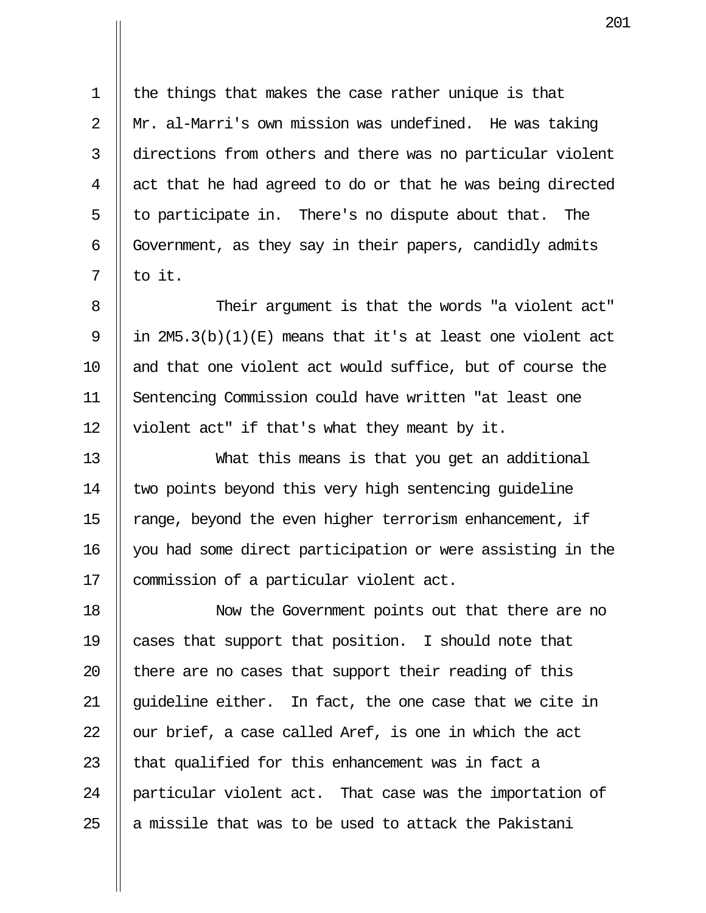the things that makes the case rather unique is that Mr. al-Marri's own mission was undefined. He was taking directions from others and there was no particular violent act that he had agreed to do or that he was being directed to participate in. There's no dispute about that. The Government, as they say in their papers, candidly admits to it.

Their argument is that the words "a violent act" in 2M5.3(b)(1)(E) means that it's at least one violent act and that one violent act would suffice, but of course the Sentencing Commission could have written "at least one violent act" if that's what they meant by it.

What this means is that you get an additional two points beyond this very high sentencing guideline range, beyond the even higher terrorism enhancement, if you had some direct participation or were assisting in the commission of a particular violent act.

Now the Government points out that there are no cases that support that position. I should note that there are no cases that support their reading of this guideline either. In fact, the one case that we cite in our brief, a case called Aref, is one in which the act that qualified for this enhancement was in fact a particular violent act. That case was the importation of a missile that was to be used to attack the Pakistani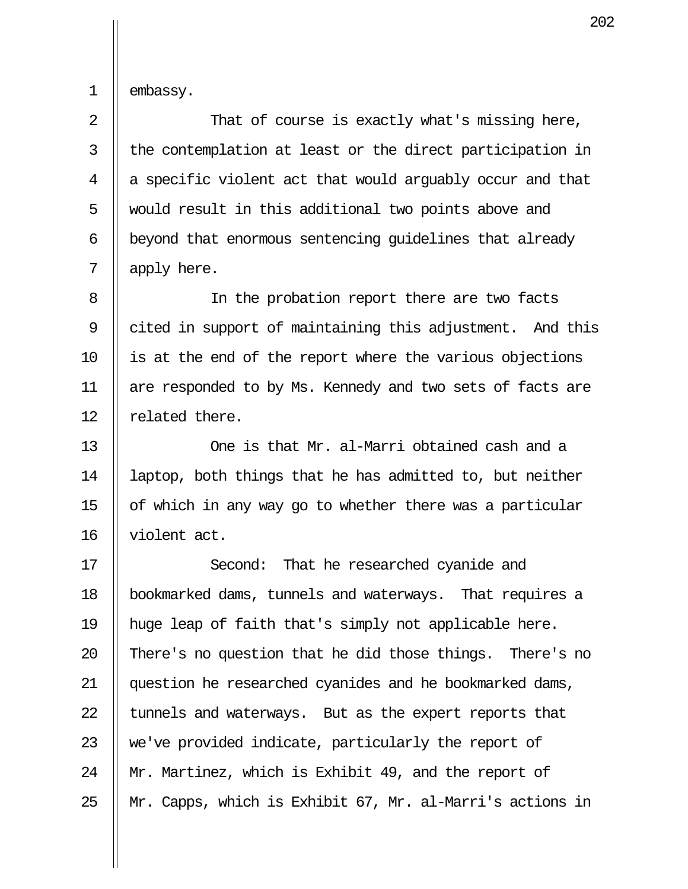embassy.

That of course is exactly what's missing here, the contemplation at least or the direct participation in a specific violent act that would arguably occur and that would result in this additional two points above and beyond that enormous sentencing guidelines that already apply here.

In the probation report there are two facts cited in support of maintaining this adjustment. And this is at the end of the report where the various objections are responded to by Ms. Kennedy and two sets of facts are related there.

One is that Mr. al-Marri obtained cash and a laptop, both things that he has admitted to, but neither of which in any way go to whether there was a particular violent act.

Second: That he researched cyanide and bookmarked dams, tunnels and waterways. That requires a huge leap of faith that's simply not applicable here. There's no question that he did those things. There's no question he researched cyanides and he bookmarked dams, tunnels and waterways. But as the expert reports that we've provided indicate, particularly the report of Mr. Martinez, which is Exhibit 49, and the report of Mr. Capps, which is Exhibit 67, Mr. al-Marri's actions in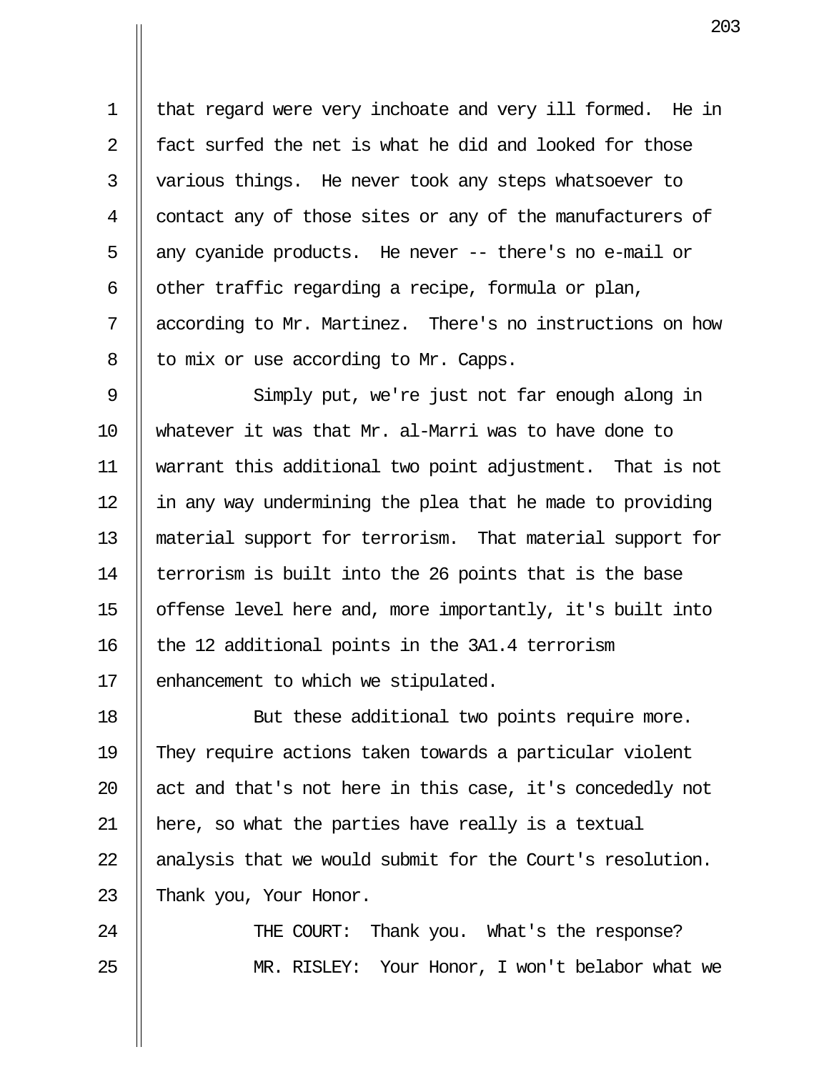1 that regard were very inchoate and very ill formed. He in
2 fact surfed the net is what he did and looked for those
3 various things. He never took any steps whatsoever to
4 contact any of those sites or any of the manufacturers of
5 any cyanide products. He never -- there's no e-mail or
6 other traffic regarding a recipe, formula or plan,
7 according to Mr. Martinez. There's no instructions on how
8 to mix or use according to Mr. Capps.

9 Simply put, we're just not far enough along in
10 whatever it was that Mr. al-Marri was to have done to
11 warrant this additional two point adjustment. That is not
12 in any way undermining the plea that he made to providing
13 material support for terrorism. That material support for
14 terrorism is built into the 26 points that is the base
15 offense level here and, more importantly, it's built into
16 the 12 additional points in the 3A1.4 terrorism
17 enhancement to which we stipulated.

18 But these additional two points require more.
19 They require actions taken towards a particular violent
20 act and that's not here in this case, it's concededly not
21 here, so what the parties have really is a textual
22 analysis that we would submit for the Court's resolution.
23 Thank you, Your Honor.

24 THE COURT: Thank you. What's the response?

25 MR. RISLEY: Your Honor, I won't belabor what we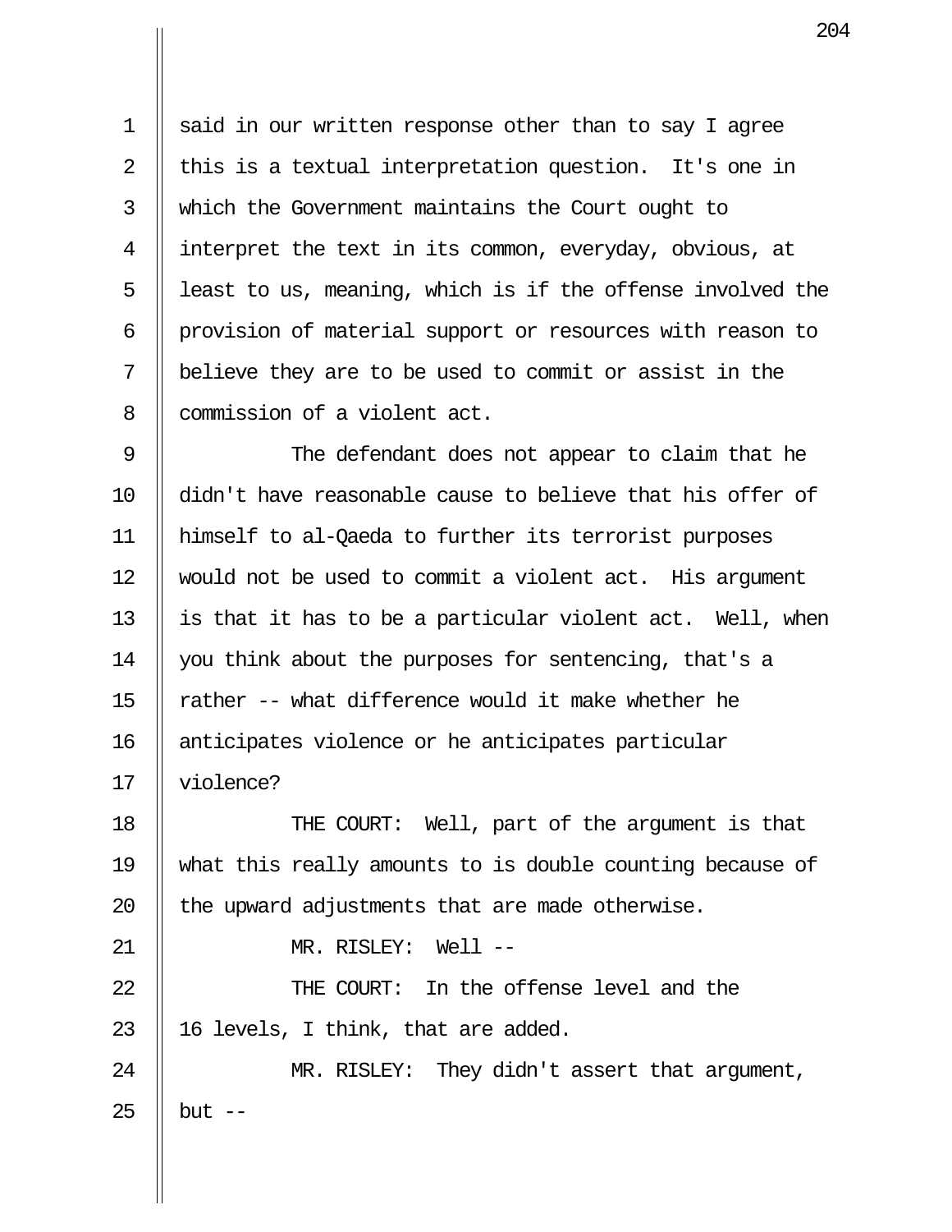said in our written response other than to say I agree this is a textual interpretation question. It's one in which the Government maintains the Court ought to interpret the text in its common, everyday, obvious, at least to us, meaning, which is if the offense involved the provision of material support or resources with reason to believe they are to be used to commit or assist in the commission of a violent act.

The defendant does not appear to claim that he didn't have reasonable cause to believe that his offer of himself to al-Qaeda to further its terrorist purposes would not be used to commit a violent act. His argument is that it has to be a particular violent act. Well, when you think about the purposes for sentencing, that's a rather -- what difference would it make whether he anticipates violence or he anticipates particular violence?

THE COURT: Well, part of the argument is that what this really amounts to is double counting because of the upward adjustments that are made otherwise.

MR. RISLEY: Well --

THE COURT: In the offense level and the 16 levels, I think, that are added.

MR. RISLEY: They didn't assert that argument, but --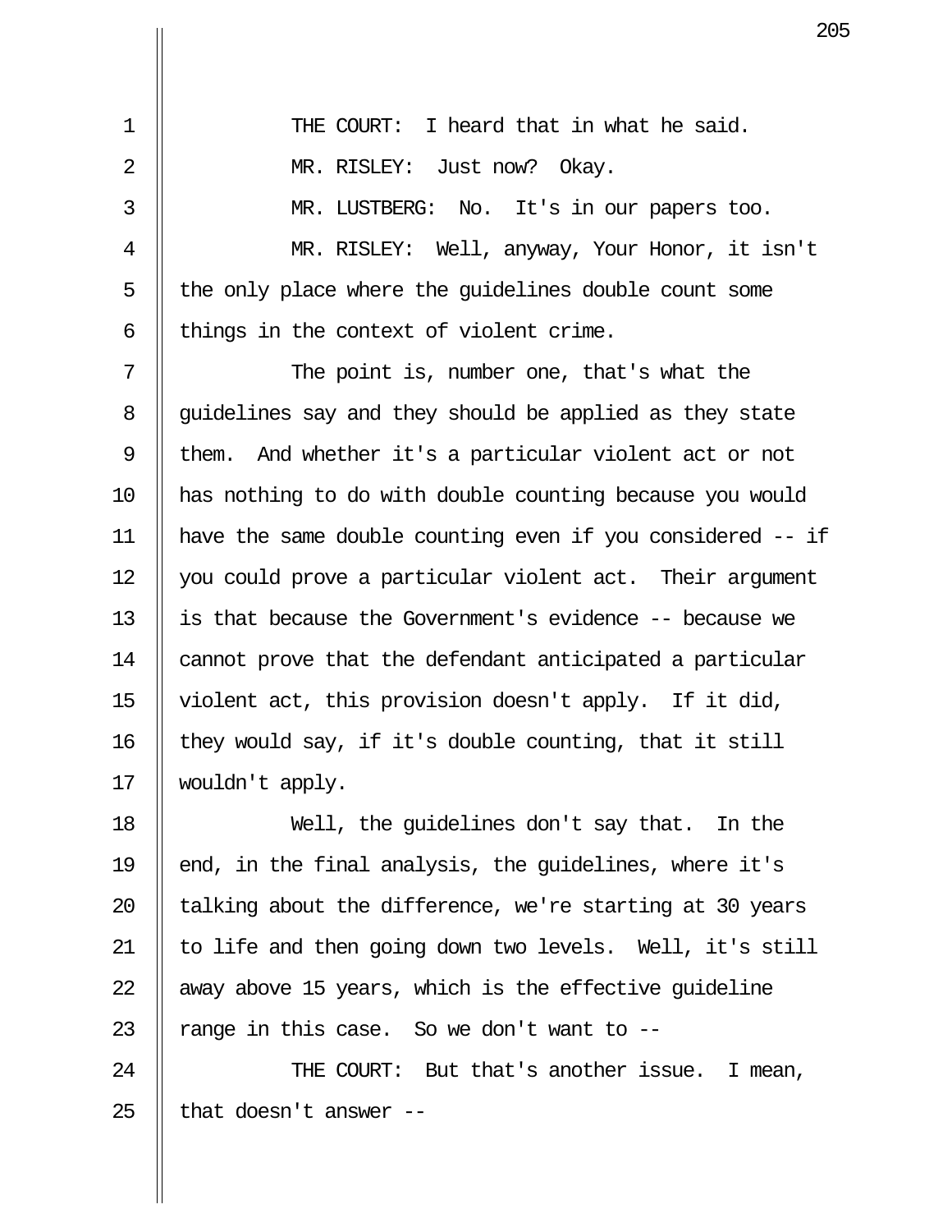THE COURT: I heard that in what he said.

MR. RISLEY: Just now? Okay.

MR. LUSTBERG: No. It's in our papers too.

MR. RISLEY: Well, anyway, Your Honor, it isn't the only place where the guidelines double count some things in the context of violent crime.

The point is, number one, that's what the guidelines say and they should be applied as they state them. And whether it's a particular violent act or not has nothing to do with double counting because you would have the same double counting even if you considered -- if you could prove a particular violent act. Their argument is that because the Government's evidence -- because we cannot prove that the defendant anticipated a particular violent act, this provision doesn't apply. If it did, they would say, if it's double counting, that it still wouldn't apply.

Well, the guidelines don't say that. In the end, in the final analysis, the guidelines, where it's talking about the difference, we're starting at 30 years to life and then going down two levels. Well, it's still away above 15 years, which is the effective guideline range in this case. So we don't want to --

THE COURT: But that's another issue. I mean, that doesn't answer --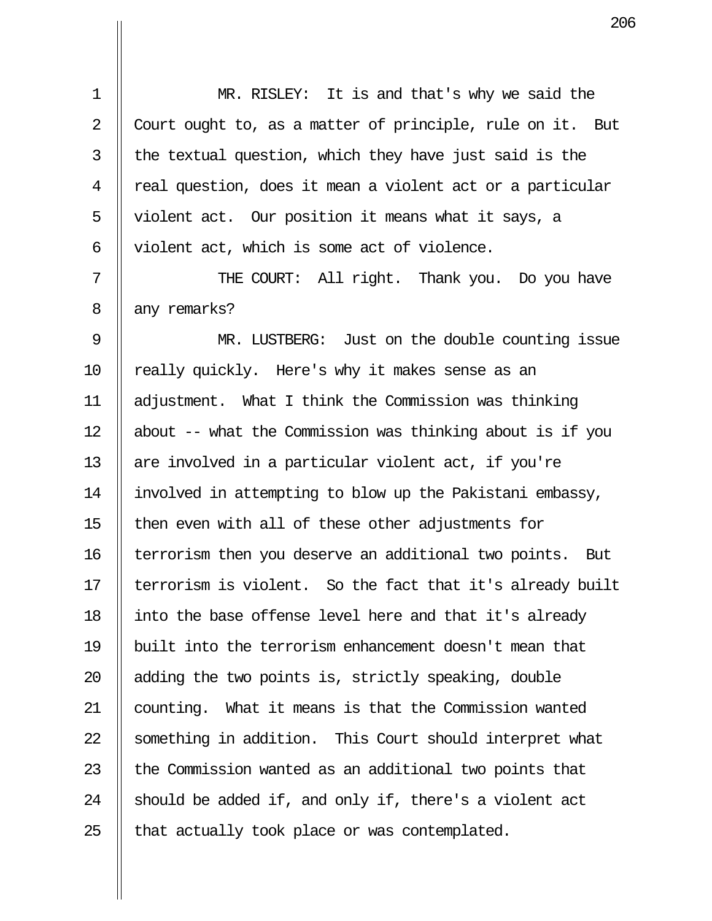MR. RISLEY: It is and that's why we said the Court ought to, as a matter of principle, rule on it. But the textual question, which they have just said is the real question, does it mean a violent act or a particular violent act. Our position it means what it says, a violent act, which is some act of violence.

THE COURT: All right. Thank you. Do you have any remarks?

MR. LUSTBERG: Just on the double counting issue really quickly. Here's why it makes sense as an adjustment. What I think the Commission was thinking about -- what the Commission was thinking about is if you are involved in a particular violent act, if you're involved in attempting to blow up the Pakistani embassy, then even with all of these other adjustments for terrorism then you deserve an additional two points. But terrorism is violent. So the fact that it's already built into the base offense level here and that it's already built into the terrorism enhancement doesn't mean that adding the two points is, strictly speaking, double counting. What it means is that the Commission wanted something in addition. This Court should interpret what the Commission wanted as an additional two points that should be added if, and only if, there's a violent act that actually took place or was contemplated.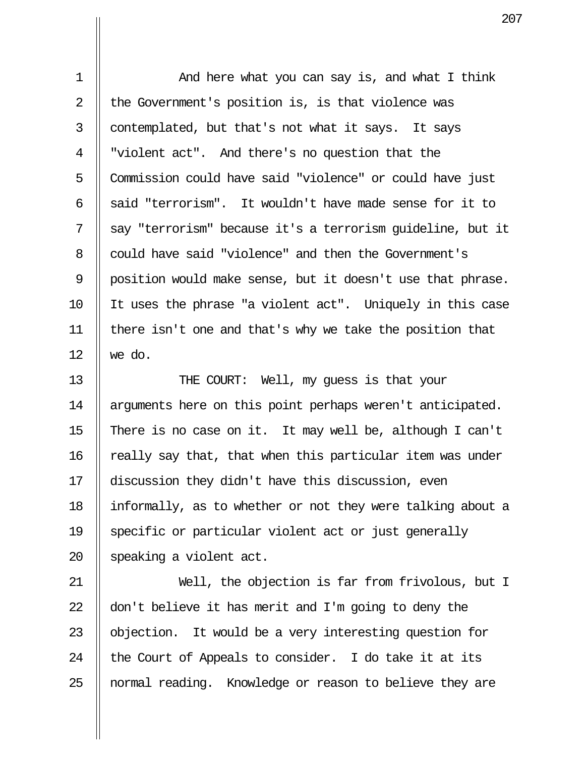And here what you can say is, and what I think the Government's position is, is that violence was contemplated, but that's not what it says. It says "violent act". And there's no question that the Commission could have said "violence" or could have just said "terrorism". It wouldn't have made sense for it to say "terrorism" because it's a terrorism guideline, but it could have said "violence" and then the Government's position would make sense, but it doesn't use that phrase. It uses the phrase "a violent act". Uniquely in this case there isn't one and that's why we take the position that we do.

THE COURT: Well, my guess is that your arguments here on this point perhaps weren't anticipated. There is no case on it. It may well be, although I can't really say that, that when this particular item was under discussion they didn't have this discussion, even informally, as to whether or not they were talking about a specific or particular violent act or just generally speaking a violent act.

Well, the objection is far from frivolous, but I don't believe it has merit and I'm going to deny the objection. It would be a very interesting question for the Court of Appeals to consider. I do take it at its normal reading. Knowledge or reason to believe they are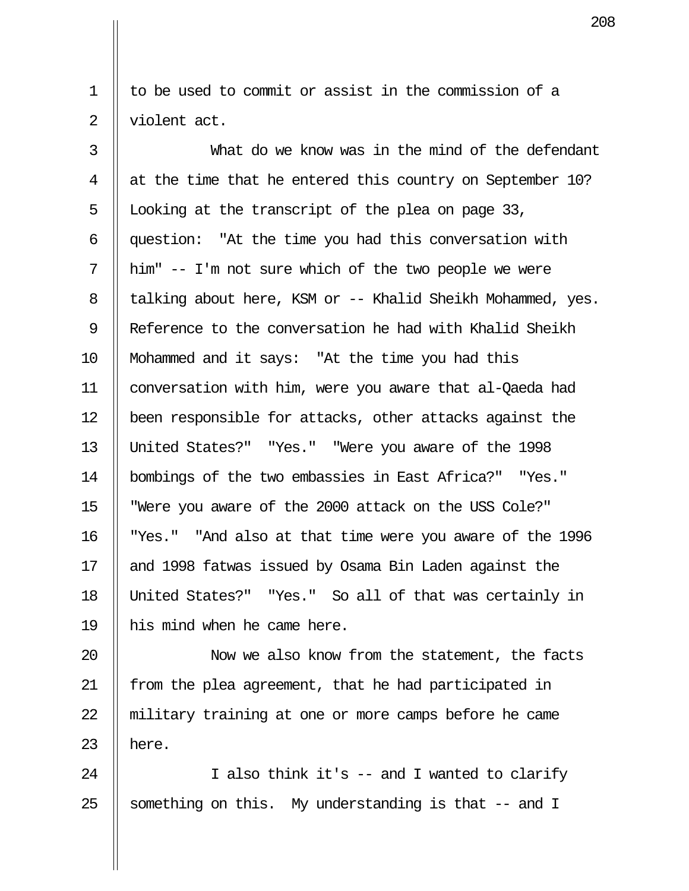to be used to commit or assist in the commission of a violent act.

What do we know was in the mind of the defendant at the time that he entered this country on September 10? Looking at the transcript of the plea on page 33, question: "At the time you had this conversation with him" -- I'm not sure which of the two people we were talking about here, KSM or -- Khalid Sheikh Mohammed, yes. Reference to the conversation he had with Khalid Sheikh Mohammed and it says: "At the time you had this conversation with him, were you aware that al-Qaeda had been responsible for attacks, other attacks against the United States?" "Yes." "Were you aware of the 1998 bombings of the two embassies in East Africa?" "Yes." "Were you aware of the 2000 attack on the USS Cole?" "Yes." "And also at that time were you aware of the 1996 and 1998 fatwas issued by Osama Bin Laden against the United States?" "Yes." So all of that was certainly in his mind when he came here.

Now we also know from the statement, the facts from the plea agreement, that he had participated in military training at one or more camps before he came here.

I also think it's -- and I wanted to clarify something on this. My understanding is that -- and I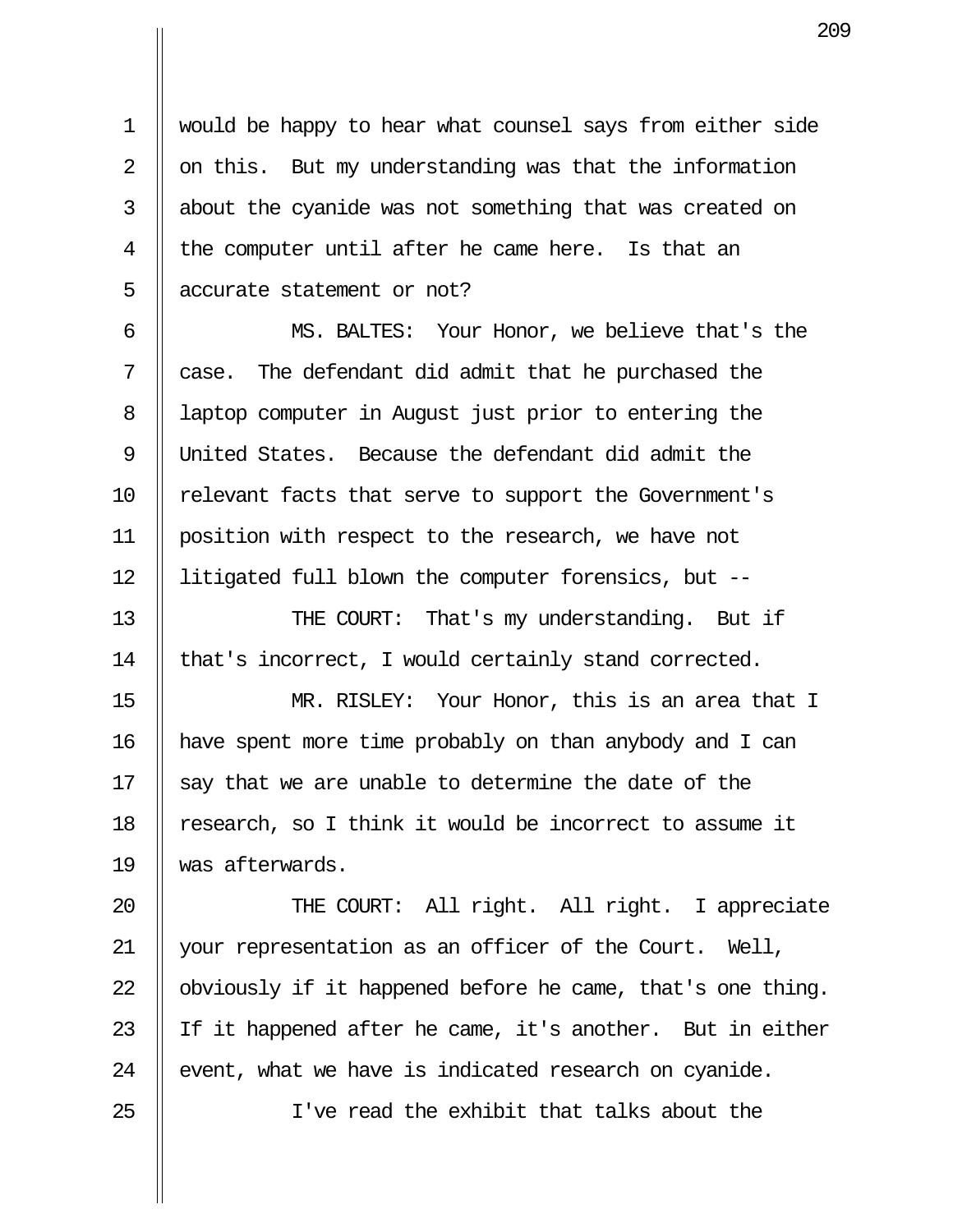would be happy to hear what counsel says from either side on this. But my understanding was that the information about the cyanide was not something that was created on the computer until after he came here. Is that an accurate statement or not?

MS. BALTES: Your Honor, we believe that's the case. The defendant did admit that he purchased the laptop computer in August just prior to entering the United States. Because the defendant did admit the relevant facts that serve to support the Government's position with respect to the research, we have not litigated full blown the computer forensics, but --

THE COURT: That's my understanding. But if that's incorrect, I would certainly stand corrected.

MR. RISLEY: Your Honor, this is an area that I have spent more time probably on than anybody and I can say that we are unable to determine the date of the research, so I think it would be incorrect to assume it was afterwards.

THE COURT: All right. All right. I appreciate your representation as an officer of the Court. Well, obviously if it happened before he came, that's one thing. If it happened after he came, it's another. But in either event, what we have is indicated research on cyanide.

I've read the exhibit that talks about the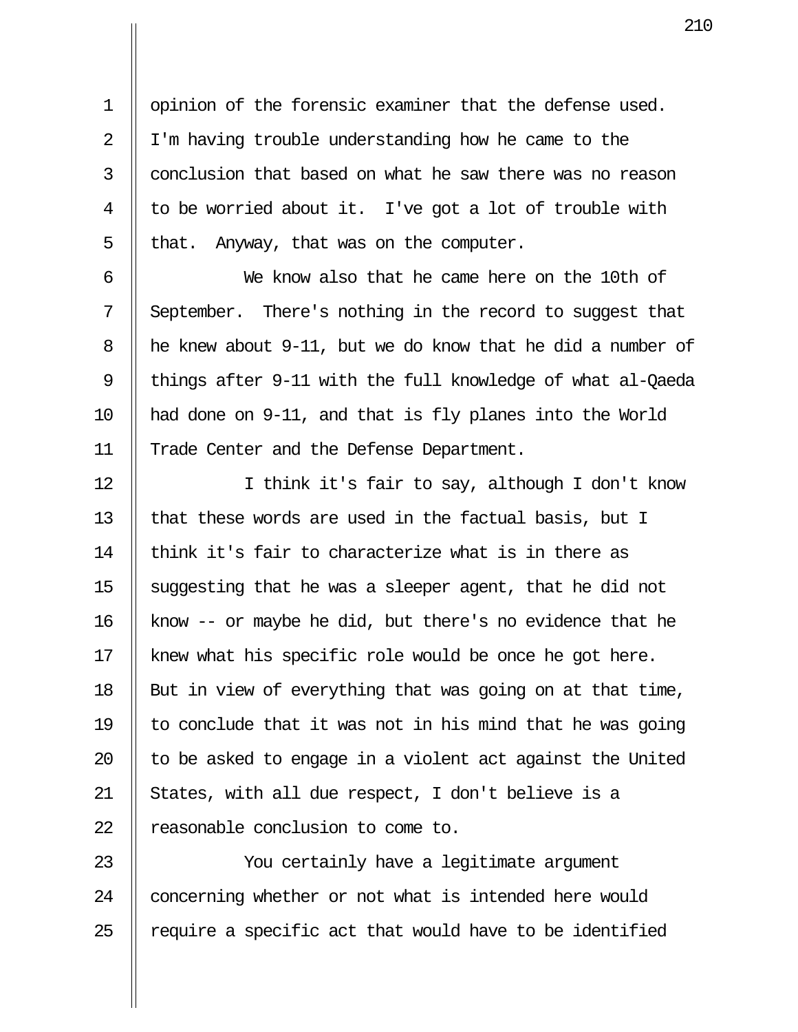opinion of the forensic examiner that the defense used. I'm having trouble understanding how he came to the conclusion that based on what he saw there was no reason to be worried about it. I've got a lot of trouble with that. Anyway, that was on the computer.

We know also that he came here on the 10th of September. There's nothing in the record to suggest that he knew about 9-11, but we do know that he did a number of things after 9-11 with the full knowledge of what al-Qaeda had done on 9-11, and that is fly planes into the World Trade Center and the Defense Department.

I think it's fair to say, although I don't know that these words are used in the factual basis, but I think it's fair to characterize what is in there as suggesting that he was a sleeper agent, that he did not know -- or maybe he did, but there's no evidence that he knew what his specific role would be once he got here. But in view of everything that was going on at that time, to conclude that it was not in his mind that he was going to be asked to engage in a violent act against the United States, with all due respect, I don't believe is a reasonable conclusion to come to.

You certainly have a legitimate argument concerning whether or not what is intended here would require a specific act that would have to be identified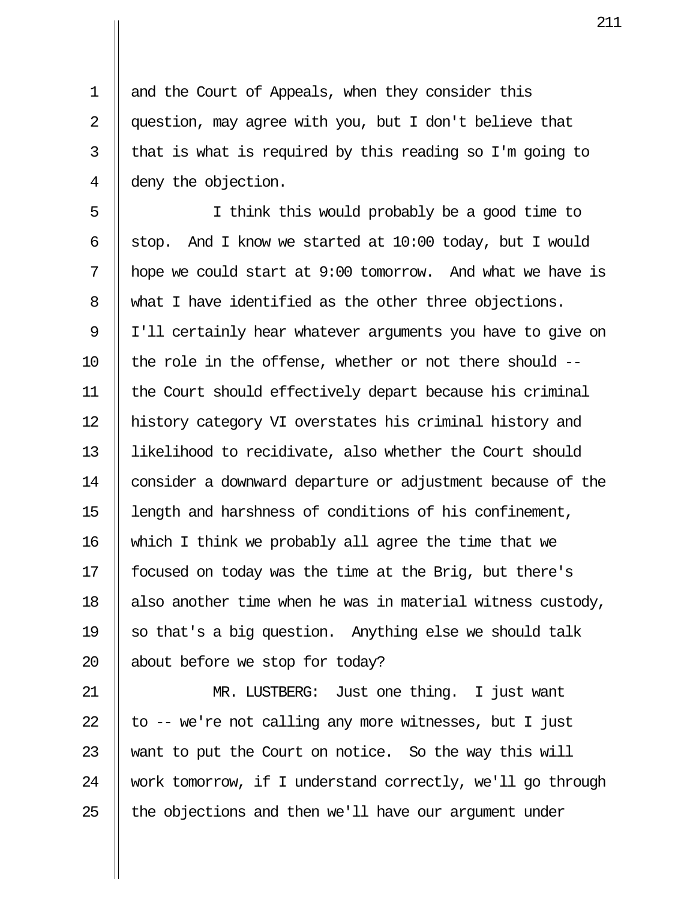and the Court of Appeals, when they consider this question, may agree with you, but I don't believe that that is what is required by this reading so I'm going to deny the objection.

I think this would probably be a good time to stop. And I know we started at 10:00 today, but I would hope we could start at 9:00 tomorrow. And what we have is what I have identified as the other three objections. I'll certainly hear whatever arguments you have to give on the role in the offense, whether or not there should -- the Court should effectively depart because his criminal history category VI overstates his criminal history and likelihood to recidivate, also whether the Court should consider a downward departure or adjustment because of the length and harshness of conditions of his confinement, which I think we probably all agree the time that we focused on today was the time at the Brig, but there's also another time when he was in material witness custody, so that's a big question. Anything else we should talk about before we stop for today?

MR. LUSTBERG: Just one thing. I just want to -- we're not calling any more witnesses, but I just want to put the Court on notice. So the way this will work tomorrow, if I understand correctly, we'll go through the objections and then we'll have our argument under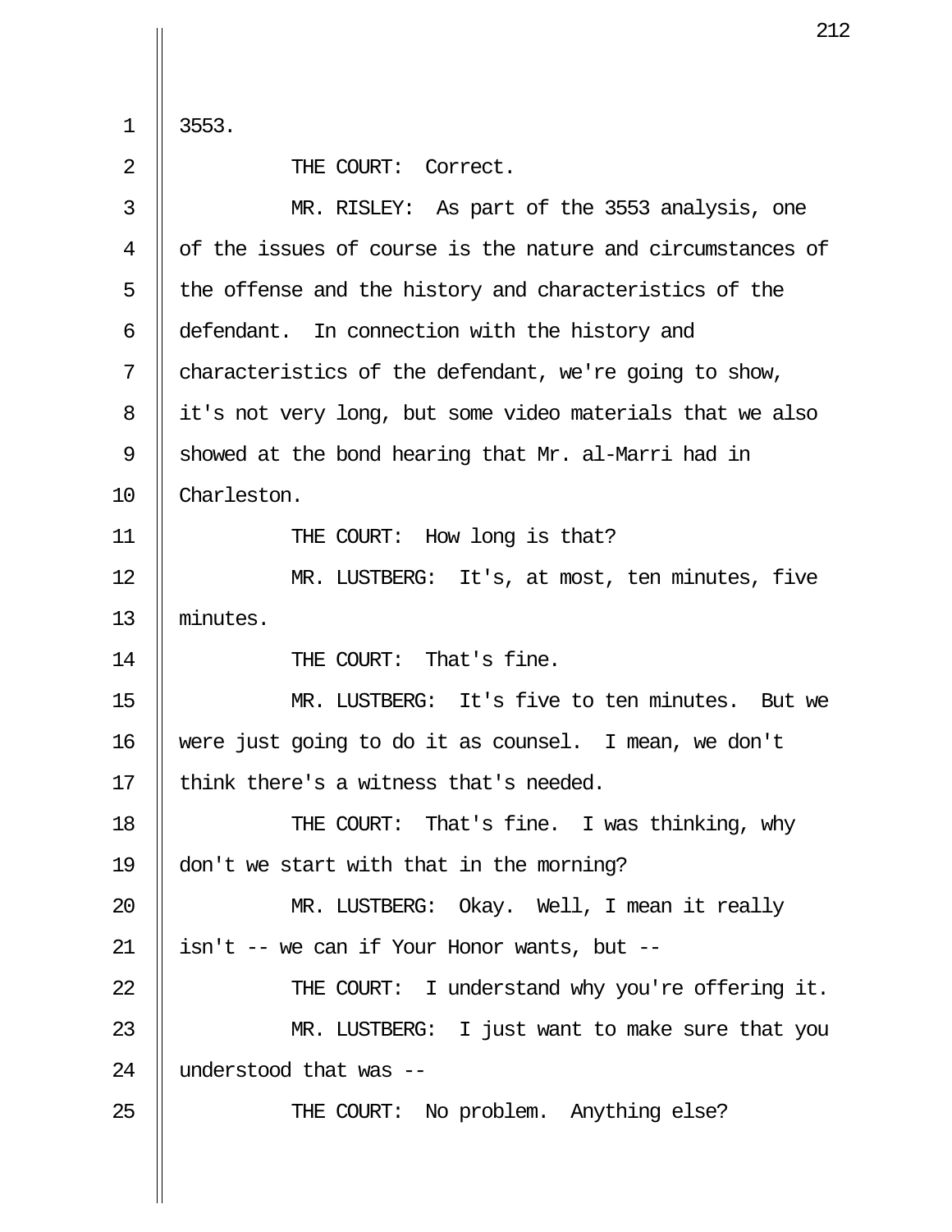3553.

THE COURT: Correct.

MR. RISLEY: As part of the 3553 analysis, one of the issues of course is the nature and circumstances of the offense and the history and characteristics of the defendant. In connection with the history and characteristics of the defendant, we're going to show, it's not very long, but some video materials that we also showed at the bond hearing that Mr. al-Marri had in Charleston.

THE COURT: How long is that?

MR. LUSTBERG: It's, at most, ten minutes, five minutes.

THE COURT: That's fine.

MR. LUSTBERG: It's five to ten minutes. But we were just going to do it as counsel. I mean, we don't think there's a witness that's needed.

THE COURT: That's fine. I was thinking, why don't we start with that in the morning?

MR. LUSTBERG: Okay. Well, I mean it really isn't -- we can if Your Honor wants, but --

THE COURT: I understand why you're offering it.

MR. LUSTBERG: I just want to make sure that you understood that was --

THE COURT: No problem. Anything else?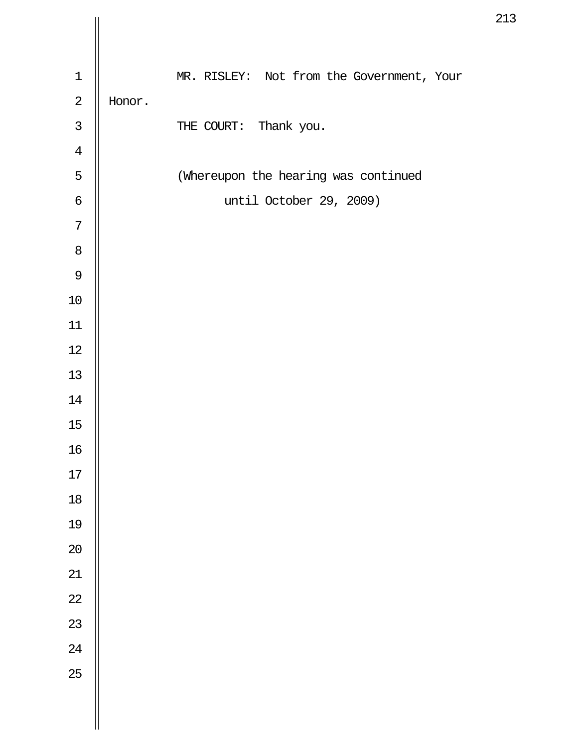MR. RISLEY: Not from the Government, Your Honor.

THE COURT: Thank you.

(Whereupon the hearing was continued until October 29, 2009)